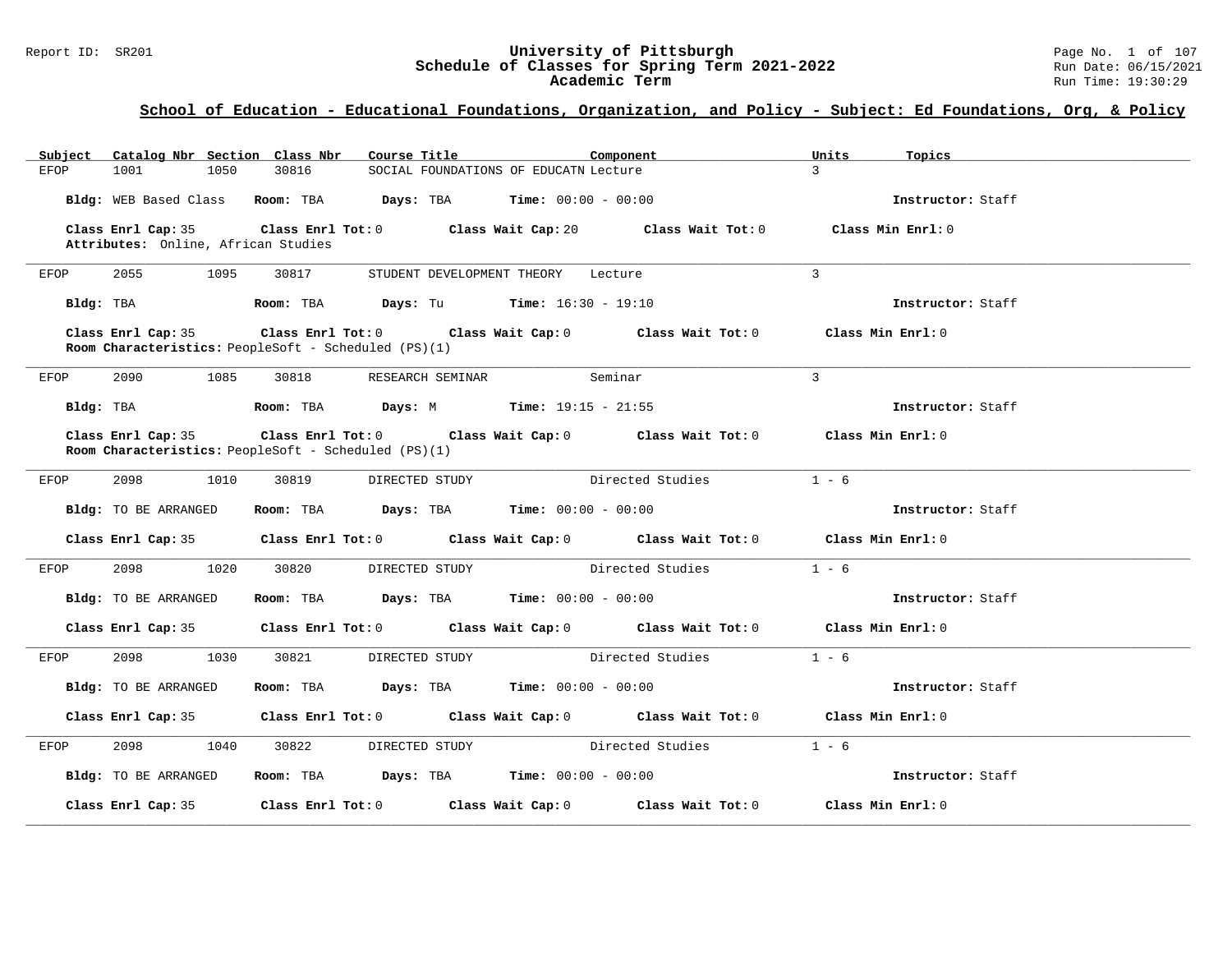# University of Pittsburgh
## Schedule of Classes for Spring Term 2021-2022
### Academic Term

Report ID: SR201
Run Date: 06/15/2021
Run Time: 19:30:29

## School of Education - Educational Foundations, Organization, and Policy - Subject: Ed Foundations, Org, & Policy

| Subject | Catalog Nbr | Section | Class Nbr | Course Title | Component | Units | Topics |
|---|---|---|---|---|---|---|---|
| EFOP | 1001 | 1050 | 30816 | SOCIAL FOUNDATIONS OF EDUCATN | Lecture | 3 | |

**Bldg:** WEB Based Class **Room:** TBA **Days:** TBA **Time:** 00:00 - 00:00 **Instructor:** Staff

**Class Enrl Cap:** 35 **Class Enrl Tot:** 0 **Class Wait Cap:** 20 **Class Wait Tot:** 0 **Class Min Enrl:** 0
**Attributes:** Online, African Studies

---

| Subject | Catalog Nbr | Section | Class Nbr | Course Title | Component | Units | Topics |
|---|---|---|---|---|---|---|---|
| EFOP | 2055 | 1095 | 30817 | STUDENT DEVELOPMENT THEORY | Lecture | 3 | |

**Bldg:** TBA **Room:** TBA **Days:** Tu **Time:** 16:30 - 19:10 **Instructor:** Staff

**Class Enrl Cap:** 35 **Class Enrl Tot:** 0 **Class Wait Cap:** 0 **Class Wait Tot:** 0 **Class Min Enrl:** 0
**Room Characteristics:** PeopleSoft - Scheduled (PS)(1)

---

| Subject | Catalog Nbr | Section | Class Nbr | Course Title | Component | Units | Topics |
|---|---|---|---|---|---|---|---|
| EFOP | 2090 | 1085 | 30818 | RESEARCH SEMINAR | Seminar | 3 | |

**Bldg:** TBA **Room:** TBA **Days:** M **Time:** 19:15 - 21:55 **Instructor:** Staff

**Class Enrl Cap:** 35 **Class Enrl Tot:** 0 **Class Wait Cap:** 0 **Class Wait Tot:** 0 **Class Min Enrl:** 0
**Room Characteristics:** PeopleSoft - Scheduled (PS)(1)

---

| Subject | Catalog Nbr | Section | Class Nbr | Course Title | Component | Units | Topics |
|---|---|---|---|---|---|---|---|
| EFOP | 2098 | 1010 | 30819 | DIRECTED STUDY | Directed Studies | 1 - 6 | |

**Bldg:** TO BE ARRANGED **Room:** TBA **Days:** TBA **Time:** 00:00 - 00:00 **Instructor:** Staff

**Class Enrl Cap:** 35 **Class Enrl Tot:** 0 **Class Wait Cap:** 0 **Class Wait Tot:** 0 **Class Min Enrl:** 0

---

| Subject | Catalog Nbr | Section | Class Nbr | Course Title | Component | Units | Topics |
|---|---|---|---|---|---|---|---|
| EFOP | 2098 | 1020 | 30820 | DIRECTED STUDY | Directed Studies | 1 - 6 | |

**Bldg:** TO BE ARRANGED **Room:** TBA **Days:** TBA **Time:** 00:00 - 00:00 **Instructor:** Staff

**Class Enrl Cap:** 35 **Class Enrl Tot:** 0 **Class Wait Cap:** 0 **Class Wait Tot:** 0 **Class Min Enrl:** 0

---

| Subject | Catalog Nbr | Section | Class Nbr | Course Title | Component | Units | Topics |
|---|---|---|---|---|---|---|---|
| EFOP | 2098 | 1030 | 30821 | DIRECTED STUDY | Directed Studies | 1 - 6 | |

**Bldg:** TO BE ARRANGED **Room:** TBA **Days:** TBA **Time:** 00:00 - 00:00 **Instructor:** Staff

**Class Enrl Cap:** 35 **Class Enrl Tot:** 0 **Class Wait Cap:** 0 **Class Wait Tot:** 0 **Class Min Enrl:** 0

---

| Subject | Catalog Nbr | Section | Class Nbr | Course Title | Component | Units | Topics |
|---|---|---|---|---|---|---|---|
| EFOP | 2098 | 1040 | 30822 | DIRECTED STUDY | Directed Studies | 1 - 6 | |

**Bldg:** TO BE ARRANGED **Room:** TBA **Days:** TBA **Time:** 00:00 - 00:00 **Instructor:** Staff

**Class Enrl Cap:** 35 **Class Enrl Tot:** 0 **Class Wait Cap:** 0 **Class Wait Tot:** 0 **Class Min Enrl:** 0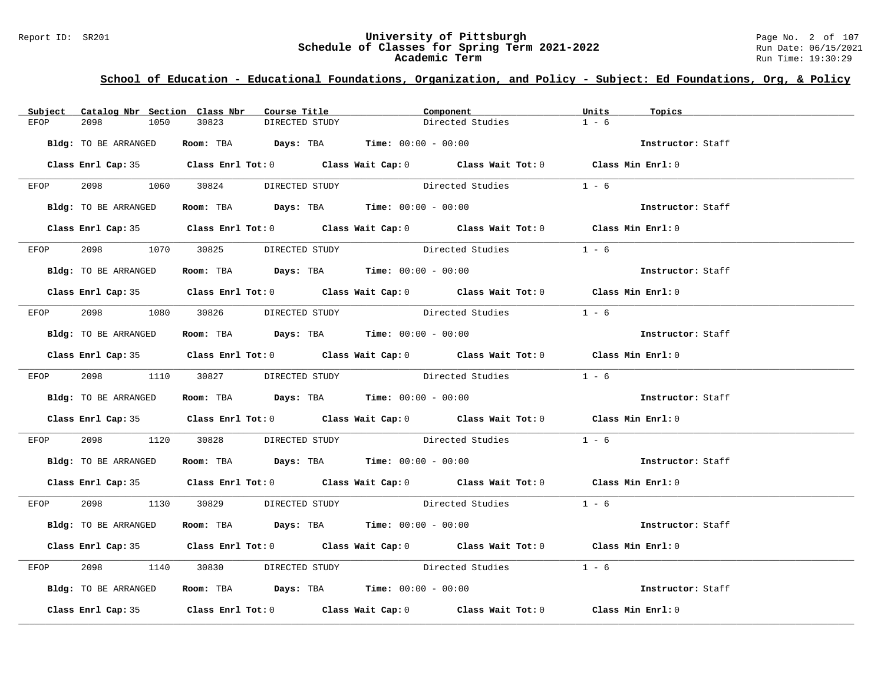## School of Education - Educational Foundations, Organization, and Policy - Subject: Ed Foundations, Org, & Policy

| Subject | Catalog Nbr | Section | Class Nbr | Course Title | Component | Units | Topics |
|---|---|---|---|---|---|---|---|
| EFOP | 2098 | 1050 | 30823 | DIRECTED STUDY | Directed Studies | 1 - 6 | |

**Bldg:** TO BE ARRANGED **Room:** TBA **Days:** TBA **Time:** 00:00 - 00:00 **Instructor:** Staff

**Class Enrl Cap:** 35 **Class Enrl Tot:** 0 **Class Wait Cap:** 0 **Class Wait Tot:** 0 **Class Min Enrl:** 0

---

| Subject | Catalog Nbr | Section | Class Nbr | Course Title | Component | Units | Topics |
|---|---|---|---|---|---|---|---|
| EFOP | 2098 | 1060 | 30824 | DIRECTED STUDY | Directed Studies | 1 - 6 | |

**Bldg:** TO BE ARRANGED **Room:** TBA **Days:** TBA **Time:** 00:00 - 00:00 **Instructor:** Staff

**Class Enrl Cap:** 35 **Class Enrl Tot:** 0 **Class Wait Cap:** 0 **Class Wait Tot:** 0 **Class Min Enrl:** 0

---

| Subject | Catalog Nbr | Section | Class Nbr | Course Title | Component | Units | Topics |
|---|---|---|---|---|---|---|---|
| EFOP | 2098 | 1070 | 30825 | DIRECTED STUDY | Directed Studies | 1 - 6 | |

**Bldg:** TO BE ARRANGED **Room:** TBA **Days:** TBA **Time:** 00:00 - 00:00 **Instructor:** Staff

**Class Enrl Cap:** 35 **Class Enrl Tot:** 0 **Class Wait Cap:** 0 **Class Wait Tot:** 0 **Class Min Enrl:** 0

---

| Subject | Catalog Nbr | Section | Class Nbr | Course Title | Component | Units | Topics |
|---|---|---|---|---|---|---|---|
| EFOP | 2098 | 1080 | 30826 | DIRECTED STUDY | Directed Studies | 1 - 6 | |

**Bldg:** TO BE ARRANGED **Room:** TBA **Days:** TBA **Time:** 00:00 - 00:00 **Instructor:** Staff

**Class Enrl Cap:** 35 **Class Enrl Tot:** 0 **Class Wait Cap:** 0 **Class Wait Tot:** 0 **Class Min Enrl:** 0

---

| Subject | Catalog Nbr | Section | Class Nbr | Course Title | Component | Units | Topics |
|---|---|---|---|---|---|---|---|
| EFOP | 2098 | 1110 | 30827 | DIRECTED STUDY | Directed Studies | 1 - 6 | |

**Bldg:** TO BE ARRANGED **Room:** TBA **Days:** TBA **Time:** 00:00 - 00:00 **Instructor:** Staff

**Class Enrl Cap:** 35 **Class Enrl Tot:** 0 **Class Wait Cap:** 0 **Class Wait Tot:** 0 **Class Min Enrl:** 0

---

| Subject | Catalog Nbr | Section | Class Nbr | Course Title | Component | Units | Topics |
|---|---|---|---|---|---|---|---|
| EFOP | 2098 | 1120 | 30828 | DIRECTED STUDY | Directed Studies | 1 - 6 | |

**Bldg:** TO BE ARRANGED **Room:** TBA **Days:** TBA **Time:** 00:00 - 00:00 **Instructor:** Staff

**Class Enrl Cap:** 35 **Class Enrl Tot:** 0 **Class Wait Cap:** 0 **Class Wait Tot:** 0 **Class Min Enrl:** 0

---

| Subject | Catalog Nbr | Section | Class Nbr | Course Title | Component | Units | Topics |
|---|---|---|---|---|---|---|---|
| EFOP | 2098 | 1130 | 30829 | DIRECTED STUDY | Directed Studies | 1 - 6 | |

**Bldg:** TO BE ARRANGED **Room:** TBA **Days:** TBA **Time:** 00:00 - 00:00 **Instructor:** Staff

**Class Enrl Cap:** 35 **Class Enrl Tot:** 0 **Class Wait Cap:** 0 **Class Wait Tot:** 0 **Class Min Enrl:** 0

---

| Subject | Catalog Nbr | Section | Class Nbr | Course Title | Component | Units | Topics |
|---|---|---|---|---|---|---|---|
| EFOP | 2098 | 1140 | 30830 | DIRECTED STUDY | Directed Studies | 1 - 6 | |

**Bldg:** TO BE ARRANGED **Room:** TBA **Days:** TBA **Time:** 00:00 - 00:00 **Instructor:** Staff

**Class Enrl Cap:** 35 **Class Enrl Tot:** 0 **Class Wait Cap:** 0 **Class Wait Tot:** 0 **Class Min Enrl:** 0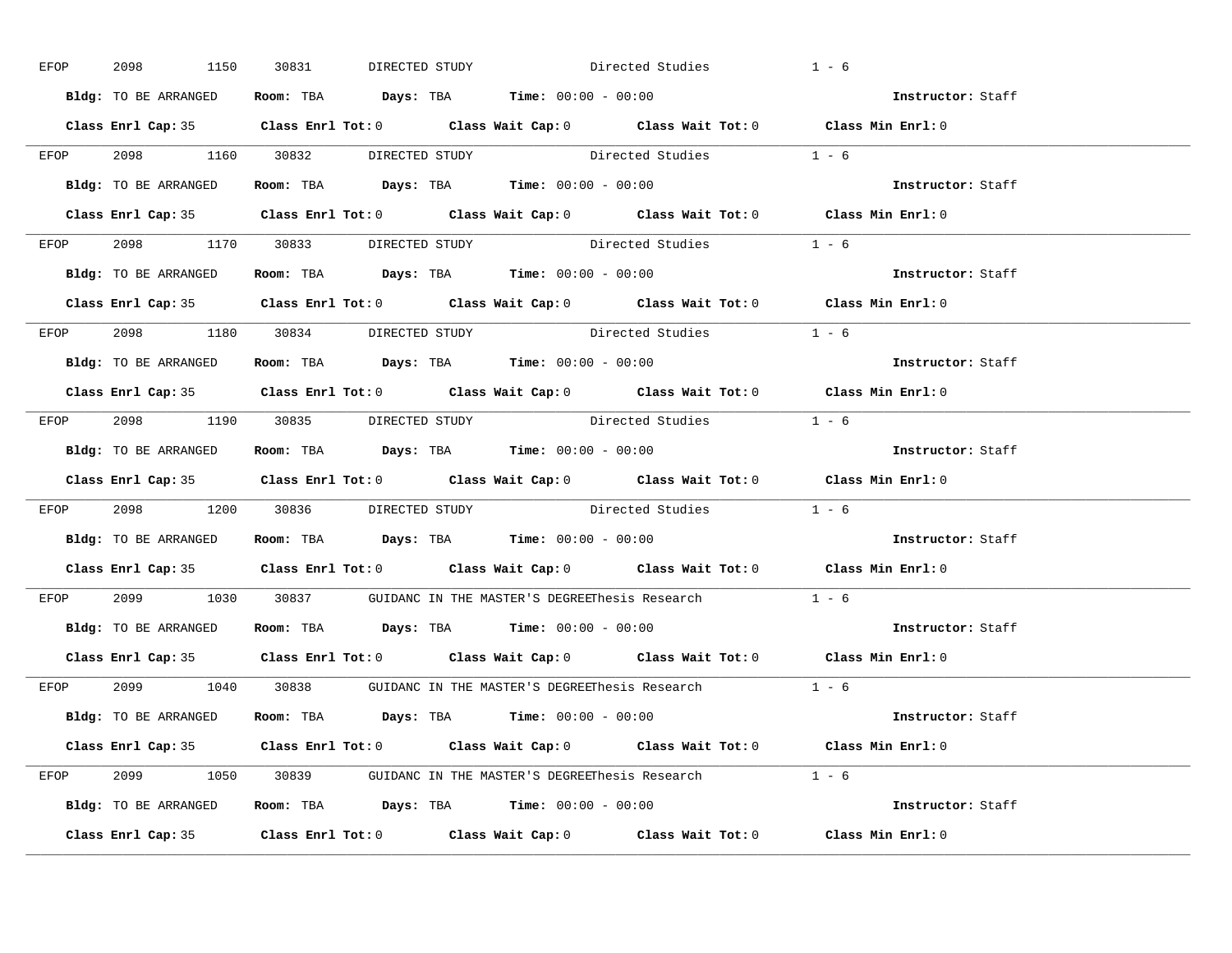EFOP 2098 1150 30831 DIRECTED STUDY Directed Studies 1 - 6

**Bldg:** TO BE ARRANGED **Room:** TBA **Days:** TBA **Time:** 00:00 - 00:00 **Instructor:** Staff

**Class Enrl Cap:** 35 **Class Enrl Tot:** 0 **Class Wait Cap:** 0 **Class Wait Tot:** 0 **Class Min Enrl:** 0

---

EFOP 2098 1160 30832 DIRECTED STUDY Directed Studies 1 - 6

**Bldg:** TO BE ARRANGED **Room:** TBA **Days:** TBA **Time:** 00:00 - 00:00 **Instructor:** Staff

**Class Enrl Cap:** 35 **Class Enrl Tot:** 0 **Class Wait Cap:** 0 **Class Wait Tot:** 0 **Class Min Enrl:** 0

---

EFOP 2098 1170 30833 DIRECTED STUDY Directed Studies 1 - 6

**Bldg:** TO BE ARRANGED **Room:** TBA **Days:** TBA **Time:** 00:00 - 00:00 **Instructor:** Staff

**Class Enrl Cap:** 35 **Class Enrl Tot:** 0 **Class Wait Cap:** 0 **Class Wait Tot:** 0 **Class Min Enrl:** 0

---

EFOP 2098 1180 30834 DIRECTED STUDY Directed Studies 1 - 6

**Bldg:** TO BE ARRANGED **Room:** TBA **Days:** TBA **Time:** 00:00 - 00:00 **Instructor:** Staff

**Class Enrl Cap:** 35 **Class Enrl Tot:** 0 **Class Wait Cap:** 0 **Class Wait Tot:** 0 **Class Min Enrl:** 0

---

EFOP 2098 1190 30835 DIRECTED STUDY Directed Studies 1 - 6

**Bldg:** TO BE ARRANGED **Room:** TBA **Days:** TBA **Time:** 00:00 - 00:00 **Instructor:** Staff

**Class Enrl Cap:** 35 **Class Enrl Tot:** 0 **Class Wait Cap:** 0 **Class Wait Tot:** 0 **Class Min Enrl:** 0

---

EFOP 2098 1200 30836 DIRECTED STUDY Directed Studies 1 - 6

**Bldg:** TO BE ARRANGED **Room:** TBA **Days:** TBA **Time:** 00:00 - 00:00 **Instructor:** Staff

**Class Enrl Cap:** 35 **Class Enrl Tot:** 0 **Class Wait Cap:** 0 **Class Wait Tot:** 0 **Class Min Enrl:** 0

---

EFOP 2099 1030 30837 GUIDANC IN THE MASTER'S DEGREEThesis Research 1 - 6

**Bldg:** TO BE ARRANGED **Room:** TBA **Days:** TBA **Time:** 00:00 - 00:00 **Instructor:** Staff

**Class Enrl Cap:** 35 **Class Enrl Tot:** 0 **Class Wait Cap:** 0 **Class Wait Tot:** 0 **Class Min Enrl:** 0

---

EFOP 2099 1040 30838 GUIDANC IN THE MASTER'S DEGREEThesis Research 1 - 6

**Bldg:** TO BE ARRANGED **Room:** TBA **Days:** TBA **Time:** 00:00 - 00:00 **Instructor:** Staff

**Class Enrl Cap:** 35 **Class Enrl Tot:** 0 **Class Wait Cap:** 0 **Class Wait Tot:** 0 **Class Min Enrl:** 0

---

EFOP 2099 1050 30839 GUIDANC IN THE MASTER'S DEGREEThesis Research 1 - 6

**Bldg:** TO BE ARRANGED **Room:** TBA **Days:** TBA **Time:** 00:00 - 00:00 **Instructor:** Staff

**Class Enrl Cap:** 35 **Class Enrl Tot:** 0 **Class Wait Cap:** 0 **Class Wait Tot:** 0 **Class Min Enrl:** 0

---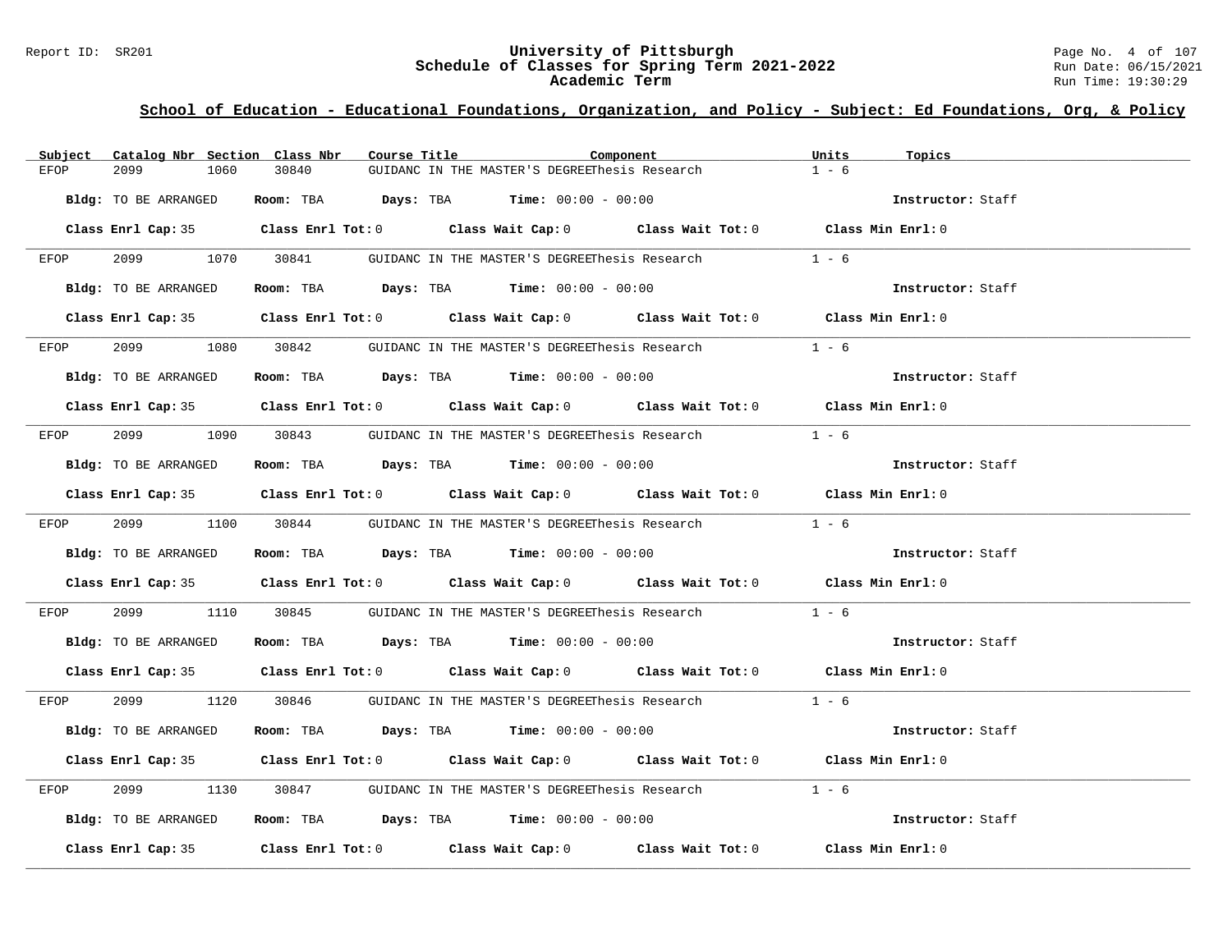## School of Education - Educational Foundations, Organization, and Policy - Subject: Ed Foundations, Org, & Policy

| Subject | Catalog Nbr | Section | Class Nbr | Course Title | Component | Units | Topics |
|---|---|---|---|---|---|---|---|
| EFOP | 2099 | 1060 | 30840 | GUIDANC IN THE MASTER'S DEGREE | Thesis Research | 1 - 6 | |

**Bldg:** TO BE ARRANGED **Room:** TBA **Days:** TBA **Time:** 00:00 - 00:00 **Instructor:** Staff

**Class Enrl Cap:** 35 **Class Enrl Tot:** 0 **Class Wait Cap:** 0 **Class Wait Tot:** 0 **Class Min Enrl:** 0

---

| Subject | Catalog Nbr | Section | Class Nbr | Course Title | Component | Units | Topics |
|---|---|---|---|---|---|---|---|
| EFOP | 2099 | 1070 | 30841 | GUIDANC IN THE MASTER'S DEGREE | Thesis Research | 1 - 6 | |

**Bldg:** TO BE ARRANGED **Room:** TBA **Days:** TBA **Time:** 00:00 - 00:00 **Instructor:** Staff

**Class Enrl Cap:** 35 **Class Enrl Tot:** 0 **Class Wait Cap:** 0 **Class Wait Tot:** 0 **Class Min Enrl:** 0

---

| Subject | Catalog Nbr | Section | Class Nbr | Course Title | Component | Units | Topics |
|---|---|---|---|---|---|---|---|
| EFOP | 2099 | 1080 | 30842 | GUIDANC IN THE MASTER'S DEGREE | Thesis Research | 1 - 6 | |

**Bldg:** TO BE ARRANGED **Room:** TBA **Days:** TBA **Time:** 00:00 - 00:00 **Instructor:** Staff

**Class Enrl Cap:** 35 **Class Enrl Tot:** 0 **Class Wait Cap:** 0 **Class Wait Tot:** 0 **Class Min Enrl:** 0

---

| Subject | Catalog Nbr | Section | Class Nbr | Course Title | Component | Units | Topics |
|---|---|---|---|---|---|---|---|
| EFOP | 2099 | 1090 | 30843 | GUIDANC IN THE MASTER'S DEGREE | Thesis Research | 1 - 6 | |

**Bldg:** TO BE ARRANGED **Room:** TBA **Days:** TBA **Time:** 00:00 - 00:00 **Instructor:** Staff

**Class Enrl Cap:** 35 **Class Enrl Tot:** 0 **Class Wait Cap:** 0 **Class Wait Tot:** 0 **Class Min Enrl:** 0

---

| Subject | Catalog Nbr | Section | Class Nbr | Course Title | Component | Units | Topics |
|---|---|---|---|---|---|---|---|
| EFOP | 2099 | 1100 | 30844 | GUIDANC IN THE MASTER'S DEGREE | Thesis Research | 1 - 6 | |

**Bldg:** TO BE ARRANGED **Room:** TBA **Days:** TBA **Time:** 00:00 - 00:00 **Instructor:** Staff

**Class Enrl Cap:** 35 **Class Enrl Tot:** 0 **Class Wait Cap:** 0 **Class Wait Tot:** 0 **Class Min Enrl:** 0

---

| Subject | Catalog Nbr | Section | Class Nbr | Course Title | Component | Units | Topics |
|---|---|---|---|---|---|---|---|
| EFOP | 2099 | 1110 | 30845 | GUIDANC IN THE MASTER'S DEGREE | Thesis Research | 1 - 6 | |

**Bldg:** TO BE ARRANGED **Room:** TBA **Days:** TBA **Time:** 00:00 - 00:00 **Instructor:** Staff

**Class Enrl Cap:** 35 **Class Enrl Tot:** 0 **Class Wait Cap:** 0 **Class Wait Tot:** 0 **Class Min Enrl:** 0

---

| Subject | Catalog Nbr | Section | Class Nbr | Course Title | Component | Units | Topics |
|---|---|---|---|---|---|---|---|
| EFOP | 2099 | 1120 | 30846 | GUIDANC IN THE MASTER'S DEGREE | Thesis Research | 1 - 6 | |

**Bldg:** TO BE ARRANGED **Room:** TBA **Days:** TBA **Time:** 00:00 - 00:00 **Instructor:** Staff

**Class Enrl Cap:** 35 **Class Enrl Tot:** 0 **Class Wait Cap:** 0 **Class Wait Tot:** 0 **Class Min Enrl:** 0

---

| Subject | Catalog Nbr | Section | Class Nbr | Course Title | Component | Units | Topics |
|---|---|---|---|---|---|---|---|
| EFOP | 2099 | 1130 | 30847 | GUIDANC IN THE MASTER'S DEGREE | Thesis Research | 1 - 6 | |

**Bldg:** TO BE ARRANGED **Room:** TBA **Days:** TBA **Time:** 00:00 - 00:00 **Instructor:** Staff

**Class Enrl Cap:** 35 **Class Enrl Tot:** 0 **Class Wait Cap:** 0 **Class Wait Tot:** 0 **Class Min Enrl:** 0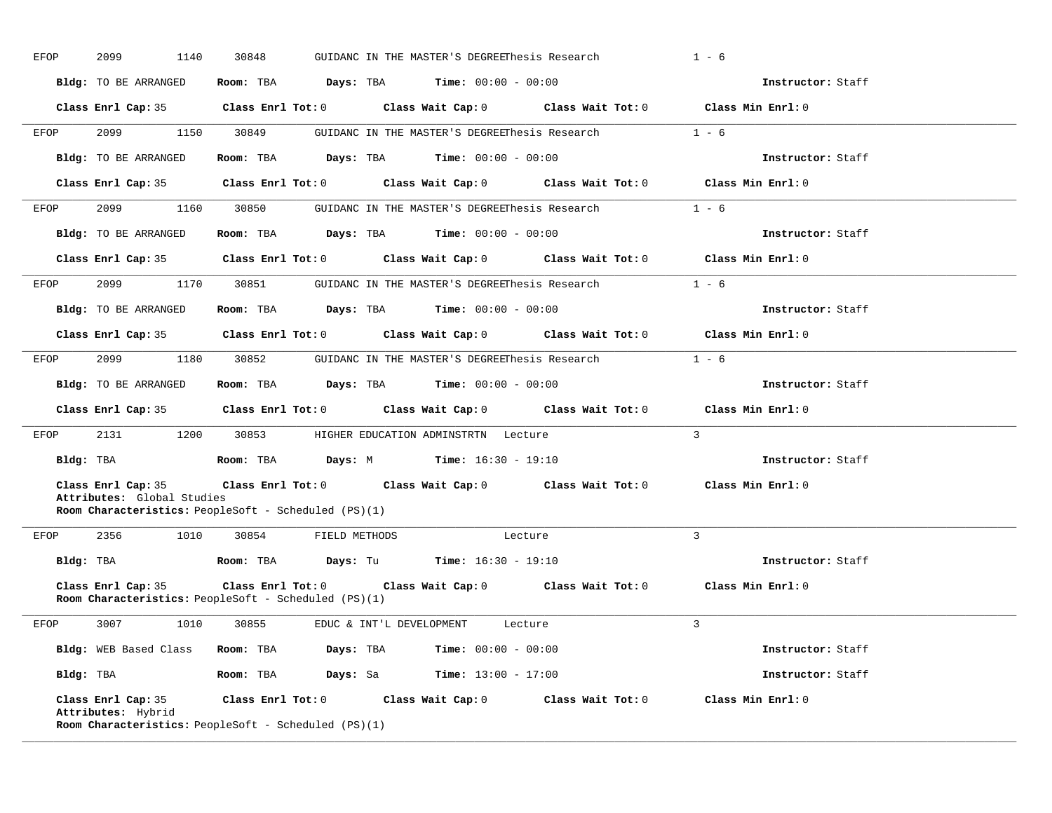EFOP 2099 1140 30848 GUIDANC IN THE MASTER'S DEGREEThesis Research 1 - 6

**Bldg:** TO BE ARRANGED **Room:** TBA **Days:** TBA **Time:** 00:00 - 00:00 **Instructor:** Staff

**Class Enrl Cap:** 35 **Class Enrl Tot:** 0 **Class Wait Cap:** 0 **Class Wait Tot:** 0 **Class Min Enrl:** 0

---

EFOP 2099 1150 30849 GUIDANC IN THE MASTER'S DEGREEThesis Research 1 - 6

**Bldg:** TO BE ARRANGED **Room:** TBA **Days:** TBA **Time:** 00:00 - 00:00 **Instructor:** Staff

**Class Enrl Cap:** 35 **Class Enrl Tot:** 0 **Class Wait Cap:** 0 **Class Wait Tot:** 0 **Class Min Enrl:** 0

---

EFOP 2099 1160 30850 GUIDANC IN THE MASTER'S DEGREEThesis Research 1 - 6

**Bldg:** TO BE ARRANGED **Room:** TBA **Days:** TBA **Time:** 00:00 - 00:00 **Instructor:** Staff

**Class Enrl Cap:** 35 **Class Enrl Tot:** 0 **Class Wait Cap:** 0 **Class Wait Tot:** 0 **Class Min Enrl:** 0

---

EFOP 2099 1170 30851 GUIDANC IN THE MASTER'S DEGREEThesis Research 1 - 6

**Bldg:** TO BE ARRANGED **Room:** TBA **Days:** TBA **Time:** 00:00 - 00:00 **Instructor:** Staff

**Class Enrl Cap:** 35 **Class Enrl Tot:** 0 **Class Wait Cap:** 0 **Class Wait Tot:** 0 **Class Min Enrl:** 0

---

EFOP 2099 1180 30852 GUIDANC IN THE MASTER'S DEGREEThesis Research 1 - 6

**Bldg:** TO BE ARRANGED **Room:** TBA **Days:** TBA **Time:** 00:00 - 00:00 **Instructor:** Staff

**Class Enrl Cap:** 35 **Class Enrl Tot:** 0 **Class Wait Cap:** 0 **Class Wait Tot:** 0 **Class Min Enrl:** 0

---

EFOP 2131 1200 30853 HIGHER EDUCATION ADMINSTRTN Lecture 3

**Bldg:** TBA **Room:** TBA **Days:** M **Time:** 16:30 - 19:10 **Instructor:** Staff

**Class Enrl Cap:** 35 **Class Enrl Tot:** 0 **Class Wait Cap:** 0 **Class Wait Tot:** 0 **Class Min Enrl:** 0
**Attributes:** Global Studies
**Room Characteristics:** PeopleSoft - Scheduled (PS)(1)

---

EFOP 2356 1010 30854 FIELD METHODS Lecture 3

**Bldg:** TBA **Room:** TBA **Days:** Tu **Time:** 16:30 - 19:10 **Instructor:** Staff

**Class Enrl Cap:** 35 **Class Enrl Tot:** 0 **Class Wait Cap:** 0 **Class Wait Tot:** 0 **Class Min Enrl:** 0
**Room Characteristics:** PeopleSoft - Scheduled (PS)(1)

---

EFOP 3007 1010 30855 EDUC & INT'L DEVELOPMENT Lecture 3

**Bldg:** WEB Based Class **Room:** TBA **Days:** TBA **Time:** 00:00 - 00:00 **Instructor:** Staff

**Bldg:** TBA **Room:** TBA **Days:** Sa **Time:** 13:00 - 17:00 **Instructor:** Staff

**Class Enrl Cap:** 35 **Class Enrl Tot:** 0 **Class Wait Cap:** 0 **Class Wait Tot:** 0 **Class Min Enrl:** 0
**Attributes:** Hybrid
**Room Characteristics:** PeopleSoft - Scheduled (PS)(1)

---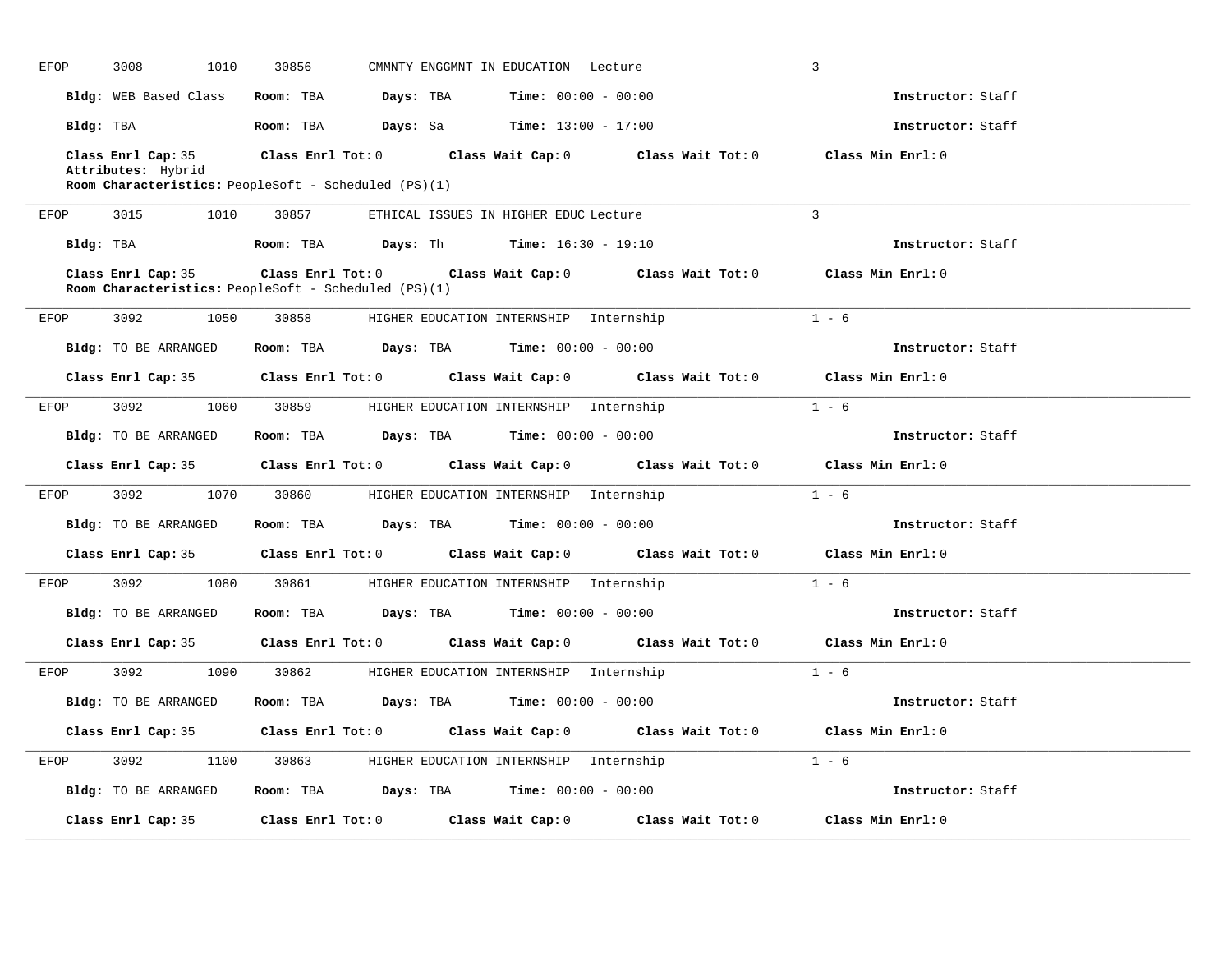EFOP 3008 1010 30856 CMMNTY ENGGMNT IN EDUCATION Lecture 3

**Bldg:** WEB Based Class **Room:** TBA **Days:** TBA **Time:** 00:00 - 00:00 **Instructor:** Staff

**Bldg:** TBA **Room:** TBA **Days:** Sa **Time:** 13:00 - 17:00 **Instructor:** Staff

**Class Enrl Cap:** 35 **Class Enrl Tot:** 0 **Class Wait Cap:** 0 **Class Wait Tot:** 0 **Class Min Enrl:** 0
**Attributes:** Hybrid
**Room Characteristics:** PeopleSoft - Scheduled (PS)(1)

---

EFOP 3015 1010 30857 ETHICAL ISSUES IN HIGHER EDUC Lecture 3

**Bldg:** TBA **Room:** TBA **Days:** Th **Time:** 16:30 - 19:10 **Instructor:** Staff

**Class Enrl Cap:** 35 **Class Enrl Tot:** 0 **Class Wait Cap:** 0 **Class Wait Tot:** 0 **Class Min Enrl:** 0
**Room Characteristics:** PeopleSoft - Scheduled (PS)(1)

---

EFOP 3092 1050 30858 HIGHER EDUCATION INTERNSHIP Internship 1 - 6

**Bldg:** TO BE ARRANGED **Room:** TBA **Days:** TBA **Time:** 00:00 - 00:00 **Instructor:** Staff

**Class Enrl Cap:** 35 **Class Enrl Tot:** 0 **Class Wait Cap:** 0 **Class Wait Tot:** 0 **Class Min Enrl:** 0

---

EFOP 3092 1060 30859 HIGHER EDUCATION INTERNSHIP Internship 1 - 6

**Bldg:** TO BE ARRANGED **Room:** TBA **Days:** TBA **Time:** 00:00 - 00:00 **Instructor:** Staff

**Class Enrl Cap:** 35 **Class Enrl Tot:** 0 **Class Wait Cap:** 0 **Class Wait Tot:** 0 **Class Min Enrl:** 0

---

EFOP 3092 1070 30860 HIGHER EDUCATION INTERNSHIP Internship 1 - 6

**Bldg:** TO BE ARRANGED **Room:** TBA **Days:** TBA **Time:** 00:00 - 00:00 **Instructor:** Staff

**Class Enrl Cap:** 35 **Class Enrl Tot:** 0 **Class Wait Cap:** 0 **Class Wait Tot:** 0 **Class Min Enrl:** 0

---

EFOP 3092 1080 30861 HIGHER EDUCATION INTERNSHIP Internship 1 - 6

**Bldg:** TO BE ARRANGED **Room:** TBA **Days:** TBA **Time:** 00:00 - 00:00 **Instructor:** Staff

**Class Enrl Cap:** 35 **Class Enrl Tot:** 0 **Class Wait Cap:** 0 **Class Wait Tot:** 0 **Class Min Enrl:** 0

---

EFOP 3092 1090 30862 HIGHER EDUCATION INTERNSHIP Internship 1 - 6

**Bldg:** TO BE ARRANGED **Room:** TBA **Days:** TBA **Time:** 00:00 - 00:00 **Instructor:** Staff

**Class Enrl Cap:** 35 **Class Enrl Tot:** 0 **Class Wait Cap:** 0 **Class Wait Tot:** 0 **Class Min Enrl:** 0

---

EFOP 3092 1100 30863 HIGHER EDUCATION INTERNSHIP Internship 1 - 6

**Bldg:** TO BE ARRANGED **Room:** TBA **Days:** TBA **Time:** 00:00 - 00:00 **Instructor:** Staff

**Class Enrl Cap:** 35 **Class Enrl Tot:** 0 **Class Wait Cap:** 0 **Class Wait Tot:** 0 **Class Min Enrl:** 0

---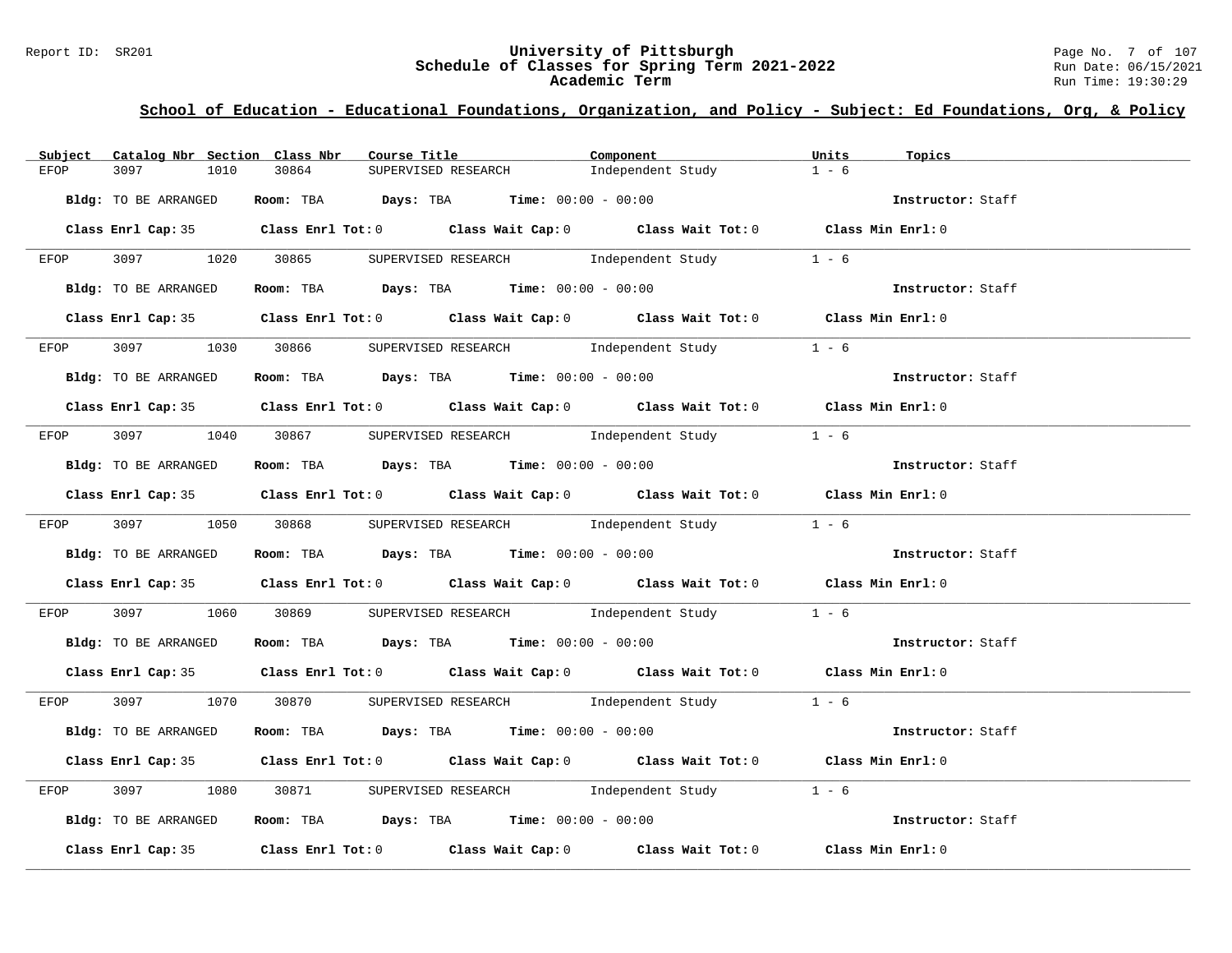## School of Education - Educational Foundations, Organization, and Policy - Subject: Ed Foundations, Org, & Policy

| Subject | Catalog Nbr | Section | Class Nbr | Course Title | Component | Units | Topics |
|---|---|---|---|---|---|---|---|
| EFOP | 3097 | 1010 | 30864 | SUPERVISED RESEARCH | Independent Study | 1 - 6 | |

**Bldg:** TO BE ARRANGED **Room:** TBA **Days:** TBA **Time:** 00:00 - 00:00 **Instructor:** Staff

**Class Enrl Cap:** 35 **Class Enrl Tot:** 0 **Class Wait Cap:** 0 **Class Wait Tot:** 0 **Class Min Enrl:** 0

---

| Subject | Catalog Nbr | Section | Class Nbr | Course Title | Component | Units | Topics |
|---|---|---|---|---|---|---|---|
| EFOP | 3097 | 1020 | 30865 | SUPERVISED RESEARCH | Independent Study | 1 - 6 | |

**Bldg:** TO BE ARRANGED **Room:** TBA **Days:** TBA **Time:** 00:00 - 00:00 **Instructor:** Staff

**Class Enrl Cap:** 35 **Class Enrl Tot:** 0 **Class Wait Cap:** 0 **Class Wait Tot:** 0 **Class Min Enrl:** 0

---

| Subject | Catalog Nbr | Section | Class Nbr | Course Title | Component | Units | Topics |
|---|---|---|---|---|---|---|---|
| EFOP | 3097 | 1030 | 30866 | SUPERVISED RESEARCH | Independent Study | 1 - 6 | |

**Bldg:** TO BE ARRANGED **Room:** TBA **Days:** TBA **Time:** 00:00 - 00:00 **Instructor:** Staff

**Class Enrl Cap:** 35 **Class Enrl Tot:** 0 **Class Wait Cap:** 0 **Class Wait Tot:** 0 **Class Min Enrl:** 0

---

| Subject | Catalog Nbr | Section | Class Nbr | Course Title | Component | Units | Topics |
|---|---|---|---|---|---|---|---|
| EFOP | 3097 | 1040 | 30867 | SUPERVISED RESEARCH | Independent Study | 1 - 6 | |

**Bldg:** TO BE ARRANGED **Room:** TBA **Days:** TBA **Time:** 00:00 - 00:00 **Instructor:** Staff

**Class Enrl Cap:** 35 **Class Enrl Tot:** 0 **Class Wait Cap:** 0 **Class Wait Tot:** 0 **Class Min Enrl:** 0

---

| Subject | Catalog Nbr | Section | Class Nbr | Course Title | Component | Units | Topics |
|---|---|---|---|---|---|---|---|
| EFOP | 3097 | 1050 | 30868 | SUPERVISED RESEARCH | Independent Study | 1 - 6 | |

**Bldg:** TO BE ARRANGED **Room:** TBA **Days:** TBA **Time:** 00:00 - 00:00 **Instructor:** Staff

**Class Enrl Cap:** 35 **Class Enrl Tot:** 0 **Class Wait Cap:** 0 **Class Wait Tot:** 0 **Class Min Enrl:** 0

---

| Subject | Catalog Nbr | Section | Class Nbr | Course Title | Component | Units | Topics |
|---|---|---|---|---|---|---|---|
| EFOP | 3097 | 1060 | 30869 | SUPERVISED RESEARCH | Independent Study | 1 - 6 | |

**Bldg:** TO BE ARRANGED **Room:** TBA **Days:** TBA **Time:** 00:00 - 00:00 **Instructor:** Staff

**Class Enrl Cap:** 35 **Class Enrl Tot:** 0 **Class Wait Cap:** 0 **Class Wait Tot:** 0 **Class Min Enrl:** 0

---

| Subject | Catalog Nbr | Section | Class Nbr | Course Title | Component | Units | Topics |
|---|---|---|---|---|---|---|---|
| EFOP | 3097 | 1070 | 30870 | SUPERVISED RESEARCH | Independent Study | 1 - 6 | |

**Bldg:** TO BE ARRANGED **Room:** TBA **Days:** TBA **Time:** 00:00 - 00:00 **Instructor:** Staff

**Class Enrl Cap:** 35 **Class Enrl Tot:** 0 **Class Wait Cap:** 0 **Class Wait Tot:** 0 **Class Min Enrl:** 0

---

| Subject | Catalog Nbr | Section | Class Nbr | Course Title | Component | Units | Topics |
|---|---|---|---|---|---|---|---|
| EFOP | 3097 | 1080 | 30871 | SUPERVISED RESEARCH | Independent Study | 1 - 6 | |

**Bldg:** TO BE ARRANGED **Room:** TBA **Days:** TBA **Time:** 00:00 - 00:00 **Instructor:** Staff

**Class Enrl Cap:** 35 **Class Enrl Tot:** 0 **Class Wait Cap:** 0 **Class Wait Tot:** 0 **Class Min Enrl:** 0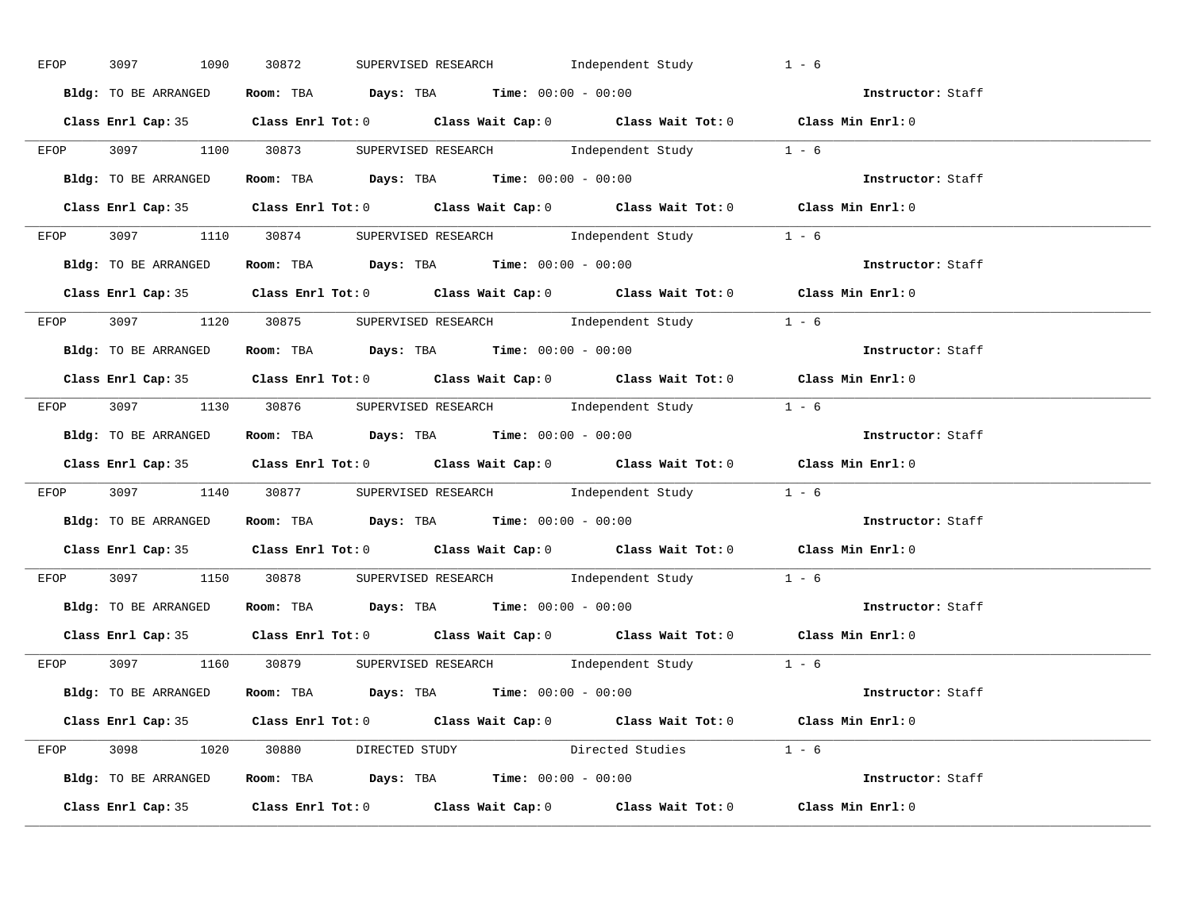EFOP 3097 1090 30872 SUPERVISED RESEARCH Independent Study 1 - 6

**Bldg:** TO BE ARRANGED **Room:** TBA **Days:** TBA **Time:** 00:00 - 00:00 **Instructor:** Staff

**Class Enrl Cap:** 35 **Class Enrl Tot:** 0 **Class Wait Cap:** 0 **Class Wait Tot:** 0 **Class Min Enrl:** 0

---

EFOP 3097 1100 30873 SUPERVISED RESEARCH Independent Study 1 - 6

**Bldg:** TO BE ARRANGED **Room:** TBA **Days:** TBA **Time:** 00:00 - 00:00 **Instructor:** Staff

**Class Enrl Cap:** 35 **Class Enrl Tot:** 0 **Class Wait Cap:** 0 **Class Wait Tot:** 0 **Class Min Enrl:** 0

---

EFOP 3097 1110 30874 SUPERVISED RESEARCH Independent Study 1 - 6

**Bldg:** TO BE ARRANGED **Room:** TBA **Days:** TBA **Time:** 00:00 - 00:00 **Instructor:** Staff

**Class Enrl Cap:** 35 **Class Enrl Tot:** 0 **Class Wait Cap:** 0 **Class Wait Tot:** 0 **Class Min Enrl:** 0

---

EFOP 3097 1120 30875 SUPERVISED RESEARCH Independent Study 1 - 6

**Bldg:** TO BE ARRANGED **Room:** TBA **Days:** TBA **Time:** 00:00 - 00:00 **Instructor:** Staff

**Class Enrl Cap:** 35 **Class Enrl Tot:** 0 **Class Wait Cap:** 0 **Class Wait Tot:** 0 **Class Min Enrl:** 0

---

EFOP 3097 1130 30876 SUPERVISED RESEARCH Independent Study 1 - 6

**Bldg:** TO BE ARRANGED **Room:** TBA **Days:** TBA **Time:** 00:00 - 00:00 **Instructor:** Staff

**Class Enrl Cap:** 35 **Class Enrl Tot:** 0 **Class Wait Cap:** 0 **Class Wait Tot:** 0 **Class Min Enrl:** 0

---

EFOP 3097 1140 30877 SUPERVISED RESEARCH Independent Study 1 - 6

**Bldg:** TO BE ARRANGED **Room:** TBA **Days:** TBA **Time:** 00:00 - 00:00 **Instructor:** Staff

**Class Enrl Cap:** 35 **Class Enrl Tot:** 0 **Class Wait Cap:** 0 **Class Wait Tot:** 0 **Class Min Enrl:** 0

---

EFOP 3097 1150 30878 SUPERVISED RESEARCH Independent Study 1 - 6

**Bldg:** TO BE ARRANGED **Room:** TBA **Days:** TBA **Time:** 00:00 - 00:00 **Instructor:** Staff

**Class Enrl Cap:** 35 **Class Enrl Tot:** 0 **Class Wait Cap:** 0 **Class Wait Tot:** 0 **Class Min Enrl:** 0

---

EFOP 3097 1160 30879 SUPERVISED RESEARCH Independent Study 1 - 6

**Bldg:** TO BE ARRANGED **Room:** TBA **Days:** TBA **Time:** 00:00 - 00:00 **Instructor:** Staff

**Class Enrl Cap:** 35 **Class Enrl Tot:** 0 **Class Wait Cap:** 0 **Class Wait Tot:** 0 **Class Min Enrl:** 0

---

EFOP 3098 1020 30880 DIRECTED STUDY Directed Studies 1 - 6

**Bldg:** TO BE ARRANGED **Room:** TBA **Days:** TBA **Time:** 00:00 - 00:00 **Instructor:** Staff

**Class Enrl Cap:** 35 **Class Enrl Tot:** 0 **Class Wait Cap:** 0 **Class Wait Tot:** 0 **Class Min Enrl:** 0

---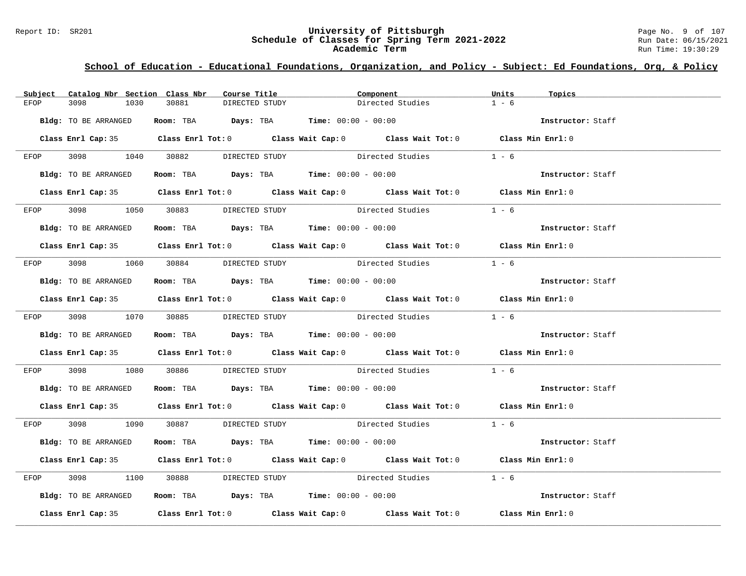## School of Education - Educational Foundations, Organization, and Policy - Subject: Ed Foundations, Org, & Policy

| Subject | Catalog Nbr | Section | Class Nbr | Course Title | Component | Units | Topics |
|---|---|---|---|---|---|---|---|
| EFOP | 3098 | 1030 | 30881 | DIRECTED STUDY | Directed Studies | 1 - 6 | |

**Bldg:** TO BE ARRANGED **Room:** TBA **Days:** TBA **Time:** 00:00 - 00:00 **Instructor:** Staff

**Class Enrl Cap:** 35 **Class Enrl Tot:** 0 **Class Wait Cap:** 0 **Class Wait Tot:** 0 **Class Min Enrl:** 0

---

| Subject | Catalog Nbr | Section | Class Nbr | Course Title | Component | Units | Topics |
|---|---|---|---|---|---|---|---|
| EFOP | 3098 | 1040 | 30882 | DIRECTED STUDY | Directed Studies | 1 - 6 | |

**Bldg:** TO BE ARRANGED **Room:** TBA **Days:** TBA **Time:** 00:00 - 00:00 **Instructor:** Staff

**Class Enrl Cap:** 35 **Class Enrl Tot:** 0 **Class Wait Cap:** 0 **Class Wait Tot:** 0 **Class Min Enrl:** 0

---

| Subject | Catalog Nbr | Section | Class Nbr | Course Title | Component | Units | Topics |
|---|---|---|---|---|---|---|---|
| EFOP | 3098 | 1050 | 30883 | DIRECTED STUDY | Directed Studies | 1 - 6 | |

**Bldg:** TO BE ARRANGED **Room:** TBA **Days:** TBA **Time:** 00:00 - 00:00 **Instructor:** Staff

**Class Enrl Cap:** 35 **Class Enrl Tot:** 0 **Class Wait Cap:** 0 **Class Wait Tot:** 0 **Class Min Enrl:** 0

---

| Subject | Catalog Nbr | Section | Class Nbr | Course Title | Component | Units | Topics |
|---|---|---|---|---|---|---|---|
| EFOP | 3098 | 1060 | 30884 | DIRECTED STUDY | Directed Studies | 1 - 6 | |

**Bldg:** TO BE ARRANGED **Room:** TBA **Days:** TBA **Time:** 00:00 - 00:00 **Instructor:** Staff

**Class Enrl Cap:** 35 **Class Enrl Tot:** 0 **Class Wait Cap:** 0 **Class Wait Tot:** 0 **Class Min Enrl:** 0

---

| Subject | Catalog Nbr | Section | Class Nbr | Course Title | Component | Units | Topics |
|---|---|---|---|---|---|---|---|
| EFOP | 3098 | 1070 | 30885 | DIRECTED STUDY | Directed Studies | 1 - 6 | |

**Bldg:** TO BE ARRANGED **Room:** TBA **Days:** TBA **Time:** 00:00 - 00:00 **Instructor:** Staff

**Class Enrl Cap:** 35 **Class Enrl Tot:** 0 **Class Wait Cap:** 0 **Class Wait Tot:** 0 **Class Min Enrl:** 0

---

| Subject | Catalog Nbr | Section | Class Nbr | Course Title | Component | Units | Topics |
|---|---|---|---|---|---|---|---|
| EFOP | 3098 | 1080 | 30886 | DIRECTED STUDY | Directed Studies | 1 - 6 | |

**Bldg:** TO BE ARRANGED **Room:** TBA **Days:** TBA **Time:** 00:00 - 00:00 **Instructor:** Staff

**Class Enrl Cap:** 35 **Class Enrl Tot:** 0 **Class Wait Cap:** 0 **Class Wait Tot:** 0 **Class Min Enrl:** 0

---

| Subject | Catalog Nbr | Section | Class Nbr | Course Title | Component | Units | Topics |
|---|---|---|---|---|---|---|---|
| EFOP | 3098 | 1090 | 30887 | DIRECTED STUDY | Directed Studies | 1 - 6 | |

**Bldg:** TO BE ARRANGED **Room:** TBA **Days:** TBA **Time:** 00:00 - 00:00 **Instructor:** Staff

**Class Enrl Cap:** 35 **Class Enrl Tot:** 0 **Class Wait Cap:** 0 **Class Wait Tot:** 0 **Class Min Enrl:** 0

---

| Subject | Catalog Nbr | Section | Class Nbr | Course Title | Component | Units | Topics |
|---|---|---|---|---|---|---|---|
| EFOP | 3098 | 1100 | 30888 | DIRECTED STUDY | Directed Studies | 1 - 6 | |

**Bldg:** TO BE ARRANGED **Room:** TBA **Days:** TBA **Time:** 00:00 - 00:00 **Instructor:** Staff

**Class Enrl Cap:** 35 **Class Enrl Tot:** 0 **Class Wait Cap:** 0 **Class Wait Tot:** 0 **Class Min Enrl:** 0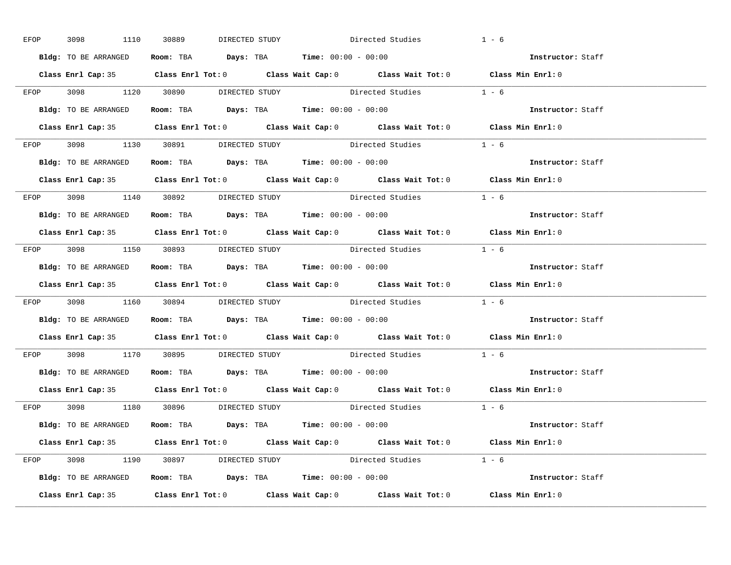EFOP 3098 1110 30889 DIRECTED STUDY Directed Studies 1 - 6

**Bldg:** TO BE ARRANGED **Room:** TBA **Days:** TBA **Time:** 00:00 - 00:00 **Instructor:** Staff

**Class Enrl Cap:** 35 **Class Enrl Tot:** 0 **Class Wait Cap:** 0 **Class Wait Tot:** 0 **Class Min Enrl:** 0

---

EFOP 3098 1120 30890 DIRECTED STUDY Directed Studies 1 - 6

**Bldg:** TO BE ARRANGED **Room:** TBA **Days:** TBA **Time:** 00:00 - 00:00 **Instructor:** Staff

**Class Enrl Cap:** 35 **Class Enrl Tot:** 0 **Class Wait Cap:** 0 **Class Wait Tot:** 0 **Class Min Enrl:** 0

---

EFOP 3098 1130 30891 DIRECTED STUDY Directed Studies 1 - 6

**Bldg:** TO BE ARRANGED **Room:** TBA **Days:** TBA **Time:** 00:00 - 00:00 **Instructor:** Staff

**Class Enrl Cap:** 35 **Class Enrl Tot:** 0 **Class Wait Cap:** 0 **Class Wait Tot:** 0 **Class Min Enrl:** 0

---

EFOP 3098 1140 30892 DIRECTED STUDY Directed Studies 1 - 6

**Bldg:** TO BE ARRANGED **Room:** TBA **Days:** TBA **Time:** 00:00 - 00:00 **Instructor:** Staff

**Class Enrl Cap:** 35 **Class Enrl Tot:** 0 **Class Wait Cap:** 0 **Class Wait Tot:** 0 **Class Min Enrl:** 0

---

EFOP 3098 1150 30893 DIRECTED STUDY Directed Studies 1 - 6

**Bldg:** TO BE ARRANGED **Room:** TBA **Days:** TBA **Time:** 00:00 - 00:00 **Instructor:** Staff

**Class Enrl Cap:** 35 **Class Enrl Tot:** 0 **Class Wait Cap:** 0 **Class Wait Tot:** 0 **Class Min Enrl:** 0

---

EFOP 3098 1160 30894 DIRECTED STUDY Directed Studies 1 - 6

**Bldg:** TO BE ARRANGED **Room:** TBA **Days:** TBA **Time:** 00:00 - 00:00 **Instructor:** Staff

**Class Enrl Cap:** 35 **Class Enrl Tot:** 0 **Class Wait Cap:** 0 **Class Wait Tot:** 0 **Class Min Enrl:** 0

---

EFOP 3098 1170 30895 DIRECTED STUDY Directed Studies 1 - 6

**Bldg:** TO BE ARRANGED **Room:** TBA **Days:** TBA **Time:** 00:00 - 00:00 **Instructor:** Staff

**Class Enrl Cap:** 35 **Class Enrl Tot:** 0 **Class Wait Cap:** 0 **Class Wait Tot:** 0 **Class Min Enrl:** 0

---

EFOP 3098 1180 30896 DIRECTED STUDY Directed Studies 1 - 6

**Bldg:** TO BE ARRANGED **Room:** TBA **Days:** TBA **Time:** 00:00 - 00:00 **Instructor:** Staff

**Class Enrl Cap:** 35 **Class Enrl Tot:** 0 **Class Wait Cap:** 0 **Class Wait Tot:** 0 **Class Min Enrl:** 0

---

EFOP 3098 1190 30897 DIRECTED STUDY Directed Studies 1 - 6

**Bldg:** TO BE ARRANGED **Room:** TBA **Days:** TBA **Time:** 00:00 - 00:00 **Instructor:** Staff

**Class Enrl Cap:** 35 **Class Enrl Tot:** 0 **Class Wait Cap:** 0 **Class Wait Tot:** 0 **Class Min Enrl:** 0

---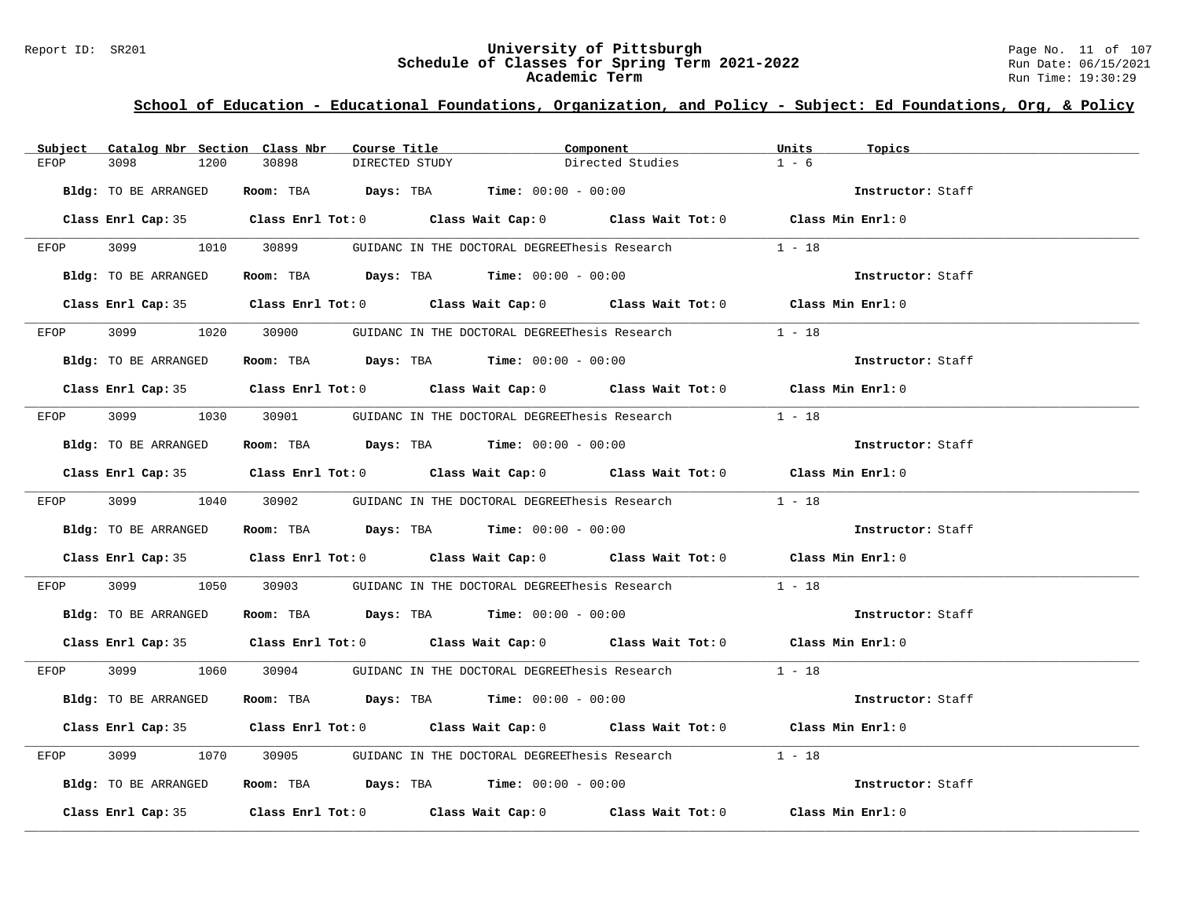## School of Education - Educational Foundations, Organization, and Policy - Subject: Ed Foundations, Org, & Policy

| Subject | Catalog Nbr | Section | Class Nbr | Course Title | Component | Units | Topics |
|---|---|---|---|---|---|---|---|
| EFOP | 3098 | 1200 | 30898 | DIRECTED STUDY | Directed Studies | 1 - 6 | |

**Bldg:** TO BE ARRANGED **Room:** TBA **Days:** TBA **Time:** 00:00 - 00:00 **Instructor:** Staff

**Class Enrl Cap:** 35 **Class Enrl Tot:** 0 **Class Wait Cap:** 0 **Class Wait Tot:** 0 **Class Min Enrl:** 0

| Subject | Catalog Nbr | Section | Class Nbr | Course Title | Component | Units | Topics |
|---|---|---|---|---|---|---|---|
| EFOP | 3099 | 1010 | 30899 | GUIDANC IN THE DOCTORAL DEGREE | Thesis Research | 1 - 18 | |

**Bldg:** TO BE ARRANGED **Room:** TBA **Days:** TBA **Time:** 00:00 - 00:00 **Instructor:** Staff

**Class Enrl Cap:** 35 **Class Enrl Tot:** 0 **Class Wait Cap:** 0 **Class Wait Tot:** 0 **Class Min Enrl:** 0

| Subject | Catalog Nbr | Section | Class Nbr | Course Title | Component | Units | Topics |
|---|---|---|---|---|---|---|---|
| EFOP | 3099 | 1020 | 30900 | GUIDANC IN THE DOCTORAL DEGREE | Thesis Research | 1 - 18 | |

**Bldg:** TO BE ARRANGED **Room:** TBA **Days:** TBA **Time:** 00:00 - 00:00 **Instructor:** Staff

**Class Enrl Cap:** 35 **Class Enrl Tot:** 0 **Class Wait Cap:** 0 **Class Wait Tot:** 0 **Class Min Enrl:** 0

| Subject | Catalog Nbr | Section | Class Nbr | Course Title | Component | Units | Topics |
|---|---|---|---|---|---|---|---|
| EFOP | 3099 | 1030 | 30901 | GUIDANC IN THE DOCTORAL DEGREE | Thesis Research | 1 - 18 | |

**Bldg:** TO BE ARRANGED **Room:** TBA **Days:** TBA **Time:** 00:00 - 00:00 **Instructor:** Staff

**Class Enrl Cap:** 35 **Class Enrl Tot:** 0 **Class Wait Cap:** 0 **Class Wait Tot:** 0 **Class Min Enrl:** 0

| Subject | Catalog Nbr | Section | Class Nbr | Course Title | Component | Units | Topics |
|---|---|---|---|---|---|---|---|
| EFOP | 3099 | 1040 | 30902 | GUIDANC IN THE DOCTORAL DEGREE | Thesis Research | 1 - 18 | |

**Bldg:** TO BE ARRANGED **Room:** TBA **Days:** TBA **Time:** 00:00 - 00:00 **Instructor:** Staff

**Class Enrl Cap:** 35 **Class Enrl Tot:** 0 **Class Wait Cap:** 0 **Class Wait Tot:** 0 **Class Min Enrl:** 0

| Subject | Catalog Nbr | Section | Class Nbr | Course Title | Component | Units | Topics |
|---|---|---|---|---|---|---|---|
| EFOP | 3099 | 1050 | 30903 | GUIDANC IN THE DOCTORAL DEGREE | Thesis Research | 1 - 18 | |

**Bldg:** TO BE ARRANGED **Room:** TBA **Days:** TBA **Time:** 00:00 - 00:00 **Instructor:** Staff

**Class Enrl Cap:** 35 **Class Enrl Tot:** 0 **Class Wait Cap:** 0 **Class Wait Tot:** 0 **Class Min Enrl:** 0

| Subject | Catalog Nbr | Section | Class Nbr | Course Title | Component | Units | Topics |
|---|---|---|---|---|---|---|---|
| EFOP | 3099 | 1060 | 30904 | GUIDANC IN THE DOCTORAL DEGREE | Thesis Research | 1 - 18 | |

**Bldg:** TO BE ARRANGED **Room:** TBA **Days:** TBA **Time:** 00:00 - 00:00 **Instructor:** Staff

**Class Enrl Cap:** 35 **Class Enrl Tot:** 0 **Class Wait Cap:** 0 **Class Wait Tot:** 0 **Class Min Enrl:** 0

| Subject | Catalog Nbr | Section | Class Nbr | Course Title | Component | Units | Topics |
|---|---|---|---|---|---|---|---|
| EFOP | 3099 | 1070 | 30905 | GUIDANC IN THE DOCTORAL DEGREE | Thesis Research | 1 - 18 | |

**Bldg:** TO BE ARRANGED **Room:** TBA **Days:** TBA **Time:** 00:00 - 00:00 **Instructor:** Staff

**Class Enrl Cap:** 35 **Class Enrl Tot:** 0 **Class Wait Cap:** 0 **Class Wait Tot:** 0 **Class Min Enrl:** 0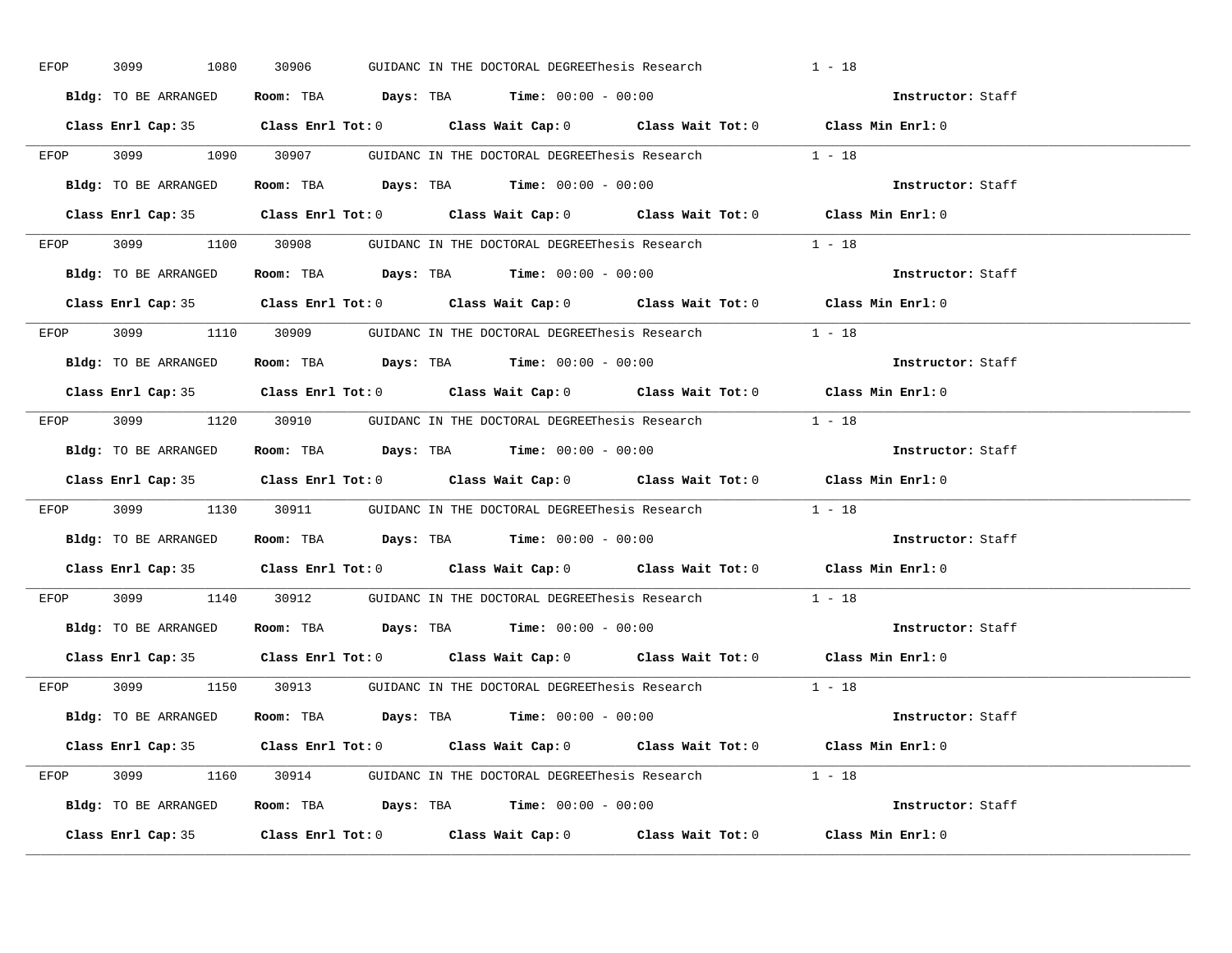EFOP 3099 1080 30906 GUIDANC IN THE DOCTORAL DEGREEThesis Research 1 - 18

**Bldg:** TO BE ARRANGED **Room:** TBA **Days:** TBA **Time:** 00:00 - 00:00 **Instructor:** Staff

**Class Enrl Cap:** 35 **Class Enrl Tot:** 0 **Class Wait Cap:** 0 **Class Wait Tot:** 0 **Class Min Enrl:** 0

---

EFOP 3099 1090 30907 GUIDANC IN THE DOCTORAL DEGREEThesis Research 1 - 18

**Bldg:** TO BE ARRANGED **Room:** TBA **Days:** TBA **Time:** 00:00 - 00:00 **Instructor:** Staff

**Class Enrl Cap:** 35 **Class Enrl Tot:** 0 **Class Wait Cap:** 0 **Class Wait Tot:** 0 **Class Min Enrl:** 0

---

EFOP 3099 1100 30908 GUIDANC IN THE DOCTORAL DEGREEThesis Research 1 - 18

**Bldg:** TO BE ARRANGED **Room:** TBA **Days:** TBA **Time:** 00:00 - 00:00 **Instructor:** Staff

**Class Enrl Cap:** 35 **Class Enrl Tot:** 0 **Class Wait Cap:** 0 **Class Wait Tot:** 0 **Class Min Enrl:** 0

---

EFOP 3099 1110 30909 GUIDANC IN THE DOCTORAL DEGREEThesis Research 1 - 18

**Bldg:** TO BE ARRANGED **Room:** TBA **Days:** TBA **Time:** 00:00 - 00:00 **Instructor:** Staff

**Class Enrl Cap:** 35 **Class Enrl Tot:** 0 **Class Wait Cap:** 0 **Class Wait Tot:** 0 **Class Min Enrl:** 0

---

EFOP 3099 1120 30910 GUIDANC IN THE DOCTORAL DEGREEThesis Research 1 - 18

**Bldg:** TO BE ARRANGED **Room:** TBA **Days:** TBA **Time:** 00:00 - 00:00 **Instructor:** Staff

**Class Enrl Cap:** 35 **Class Enrl Tot:** 0 **Class Wait Cap:** 0 **Class Wait Tot:** 0 **Class Min Enrl:** 0

---

EFOP 3099 1130 30911 GUIDANC IN THE DOCTORAL DEGREEThesis Research 1 - 18

**Bldg:** TO BE ARRANGED **Room:** TBA **Days:** TBA **Time:** 00:00 - 00:00 **Instructor:** Staff

**Class Enrl Cap:** 35 **Class Enrl Tot:** 0 **Class Wait Cap:** 0 **Class Wait Tot:** 0 **Class Min Enrl:** 0

---

EFOP 3099 1140 30912 GUIDANC IN THE DOCTORAL DEGREEThesis Research 1 - 18

**Bldg:** TO BE ARRANGED **Room:** TBA **Days:** TBA **Time:** 00:00 - 00:00 **Instructor:** Staff

**Class Enrl Cap:** 35 **Class Enrl Tot:** 0 **Class Wait Cap:** 0 **Class Wait Tot:** 0 **Class Min Enrl:** 0

---

EFOP 3099 1150 30913 GUIDANC IN THE DOCTORAL DEGREEThesis Research 1 - 18

**Bldg:** TO BE ARRANGED **Room:** TBA **Days:** TBA **Time:** 00:00 - 00:00 **Instructor:** Staff

**Class Enrl Cap:** 35 **Class Enrl Tot:** 0 **Class Wait Cap:** 0 **Class Wait Tot:** 0 **Class Min Enrl:** 0

---

EFOP 3099 1160 30914 GUIDANC IN THE DOCTORAL DEGREEThesis Research 1 - 18

**Bldg:** TO BE ARRANGED **Room:** TBA **Days:** TBA **Time:** 00:00 - 00:00 **Instructor:** Staff

**Class Enrl Cap:** 35 **Class Enrl Tot:** 0 **Class Wait Cap:** 0 **Class Wait Tot:** 0 **Class Min Enrl:** 0

---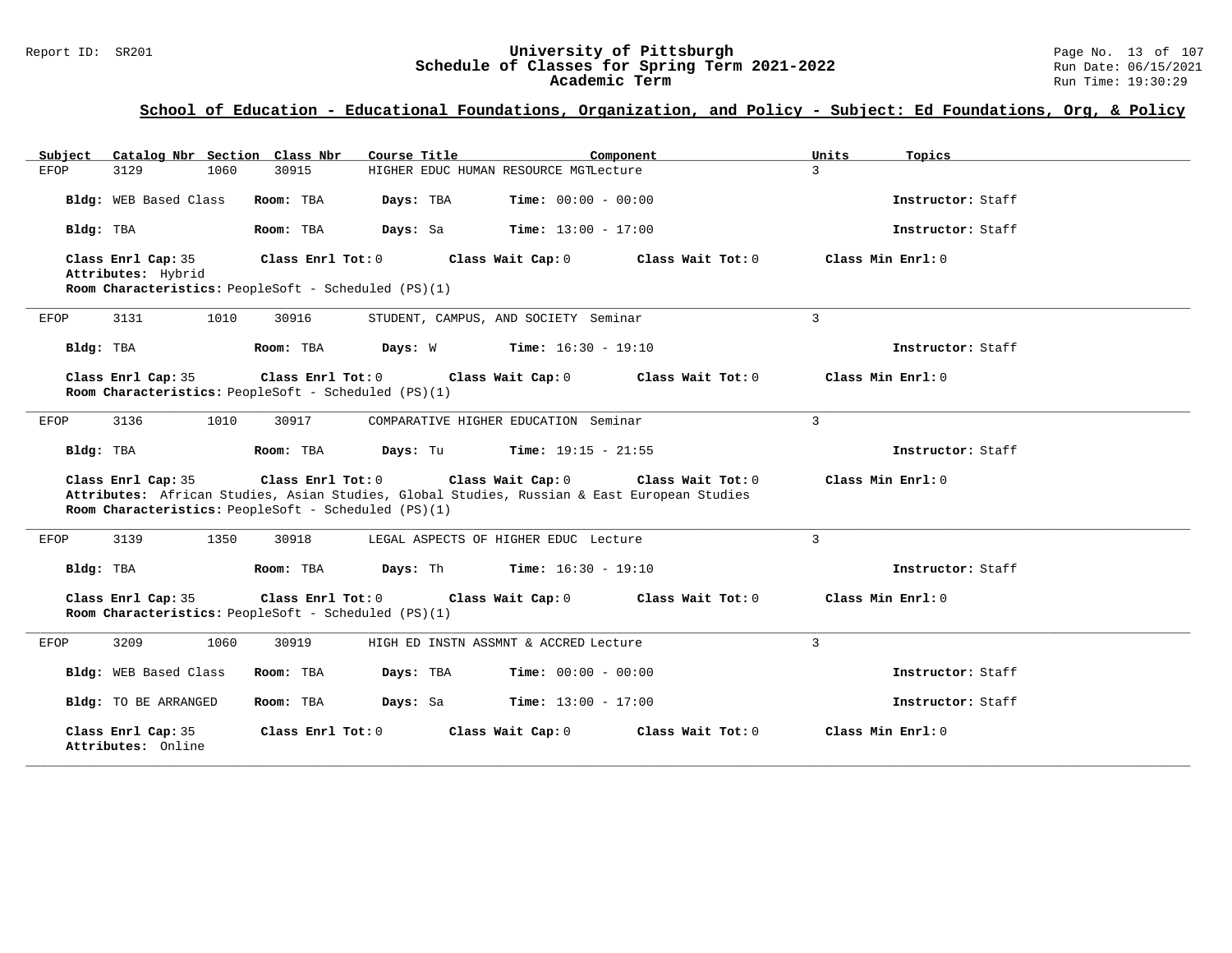## School of Education - Educational Foundations, Organization, and Policy - Subject: Ed Foundations, Org, & Policy

| Subject | Catalog Nbr | Section | Class Nbr | Course Title | Component | Units | Topics |
|---|---|---|---|---|---|---|---|
| EFOP | 3129 | 1060 | 30915 | HIGHER EDUC HUMAN RESOURCE MGT | Lecture | 3 | |

**Bldg:** WEB Based Class **Room:** TBA **Days:** TBA **Time:** 00:00 - 00:00 **Instructor:** Staff

**Bldg:** TBA **Room:** TBA **Days:** Sa **Time:** 13:00 - 17:00 **Instructor:** Staff

**Class Enrl Cap:** 35 **Class Enrl Tot:** 0 **Class Wait Cap:** 0 **Class Wait Tot:** 0 **Class Min Enrl:** 0
**Attributes:** Hybrid
**Room Characteristics:** PeopleSoft - Scheduled (PS)(1)

---

| Subject | Catalog Nbr | Section | Class Nbr | Course Title | Component | Units | Topics |
|---|---|---|---|---|---|---|---|
| EFOP | 3131 | 1010 | 30916 | STUDENT, CAMPUS, AND SOCIETY | Seminar | 3 | |

**Bldg:** TBA **Room:** TBA **Days:** W **Time:** 16:30 - 19:10 **Instructor:** Staff

**Class Enrl Cap:** 35 **Class Enrl Tot:** 0 **Class Wait Cap:** 0 **Class Wait Tot:** 0 **Class Min Enrl:** 0
**Room Characteristics:** PeopleSoft - Scheduled (PS)(1)

---

| Subject | Catalog Nbr | Section | Class Nbr | Course Title | Component | Units | Topics |
|---|---|---|---|---|---|---|---|
| EFOP | 3136 | 1010 | 30917 | COMPARATIVE HIGHER EDUCATION | Seminar | 3 | |

**Bldg:** TBA **Room:** TBA **Days:** Tu **Time:** 19:15 - 21:55 **Instructor:** Staff

**Class Enrl Cap:** 35 **Class Enrl Tot:** 0 **Class Wait Cap:** 0 **Class Wait Tot:** 0 **Class Min Enrl:** 0
**Attributes:** African Studies, Asian Studies, Global Studies, Russian & East European Studies
**Room Characteristics:** PeopleSoft - Scheduled (PS)(1)

---

| Subject | Catalog Nbr | Section | Class Nbr | Course Title | Component | Units | Topics |
|---|---|---|---|---|---|---|---|
| EFOP | 3139 | 1350 | 30918 | LEGAL ASPECTS OF HIGHER EDUC | Lecture | 3 | |

**Bldg:** TBA **Room:** TBA **Days:** Th **Time:** 16:30 - 19:10 **Instructor:** Staff

**Class Enrl Cap:** 35 **Class Enrl Tot:** 0 **Class Wait Cap:** 0 **Class Wait Tot:** 0 **Class Min Enrl:** 0
**Room Characteristics:** PeopleSoft - Scheduled (PS)(1)

---

| Subject | Catalog Nbr | Section | Class Nbr | Course Title | Component | Units | Topics |
|---|---|---|---|---|---|---|---|
| EFOP | 3209 | 1060 | 30919 | HIGH ED INSTN ASSMNT & ACCRED | Lecture | 3 | |

**Bldg:** WEB Based Class **Room:** TBA **Days:** TBA **Time:** 00:00 - 00:00 **Instructor:** Staff

**Bldg:** TO BE ARRANGED **Room:** TBA **Days:** Sa **Time:** 13:00 - 17:00 **Instructor:** Staff

**Class Enrl Cap:** 35 **Class Enrl Tot:** 0 **Class Wait Cap:** 0 **Class Wait Tot:** 0 **Class Min Enrl:** 0
**Attributes:** Online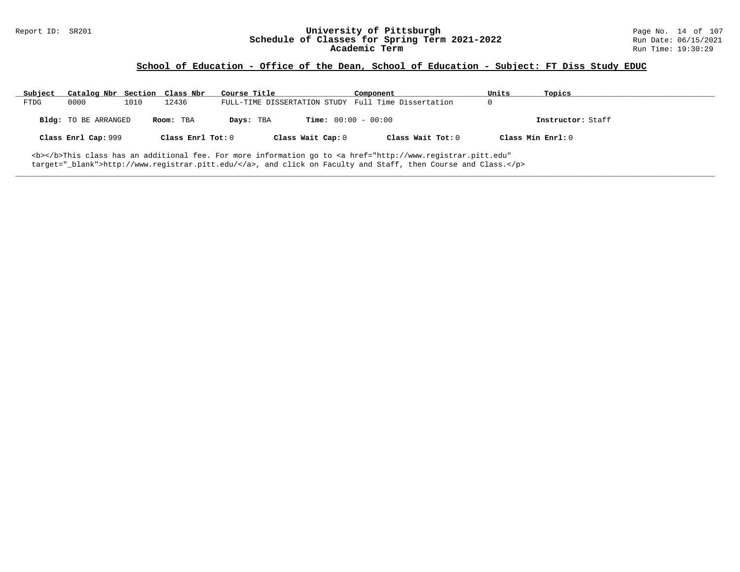## School of Education - Office of the Dean, School of Education - Subject: FT Diss Study EDUC

| Subject | Catalog Nbr | Section | Class Nbr | Course Title | Component | Units | Topics |
|---|---|---|---|---|---|---|---|
| FTDG | 0000 | 1010 | 12436 | FULL-TIME DISSERTATION STUDY | Full Time Dissertation | 0 | |

**Bldg:** TO BE ARRANGED **Room:** TBA **Days:** TBA **Time:** 00:00 - 00:00 **Instructor:** Staff

**Class Enrl Cap:** 999 **Class Enrl Tot:** 0 **Class Wait Cap:** 0 **Class Wait Tot:** 0 **Class Min Enrl:** 0

<b></b>This class has an additional fee. For more information go to <a href="http://www.registrar.pitt.edu" target="_blank">http://www.registrar.pitt.edu/</a>, and click on Faculty and Staff, then Course and Class.</p>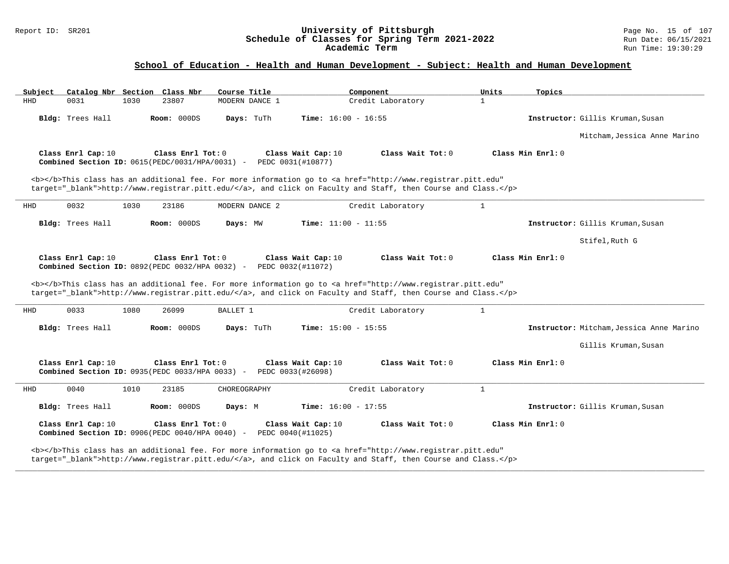## School of Education - Health and Human Development - Subject: Health and Human Development

| Subject | Catalog Nbr | Section | Class Nbr | Course Title | Component | Units | Topics |
|---|---|---|---|---|---|---|---|
| HHD | 0031 | 1030 | 23807 | MODERN DANCE 1 | Credit Laboratory | 1 | |

**Bldg:** Trees Hall **Room:** 000DS **Days:** TuTh **Time:** 16:00 - 16:55 **Instructor:** Gillis Kruman,Susan
Mitcham,Jessica Anne Marino

**Class Enrl Cap:** 10 **Class Enrl Tot:** 0 **Class Wait Cap:** 10 **Class Wait Tot:** 0 **Class Min Enrl:** 0
**Combined Section ID:** 0615(PEDC/0031/HPA/0031) - PEDC 0031(#10877)

<b></b>This class has an additional fee. For more information go to <a href="http://www.registrar.pitt.edu" target="_blank">http://www.registrar.pitt.edu/</a>, and click on Faculty and Staff, then Course and Class.</p>

---

| Subject | Catalog Nbr | Section | Class Nbr | Course Title | Component | Units | Topics |
|---|---|---|---|---|---|---|---|
| HHD | 0032 | 1030 | 23186 | MODERN DANCE 2 | Credit Laboratory | 1 | |

**Bldg:** Trees Hall **Room:** 000DS **Days:** MW **Time:** 11:00 - 11:55 **Instructor:** Gillis Kruman,Susan
Stifel,Ruth G

**Class Enrl Cap:** 10 **Class Enrl Tot:** 0 **Class Wait Cap:** 10 **Class Wait Tot:** 0 **Class Min Enrl:** 0
**Combined Section ID:** 0892(PEDC 0032/HPA 0032) - PEDC 0032(#11072)

<b></b>This class has an additional fee. For more information go to <a href="http://www.registrar.pitt.edu" target="_blank">http://www.registrar.pitt.edu/</a>, and click on Faculty and Staff, then Course and Class.</p>

---

| Subject | Catalog Nbr | Section | Class Nbr | Course Title | Component | Units | Topics |
|---|---|---|---|---|---|---|---|
| HHD | 0033 | 1080 | 26099 | BALLET 1 | Credit Laboratory | 1 | |

**Bldg:** Trees Hall **Room:** 000DS **Days:** TuTh **Time:** 15:00 - 15:55 **Instructor:** Mitcham,Jessica Anne Marino
Gillis Kruman,Susan

**Class Enrl Cap:** 10 **Class Enrl Tot:** 0 **Class Wait Cap:** 10 **Class Wait Tot:** 0 **Class Min Enrl:** 0
**Combined Section ID:** 0935(PEDC 0033/HPA 0033) - PEDC 0033(#26098)

---

| Subject | Catalog Nbr | Section | Class Nbr | Course Title | Component | Units | Topics |
|---|---|---|---|---|---|---|---|
| HHD | 0040 | 1010 | 23185 | CHOREOGRAPHY | Credit Laboratory | 1 | |

**Bldg:** Trees Hall **Room:** 000DS **Days:** M **Time:** 16:00 - 17:55 **Instructor:** Gillis Kruman,Susan

**Class Enrl Cap:** 10 **Class Enrl Tot:** 0 **Class Wait Cap:** 10 **Class Wait Tot:** 0 **Class Min Enrl:** 0
**Combined Section ID:** 0906(PEDC 0040/HPA 0040) - PEDC 0040(#11025)

<b></b>This class has an additional fee. For more information go to <a href="http://www.registrar.pitt.edu" target="_blank">http://www.registrar.pitt.edu/</a>, and click on Faculty and Staff, then Course and Class.</p>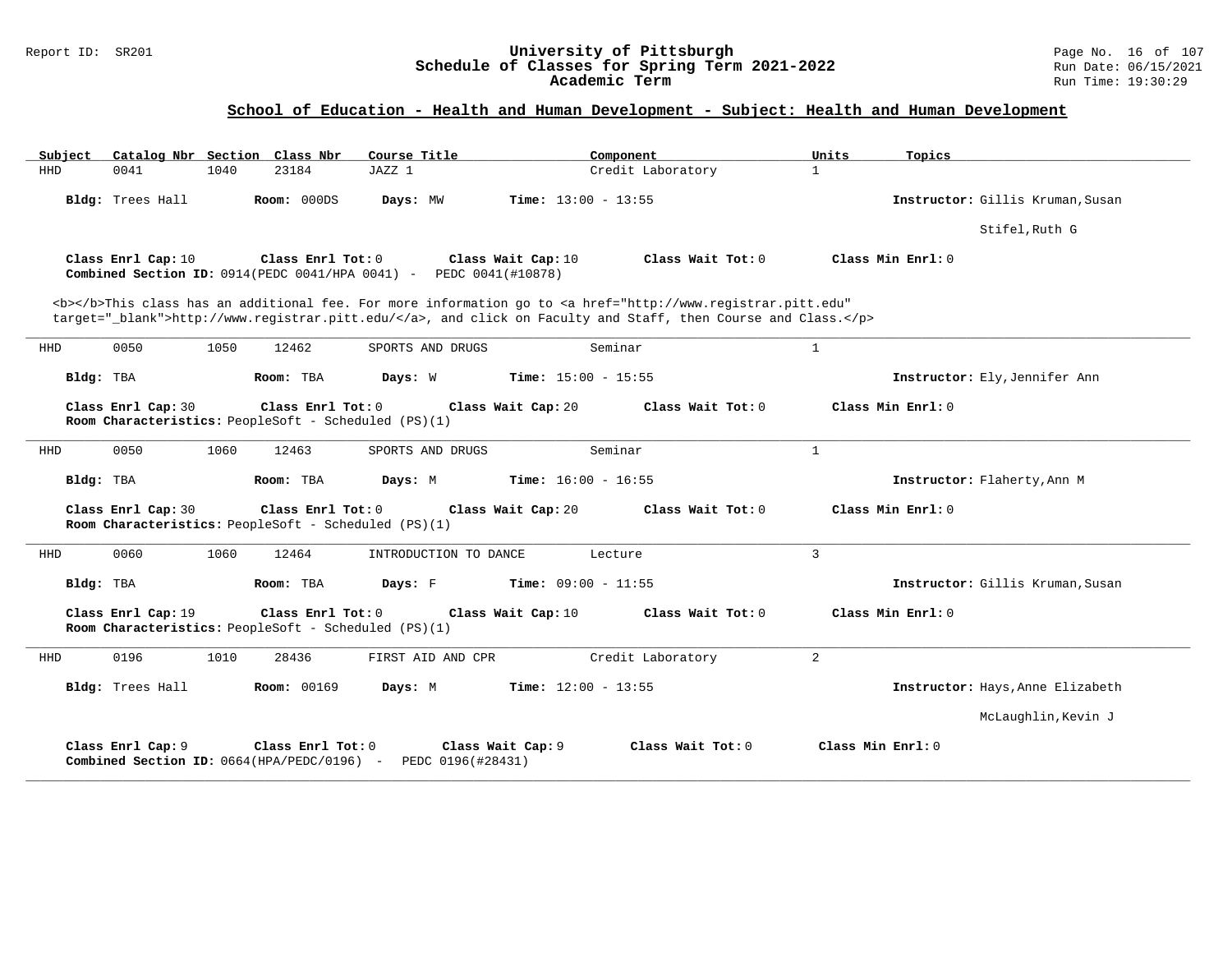## School of Education - Health and Human Development - Subject: Health and Human Development

| Subject | Catalog Nbr | Section | Class Nbr | Course Title | Component | Units | Topics |
|---|---|---|---|---|---|---|---|
| HHD | 0041 | 1040 | 23184 | JAZZ 1 | Credit Laboratory | 1 | |

**Bldg:** Trees Hall **Room:** 000DS **Days:** MW **Time:** 13:00 - 13:55 **Instructor:** Gillis Kruman,Susan

Stifel,Ruth G

**Class Enrl Cap:** 10 **Class Enrl Tot:** 0 **Class Wait Cap:** 10 **Class Wait Tot:** 0 **Class Min Enrl:** 0
**Combined Section ID:** 0914(PEDC 0041/HPA 0041) - PEDC 0041(#10878)

<b></b>This class has an additional fee. For more information go to <a href="http://www.registrar.pitt.edu" target="_blank">http://www.registrar.pitt.edu/</a>, and click on Faculty and Staff, then Course and Class.</p>

---

| Subject | Catalog Nbr | Section | Class Nbr | Course Title | Component | Units | Topics |
|---|---|---|---|---|---|---|---|
| HHD | 0050 | 1050 | 12462 | SPORTS AND DRUGS | Seminar | 1 | |

**Bldg:** TBA **Room:** TBA **Days:** W **Time:** 15:00 - 15:55 **Instructor:** Ely,Jennifer Ann

**Class Enrl Cap:** 30 **Class Enrl Tot:** 0 **Class Wait Cap:** 20 **Class Wait Tot:** 0 **Class Min Enrl:** 0
**Room Characteristics:** PeopleSoft - Scheduled (PS)(1)

---

| Subject | Catalog Nbr | Section | Class Nbr | Course Title | Component | Units | Topics |
|---|---|---|---|---|---|---|---|
| HHD | 0050 | 1060 | 12463 | SPORTS AND DRUGS | Seminar | 1 | |

**Bldg:** TBA **Room:** TBA **Days:** M **Time:** 16:00 - 16:55 **Instructor:** Flaherty,Ann M

**Class Enrl Cap:** 30 **Class Enrl Tot:** 0 **Class Wait Cap:** 20 **Class Wait Tot:** 0 **Class Min Enrl:** 0
**Room Characteristics:** PeopleSoft - Scheduled (PS)(1)

---

| Subject | Catalog Nbr | Section | Class Nbr | Course Title | Component | Units | Topics |
|---|---|---|---|---|---|---|---|
| HHD | 0060 | 1060 | 12464 | INTRODUCTION TO DANCE | Lecture | 3 | |

**Bldg:** TBA **Room:** TBA **Days:** F **Time:** 09:00 - 11:55 **Instructor:** Gillis Kruman,Susan

**Class Enrl Cap:** 19 **Class Enrl Tot:** 0 **Class Wait Cap:** 10 **Class Wait Tot:** 0 **Class Min Enrl:** 0
**Room Characteristics:** PeopleSoft - Scheduled (PS)(1)

---

| Subject | Catalog Nbr | Section | Class Nbr | Course Title | Component | Units | Topics |
|---|---|---|---|---|---|---|---|
| HHD | 0196 | 1010 | 28436 | FIRST AID AND CPR | Credit Laboratory | 2 | |

**Bldg:** Trees Hall **Room:** 00169 **Days:** M **Time:** 12:00 - 13:55 **Instructor:** Hays,Anne Elizabeth

McLaughlin,Kevin J

**Class Enrl Cap:** 9 **Class Enrl Tot:** 0 **Class Wait Cap:** 9 **Class Wait Tot:** 0 **Class Min Enrl:** 0
**Combined Section ID:** 0664(HPA/PEDC/0196) - PEDC 0196(#28431)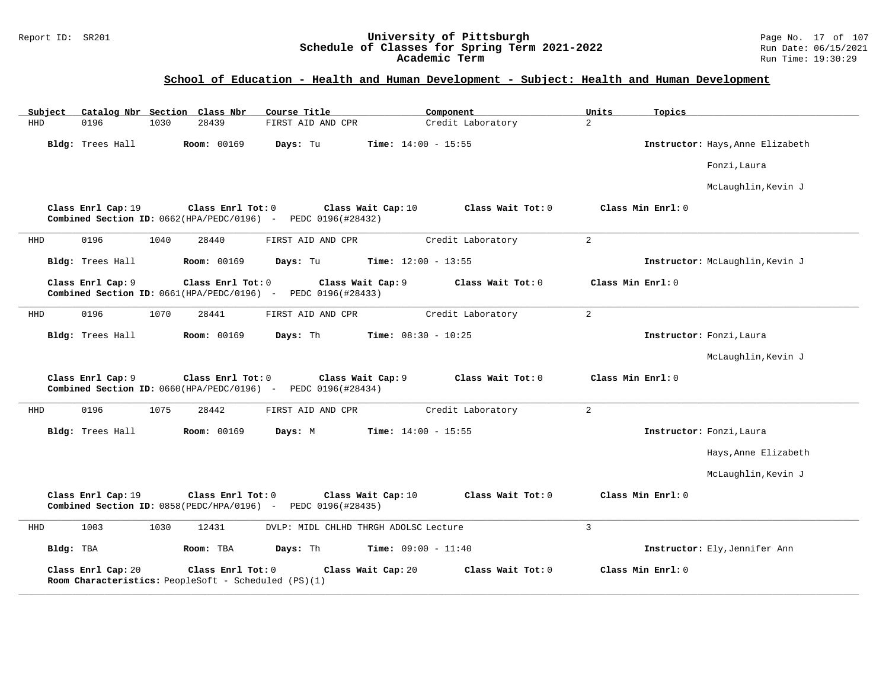## School of Education - Health and Human Development - Subject: Health and Human Development

| Subject | Catalog Nbr | Section | Class Nbr | Course Title | Component | Units | Topics |
|---|---|---|---|---|---|---|---|
| HHD | 0196 | 1030 | 28439 | FIRST AID AND CPR | Credit Laboratory | 2 | |

**Bldg:** Trees Hall **Room:** 00169 **Days:** Tu **Time:** 14:00 - 15:55 **Instructor:** Hays,Anne Elizabeth; Fonzi,Laura; McLaughlin,Kevin J

**Class Enrl Cap:** 19 **Class Enrl Tot:** 0 **Class Wait Cap:** 10 **Class Wait Tot:** 0 **Class Min Enrl:** 0
**Combined Section ID:** 0662(HPA/PEDC/0196) - PEDC 0196(#28432)

---

| Subject | Catalog Nbr | Section | Class Nbr | Course Title | Component | Units | Topics |
|---|---|---|---|---|---|---|---|
| HHD | 0196 | 1040 | 28440 | FIRST AID AND CPR | Credit Laboratory | 2 | |

**Bldg:** Trees Hall **Room:** 00169 **Days:** Tu **Time:** 12:00 - 13:55 **Instructor:** McLaughlin,Kevin J

**Class Enrl Cap:** 9 **Class Enrl Tot:** 0 **Class Wait Cap:** 9 **Class Wait Tot:** 0 **Class Min Enrl:** 0
**Combined Section ID:** 0661(HPA/PEDC/0196) - PEDC 0196(#28433)

---

| Subject | Catalog Nbr | Section | Class Nbr | Course Title | Component | Units | Topics |
|---|---|---|---|---|---|---|---|
| HHD | 0196 | 1070 | 28441 | FIRST AID AND CPR | Credit Laboratory | 2 | |

**Bldg:** Trees Hall **Room:** 00169 **Days:** Th **Time:** 08:30 - 10:25 **Instructor:** Fonzi,Laura; McLaughlin,Kevin J

**Class Enrl Cap:** 9 **Class Enrl Tot:** 0 **Class Wait Cap:** 9 **Class Wait Tot:** 0 **Class Min Enrl:** 0
**Combined Section ID:** 0660(HPA/PEDC/0196) - PEDC 0196(#28434)

---

| Subject | Catalog Nbr | Section | Class Nbr | Course Title | Component | Units | Topics |
|---|---|---|---|---|---|---|---|
| HHD | 0196 | 1075 | 28442 | FIRST AID AND CPR | Credit Laboratory | 2 | |

**Bldg:** Trees Hall **Room:** 00169 **Days:** M **Time:** 14:00 - 15:55 **Instructor:** Fonzi,Laura; Hays,Anne Elizabeth; McLaughlin,Kevin J

**Class Enrl Cap:** 19 **Class Enrl Tot:** 0 **Class Wait Cap:** 10 **Class Wait Tot:** 0 **Class Min Enrl:** 0
**Combined Section ID:** 0858(PEDC/HPA/0196) - PEDC 0196(#28435)

---

| Subject | Catalog Nbr | Section | Class Nbr | Course Title | Component | Units | Topics |
|---|---|---|---|---|---|---|---|
| HHD | 1003 | 1030 | 12431 | DVLP: MIDL CHLHD THRGH ADOLSC | Lecture | 3 | |

**Bldg:** TBA **Room:** TBA **Days:** Th **Time:** 09:00 - 11:40 **Instructor:** Ely,Jennifer Ann

**Class Enrl Cap:** 20 **Class Enrl Tot:** 0 **Class Wait Cap:** 20 **Class Wait Tot:** 0 **Class Min Enrl:** 0
**Room Characteristics:** PeopleSoft - Scheduled (PS)(1)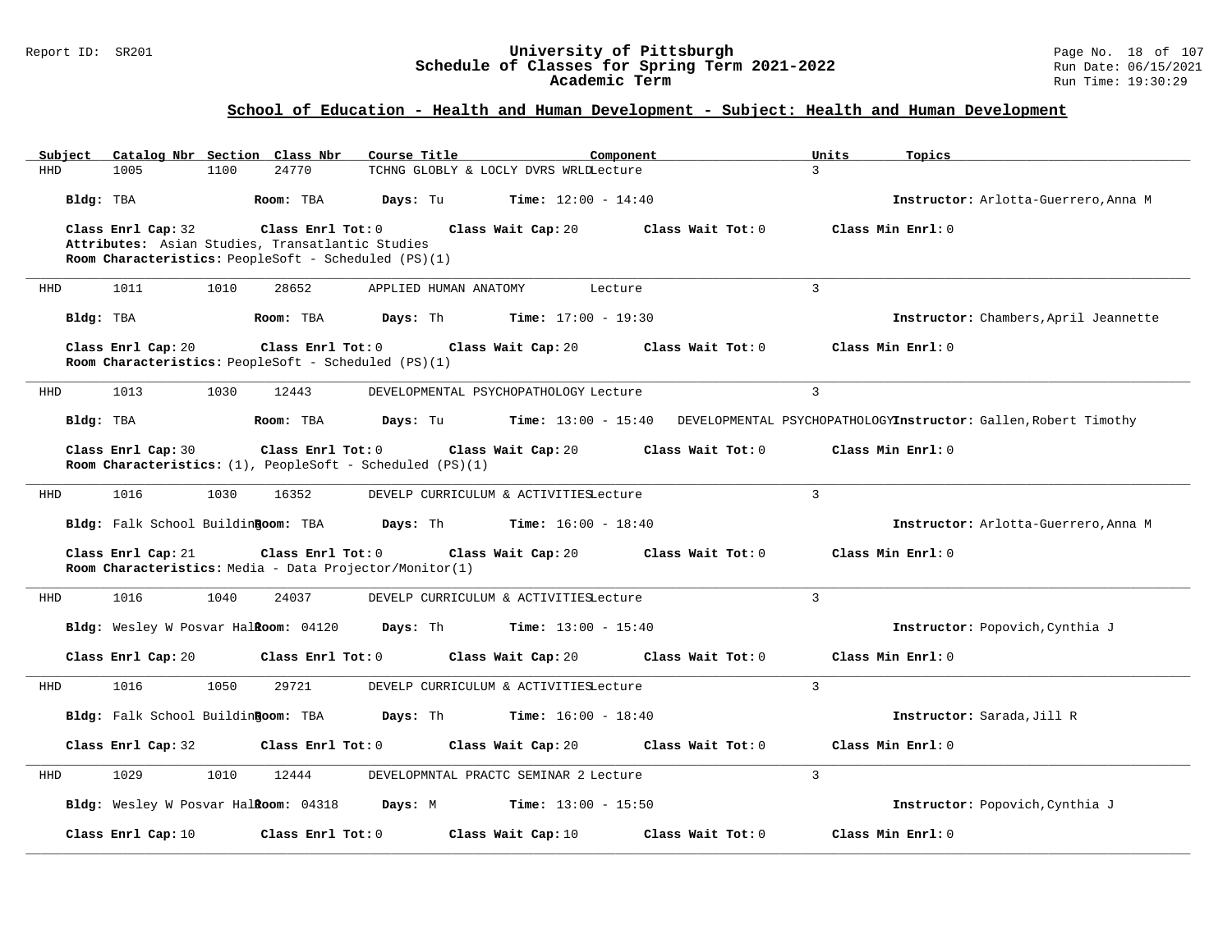# University of Pittsburgh
## Schedule of Classes for Spring Term 2021-2022
### Academic Term

Report ID: SR201

## School of Education - Health and Human Development - Subject: Health and Human Development

| Subject | Catalog Nbr | Section | Class Nbr | Course Title | Component | Units | Topics |
|---|---|---|---|---|---|---|---|
| HHD | 1005 | 1100 | 24770 | TCHNG GLOBLY & LOCLY DVRS WRLD | Lecture | 3 | |

**Bldg:** TBA **Room:** TBA **Days:** Tu **Time:** 12:00 - 14:40 **Instructor:** Arlotta-Guerrero,Anna M

**Class Enrl Cap:** 32 **Class Enrl Tot:** 0 **Class Wait Cap:** 20 **Class Wait Tot:** 0 **Class Min Enrl:** 0

**Attributes:** Asian Studies, Transatlantic Studies

**Room Characteristics:** PeopleSoft - Scheduled (PS)(1)

---

| Subject | Catalog Nbr | Section | Class Nbr | Course Title | Component | Units | Topics |
|---|---|---|---|---|---|---|---|
| HHD | 1011 | 1010 | 28652 | APPLIED HUMAN ANATOMY | Lecture | 3 | |

**Bldg:** TBA **Room:** TBA **Days:** Th **Time:** 17:00 - 19:30 **Instructor:** Chambers,April Jeannette

**Class Enrl Cap:** 20 **Class Enrl Tot:** 0 **Class Wait Cap:** 20 **Class Wait Tot:** 0 **Class Min Enrl:** 0

**Room Characteristics:** PeopleSoft - Scheduled (PS)(1)

---

| Subject | Catalog Nbr | Section | Class Nbr | Course Title | Component | Units | Topics |
|---|---|---|---|---|---|---|---|
| HHD | 1013 | 1030 | 12443 | DEVELOPMENTAL PSYCHOPATHOLOGY | Lecture | 3 | DEVELOPMENTAL PSYCHOPATHOLOGY |

**Bldg:** TBA **Room:** TBA **Days:** Tu **Time:** 13:00 - 15:40 **Instructor:** Gallen,Robert Timothy

**Class Enrl Cap:** 30 **Class Enrl Tot:** 0 **Class Wait Cap:** 20 **Class Wait Tot:** 0 **Class Min Enrl:** 0

**Room Characteristics:** (1), PeopleSoft - Scheduled (PS)(1)

---

| Subject | Catalog Nbr | Section | Class Nbr | Course Title | Component | Units | Topics |
|---|---|---|---|---|---|---|---|
| HHD | 1016 | 1030 | 16352 | DEVELP CURRICULUM & ACTIVITIES | Lecture | 3 | |

**Bldg:** Falk School Building **Room:** TBA **Days:** Th **Time:** 16:00 - 18:40 **Instructor:** Arlotta-Guerrero,Anna M

**Class Enrl Cap:** 21 **Class Enrl Tot:** 0 **Class Wait Cap:** 20 **Class Wait Tot:** 0 **Class Min Enrl:** 0

**Room Characteristics:** Media - Data Projector/Monitor(1)

---

| Subject | Catalog Nbr | Section | Class Nbr | Course Title | Component | Units | Topics |
|---|---|---|---|---|---|---|---|
| HHD | 1016 | 1040 | 24037 | DEVELP CURRICULUM & ACTIVITIES | Lecture | 3 | |

**Bldg:** Wesley W Posvar Hall **Room:** 04120 **Days:** Th **Time:** 13:00 - 15:40 **Instructor:** Popovich,Cynthia J

**Class Enrl Cap:** 20 **Class Enrl Tot:** 0 **Class Wait Cap:** 20 **Class Wait Tot:** 0 **Class Min Enrl:** 0

---

| Subject | Catalog Nbr | Section | Class Nbr | Course Title | Component | Units | Topics |
|---|---|---|---|---|---|---|---|
| HHD | 1016 | 1050 | 29721 | DEVELP CURRICULUM & ACTIVITIES | Lecture | 3 | |

**Bldg:** Falk School Building **Room:** TBA **Days:** Th **Time:** 16:00 - 18:40 **Instructor:** Sarada,Jill R

**Class Enrl Cap:** 32 **Class Enrl Tot:** 0 **Class Wait Cap:** 20 **Class Wait Tot:** 0 **Class Min Enrl:** 0

---

| Subject | Catalog Nbr | Section | Class Nbr | Course Title | Component | Units | Topics |
|---|---|---|---|---|---|---|---|
| HHD | 1029 | 1010 | 12444 | DEVELOPMNTAL PRACTC SEMINAR 2 | Lecture | 3 | |

**Bldg:** Wesley W Posvar Hall **Room:** 04318 **Days:** M **Time:** 13:00 - 15:50 **Instructor:** Popovich,Cynthia J

**Class Enrl Cap:** 10 **Class Enrl Tot:** 0 **Class Wait Cap:** 10 **Class Wait Tot:** 0 **Class Min Enrl:** 0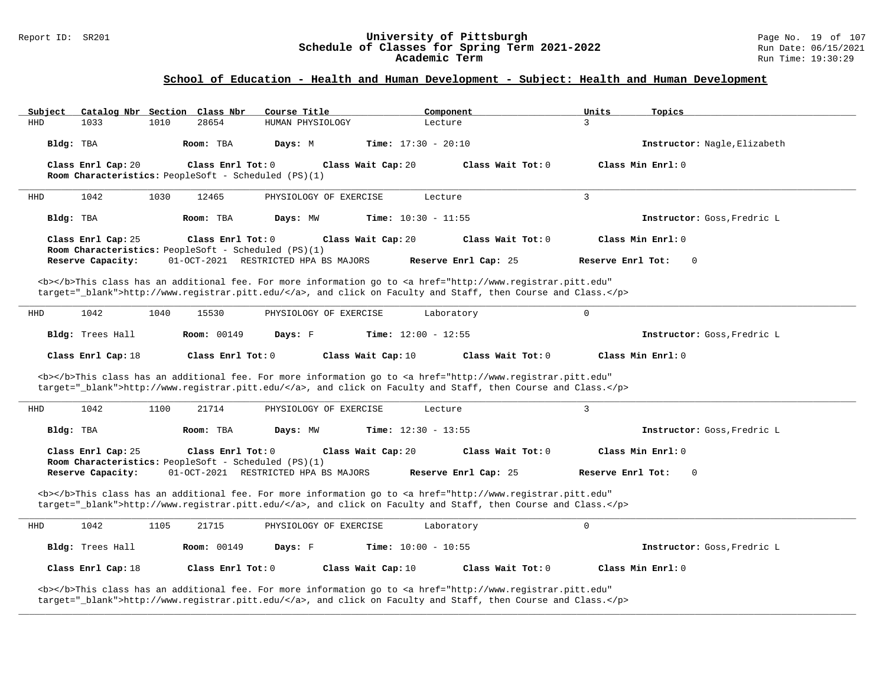## School of Education - Health and Human Development - Subject: Health and Human Development

| Subject | Catalog Nbr | Section | Class Nbr | Course Title | Component | Units | Topics |
|---|---|---|---|---|---|---|---|
| HHD | 1033 | 1010 | 28654 | HUMAN PHYSIOLOGY | Lecture | 3 | |

**Bldg:** TBA **Room:** TBA **Days:** M **Time:** 17:30 - 20:10 **Instructor:** Nagle,Elizabeth

**Class Enrl Cap:** 20 **Class Enrl Tot:** 0 **Class Wait Cap:** 20 **Class Wait Tot:** 0 **Class Min Enrl:** 0

**Room Characteristics:** PeopleSoft - Scheduled (PS)(1)

---

| Subject | Catalog Nbr | Section | Class Nbr | Course Title | Component | Units | Topics |
|---|---|---|---|---|---|---|---|
| HHD | 1042 | 1030 | 12465 | PHYSIOLOGY OF EXERCISE | Lecture | 3 | |

**Bldg:** TBA **Room:** TBA **Days:** MW **Time:** 10:30 - 11:55 **Instructor:** Goss,Fredric L

**Class Enrl Cap:** 25 **Class Enrl Tot:** 0 **Class Wait Cap:** 20 **Class Wait Tot:** 0 **Class Min Enrl:** 0

**Room Characteristics:** PeopleSoft - Scheduled (PS)(1)

**Reserve Capacity:** 01-OCT-2021 RESTRICTED HPA BS MAJORS **Reserve Enrl Cap:** 25 **Reserve Enrl Tot:** 0

<b></b>This class has an additional fee. For more information go to <a href="http://www.registrar.pitt.edu" target="_blank">http://www.registrar.pitt.edu/</a>, and click on Faculty and Staff, then Course and Class.</p>

---

| Subject | Catalog Nbr | Section | Class Nbr | Course Title | Component | Units | Topics |
|---|---|---|---|---|---|---|---|
| HHD | 1042 | 1040 | 15530 | PHYSIOLOGY OF EXERCISE | Laboratory | 0 | |

**Bldg:** Trees Hall **Room:** 00149 **Days:** F **Time:** 12:00 - 12:55 **Instructor:** Goss,Fredric L

**Class Enrl Cap:** 18 **Class Enrl Tot:** 0 **Class Wait Cap:** 10 **Class Wait Tot:** 0 **Class Min Enrl:** 0

<b></b>This class has an additional fee. For more information go to <a href="http://www.registrar.pitt.edu" target="_blank">http://www.registrar.pitt.edu/</a>, and click on Faculty and Staff, then Course and Class.</p>

---

| Subject | Catalog Nbr | Section | Class Nbr | Course Title | Component | Units | Topics |
|---|---|---|---|---|---|---|---|
| HHD | 1042 | 1100 | 21714 | PHYSIOLOGY OF EXERCISE | Lecture | 3 | |

**Bldg:** TBA **Room:** TBA **Days:** MW **Time:** 12:30 - 13:55 **Instructor:** Goss,Fredric L

**Class Enrl Cap:** 25 **Class Enrl Tot:** 0 **Class Wait Cap:** 20 **Class Wait Tot:** 0 **Class Min Enrl:** 0

**Room Characteristics:** PeopleSoft - Scheduled (PS)(1)

**Reserve Capacity:** 01-OCT-2021 RESTRICTED HPA BS MAJORS **Reserve Enrl Cap:** 25 **Reserve Enrl Tot:** 0

<b></b>This class has an additional fee. For more information go to <a href="http://www.registrar.pitt.edu" target="_blank">http://www.registrar.pitt.edu/</a>, and click on Faculty and Staff, then Course and Class.</p>

---

| Subject | Catalog Nbr | Section | Class Nbr | Course Title | Component | Units | Topics |
|---|---|---|---|---|---|---|---|
| HHD | 1042 | 1105 | 21715 | PHYSIOLOGY OF EXERCISE | Laboratory | 0 | |

**Bldg:** Trees Hall **Room:** 00149 **Days:** F **Time:** 10:00 - 10:55 **Instructor:** Goss,Fredric L

**Class Enrl Cap:** 18 **Class Enrl Tot:** 0 **Class Wait Cap:** 10 **Class Wait Tot:** 0 **Class Min Enrl:** 0

<b></b>This class has an additional fee. For more information go to <a href="http://www.registrar.pitt.edu" target="_blank">http://www.registrar.pitt.edu/</a>, and click on Faculty and Staff, then Course and Class.</p>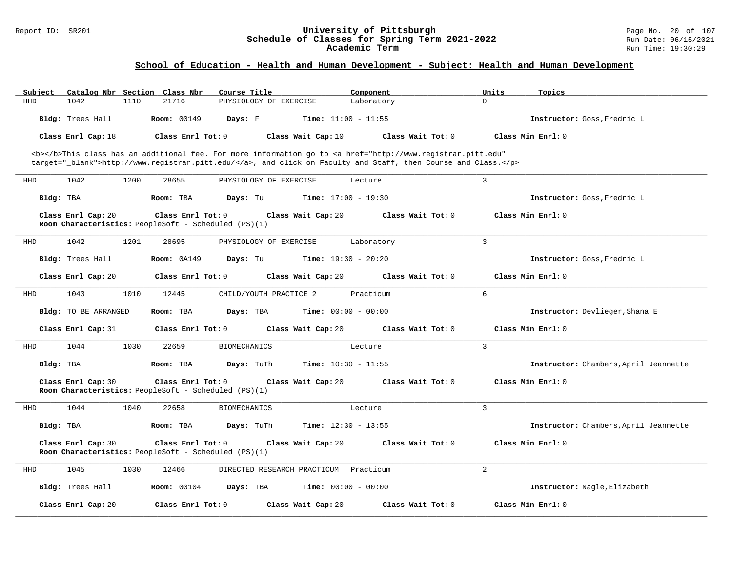## School of Education - Health and Human Development - Subject: Health and Human Development

| Subject | Catalog Nbr | Section | Class Nbr | Course Title | Component | Units | Topics |
|---|---|---|---|---|---|---|---|
| HHD | 1042 | 1110 | 21716 | PHYSIOLOGY OF EXERCISE | Laboratory | 0 | |

**Bldg:** Trees Hall **Room:** 00149 **Days:** F **Time:** 11:00 - 11:55 **Instructor:** Goss,Fredric L

**Class Enrl Cap:** 18 **Class Enrl Tot:** 0 **Class Wait Cap:** 10 **Class Wait Tot:** 0 **Class Min Enrl:** 0

<b></b>This class has an additional fee. For more information go to <a href="http://www.registrar.pitt.edu" target="_blank">http://www.registrar.pitt.edu/</a>, and click on Faculty and Staff, then Course and Class.</p>

---

| Subject | Catalog Nbr | Section | Class Nbr | Course Title | Component | Units | Topics |
|---|---|---|---|---|---|---|---|
| HHD | 1042 | 1200 | 28655 | PHYSIOLOGY OF EXERCISE | Lecture | 3 | |

**Bldg:** TBA **Room:** TBA **Days:** Tu **Time:** 17:00 - 19:30 **Instructor:** Goss,Fredric L

**Class Enrl Cap:** 20 **Class Enrl Tot:** 0 **Class Wait Cap:** 20 **Class Wait Tot:** 0 **Class Min Enrl:** 0

**Room Characteristics:** PeopleSoft - Scheduled (PS)(1)

---

| Subject | Catalog Nbr | Section | Class Nbr | Course Title | Component | Units | Topics |
|---|---|---|---|---|---|---|---|
| HHD | 1042 | 1201 | 28695 | PHYSIOLOGY OF EXERCISE | Laboratory | 3 | |

**Bldg:** Trees Hall **Room:** 0A149 **Days:** Tu **Time:** 19:30 - 20:20 **Instructor:** Goss,Fredric L

**Class Enrl Cap:** 20 **Class Enrl Tot:** 0 **Class Wait Cap:** 20 **Class Wait Tot:** 0 **Class Min Enrl:** 0

---

| Subject | Catalog Nbr | Section | Class Nbr | Course Title | Component | Units | Topics |
|---|---|---|---|---|---|---|---|
| HHD | 1043 | 1010 | 12445 | CHILD/YOUTH PRACTICE 2 | Practicum | 6 | |

**Bldg:** TO BE ARRANGED **Room:** TBA **Days:** TBA **Time:** 00:00 - 00:00 **Instructor:** Devlieger,Shana E

**Class Enrl Cap:** 31 **Class Enrl Tot:** 0 **Class Wait Cap:** 20 **Class Wait Tot:** 0 **Class Min Enrl:** 0

---

| Subject | Catalog Nbr | Section | Class Nbr | Course Title | Component | Units | Topics |
|---|---|---|---|---|---|---|---|
| HHD | 1044 | 1030 | 22659 | BIOMECHANICS | Lecture | 3 | |

**Bldg:** TBA **Room:** TBA **Days:** TuTh **Time:** 10:30 - 11:55 **Instructor:** Chambers,April Jeannette

**Class Enrl Cap:** 30 **Class Enrl Tot:** 0 **Class Wait Cap:** 20 **Class Wait Tot:** 0 **Class Min Enrl:** 0

**Room Characteristics:** PeopleSoft - Scheduled (PS)(1)

---

| Subject | Catalog Nbr | Section | Class Nbr | Course Title | Component | Units | Topics |
|---|---|---|---|---|---|---|---|
| HHD | 1044 | 1040 | 22658 | BIOMECHANICS | Lecture | 3 | |

**Bldg:** TBA **Room:** TBA **Days:** TuTh **Time:** 12:30 - 13:55 **Instructor:** Chambers,April Jeannette

**Class Enrl Cap:** 30 **Class Enrl Tot:** 0 **Class Wait Cap:** 20 **Class Wait Tot:** 0 **Class Min Enrl:** 0

**Room Characteristics:** PeopleSoft - Scheduled (PS)(1)

---

| Subject | Catalog Nbr | Section | Class Nbr | Course Title | Component | Units | Topics |
|---|---|---|---|---|---|---|---|
| HHD | 1045 | 1030 | 12466 | DIRECTED RESEARCH PRACTICUM | Practicum | 2 | |

**Bldg:** Trees Hall **Room:** 00104 **Days:** TBA **Time:** 00:00 - 00:00 **Instructor:** Nagle,Elizabeth

**Class Enrl Cap:** 20 **Class Enrl Tot:** 0 **Class Wait Cap:** 20 **Class Wait Tot:** 0 **Class Min Enrl:** 0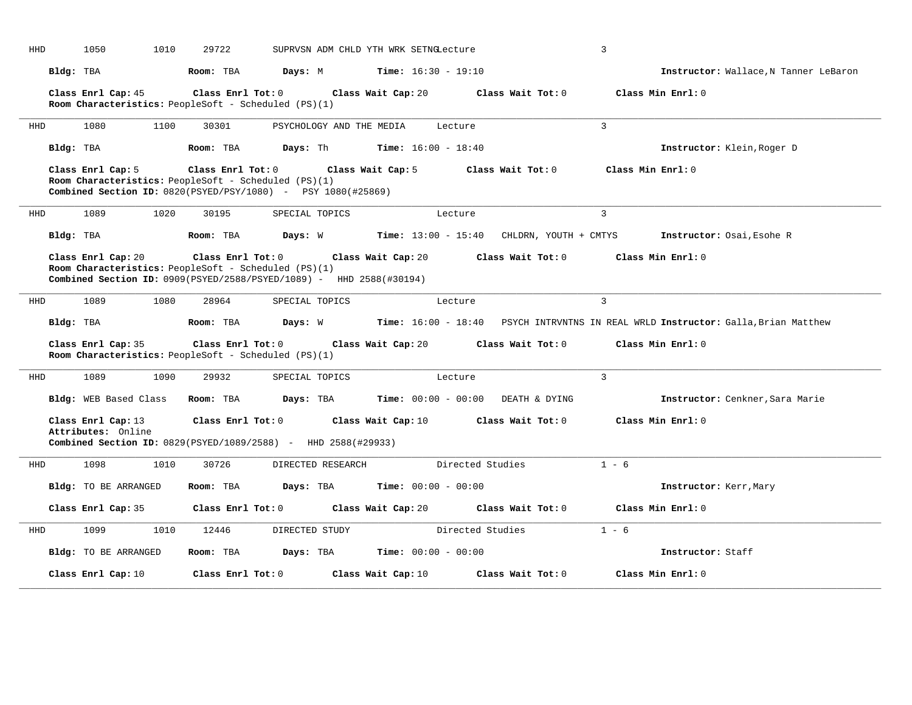HHD 1050 1010 29722 SUPRVSN ADM CHLD YTH WRK SETNG Lecture 3

**Bldg:** TBA **Room:** TBA **Days:** M **Time:** 16:30 - 19:10 **Instructor:** Wallace,N Tanner LeBaron

**Class Enrl Cap:** 45 **Class Enrl Tot:** 0 **Class Wait Cap:** 20 **Class Wait Tot:** 0 **Class Min Enrl:** 0
**Room Characteristics:** PeopleSoft - Scheduled (PS)(1)

---

HHD 1080 1100 30301 PSYCHOLOGY AND THE MEDIA Lecture 3

**Bldg:** TBA **Room:** TBA **Days:** Th **Time:** 16:00 - 18:40 **Instructor:** Klein,Roger D

**Class Enrl Cap:** 5 **Class Enrl Tot:** 0 **Class Wait Cap:** 5 **Class Wait Tot:** 0 **Class Min Enrl:** 0
**Room Characteristics:** PeopleSoft - Scheduled (PS)(1)
**Combined Section ID:** 0820(PSYED/PSY/1080) - PSY 1080(#25869)

---

HHD 1089 1020 30195 SPECIAL TOPICS Lecture 3

**Bldg:** TBA **Room:** TBA **Days:** W **Time:** 13:00 - 15:40 CHLDRN, YOUTH + CMTYS **Instructor:** Osai,Esohe R

**Class Enrl Cap:** 20 **Class Enrl Tot:** 0 **Class Wait Cap:** 20 **Class Wait Tot:** 0 **Class Min Enrl:** 0
**Room Characteristics:** PeopleSoft - Scheduled (PS)(1)
**Combined Section ID:** 0909(PSYED/2588/PSYED/1089) - HHD 2588(#30194)

---

HHD 1089 1080 28964 SPECIAL TOPICS Lecture 3

**Bldg:** TBA **Room:** TBA **Days:** W **Time:** 16:00 - 18:40 PSYCH INTRVNTNS IN REAL WRLD **Instructor:** Galla,Brian Matthew

**Class Enrl Cap:** 35 **Class Enrl Tot:** 0 **Class Wait Cap:** 20 **Class Wait Tot:** 0 **Class Min Enrl:** 0
**Room Characteristics:** PeopleSoft - Scheduled (PS)(1)

---

HHD 1089 1090 29932 SPECIAL TOPICS Lecture 3

**Bldg:** WEB Based Class **Room:** TBA **Days:** TBA **Time:** 00:00 - 00:00 DEATH & DYING **Instructor:** Cenkner,Sara Marie

**Class Enrl Cap:** 13 **Class Enrl Tot:** 0 **Class Wait Cap:** 10 **Class Wait Tot:** 0 **Class Min Enrl:** 0
**Attributes:** Online
**Combined Section ID:** 0829(PSYED/1089/2588) - HHD 2588(#29933)

---

HHD 1098 1010 30726 DIRECTED RESEARCH Directed Studies 1 - 6

**Bldg:** TO BE ARRANGED **Room:** TBA **Days:** TBA **Time:** 00:00 - 00:00 **Instructor:** Kerr,Mary

**Class Enrl Cap:** 35 **Class Enrl Tot:** 0 **Class Wait Cap:** 20 **Class Wait Tot:** 0 **Class Min Enrl:** 0

---

HHD 1099 1010 12446 DIRECTED STUDY Directed Studies 1 - 6

**Bldg:** TO BE ARRANGED **Room:** TBA **Days:** TBA **Time:** 00:00 - 00:00 **Instructor:** Staff

**Class Enrl Cap:** 10 **Class Enrl Tot:** 0 **Class Wait Cap:** 10 **Class Wait Tot:** 0 **Class Min Enrl:** 0

---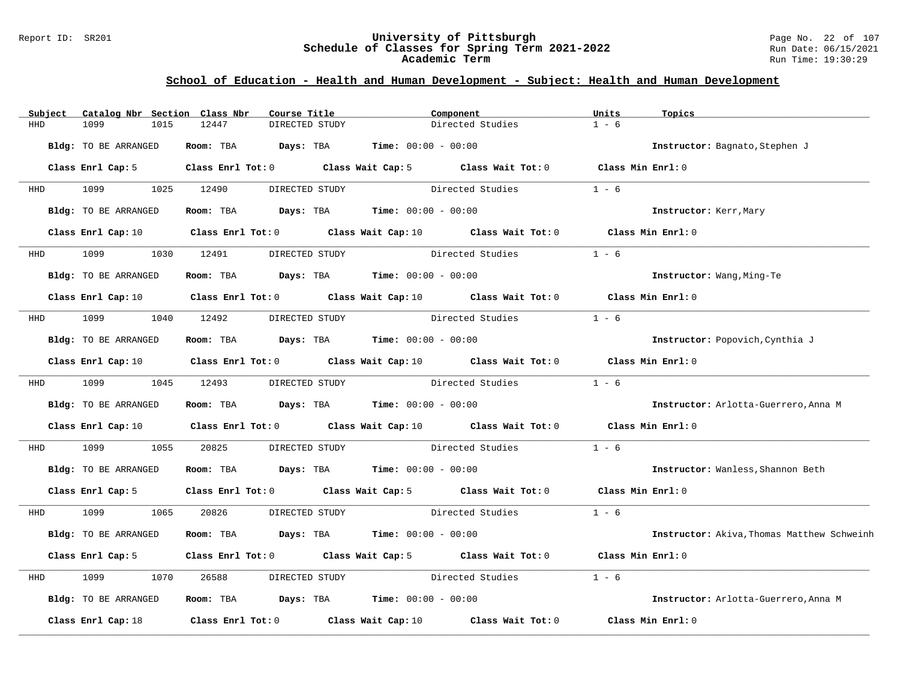## School of Education - Health and Human Development - Subject: Health and Human Development

| Subject | Catalog Nbr | Section | Class Nbr | Course Title | Component | Units | Topics |
|---|---|---|---|---|---|---|---|
| HHD | 1099 | 1015 | 12447 | DIRECTED STUDY | Directed Studies | 1 - 6 | |

**Bldg:** TO BE ARRANGED **Room:** TBA **Days:** TBA **Time:** 00:00 - 00:00 **Instructor:** Bagnato,Stephen J

**Class Enrl Cap:** 5 **Class Enrl Tot:** 0 **Class Wait Cap:** 5 **Class Wait Tot:** 0 **Class Min Enrl:** 0

---

| Subject | Catalog Nbr | Section | Class Nbr | Course Title | Component | Units | Topics |
|---|---|---|---|---|---|---|---|
| HHD | 1099 | 1025 | 12490 | DIRECTED STUDY | Directed Studies | 1 - 6 | |

**Bldg:** TO BE ARRANGED **Room:** TBA **Days:** TBA **Time:** 00:00 - 00:00 **Instructor:** Kerr,Mary

**Class Enrl Cap:** 10 **Class Enrl Tot:** 0 **Class Wait Cap:** 10 **Class Wait Tot:** 0 **Class Min Enrl:** 0

---

| Subject | Catalog Nbr | Section | Class Nbr | Course Title | Component | Units | Topics |
|---|---|---|---|---|---|---|---|
| HHD | 1099 | 1030 | 12491 | DIRECTED STUDY | Directed Studies | 1 - 6 | |

**Bldg:** TO BE ARRANGED **Room:** TBA **Days:** TBA **Time:** 00:00 - 00:00 **Instructor:** Wang,Ming-Te

**Class Enrl Cap:** 10 **Class Enrl Tot:** 0 **Class Wait Cap:** 10 **Class Wait Tot:** 0 **Class Min Enrl:** 0

---

| Subject | Catalog Nbr | Section | Class Nbr | Course Title | Component | Units | Topics |
|---|---|---|---|---|---|---|---|
| HHD | 1099 | 1040 | 12492 | DIRECTED STUDY | Directed Studies | 1 - 6 | |

**Bldg:** TO BE ARRANGED **Room:** TBA **Days:** TBA **Time:** 00:00 - 00:00 **Instructor:** Popovich,Cynthia J

**Class Enrl Cap:** 10 **Class Enrl Tot:** 0 **Class Wait Cap:** 10 **Class Wait Tot:** 0 **Class Min Enrl:** 0

---

| Subject | Catalog Nbr | Section | Class Nbr | Course Title | Component | Units | Topics |
|---|---|---|---|---|---|---|---|
| HHD | 1099 | 1045 | 12493 | DIRECTED STUDY | Directed Studies | 1 - 6 | |

**Bldg:** TO BE ARRANGED **Room:** TBA **Days:** TBA **Time:** 00:00 - 00:00 **Instructor:** Arlotta-Guerrero,Anna M

**Class Enrl Cap:** 10 **Class Enrl Tot:** 0 **Class Wait Cap:** 10 **Class Wait Tot:** 0 **Class Min Enrl:** 0

---

| Subject | Catalog Nbr | Section | Class Nbr | Course Title | Component | Units | Topics |
|---|---|---|---|---|---|---|---|
| HHD | 1099 | 1055 | 20825 | DIRECTED STUDY | Directed Studies | 1 - 6 | |

**Bldg:** TO BE ARRANGED **Room:** TBA **Days:** TBA **Time:** 00:00 - 00:00 **Instructor:** Wanless,Shannon Beth

**Class Enrl Cap:** 5 **Class Enrl Tot:** 0 **Class Wait Cap:** 5 **Class Wait Tot:** 0 **Class Min Enrl:** 0

---

| Subject | Catalog Nbr | Section | Class Nbr | Course Title | Component | Units | Topics |
|---|---|---|---|---|---|---|---|
| HHD | 1099 | 1065 | 20826 | DIRECTED STUDY | Directed Studies | 1 - 6 | |

**Bldg:** TO BE ARRANGED **Room:** TBA **Days:** TBA **Time:** 00:00 - 00:00 **Instructor:** Akiva,Thomas Matthew Schweinh

**Class Enrl Cap:** 5 **Class Enrl Tot:** 0 **Class Wait Cap:** 5 **Class Wait Tot:** 0 **Class Min Enrl:** 0

---

| Subject | Catalog Nbr | Section | Class Nbr | Course Title | Component | Units | Topics |
|---|---|---|---|---|---|---|---|
| HHD | 1099 | 1070 | 26588 | DIRECTED STUDY | Directed Studies | 1 - 6 | |

**Bldg:** TO BE ARRANGED **Room:** TBA **Days:** TBA **Time:** 00:00 - 00:00 **Instructor:** Arlotta-Guerrero,Anna M

**Class Enrl Cap:** 18 **Class Enrl Tot:** 0 **Class Wait Cap:** 10 **Class Wait Tot:** 0 **Class Min Enrl:** 0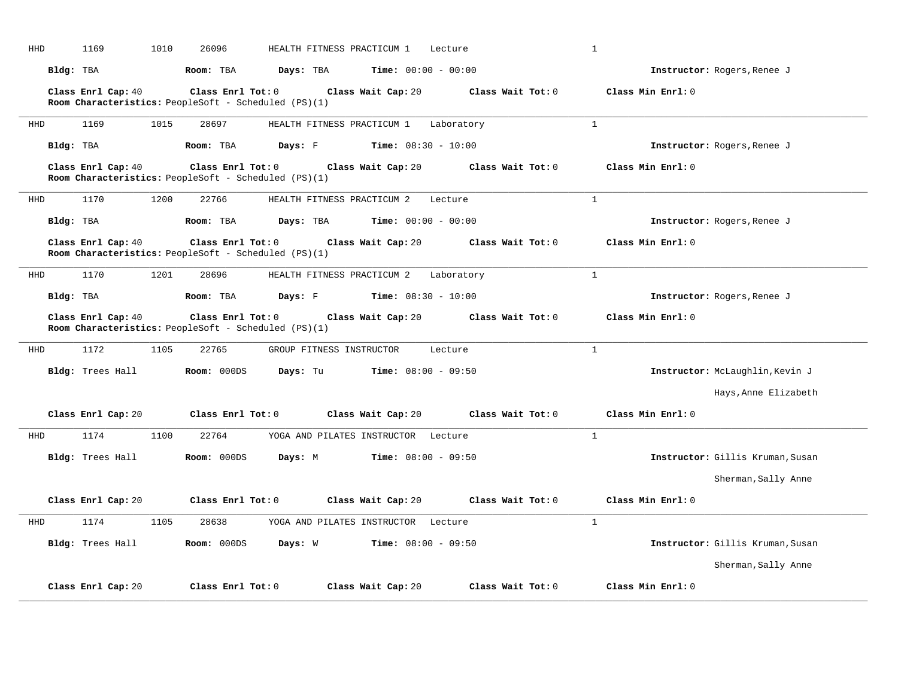HHD 1169 1010 26096 HEALTH FITNESS PRACTICUM 1 Lecture 1

**Bldg:** TBA **Room:** TBA **Days:** TBA **Time:** 00:00 - 00:00 **Instructor:** Rogers,Renee J

**Class Enrl Cap:** 40 **Class Enrl Tot:** 0 **Class Wait Cap:** 20 **Class Wait Tot:** 0 **Class Min Enrl:** 0

**Room Characteristics:** PeopleSoft - Scheduled (PS)(1)

---

HHD 1169 1015 28697 HEALTH FITNESS PRACTICUM 1 Laboratory 1

**Bldg:** TBA **Room:** TBA **Days:** F **Time:** 08:30 - 10:00 **Instructor:** Rogers,Renee J

**Class Enrl Cap:** 40 **Class Enrl Tot:** 0 **Class Wait Cap:** 20 **Class Wait Tot:** 0 **Class Min Enrl:** 0

**Room Characteristics:** PeopleSoft - Scheduled (PS)(1)

---

HHD 1170 1200 22766 HEALTH FITNESS PRACTICUM 2 Lecture 1

**Bldg:** TBA **Room:** TBA **Days:** TBA **Time:** 00:00 - 00:00 **Instructor:** Rogers,Renee J

**Class Enrl Cap:** 40 **Class Enrl Tot:** 0 **Class Wait Cap:** 20 **Class Wait Tot:** 0 **Class Min Enrl:** 0

**Room Characteristics:** PeopleSoft - Scheduled (PS)(1)

---

HHD 1170 1201 28696 HEALTH FITNESS PRACTICUM 2 Laboratory 1

**Bldg:** TBA **Room:** TBA **Days:** F **Time:** 08:30 - 10:00 **Instructor:** Rogers,Renee J

**Class Enrl Cap:** 40 **Class Enrl Tot:** 0 **Class Wait Cap:** 20 **Class Wait Tot:** 0 **Class Min Enrl:** 0

**Room Characteristics:** PeopleSoft - Scheduled (PS)(1)

---

HHD 1172 1105 22765 GROUP FITNESS INSTRUCTOR Lecture 1

**Bldg:** Trees Hall **Room:** 000DS **Days:** Tu **Time:** 08:00 - 09:50 **Instructor:** McLaughlin,Kevin J

Hays,Anne Elizabeth

**Class Enrl Cap:** 20 **Class Enrl Tot:** 0 **Class Wait Cap:** 20 **Class Wait Tot:** 0 **Class Min Enrl:** 0

---

HHD 1174 1100 22764 YOGA AND PILATES INSTRUCTOR Lecture 1

**Bldg:** Trees Hall **Room:** 000DS **Days:** M **Time:** 08:00 - 09:50 **Instructor:** Gillis Kruman,Susan

Sherman,Sally Anne

**Class Enrl Cap:** 20 **Class Enrl Tot:** 0 **Class Wait Cap:** 20 **Class Wait Tot:** 0 **Class Min Enrl:** 0

---

HHD 1174 1105 28638 YOGA AND PILATES INSTRUCTOR Lecture 1

**Bldg:** Trees Hall **Room:** 000DS **Days:** W **Time:** 08:00 - 09:50 **Instructor:** Gillis Kruman,Susan

Sherman,Sally Anne

**Class Enrl Cap:** 20 **Class Enrl Tot:** 0 **Class Wait Cap:** 20 **Class Wait Tot:** 0 **Class Min Enrl:** 0

---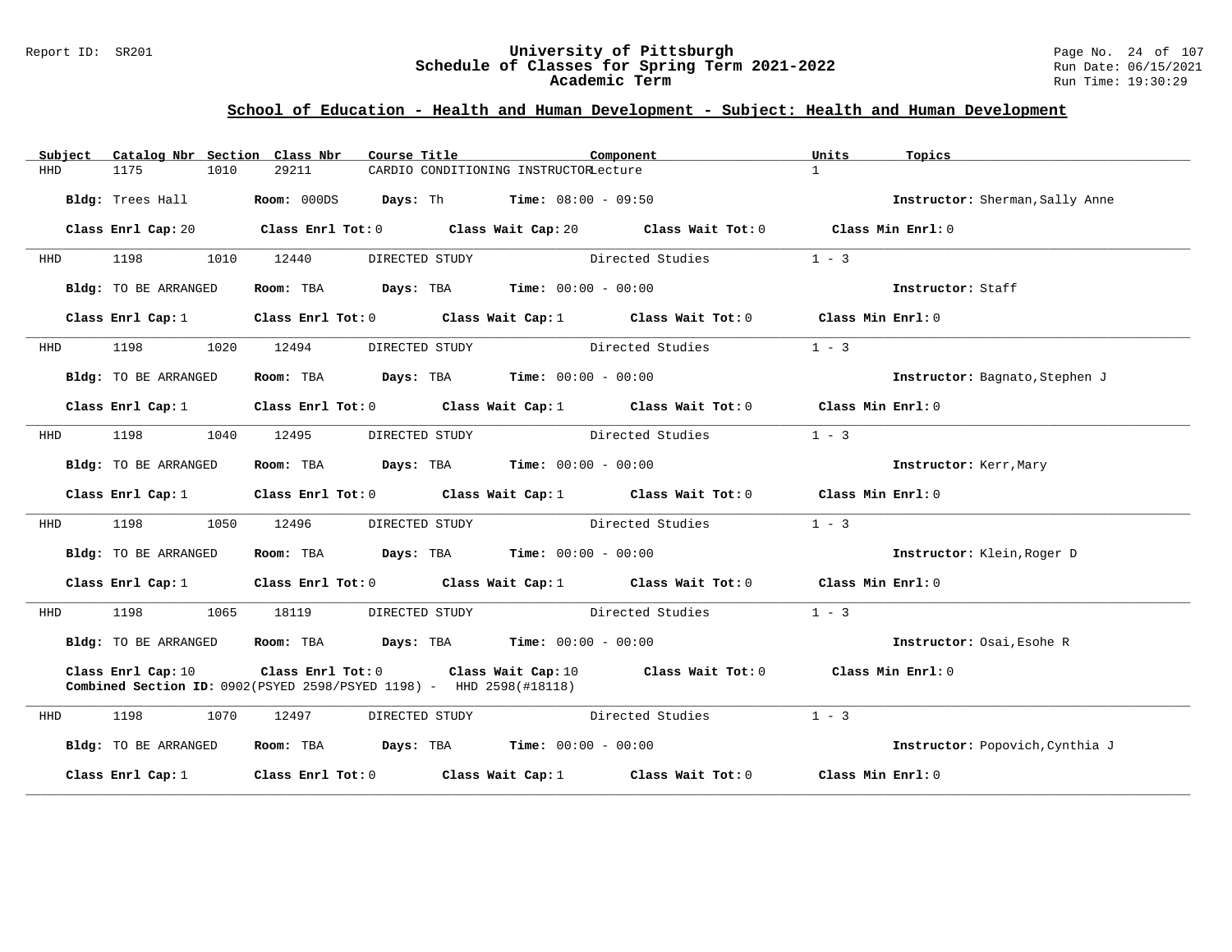## School of Education - Health and Human Development - Subject: Health and Human Development

| Subject | Catalog Nbr | Section | Class Nbr | Course Title | Component | Units | Topics |
|---|---|---|---|---|---|---|---|
| HHD | 1175 | 1010 | 29211 | CARDIO CONDITIONING INSTRUCTOR | Lecture | 1 | |

**Bldg:** Trees Hall **Room:** 000DS **Days:** Th **Time:** 08:00 - 09:50 **Instructor:** Sherman,Sally Anne

**Class Enrl Cap:** 20 **Class Enrl Tot:** 0 **Class Wait Cap:** 20 **Class Wait Tot:** 0 **Class Min Enrl:** 0

---

| Subject | Catalog Nbr | Section | Class Nbr | Course Title | Component | Units | Topics |
|---|---|---|---|---|---|---|---|
| HHD | 1198 | 1010 | 12440 | DIRECTED STUDY | Directed Studies | 1 - 3 | |

**Bldg:** TO BE ARRANGED **Room:** TBA **Days:** TBA **Time:** 00:00 - 00:00 **Instructor:** Staff

**Class Enrl Cap:** 1 **Class Enrl Tot:** 0 **Class Wait Cap:** 1 **Class Wait Tot:** 0 **Class Min Enrl:** 0

---

| Subject | Catalog Nbr | Section | Class Nbr | Course Title | Component | Units | Topics |
|---|---|---|---|---|---|---|---|
| HHD | 1198 | 1020 | 12494 | DIRECTED STUDY | Directed Studies | 1 - 3 | |

**Bldg:** TO BE ARRANGED **Room:** TBA **Days:** TBA **Time:** 00:00 - 00:00 **Instructor:** Bagnato,Stephen J

**Class Enrl Cap:** 1 **Class Enrl Tot:** 0 **Class Wait Cap:** 1 **Class Wait Tot:** 0 **Class Min Enrl:** 0

---

| Subject | Catalog Nbr | Section | Class Nbr | Course Title | Component | Units | Topics |
|---|---|---|---|---|---|---|---|
| HHD | 1198 | 1040 | 12495 | DIRECTED STUDY | Directed Studies | 1 - 3 | |

**Bldg:** TO BE ARRANGED **Room:** TBA **Days:** TBA **Time:** 00:00 - 00:00 **Instructor:** Kerr,Mary

**Class Enrl Cap:** 1 **Class Enrl Tot:** 0 **Class Wait Cap:** 1 **Class Wait Tot:** 0 **Class Min Enrl:** 0

---

| Subject | Catalog Nbr | Section | Class Nbr | Course Title | Component | Units | Topics |
|---|---|---|---|---|---|---|---|
| HHD | 1198 | 1050 | 12496 | DIRECTED STUDY | Directed Studies | 1 - 3 | |

**Bldg:** TO BE ARRANGED **Room:** TBA **Days:** TBA **Time:** 00:00 - 00:00 **Instructor:** Klein,Roger D

**Class Enrl Cap:** 1 **Class Enrl Tot:** 0 **Class Wait Cap:** 1 **Class Wait Tot:** 0 **Class Min Enrl:** 0

---

| Subject | Catalog Nbr | Section | Class Nbr | Course Title | Component | Units | Topics |
|---|---|---|---|---|---|---|---|
| HHD | 1198 | 1065 | 18119 | DIRECTED STUDY | Directed Studies | 1 - 3 | |

**Bldg:** TO BE ARRANGED **Room:** TBA **Days:** TBA **Time:** 00:00 - 00:00 **Instructor:** Osai,Esohe R

**Class Enrl Cap:** 10 **Class Enrl Tot:** 0 **Class Wait Cap:** 10 **Class Wait Tot:** 0 **Class Min Enrl:** 0
**Combined Section ID:** 0902(PSYED 2598/PSYED 1198) - HHD 2598(#18118)

---

| Subject | Catalog Nbr | Section | Class Nbr | Course Title | Component | Units | Topics |
|---|---|---|---|---|---|---|---|
| HHD | 1198 | 1070 | 12497 | DIRECTED STUDY | Directed Studies | 1 - 3 | |

**Bldg:** TO BE ARRANGED **Room:** TBA **Days:** TBA **Time:** 00:00 - 00:00 **Instructor:** Popovich,Cynthia J

**Class Enrl Cap:** 1 **Class Enrl Tot:** 0 **Class Wait Cap:** 1 **Class Wait Tot:** 0 **Class Min Enrl:** 0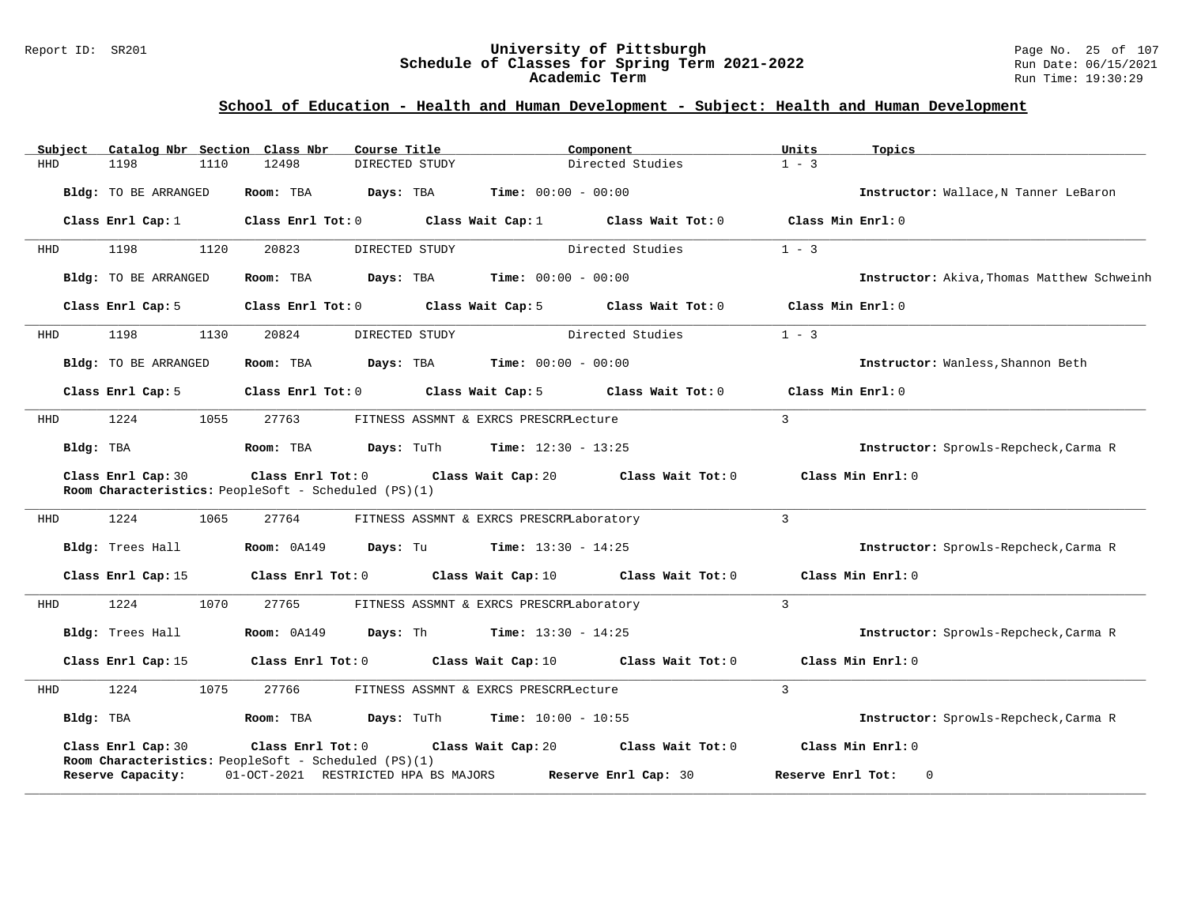## School of Education - Health and Human Development - Subject: Health and Human Development

| Subject | Catalog Nbr | Section | Class Nbr | Course Title | Component | Units | Topics |
|---|---|---|---|---|---|---|---|
| HHD | 1198 | 1110 | 12498 | DIRECTED STUDY | Directed Studies | 1 - 3 | |

**Bldg:** TO BE ARRANGED **Room:** TBA **Days:** TBA **Time:** 00:00 - 00:00 **Instructor:** Wallace,N Tanner LeBaron

**Class Enrl Cap:** 1 **Class Enrl Tot:** 0 **Class Wait Cap:** 1 **Class Wait Tot:** 0 **Class Min Enrl:** 0

---

| Subject | Catalog Nbr | Section | Class Nbr | Course Title | Component | Units | Topics |
|---|---|---|---|---|---|---|---|
| HHD | 1198 | 1120 | 20823 | DIRECTED STUDY | Directed Studies | 1 - 3 | |

**Bldg:** TO BE ARRANGED **Room:** TBA **Days:** TBA **Time:** 00:00 - 00:00 **Instructor:** Akiva,Thomas Matthew Schweinh

**Class Enrl Cap:** 5 **Class Enrl Tot:** 0 **Class Wait Cap:** 5 **Class Wait Tot:** 0 **Class Min Enrl:** 0

---

| Subject | Catalog Nbr | Section | Class Nbr | Course Title | Component | Units | Topics |
|---|---|---|---|---|---|---|---|
| HHD | 1198 | 1130 | 20824 | DIRECTED STUDY | Directed Studies | 1 - 3 | |

**Bldg:** TO BE ARRANGED **Room:** TBA **Days:** TBA **Time:** 00:00 - 00:00 **Instructor:** Wanless,Shannon Beth

**Class Enrl Cap:** 5 **Class Enrl Tot:** 0 **Class Wait Cap:** 5 **Class Wait Tot:** 0 **Class Min Enrl:** 0

---

| Subject | Catalog Nbr | Section | Class Nbr | Course Title | Component | Units | Topics |
|---|---|---|---|---|---|---|---|
| HHD | 1224 | 1055 | 27763 | FITNESS ASSMNT & EXRCS PRESCRP | Lecture | 3 | |

**Bldg:** TBA **Room:** TBA **Days:** TuTh **Time:** 12:30 - 13:25 **Instructor:** Sprowls-Repcheck,Carma R

**Class Enrl Cap:** 30 **Class Enrl Tot:** 0 **Class Wait Cap:** 20 **Class Wait Tot:** 0 **Class Min Enrl:** 0

**Room Characteristics:** PeopleSoft - Scheduled (PS)(1)

---

| Subject | Catalog Nbr | Section | Class Nbr | Course Title | Component | Units | Topics |
|---|---|---|---|---|---|---|---|
| HHD | 1224 | 1065 | 27764 | FITNESS ASSMNT & EXRCS PRESCRP | Laboratory | 3 | |

**Bldg:** Trees Hall **Room:** 0A149 **Days:** Tu **Time:** 13:30 - 14:25 **Instructor:** Sprowls-Repcheck,Carma R

**Class Enrl Cap:** 15 **Class Enrl Tot:** 0 **Class Wait Cap:** 10 **Class Wait Tot:** 0 **Class Min Enrl:** 0

---

| Subject | Catalog Nbr | Section | Class Nbr | Course Title | Component | Units | Topics |
|---|---|---|---|---|---|---|---|
| HHD | 1224 | 1070 | 27765 | FITNESS ASSMNT & EXRCS PRESCRP | Laboratory | 3 | |

**Bldg:** Trees Hall **Room:** 0A149 **Days:** Th **Time:** 13:30 - 14:25 **Instructor:** Sprowls-Repcheck,Carma R

**Class Enrl Cap:** 15 **Class Enrl Tot:** 0 **Class Wait Cap:** 10 **Class Wait Tot:** 0 **Class Min Enrl:** 0

---

| Subject | Catalog Nbr | Section | Class Nbr | Course Title | Component | Units | Topics |
|---|---|---|---|---|---|---|---|
| HHD | 1224 | 1075 | 27766 | FITNESS ASSMNT & EXRCS PRESCRP | Lecture | 3 | |

**Bldg:** TBA **Room:** TBA **Days:** TuTh **Time:** 10:00 - 10:55 **Instructor:** Sprowls-Repcheck,Carma R

**Class Enrl Cap:** 30 **Class Enrl Tot:** 0 **Class Wait Cap:** 20 **Class Wait Tot:** 0 **Class Min Enrl:** 0

**Room Characteristics:** PeopleSoft - Scheduled (PS)(1)

**Reserve Capacity:** 01-OCT-2021 RESTRICTED HPA BS MAJORS **Reserve Enrl Cap:** 30 **Reserve Enrl Tot:** 0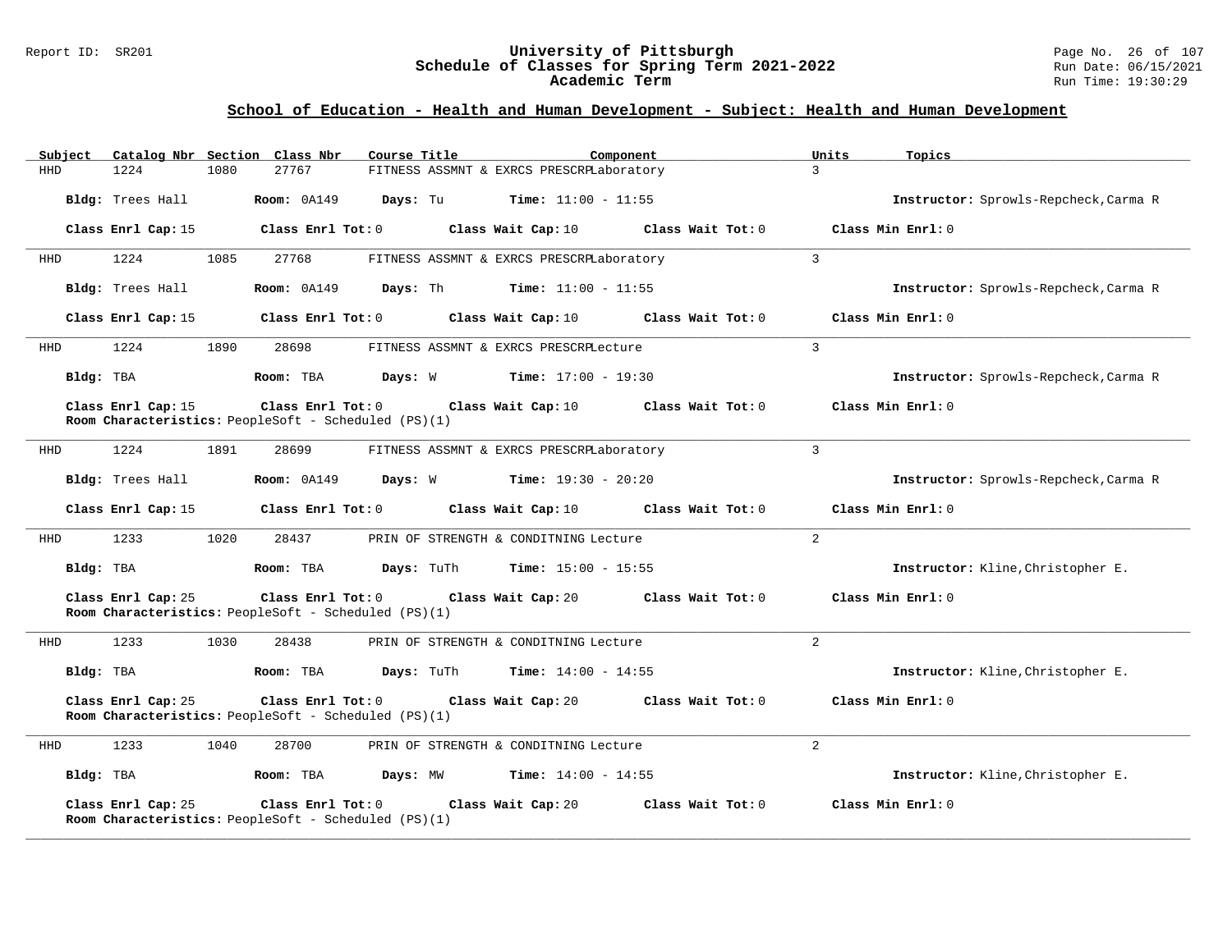## School of Education - Health and Human Development - Subject: Health and Human Development

| Subject | Catalog Nbr | Section | Class Nbr | Course Title | Component | Units | Topics |
|---|---|---|---|---|---|---|---|
| HHD | 1224 | 1080 | 27767 | FITNESS ASSMNT & EXRCS PRESCRP | Laboratory | 3 | |

**Bldg:** Trees Hall **Room:** 0A149 **Days:** Tu **Time:** 11:00 - 11:55 **Instructor:** Sprowls-Repcheck,Carma R

**Class Enrl Cap:** 15 **Class Enrl Tot:** 0 **Class Wait Cap:** 10 **Class Wait Tot:** 0 **Class Min Enrl:** 0

---

| Subject | Catalog Nbr | Section | Class Nbr | Course Title | Component | Units | Topics |
|---|---|---|---|---|---|---|---|
| HHD | 1224 | 1085 | 27768 | FITNESS ASSMNT & EXRCS PRESCRP | Laboratory | 3 | |

**Bldg:** Trees Hall **Room:** 0A149 **Days:** Th **Time:** 11:00 - 11:55 **Instructor:** Sprowls-Repcheck,Carma R

**Class Enrl Cap:** 15 **Class Enrl Tot:** 0 **Class Wait Cap:** 10 **Class Wait Tot:** 0 **Class Min Enrl:** 0

---

| Subject | Catalog Nbr | Section | Class Nbr | Course Title | Component | Units | Topics |
|---|---|---|---|---|---|---|---|
| HHD | 1224 | 1890 | 28698 | FITNESS ASSMNT & EXRCS PRESCRP | Lecture | 3 | |

**Bldg:** TBA **Room:** TBA **Days:** W **Time:** 17:00 - 19:30 **Instructor:** Sprowls-Repcheck,Carma R

**Class Enrl Cap:** 15 **Class Enrl Tot:** 0 **Class Wait Cap:** 10 **Class Wait Tot:** 0 **Class Min Enrl:** 0

**Room Characteristics:** PeopleSoft - Scheduled (PS)(1)

---

| Subject | Catalog Nbr | Section | Class Nbr | Course Title | Component | Units | Topics |
|---|---|---|---|---|---|---|---|
| HHD | 1224 | 1891 | 28699 | FITNESS ASSMNT & EXRCS PRESCRP | Laboratory | 3 | |

**Bldg:** Trees Hall **Room:** 0A149 **Days:** W **Time:** 19:30 - 20:20 **Instructor:** Sprowls-Repcheck,Carma R

**Class Enrl Cap:** 15 **Class Enrl Tot:** 0 **Class Wait Cap:** 10 **Class Wait Tot:** 0 **Class Min Enrl:** 0

---

| Subject | Catalog Nbr | Section | Class Nbr | Course Title | Component | Units | Topics |
|---|---|---|---|---|---|---|---|
| HHD | 1233 | 1020 | 28437 | PRIN OF STRENGTH & CONDITNING | Lecture | 2 | |

**Bldg:** TBA **Room:** TBA **Days:** TuTh **Time:** 15:00 - 15:55 **Instructor:** Kline,Christopher E.

**Class Enrl Cap:** 25 **Class Enrl Tot:** 0 **Class Wait Cap:** 20 **Class Wait Tot:** 0 **Class Min Enrl:** 0

**Room Characteristics:** PeopleSoft - Scheduled (PS)(1)

---

| Subject | Catalog Nbr | Section | Class Nbr | Course Title | Component | Units | Topics |
|---|---|---|---|---|---|---|---|
| HHD | 1233 | 1030 | 28438 | PRIN OF STRENGTH & CONDITNING | Lecture | 2 | |

**Bldg:** TBA **Room:** TBA **Days:** TuTh **Time:** 14:00 - 14:55 **Instructor:** Kline,Christopher E.

**Class Enrl Cap:** 25 **Class Enrl Tot:** 0 **Class Wait Cap:** 20 **Class Wait Tot:** 0 **Class Min Enrl:** 0

**Room Characteristics:** PeopleSoft - Scheduled (PS)(1)

---

| Subject | Catalog Nbr | Section | Class Nbr | Course Title | Component | Units | Topics |
|---|---|---|---|---|---|---|---|
| HHD | 1233 | 1040 | 28700 | PRIN OF STRENGTH & CONDITNING | Lecture | 2 | |

**Bldg:** TBA **Room:** TBA **Days:** MW **Time:** 14:00 - 14:55 **Instructor:** Kline,Christopher E.

**Class Enrl Cap:** 25 **Class Enrl Tot:** 0 **Class Wait Cap:** 20 **Class Wait Tot:** 0 **Class Min Enrl:** 0

**Room Characteristics:** PeopleSoft - Scheduled (PS)(1)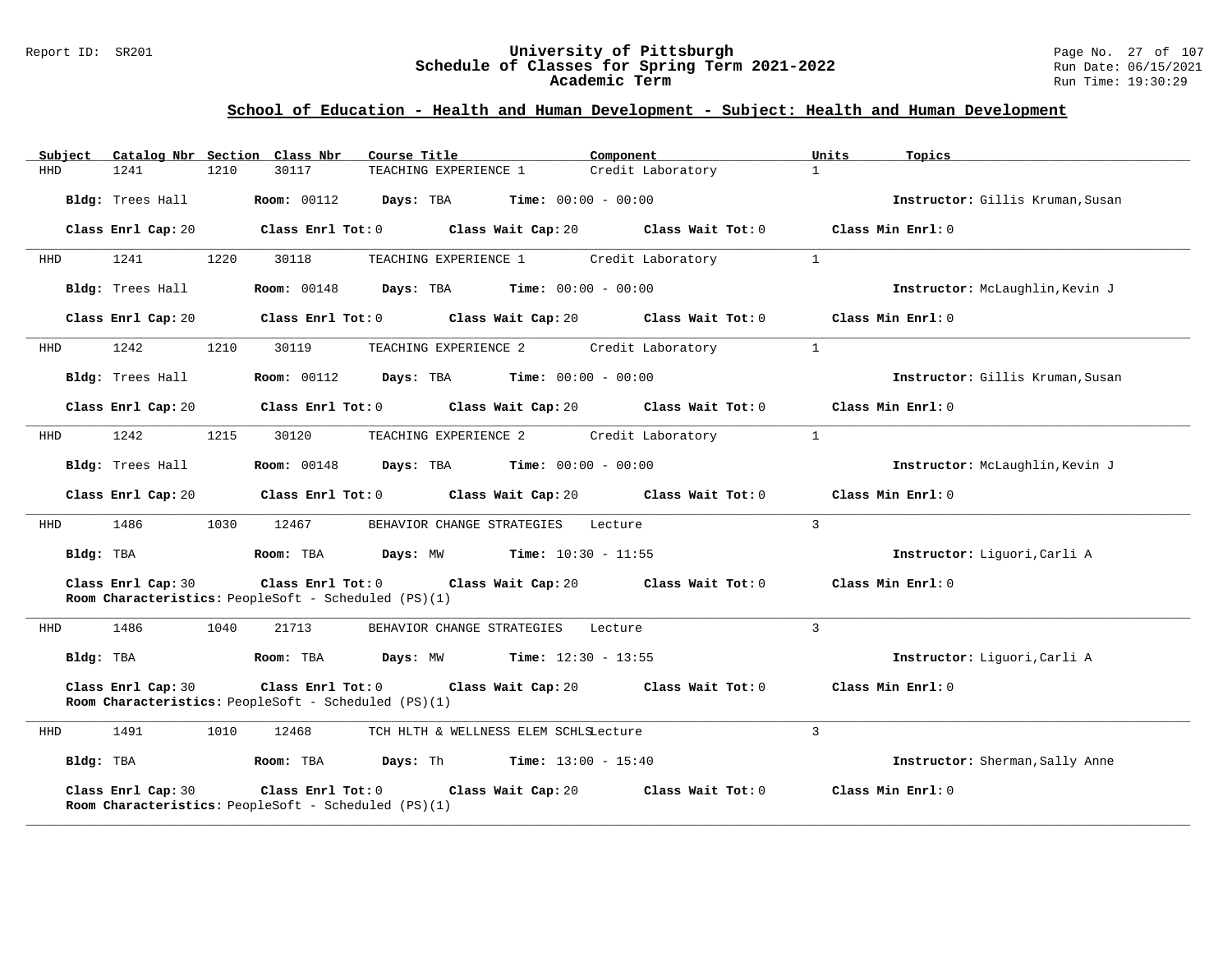## School of Education - Health and Human Development - Subject: Health and Human Development

| Subject | Catalog Nbr | Section | Class Nbr | Course Title | Component | Units | Topics |
|---|---|---|---|---|---|---|---|
| HHD | 1241 | 1210 | 30117 | TEACHING EXPERIENCE 1 | Credit Laboratory | 1 | |

**Bldg:** Trees Hall **Room:** 00112 **Days:** TBA **Time:** 00:00 - 00:00 **Instructor:** Gillis Kruman,Susan

**Class Enrl Cap:** 20 **Class Enrl Tot:** 0 **Class Wait Cap:** 20 **Class Wait Tot:** 0 **Class Min Enrl:** 0

---

| Subject | Catalog Nbr | Section | Class Nbr | Course Title | Component | Units | Topics |
|---|---|---|---|---|---|---|---|
| HHD | 1241 | 1220 | 30118 | TEACHING EXPERIENCE 1 | Credit Laboratory | 1 | |

**Bldg:** Trees Hall **Room:** 00148 **Days:** TBA **Time:** 00:00 - 00:00 **Instructor:** McLaughlin,Kevin J

**Class Enrl Cap:** 20 **Class Enrl Tot:** 0 **Class Wait Cap:** 20 **Class Wait Tot:** 0 **Class Min Enrl:** 0

---

| Subject | Catalog Nbr | Section | Class Nbr | Course Title | Component | Units | Topics |
|---|---|---|---|---|---|---|---|
| HHD | 1242 | 1210 | 30119 | TEACHING EXPERIENCE 2 | Credit Laboratory | 1 | |

**Bldg:** Trees Hall **Room:** 00112 **Days:** TBA **Time:** 00:00 - 00:00 **Instructor:** Gillis Kruman,Susan

**Class Enrl Cap:** 20 **Class Enrl Tot:** 0 **Class Wait Cap:** 20 **Class Wait Tot:** 0 **Class Min Enrl:** 0

---

| Subject | Catalog Nbr | Section | Class Nbr | Course Title | Component | Units | Topics |
|---|---|---|---|---|---|---|---|
| HHD | 1242 | 1215 | 30120 | TEACHING EXPERIENCE 2 | Credit Laboratory | 1 | |

**Bldg:** Trees Hall **Room:** 00148 **Days:** TBA **Time:** 00:00 - 00:00 **Instructor:** McLaughlin,Kevin J

**Class Enrl Cap:** 20 **Class Enrl Tot:** 0 **Class Wait Cap:** 20 **Class Wait Tot:** 0 **Class Min Enrl:** 0

---

| Subject | Catalog Nbr | Section | Class Nbr | Course Title | Component | Units | Topics |
|---|---|---|---|---|---|---|---|
| HHD | 1486 | 1030 | 12467 | BEHAVIOR CHANGE STRATEGIES | Lecture | 3 | |

**Bldg:** TBA **Room:** TBA **Days:** MW **Time:** 10:30 - 11:55 **Instructor:** Liguori,Carli A

**Class Enrl Cap:** 30 **Class Enrl Tot:** 0 **Class Wait Cap:** 20 **Class Wait Tot:** 0 **Class Min Enrl:** 0
**Room Characteristics:** PeopleSoft - Scheduled (PS)(1)

---

| Subject | Catalog Nbr | Section | Class Nbr | Course Title | Component | Units | Topics |
|---|---|---|---|---|---|---|---|
| HHD | 1486 | 1040 | 21713 | BEHAVIOR CHANGE STRATEGIES | Lecture | 3 | |

**Bldg:** TBA **Room:** TBA **Days:** MW **Time:** 12:30 - 13:55 **Instructor:** Liguori,Carli A

**Class Enrl Cap:** 30 **Class Enrl Tot:** 0 **Class Wait Cap:** 20 **Class Wait Tot:** 0 **Class Min Enrl:** 0
**Room Characteristics:** PeopleSoft - Scheduled (PS)(1)

---

| Subject | Catalog Nbr | Section | Class Nbr | Course Title | Component | Units | Topics |
|---|---|---|---|---|---|---|---|
| HHD | 1491 | 1010 | 12468 | TCH HLTH & WELLNESS ELEM SCHLS | Lecture | 3 | |

**Bldg:** TBA **Room:** TBA **Days:** Th **Time:** 13:00 - 15:40 **Instructor:** Sherman,Sally Anne

**Class Enrl Cap:** 30 **Class Enrl Tot:** 0 **Class Wait Cap:** 20 **Class Wait Tot:** 0 **Class Min Enrl:** 0
**Room Characteristics:** PeopleSoft - Scheduled (PS)(1)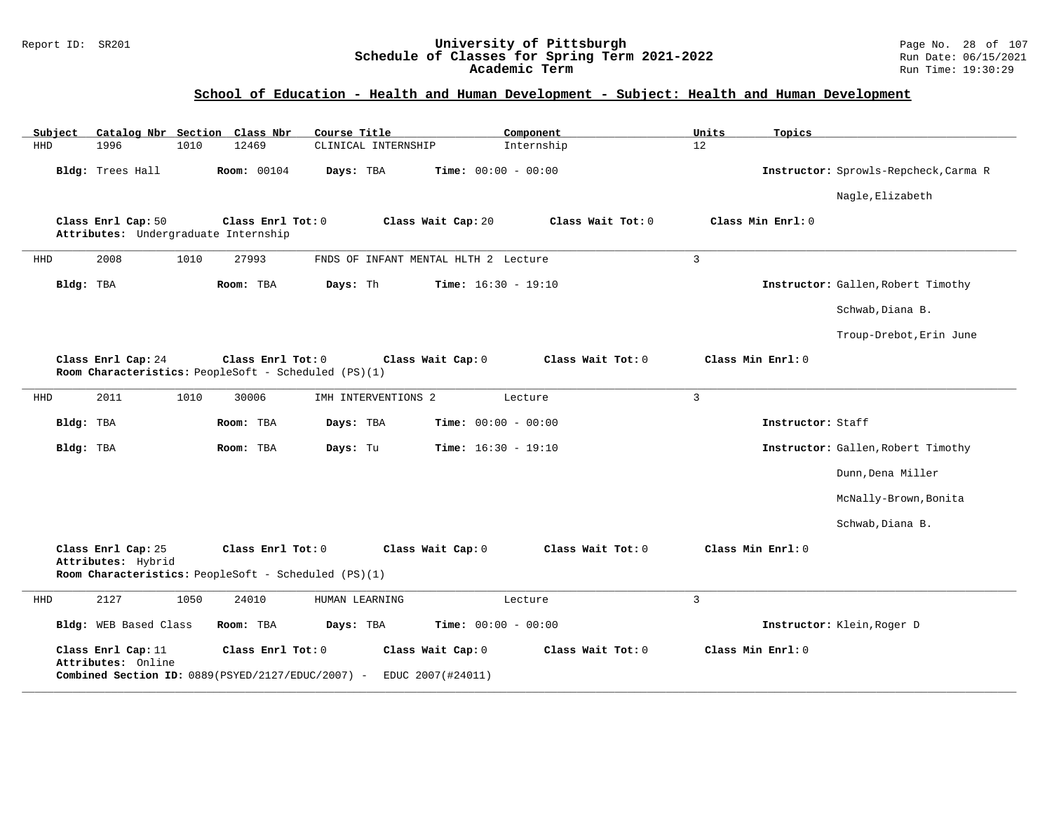## School of Education - Health and Human Development - Subject: Health and Human Development

| Subject | Catalog Nbr | Section | Class Nbr | Course Title | Component | Units | Topics |
|---|---|---|---|---|---|---|---|
| HHD | 1996 | 1010 | 12469 | CLINICAL INTERNSHIP | Internship | 12 | |

**Bldg:** Trees Hall **Room:** 00104 **Days:** TBA **Time:** 00:00 - 00:00 **Instructor:** Sprowls-Repcheck,Carma R
Nagle,Elizabeth

**Class Enrl Cap:** 50 **Class Enrl Tot:** 0 **Class Wait Cap:** 20 **Class Wait Tot:** 0 **Class Min Enrl:** 0
**Attributes:** Undergraduate Internship

---

| Subject | Catalog Nbr | Section | Class Nbr | Course Title | Component | Units | Topics |
|---|---|---|---|---|---|---|---|
| HHD | 2008 | 1010 | 27993 | FNDS OF INFANT MENTAL HLTH 2 | Lecture | 3 | |

**Bldg:** TBA **Room:** TBA **Days:** Th **Time:** 16:30 - 19:10 **Instructor:** Gallen,Robert Timothy
Schwab,Diana B.
Troup-Drebot,Erin June

**Class Enrl Cap:** 24 **Class Enrl Tot:** 0 **Class Wait Cap:** 0 **Class Wait Tot:** 0 **Class Min Enrl:** 0
**Room Characteristics:** PeopleSoft - Scheduled (PS)(1)

---

| Subject | Catalog Nbr | Section | Class Nbr | Course Title | Component | Units | Topics |
|---|---|---|---|---|---|---|---|
| HHD | 2011 | 1010 | 30006 | IMH INTERVENTIONS 2 | Lecture | 3 | |

**Bldg:** TBA **Room:** TBA **Days:** TBA **Time:** 00:00 - 00:00 **Instructor:** Staff

**Bldg:** TBA **Room:** TBA **Days:** Tu **Time:** 16:30 - 19:10 **Instructor:** Gallen,Robert Timothy
Dunn,Dena Miller
McNally-Brown,Bonita
Schwab,Diana B.

**Class Enrl Cap:** 25 **Class Enrl Tot:** 0 **Class Wait Cap:** 0 **Class Wait Tot:** 0 **Class Min Enrl:** 0
**Attributes:** Hybrid
**Room Characteristics:** PeopleSoft - Scheduled (PS)(1)

---

| Subject | Catalog Nbr | Section | Class Nbr | Course Title | Component | Units | Topics |
|---|---|---|---|---|---|---|---|
| HHD | 2127 | 1050 | 24010 | HUMAN LEARNING | Lecture | 3 | |

**Bldg:** WEB Based Class **Room:** TBA **Days:** TBA **Time:** 00:00 - 00:00 **Instructor:** Klein,Roger D

**Class Enrl Cap:** 11 **Class Enrl Tot:** 0 **Class Wait Cap:** 0 **Class Wait Tot:** 0 **Class Min Enrl:** 0
**Attributes:** Online
**Combined Section ID:** 0889(PSYED/2127/EDUC/2007) - EDUC 2007(#24011)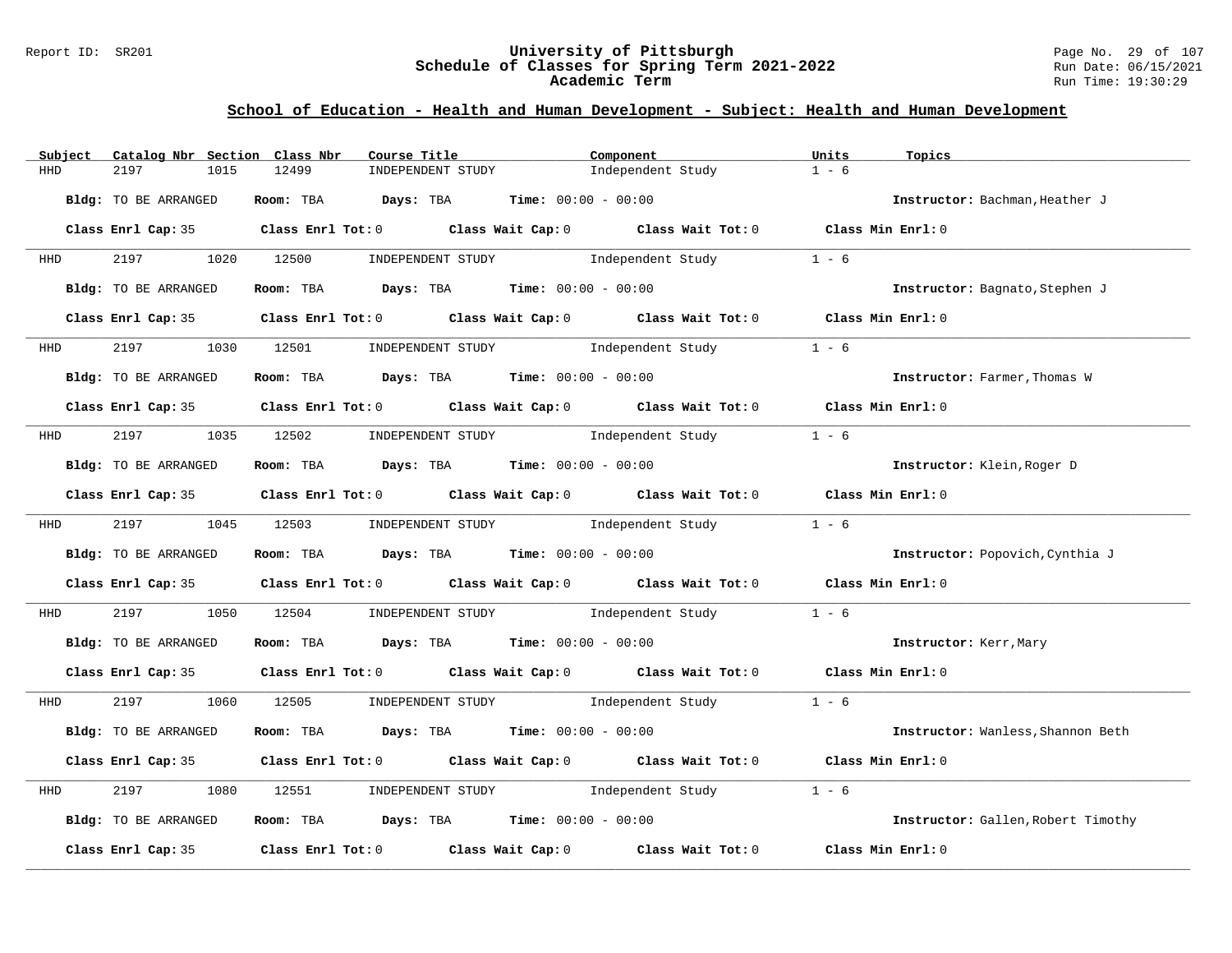## School of Education - Health and Human Development - Subject: Health and Human Development

| Subject | Catalog Nbr | Section | Class Nbr | Course Title | Component | Units | Topics |
|---|---|---|---|---|---|---|---|
| HHD | 2197 | 1015 | 12499 | INDEPENDENT STUDY | Independent Study | 1 - 6 | |

**Bldg:** TO BE ARRANGED **Room:** TBA **Days:** TBA **Time:** 00:00 - 00:00 **Instructor:** Bachman,Heather J

**Class Enrl Cap:** 35 **Class Enrl Tot:** 0 **Class Wait Cap:** 0 **Class Wait Tot:** 0 **Class Min Enrl:** 0

| Subject | Catalog Nbr | Section | Class Nbr | Course Title | Component | Units | Topics |
|---|---|---|---|---|---|---|---|
| HHD | 2197 | 1020 | 12500 | INDEPENDENT STUDY | Independent Study | 1 - 6 | |

**Bldg:** TO BE ARRANGED **Room:** TBA **Days:** TBA **Time:** 00:00 - 00:00 **Instructor:** Bagnato,Stephen J

**Class Enrl Cap:** 35 **Class Enrl Tot:** 0 **Class Wait Cap:** 0 **Class Wait Tot:** 0 **Class Min Enrl:** 0

| Subject | Catalog Nbr | Section | Class Nbr | Course Title | Component | Units | Topics |
|---|---|---|---|---|---|---|---|
| HHD | 2197 | 1030 | 12501 | INDEPENDENT STUDY | Independent Study | 1 - 6 | |

**Bldg:** TO BE ARRANGED **Room:** TBA **Days:** TBA **Time:** 00:00 - 00:00 **Instructor:** Farmer,Thomas W

**Class Enrl Cap:** 35 **Class Enrl Tot:** 0 **Class Wait Cap:** 0 **Class Wait Tot:** 0 **Class Min Enrl:** 0

| Subject | Catalog Nbr | Section | Class Nbr | Course Title | Component | Units | Topics |
|---|---|---|---|---|---|---|---|
| HHD | 2197 | 1035 | 12502 | INDEPENDENT STUDY | Independent Study | 1 - 6 | |

**Bldg:** TO BE ARRANGED **Room:** TBA **Days:** TBA **Time:** 00:00 - 00:00 **Instructor:** Klein,Roger D

**Class Enrl Cap:** 35 **Class Enrl Tot:** 0 **Class Wait Cap:** 0 **Class Wait Tot:** 0 **Class Min Enrl:** 0

| Subject | Catalog Nbr | Section | Class Nbr | Course Title | Component | Units | Topics |
|---|---|---|---|---|---|---|---|
| HHD | 2197 | 1045 | 12503 | INDEPENDENT STUDY | Independent Study | 1 - 6 | |

**Bldg:** TO BE ARRANGED **Room:** TBA **Days:** TBA **Time:** 00:00 - 00:00 **Instructor:** Popovich,Cynthia J

**Class Enrl Cap:** 35 **Class Enrl Tot:** 0 **Class Wait Cap:** 0 **Class Wait Tot:** 0 **Class Min Enrl:** 0

| Subject | Catalog Nbr | Section | Class Nbr | Course Title | Component | Units | Topics |
|---|---|---|---|---|---|---|---|
| HHD | 2197 | 1050 | 12504 | INDEPENDENT STUDY | Independent Study | 1 - 6 | |

**Bldg:** TO BE ARRANGED **Room:** TBA **Days:** TBA **Time:** 00:00 - 00:00 **Instructor:** Kerr,Mary

**Class Enrl Cap:** 35 **Class Enrl Tot:** 0 **Class Wait Cap:** 0 **Class Wait Tot:** 0 **Class Min Enrl:** 0

| Subject | Catalog Nbr | Section | Class Nbr | Course Title | Component | Units | Topics |
|---|---|---|---|---|---|---|---|
| HHD | 2197 | 1060 | 12505 | INDEPENDENT STUDY | Independent Study | 1 - 6 | |

**Bldg:** TO BE ARRANGED **Room:** TBA **Days:** TBA **Time:** 00:00 - 00:00 **Instructor:** Wanless,Shannon Beth

**Class Enrl Cap:** 35 **Class Enrl Tot:** 0 **Class Wait Cap:** 0 **Class Wait Tot:** 0 **Class Min Enrl:** 0

| Subject | Catalog Nbr | Section | Class Nbr | Course Title | Component | Units | Topics |
|---|---|---|---|---|---|---|---|
| HHD | 2197 | 1080 | 12551 | INDEPENDENT STUDY | Independent Study | 1 - 6 | |

**Bldg:** TO BE ARRANGED **Room:** TBA **Days:** TBA **Time:** 00:00 - 00:00 **Instructor:** Gallen,Robert Timothy

**Class Enrl Cap:** 35 **Class Enrl Tot:** 0 **Class Wait Cap:** 0 **Class Wait Tot:** 0 **Class Min Enrl:** 0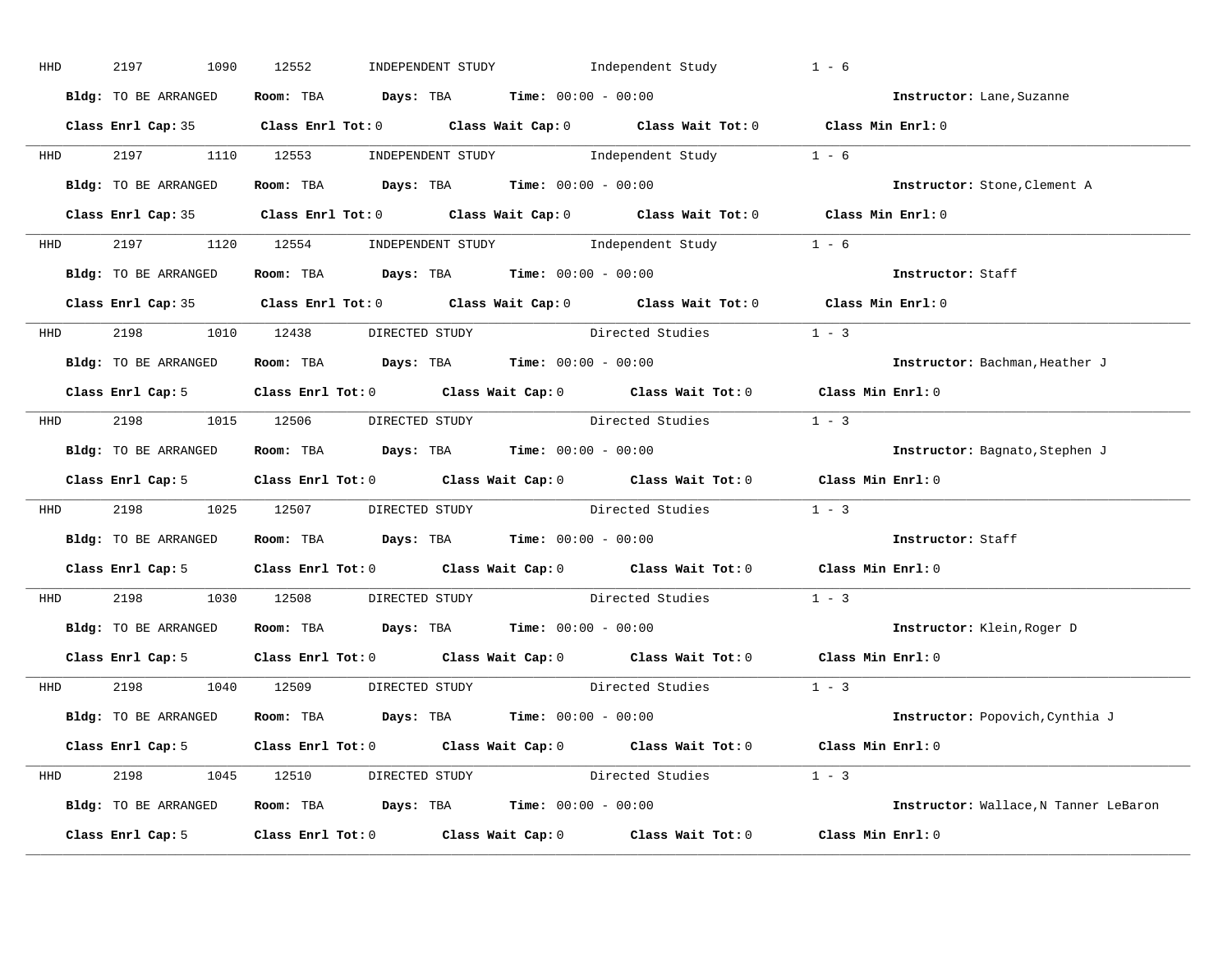HHD 2197 1090 12552 INDEPENDENT STUDY Independent Study 1 - 6

**Bldg:** TO BE ARRANGED **Room:** TBA **Days:** TBA **Time:** 00:00 - 00:00 **Instructor:** Lane,Suzanne

**Class Enrl Cap:** 35 **Class Enrl Tot:** 0 **Class Wait Cap:** 0 **Class Wait Tot:** 0 **Class Min Enrl:** 0

---

HHD 2197 1110 12553 INDEPENDENT STUDY Independent Study 1 - 6

**Bldg:** TO BE ARRANGED **Room:** TBA **Days:** TBA **Time:** 00:00 - 00:00 **Instructor:** Stone,Clement A

**Class Enrl Cap:** 35 **Class Enrl Tot:** 0 **Class Wait Cap:** 0 **Class Wait Tot:** 0 **Class Min Enrl:** 0

---

HHD 2197 1120 12554 INDEPENDENT STUDY Independent Study 1 - 6

**Bldg:** TO BE ARRANGED **Room:** TBA **Days:** TBA **Time:** 00:00 - 00:00 **Instructor:** Staff

**Class Enrl Cap:** 35 **Class Enrl Tot:** 0 **Class Wait Cap:** 0 **Class Wait Tot:** 0 **Class Min Enrl:** 0

---

HHD 2198 1010 12438 DIRECTED STUDY Directed Studies 1 - 3

**Bldg:** TO BE ARRANGED **Room:** TBA **Days:** TBA **Time:** 00:00 - 00:00 **Instructor:** Bachman,Heather J

**Class Enrl Cap:** 5 **Class Enrl Tot:** 0 **Class Wait Cap:** 0 **Class Wait Tot:** 0 **Class Min Enrl:** 0

---

HHD 2198 1015 12506 DIRECTED STUDY Directed Studies 1 - 3

**Bldg:** TO BE ARRANGED **Room:** TBA **Days:** TBA **Time:** 00:00 - 00:00 **Instructor:** Bagnato,Stephen J

**Class Enrl Cap:** 5 **Class Enrl Tot:** 0 **Class Wait Cap:** 0 **Class Wait Tot:** 0 **Class Min Enrl:** 0

---

HHD 2198 1025 12507 DIRECTED STUDY Directed Studies 1 - 3

**Bldg:** TO BE ARRANGED **Room:** TBA **Days:** TBA **Time:** 00:00 - 00:00 **Instructor:** Staff

**Class Enrl Cap:** 5 **Class Enrl Tot:** 0 **Class Wait Cap:** 0 **Class Wait Tot:** 0 **Class Min Enrl:** 0

---

HHD 2198 1030 12508 DIRECTED STUDY Directed Studies 1 - 3

**Bldg:** TO BE ARRANGED **Room:** TBA **Days:** TBA **Time:** 00:00 - 00:00 **Instructor:** Klein,Roger D

**Class Enrl Cap:** 5 **Class Enrl Tot:** 0 **Class Wait Cap:** 0 **Class Wait Tot:** 0 **Class Min Enrl:** 0

---

HHD 2198 1040 12509 DIRECTED STUDY Directed Studies 1 - 3

**Bldg:** TO BE ARRANGED **Room:** TBA **Days:** TBA **Time:** 00:00 - 00:00 **Instructor:** Popovich,Cynthia J

**Class Enrl Cap:** 5 **Class Enrl Tot:** 0 **Class Wait Cap:** 0 **Class Wait Tot:** 0 **Class Min Enrl:** 0

---

HHD 2198 1045 12510 DIRECTED STUDY Directed Studies 1 - 3

**Bldg:** TO BE ARRANGED **Room:** TBA **Days:** TBA **Time:** 00:00 - 00:00 **Instructor:** Wallace,N Tanner LeBaron

**Class Enrl Cap:** 5 **Class Enrl Tot:** 0 **Class Wait Cap:** 0 **Class Wait Tot:** 0 **Class Min Enrl:** 0

---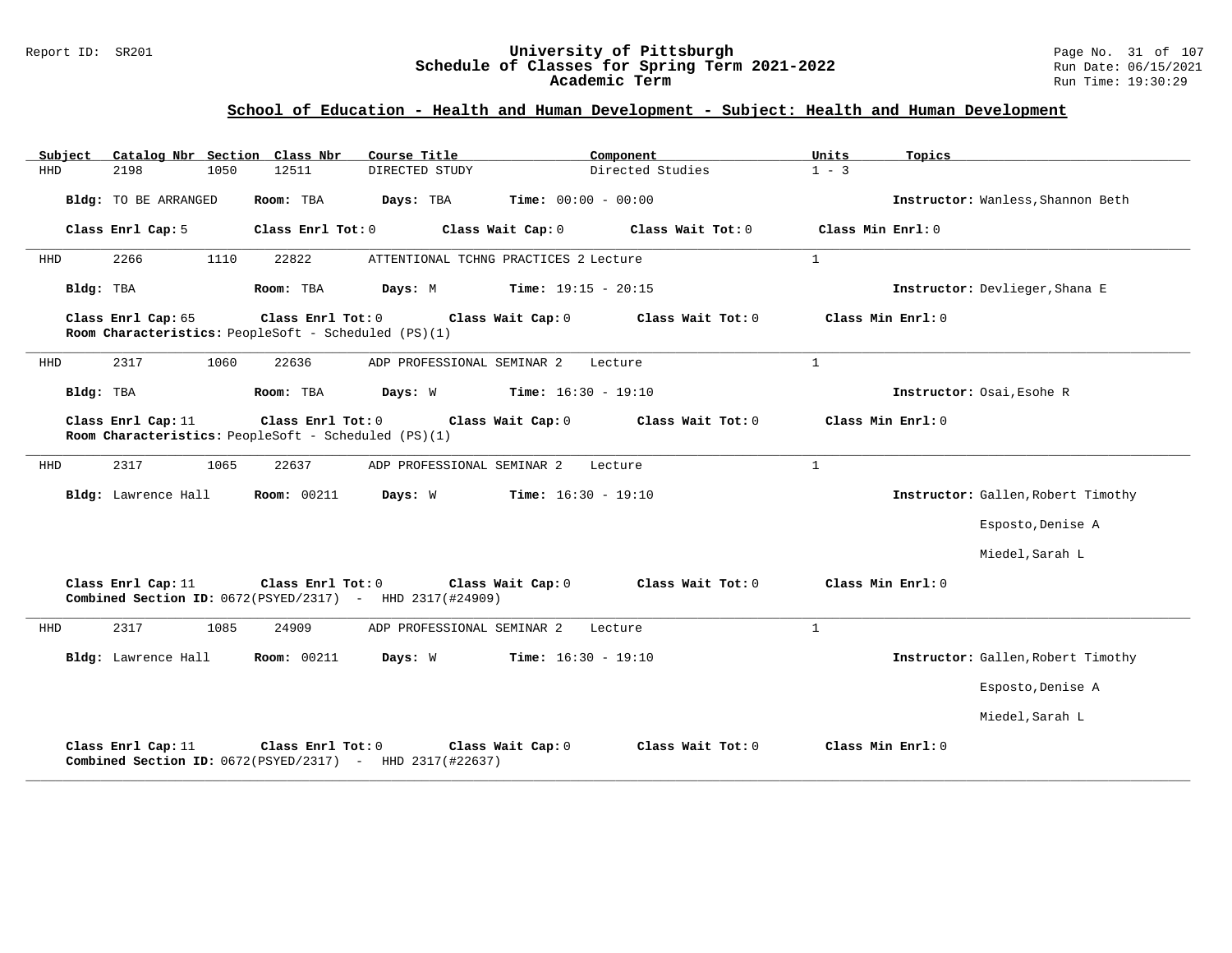## School of Education - Health and Human Development - Subject: Health and Human Development

| Subject | Catalog Nbr | Section | Class Nbr | Course Title | Component | Units | Topics |
|---|---|---|---|---|---|---|---|
| HHD | 2198 | 1050 | 12511 | DIRECTED STUDY | Directed Studies | 1 - 3 | |

**Bldg:** TO BE ARRANGED **Room:** TBA **Days:** TBA **Time:** 00:00 - 00:00 **Instructor:** Wanless,Shannon Beth

**Class Enrl Cap:** 5 **Class Enrl Tot:** 0 **Class Wait Cap:** 0 **Class Wait Tot:** 0 **Class Min Enrl:** 0

---

| Subject | Catalog Nbr | Section | Class Nbr | Course Title | Component | Units | Topics |
|---|---|---|---|---|---|---|---|
| HHD | 2266 | 1110 | 22822 | ATTENTIONAL TCHNG PRACTICES 2 | Lecture | 1 | |

**Bldg:** TBA **Room:** TBA **Days:** M **Time:** 19:15 - 20:15 **Instructor:** Devlieger,Shana E

**Class Enrl Cap:** 65 **Class Enrl Tot:** 0 **Class Wait Cap:** 0 **Class Wait Tot:** 0 **Class Min Enrl:** 0

**Room Characteristics:** PeopleSoft - Scheduled (PS)(1)

---

| Subject | Catalog Nbr | Section | Class Nbr | Course Title | Component | Units | Topics |
|---|---|---|---|---|---|---|---|
| HHD | 2317 | 1060 | 22636 | ADP PROFESSIONAL SEMINAR 2 | Lecture | 1 | |

**Bldg:** TBA **Room:** TBA **Days:** W **Time:** 16:30 - 19:10 **Instructor:** Osai,Esohe R

**Class Enrl Cap:** 11 **Class Enrl Tot:** 0 **Class Wait Cap:** 0 **Class Wait Tot:** 0 **Class Min Enrl:** 0

**Room Characteristics:** PeopleSoft - Scheduled (PS)(1)

---

| Subject | Catalog Nbr | Section | Class Nbr | Course Title | Component | Units | Topics |
|---|---|---|---|---|---|---|---|
| HHD | 2317 | 1065 | 22637 | ADP PROFESSIONAL SEMINAR 2 | Lecture | 1 | |

**Bldg:** Lawrence Hall **Room:** 00211 **Days:** W **Time:** 16:30 - 19:10 **Instructor:** Gallen,Robert Timothy; Esposto,Denise A; Miedel,Sarah L

**Class Enrl Cap:** 11 **Class Enrl Tot:** 0 **Class Wait Cap:** 0 **Class Wait Tot:** 0 **Class Min Enrl:** 0

**Combined Section ID:** 0672(PSYED/2317) - HHD 2317(#24909)

---

| Subject | Catalog Nbr | Section | Class Nbr | Course Title | Component | Units | Topics |
|---|---|---|---|---|---|---|---|
| HHD | 2317 | 1085 | 24909 | ADP PROFESSIONAL SEMINAR 2 | Lecture | 1 | |

**Bldg:** Lawrence Hall **Room:** 00211 **Days:** W **Time:** 16:30 - 19:10 **Instructor:** Gallen,Robert Timothy; Esposto,Denise A; Miedel,Sarah L

**Class Enrl Cap:** 11 **Class Enrl Tot:** 0 **Class Wait Cap:** 0 **Class Wait Tot:** 0 **Class Min Enrl:** 0

**Combined Section ID:** 0672(PSYED/2317) - HHD 2317(#22637)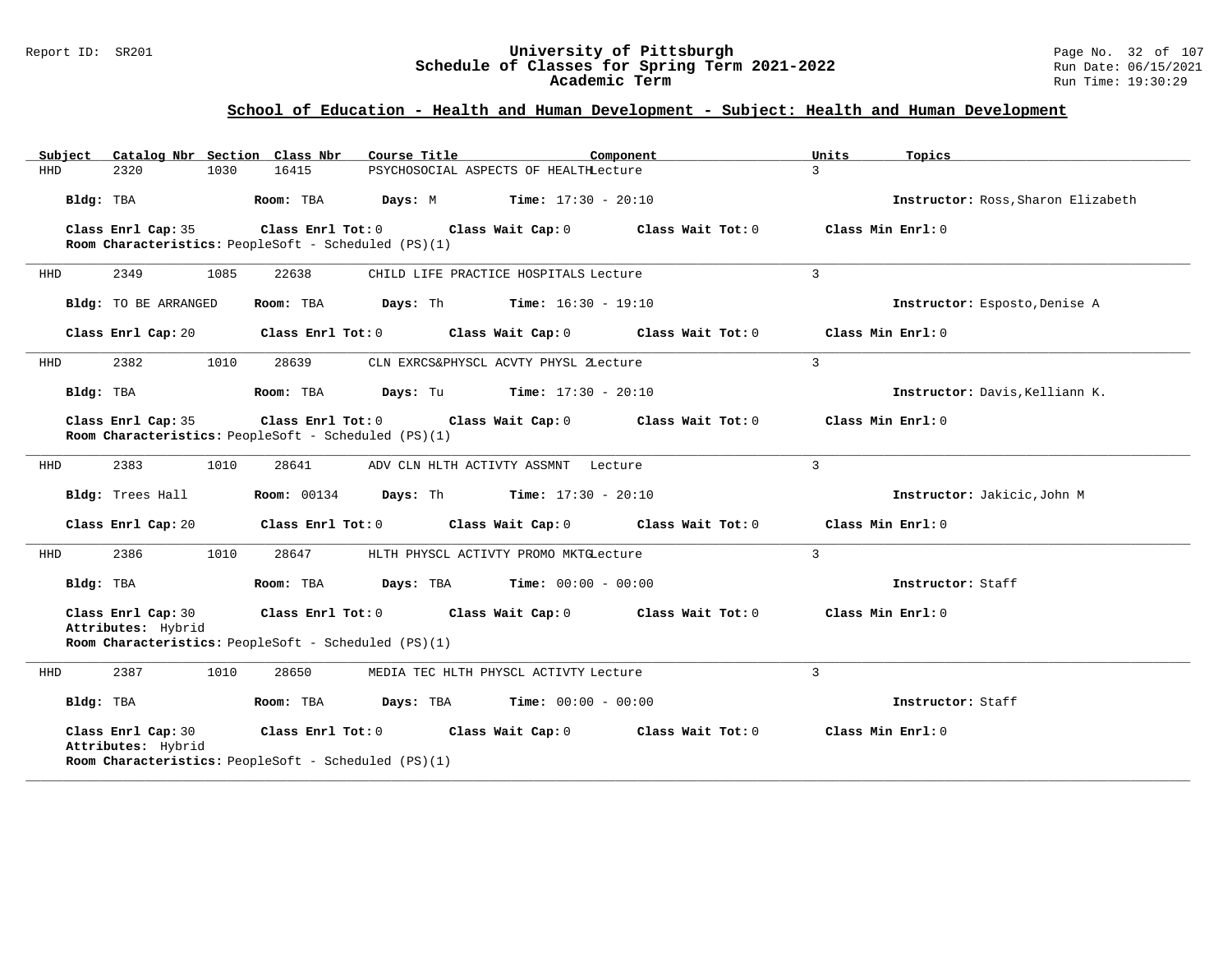## School of Education - Health and Human Development - Subject: Health and Human Development

| Subject | Catalog Nbr | Section | Class Nbr | Course Title | Component | Units | Topics |
|---|---|---|---|---|---|---|---|
| HHD | 2320 | 1030 | 16415 | PSYCHOSOCIAL ASPECTS OF HEALTH | Lecture | 3 | |

**Bldg:** TBA **Room:** TBA **Days:** M **Time:** 17:30 - 20:10 **Instructor:** Ross,Sharon Elizabeth

**Class Enrl Cap:** 35 **Class Enrl Tot:** 0 **Class Wait Cap:** 0 **Class Wait Tot:** 0 **Class Min Enrl:** 0

**Room Characteristics:** PeopleSoft - Scheduled (PS)(1)

---

| Subject | Catalog Nbr | Section | Class Nbr | Course Title | Component | Units | Topics |
|---|---|---|---|---|---|---|---|
| HHD | 2349 | 1085 | 22638 | CHILD LIFE PRACTICE HOSPITALS | Lecture | 3 | |

**Bldg:** TO BE ARRANGED **Room:** TBA **Days:** Th **Time:** 16:30 - 19:10 **Instructor:** Esposto,Denise A

**Class Enrl Cap:** 20 **Class Enrl Tot:** 0 **Class Wait Cap:** 0 **Class Wait Tot:** 0 **Class Min Enrl:** 0

---

| Subject | Catalog Nbr | Section | Class Nbr | Course Title | Component | Units | Topics |
|---|---|---|---|---|---|---|---|
| HHD | 2382 | 1010 | 28639 | CLN EXRCS&PHYSCL ACVTY PHYSL 2 | Lecture | 3 | |

**Bldg:** TBA **Room:** TBA **Days:** Tu **Time:** 17:30 - 20:10 **Instructor:** Davis,Kelliann K.

**Class Enrl Cap:** 35 **Class Enrl Tot:** 0 **Class Wait Cap:** 0 **Class Wait Tot:** 0 **Class Min Enrl:** 0

**Room Characteristics:** PeopleSoft - Scheduled (PS)(1)

---

| Subject | Catalog Nbr | Section | Class Nbr | Course Title | Component | Units | Topics |
|---|---|---|---|---|---|---|---|
| HHD | 2383 | 1010 | 28641 | ADV CLN HLTH ACTIVTY ASSMNT | Lecture | 3 | |

**Bldg:** Trees Hall **Room:** 00134 **Days:** Th **Time:** 17:30 - 20:10 **Instructor:** Jakicic,John M

**Class Enrl Cap:** 20 **Class Enrl Tot:** 0 **Class Wait Cap:** 0 **Class Wait Tot:** 0 **Class Min Enrl:** 0

---

| Subject | Catalog Nbr | Section | Class Nbr | Course Title | Component | Units | Topics |
|---|---|---|---|---|---|---|---|
| HHD | 2386 | 1010 | 28647 | HLTH PHYSCL ACTIVTY PROMO MKTG | Lecture | 3 | |

**Bldg:** TBA **Room:** TBA **Days:** TBA **Time:** 00:00 - 00:00 **Instructor:** Staff

**Class Enrl Cap:** 30 **Class Enrl Tot:** 0 **Class Wait Cap:** 0 **Class Wait Tot:** 0 **Class Min Enrl:** 0

**Attributes:** Hybrid

**Room Characteristics:** PeopleSoft - Scheduled (PS)(1)

---

| Subject | Catalog Nbr | Section | Class Nbr | Course Title | Component | Units | Topics |
|---|---|---|---|---|---|---|---|
| HHD | 2387 | 1010 | 28650 | MEDIA TEC HLTH PHYSCL ACTIVTY | Lecture | 3 | |

**Bldg:** TBA **Room:** TBA **Days:** TBA **Time:** 00:00 - 00:00 **Instructor:** Staff

**Class Enrl Cap:** 30 **Class Enrl Tot:** 0 **Class Wait Cap:** 0 **Class Wait Tot:** 0 **Class Min Enrl:** 0

**Attributes:** Hybrid

**Room Characteristics:** PeopleSoft - Scheduled (PS)(1)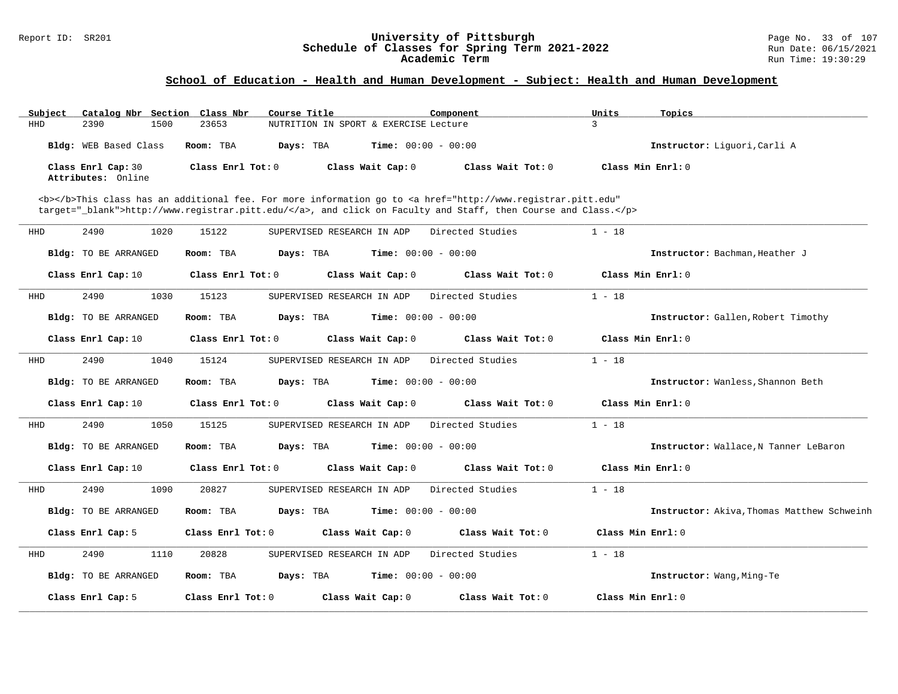## School of Education - Health and Human Development - Subject: Health and Human Development

| Subject | Catalog Nbr | Section | Class Nbr | Course Title | Component | Units | Topics |
|---|---|---|---|---|---|---|---|
| HHD | 2390 | 1500 | 23653 | NUTRITION IN SPORT & EXERCISE | Lecture | 3 | |

**Bldg:** WEB Based Class **Room:** TBA **Days:** TBA **Time:** 00:00 - 00:00 **Instructor:** Liguori,Carli A

**Class Enrl Cap:** 30 **Class Enrl Tot:** 0 **Class Wait Cap:** 0 **Class Wait Tot:** 0 **Class Min Enrl:** 0
**Attributes:** Online

<b></b>This class has an additional fee. For more information go to <a href="http://www.registrar.pitt.edu" target="_blank">http://www.registrar.pitt.edu/</a>, and click on Faculty and Staff, then Course and Class.</p>

---

| Subject | Catalog Nbr | Section | Class Nbr | Course Title | Component | Units | Topics |
|---|---|---|---|---|---|---|---|
| HHD | 2490 | 1020 | 15122 | SUPERVISED RESEARCH IN ADP | Directed Studies | 1 - 18 | |

**Bldg:** TO BE ARRANGED **Room:** TBA **Days:** TBA **Time:** 00:00 - 00:00 **Instructor:** Bachman,Heather J

**Class Enrl Cap:** 10 **Class Enrl Tot:** 0 **Class Wait Cap:** 0 **Class Wait Tot:** 0 **Class Min Enrl:** 0

---

| Subject | Catalog Nbr | Section | Class Nbr | Course Title | Component | Units | Topics |
|---|---|---|---|---|---|---|---|
| HHD | 2490 | 1030 | 15123 | SUPERVISED RESEARCH IN ADP | Directed Studies | 1 - 18 | |

**Bldg:** TO BE ARRANGED **Room:** TBA **Days:** TBA **Time:** 00:00 - 00:00 **Instructor:** Gallen,Robert Timothy

**Class Enrl Cap:** 10 **Class Enrl Tot:** 0 **Class Wait Cap:** 0 **Class Wait Tot:** 0 **Class Min Enrl:** 0

---

| Subject | Catalog Nbr | Section | Class Nbr | Course Title | Component | Units | Topics |
|---|---|---|---|---|---|---|---|
| HHD | 2490 | 1040 | 15124 | SUPERVISED RESEARCH IN ADP | Directed Studies | 1 - 18 | |

**Bldg:** TO BE ARRANGED **Room:** TBA **Days:** TBA **Time:** 00:00 - 00:00 **Instructor:** Wanless,Shannon Beth

**Class Enrl Cap:** 10 **Class Enrl Tot:** 0 **Class Wait Cap:** 0 **Class Wait Tot:** 0 **Class Min Enrl:** 0

---

| Subject | Catalog Nbr | Section | Class Nbr | Course Title | Component | Units | Topics |
|---|---|---|---|---|---|---|---|
| HHD | 2490 | 1050 | 15125 | SUPERVISED RESEARCH IN ADP | Directed Studies | 1 - 18 | |

**Bldg:** TO BE ARRANGED **Room:** TBA **Days:** TBA **Time:** 00:00 - 00:00 **Instructor:** Wallace,N Tanner LeBaron

**Class Enrl Cap:** 10 **Class Enrl Tot:** 0 **Class Wait Cap:** 0 **Class Wait Tot:** 0 **Class Min Enrl:** 0

---

| Subject | Catalog Nbr | Section | Class Nbr | Course Title | Component | Units | Topics |
|---|---|---|---|---|---|---|---|
| HHD | 2490 | 1090 | 20827 | SUPERVISED RESEARCH IN ADP | Directed Studies | 1 - 18 | |

**Bldg:** TO BE ARRANGED **Room:** TBA **Days:** TBA **Time:** 00:00 - 00:00 **Instructor:** Akiva,Thomas Matthew Schweinh

**Class Enrl Cap:** 5 **Class Enrl Tot:** 0 **Class Wait Cap:** 0 **Class Wait Tot:** 0 **Class Min Enrl:** 0

---

| Subject | Catalog Nbr | Section | Class Nbr | Course Title | Component | Units | Topics |
|---|---|---|---|---|---|---|---|
| HHD | 2490 | 1110 | 20828 | SUPERVISED RESEARCH IN ADP | Directed Studies | 1 - 18 | |

**Bldg:** TO BE ARRANGED **Room:** TBA **Days:** TBA **Time:** 00:00 - 00:00 **Instructor:** Wang,Ming-Te

**Class Enrl Cap:** 5 **Class Enrl Tot:** 0 **Class Wait Cap:** 0 **Class Wait Tot:** 0 **Class Min Enrl:** 0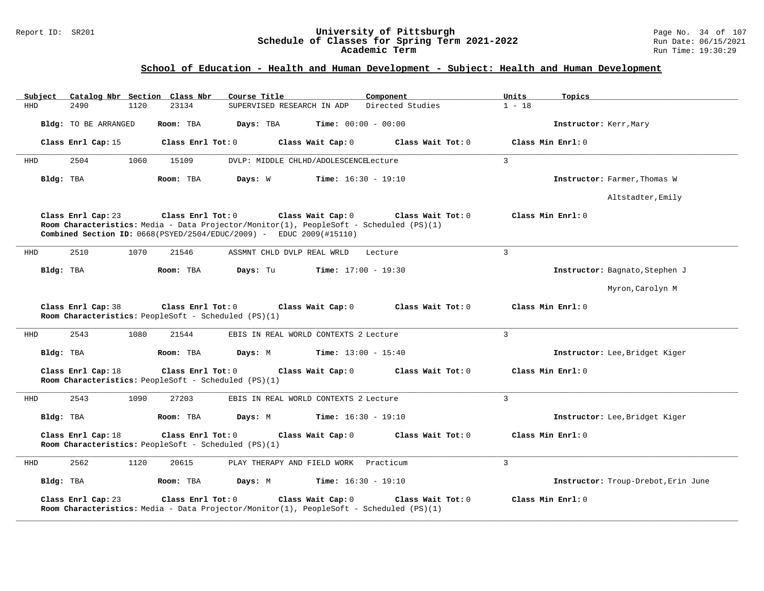## School of Education - Health and Human Development - Subject: Health and Human Development

| Subject | Catalog Nbr | Section | Class Nbr | Course Title | Component | Units | Topics |
|---|---|---|---|---|---|---|---|
| HHD | 2490 | 1120 | 23134 | SUPERVISED RESEARCH IN ADP | Directed Studies | 1 - 18 | |

**Bldg:** TO BE ARRANGED **Room:** TBA **Days:** TBA **Time:** 00:00 - 00:00 **Instructor:** Kerr,Mary

**Class Enrl Cap:** 15 **Class Enrl Tot:** 0 **Class Wait Cap:** 0 **Class Wait Tot:** 0 **Class Min Enrl:** 0

---

| Subject | Catalog Nbr | Section | Class Nbr | Course Title | Component | Units | Topics |
|---|---|---|---|---|---|---|---|
| HHD | 2504 | 1060 | 15109 | DVLP: MIDDLE CHLHD/ADOLESCENCE | Lecture | 3 | |

**Bldg:** TBA **Room:** TBA **Days:** W **Time:** 16:30 - 19:10 **Instructor:** Farmer,Thomas W; Altstadter,Emily

**Class Enrl Cap:** 23 **Class Enrl Tot:** 0 **Class Wait Cap:** 0 **Class Wait Tot:** 0 **Class Min Enrl:** 0

**Room Characteristics:** Media - Data Projector/Monitor(1), PeopleSoft - Scheduled (PS)(1)

**Combined Section ID:** 0668(PSYED/2504/EDUC/2009) - EDUC 2009(#15110)

---

| Subject | Catalog Nbr | Section | Class Nbr | Course Title | Component | Units | Topics |
|---|---|---|---|---|---|---|---|
| HHD | 2510 | 1070 | 21546 | ASSMNT CHLD DVLP REAL WRLD | Lecture | 3 | |

**Bldg:** TBA **Room:** TBA **Days:** Tu **Time:** 17:00 - 19:30 **Instructor:** Bagnato,Stephen J; Myron,Carolyn M

**Class Enrl Cap:** 38 **Class Enrl Tot:** 0 **Class Wait Cap:** 0 **Class Wait Tot:** 0 **Class Min Enrl:** 0

**Room Characteristics:** PeopleSoft - Scheduled (PS)(1)

---

| Subject | Catalog Nbr | Section | Class Nbr | Course Title | Component | Units | Topics |
|---|---|---|---|---|---|---|---|
| HHD | 2543 | 1080 | 21544 | EBIS IN REAL WORLD CONTEXTS 2 | Lecture | 3 | |

**Bldg:** TBA **Room:** TBA **Days:** M **Time:** 13:00 - 15:40 **Instructor:** Lee,Bridget Kiger

**Class Enrl Cap:** 18 **Class Enrl Tot:** 0 **Class Wait Cap:** 0 **Class Wait Tot:** 0 **Class Min Enrl:** 0

**Room Characteristics:** PeopleSoft - Scheduled (PS)(1)

---

| Subject | Catalog Nbr | Section | Class Nbr | Course Title | Component | Units | Topics |
|---|---|---|---|---|---|---|---|
| HHD | 2543 | 1090 | 27203 | EBIS IN REAL WORLD CONTEXTS 2 | Lecture | 3 | |

**Bldg:** TBA **Room:** TBA **Days:** M **Time:** 16:30 - 19:10 **Instructor:** Lee,Bridget Kiger

**Class Enrl Cap:** 18 **Class Enrl Tot:** 0 **Class Wait Cap:** 0 **Class Wait Tot:** 0 **Class Min Enrl:** 0

**Room Characteristics:** PeopleSoft - Scheduled (PS)(1)

---

| Subject | Catalog Nbr | Section | Class Nbr | Course Title | Component | Units | Topics |
|---|---|---|---|---|---|---|---|
| HHD | 2562 | 1120 | 20615 | PLAY THERAPY AND FIELD WORK | Practicum | 3 | |

**Bldg:** TBA **Room:** TBA **Days:** M **Time:** 16:30 - 19:10 **Instructor:** Troup-Drebot,Erin June

**Class Enrl Cap:** 23 **Class Enrl Tot:** 0 **Class Wait Cap:** 0 **Class Wait Tot:** 0 **Class Min Enrl:** 0

**Room Characteristics:** Media - Data Projector/Monitor(1), PeopleSoft - Scheduled (PS)(1)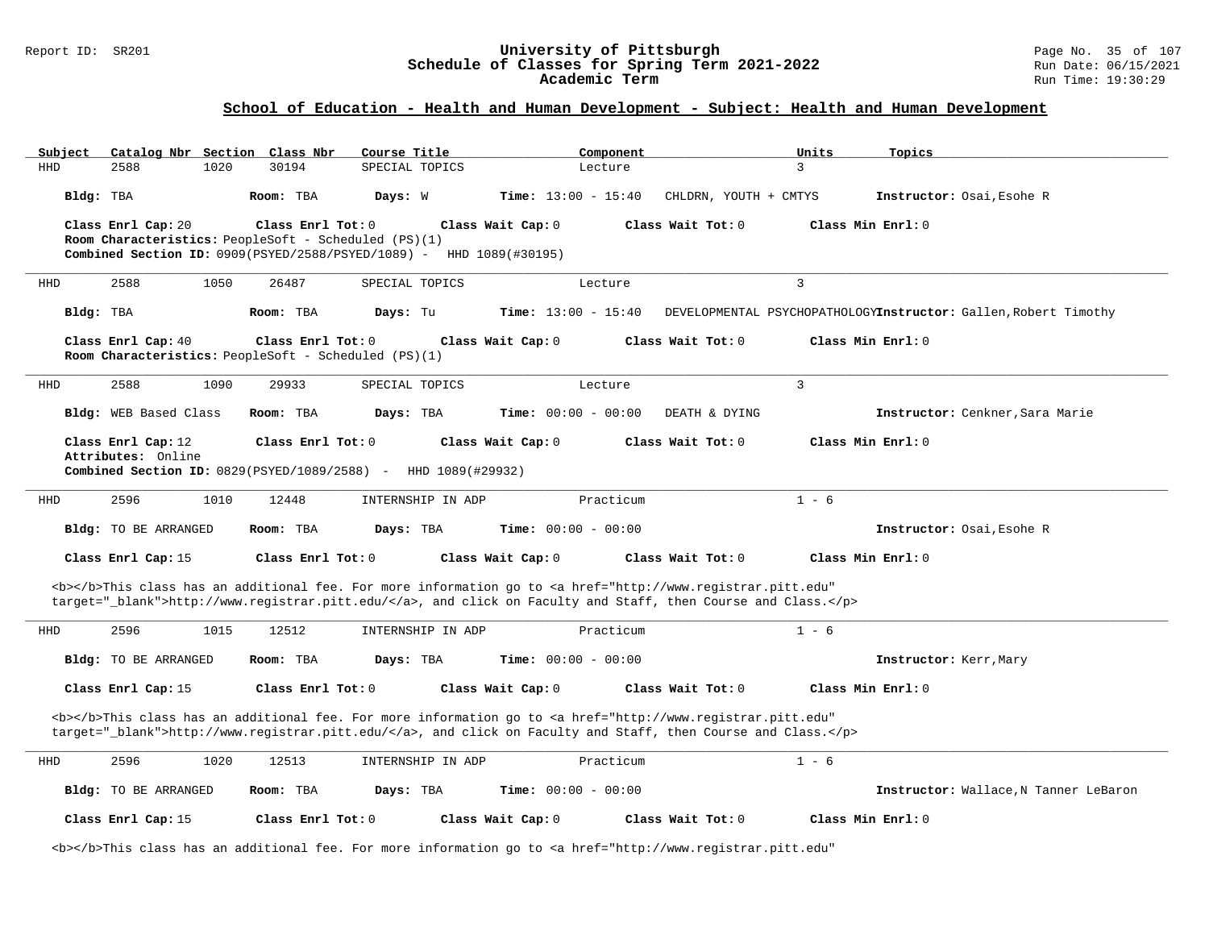## School of Education - Health and Human Development - Subject: Health and Human Development

| Subject | Catalog Nbr | Section | Class Nbr | Course Title | Component | Units | Topics |
|---|---|---|---|---|---|---|---|
| HHD | 2588 | 1020 | 30194 | SPECIAL TOPICS | Lecture | 3 | |

**Bldg:** TBA **Room:** TBA **Days:** W **Time:** 13:00 - 15:40 CHLDRN, YOUTH + CMTYS **Instructor:** Osai,Esohe R

**Class Enrl Cap:** 20 **Class Enrl Tot:** 0 **Class Wait Cap:** 0 **Class Wait Tot:** 0 **Class Min Enrl:** 0

**Room Characteristics:** PeopleSoft - Scheduled (PS)(1)

**Combined Section ID:** 0909(PSYED/2588/PSYED/1089) - HHD 1089(#30195)

---

| Subject | Catalog Nbr | Section | Class Nbr | Course Title | Component | Units | Topics |
|---|---|---|---|---|---|---|---|
| HHD | 2588 | 1050 | 26487 | SPECIAL TOPICS | Lecture | 3 | |

**Bldg:** TBA **Room:** TBA **Days:** Tu **Time:** 13:00 - 15:40 DEVELOPMENTAL PSYCHOPATHOLOGY **Instructor:** Gallen,Robert Timothy

**Class Enrl Cap:** 40 **Class Enrl Tot:** 0 **Class Wait Cap:** 0 **Class Wait Tot:** 0 **Class Min Enrl:** 0

**Room Characteristics:** PeopleSoft - Scheduled (PS)(1)

---

| Subject | Catalog Nbr | Section | Class Nbr | Course Title | Component | Units | Topics |
|---|---|---|---|---|---|---|---|
| HHD | 2588 | 1090 | 29933 | SPECIAL TOPICS | Lecture | 3 | |

**Bldg:** WEB Based Class **Room:** TBA **Days:** TBA **Time:** 00:00 - 00:00 DEATH & DYING **Instructor:** Cenkner,Sara Marie

**Class Enrl Cap:** 12 **Class Enrl Tot:** 0 **Class Wait Cap:** 0 **Class Wait Tot:** 0 **Class Min Enrl:** 0

**Attributes:** Online

**Combined Section ID:** 0829(PSYED/1089/2588) - HHD 1089(#29932)

---

| Subject | Catalog Nbr | Section | Class Nbr | Course Title | Component | Units | Topics |
|---|---|---|---|---|---|---|---|
| HHD | 2596 | 1010 | 12448 | INTERNSHIP IN ADP | Practicum | 1 - 6 | |

**Bldg:** TO BE ARRANGED **Room:** TBA **Days:** TBA **Time:** 00:00 - 00:00 **Instructor:** Osai,Esohe R

**Class Enrl Cap:** 15 **Class Enrl Tot:** 0 **Class Wait Cap:** 0 **Class Wait Tot:** 0 **Class Min Enrl:** 0

<b></b>This class has an additional fee. For more information go to <a href="http://www.registrar.pitt.edu" target="_blank">http://www.registrar.pitt.edu/</a>, and click on Faculty and Staff, then Course and Class.</p>

---

| Subject | Catalog Nbr | Section | Class Nbr | Course Title | Component | Units | Topics |
|---|---|---|---|---|---|---|---|
| HHD | 2596 | 1015 | 12512 | INTERNSHIP IN ADP | Practicum | 1 - 6 | |

**Bldg:** TO BE ARRANGED **Room:** TBA **Days:** TBA **Time:** 00:00 - 00:00 **Instructor:** Kerr,Mary

**Class Enrl Cap:** 15 **Class Enrl Tot:** 0 **Class Wait Cap:** 0 **Class Wait Tot:** 0 **Class Min Enrl:** 0

<b></b>This class has an additional fee. For more information go to <a href="http://www.registrar.pitt.edu" target="_blank">http://www.registrar.pitt.edu/</a>, and click on Faculty and Staff, then Course and Class.</p>

---

| Subject | Catalog Nbr | Section | Class Nbr | Course Title | Component | Units | Topics |
|---|---|---|---|---|---|---|---|
| HHD | 2596 | 1020 | 12513 | INTERNSHIP IN ADP | Practicum | 1 - 6 | |

**Bldg:** TO BE ARRANGED **Room:** TBA **Days:** TBA **Time:** 00:00 - 00:00 **Instructor:** Wallace,N Tanner LeBaron

**Class Enrl Cap:** 15 **Class Enrl Tot:** 0 **Class Wait Cap:** 0 **Class Wait Tot:** 0 **Class Min Enrl:** 0

<b></b>This class has an additional fee. For more information go to <a href="http://www.registrar.pitt.edu"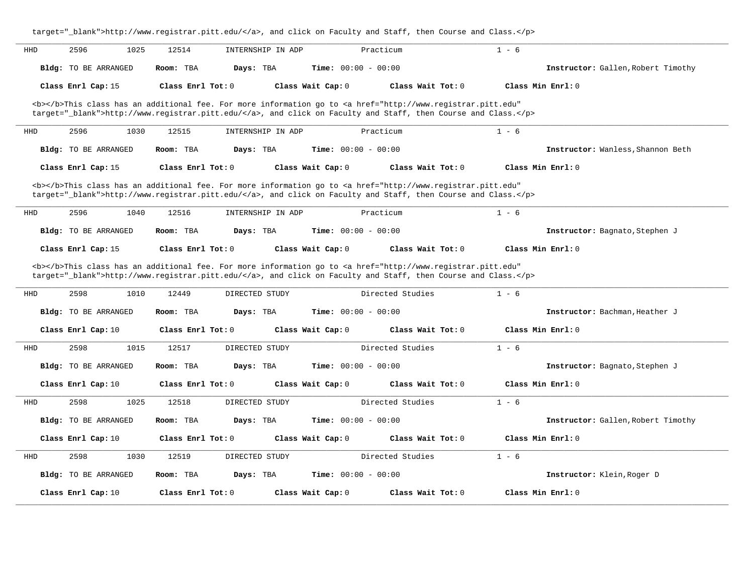target="_blank">http://www.registrar.pitt.edu/</a>, and click on Faculty and Staff, then Course and Class.</p>

---

HHD 2596 1025 12514 INTERNSHIP IN ADP Practicum 1 - 6

**Bldg:** TO BE ARRANGED **Room:** TBA **Days:** TBA **Time:** 00:00 - 00:00 **Instructor:** Gallen,Robert Timothy

**Class Enrl Cap:** 15 **Class Enrl Tot:** 0 **Class Wait Cap:** 0 **Class Wait Tot:** 0 **Class Min Enrl:** 0

<b></b>This class has an additional fee. For more information go to <a href="http://www.registrar.pitt.edu" target="_blank">http://www.registrar.pitt.edu/</a>, and click on Faculty and Staff, then Course and Class.</p>

---

HHD 2596 1030 12515 INTERNSHIP IN ADP Practicum 1 - 6

**Bldg:** TO BE ARRANGED **Room:** TBA **Days:** TBA **Time:** 00:00 - 00:00 **Instructor:** Wanless,Shannon Beth

**Class Enrl Cap:** 15 **Class Enrl Tot:** 0 **Class Wait Cap:** 0 **Class Wait Tot:** 0 **Class Min Enrl:** 0

<b></b>This class has an additional fee. For more information go to <a href="http://www.registrar.pitt.edu" target="_blank">http://www.registrar.pitt.edu/</a>, and click on Faculty and Staff, then Course and Class.</p>

---

HHD 2596 1040 12516 INTERNSHIP IN ADP Practicum 1 - 6

**Bldg:** TO BE ARRANGED **Room:** TBA **Days:** TBA **Time:** 00:00 - 00:00 **Instructor:** Bagnato,Stephen J

**Class Enrl Cap:** 15 **Class Enrl Tot:** 0 **Class Wait Cap:** 0 **Class Wait Tot:** 0 **Class Min Enrl:** 0

<b></b>This class has an additional fee. For more information go to <a href="http://www.registrar.pitt.edu" target="_blank">http://www.registrar.pitt.edu/</a>, and click on Faculty and Staff, then Course and Class.</p>

---

HHD 2598 1010 12449 DIRECTED STUDY Directed Studies 1 - 6

**Bldg:** TO BE ARRANGED **Room:** TBA **Days:** TBA **Time:** 00:00 - 00:00 **Instructor:** Bachman,Heather J

**Class Enrl Cap:** 10 **Class Enrl Tot:** 0 **Class Wait Cap:** 0 **Class Wait Tot:** 0 **Class Min Enrl:** 0

---

HHD 2598 1015 12517 DIRECTED STUDY Directed Studies 1 - 6

**Bldg:** TO BE ARRANGED **Room:** TBA **Days:** TBA **Time:** 00:00 - 00:00 **Instructor:** Bagnato,Stephen J

**Class Enrl Cap:** 10 **Class Enrl Tot:** 0 **Class Wait Cap:** 0 **Class Wait Tot:** 0 **Class Min Enrl:** 0

---

HHD 2598 1025 12518 DIRECTED STUDY Directed Studies 1 - 6

**Bldg:** TO BE ARRANGED **Room:** TBA **Days:** TBA **Time:** 00:00 - 00:00 **Instructor:** Gallen,Robert Timothy

**Class Enrl Cap:** 10 **Class Enrl Tot:** 0 **Class Wait Cap:** 0 **Class Wait Tot:** 0 **Class Min Enrl:** 0

---

HHD 2598 1030 12519 DIRECTED STUDY Directed Studies 1 - 6

**Bldg:** TO BE ARRANGED **Room:** TBA **Days:** TBA **Time:** 00:00 - 00:00 **Instructor:** Klein,Roger D

**Class Enrl Cap:** 10 **Class Enrl Tot:** 0 **Class Wait Cap:** 0 **Class Wait Tot:** 0 **Class Min Enrl:** 0

---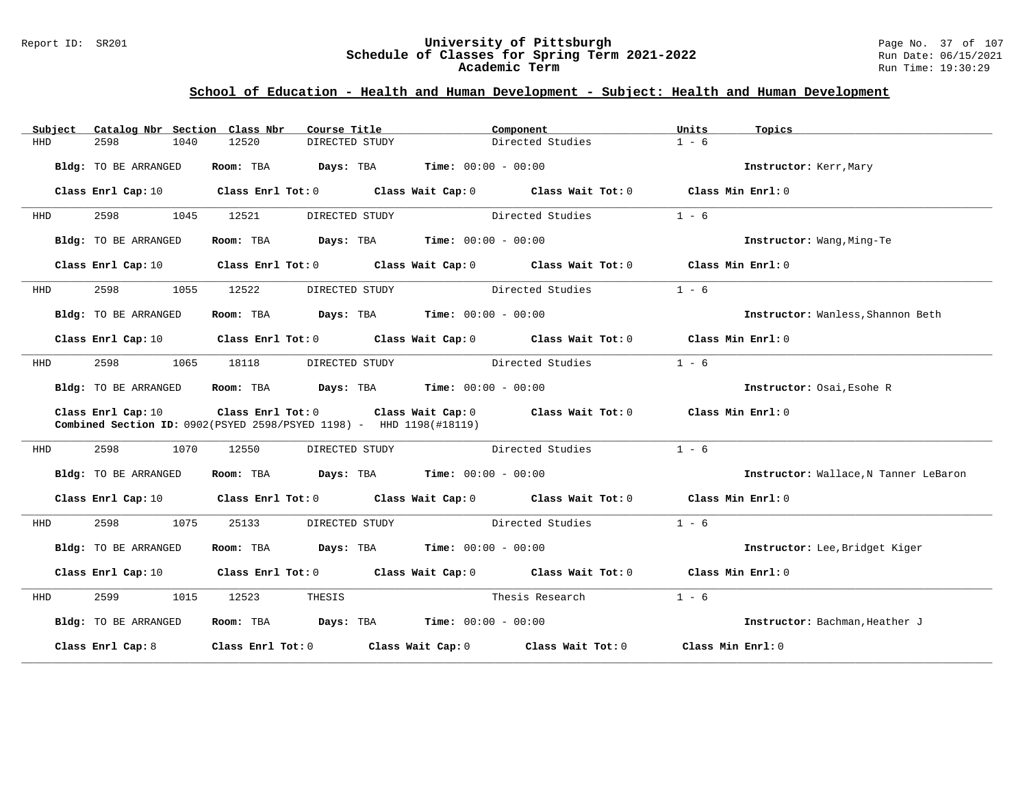## School of Education - Health and Human Development - Subject: Health and Human Development

| Subject | Catalog Nbr | Section | Class Nbr | Course Title | Component | Units | Topics |
|---|---|---|---|---|---|---|---|
| HHD | 2598 | 1040 | 12520 | DIRECTED STUDY | Directed Studies | 1 - 6 | |

**Bldg:** TO BE ARRANGED **Room:** TBA **Days:** TBA **Time:** 00:00 - 00:00 **Instructor:** Kerr,Mary

**Class Enrl Cap:** 10 **Class Enrl Tot:** 0 **Class Wait Cap:** 0 **Class Wait Tot:** 0 **Class Min Enrl:** 0

---

| Subject | Catalog Nbr | Section | Class Nbr | Course Title | Component | Units | Topics |
|---|---|---|---|---|---|---|---|
| HHD | 2598 | 1045 | 12521 | DIRECTED STUDY | Directed Studies | 1 - 6 | |

**Bldg:** TO BE ARRANGED **Room:** TBA **Days:** TBA **Time:** 00:00 - 00:00 **Instructor:** Wang,Ming-Te

**Class Enrl Cap:** 10 **Class Enrl Tot:** 0 **Class Wait Cap:** 0 **Class Wait Tot:** 0 **Class Min Enrl:** 0

---

| Subject | Catalog Nbr | Section | Class Nbr | Course Title | Component | Units | Topics |
|---|---|---|---|---|---|---|---|
| HHD | 2598 | 1055 | 12522 | DIRECTED STUDY | Directed Studies | 1 - 6 | |

**Bldg:** TO BE ARRANGED **Room:** TBA **Days:** TBA **Time:** 00:00 - 00:00 **Instructor:** Wanless,Shannon Beth

**Class Enrl Cap:** 10 **Class Enrl Tot:** 0 **Class Wait Cap:** 0 **Class Wait Tot:** 0 **Class Min Enrl:** 0

---

| Subject | Catalog Nbr | Section | Class Nbr | Course Title | Component | Units | Topics |
|---|---|---|---|---|---|---|---|
| HHD | 2598 | 1065 | 18118 | DIRECTED STUDY | Directed Studies | 1 - 6 | |

**Bldg:** TO BE ARRANGED **Room:** TBA **Days:** TBA **Time:** 00:00 - 00:00 **Instructor:** Osai,Esohe R

**Class Enrl Cap:** 10 **Class Enrl Tot:** 0 **Class Wait Cap:** 0 **Class Wait Tot:** 0 **Class Min Enrl:** 0

**Combined Section ID:** 0902(PSYED 2598/PSYED 1198) - HHD 1198(#18119)

---

| Subject | Catalog Nbr | Section | Class Nbr | Course Title | Component | Units | Topics |
|---|---|---|---|---|---|---|---|
| HHD | 2598 | 1070 | 12550 | DIRECTED STUDY | Directed Studies | 1 - 6 | |

**Bldg:** TO BE ARRANGED **Room:** TBA **Days:** TBA **Time:** 00:00 - 00:00 **Instructor:** Wallace,N Tanner LeBaron

**Class Enrl Cap:** 10 **Class Enrl Tot:** 0 **Class Wait Cap:** 0 **Class Wait Tot:** 0 **Class Min Enrl:** 0

---

| Subject | Catalog Nbr | Section | Class Nbr | Course Title | Component | Units | Topics |
|---|---|---|---|---|---|---|---|
| HHD | 2598 | 1075 | 25133 | DIRECTED STUDY | Directed Studies | 1 - 6 | |

**Bldg:** TO BE ARRANGED **Room:** TBA **Days:** TBA **Time:** 00:00 - 00:00 **Instructor:** Lee,Bridget Kiger

**Class Enrl Cap:** 10 **Class Enrl Tot:** 0 **Class Wait Cap:** 0 **Class Wait Tot:** 0 **Class Min Enrl:** 0

---

| Subject | Catalog Nbr | Section | Class Nbr | Course Title | Component | Units | Topics |
|---|---|---|---|---|---|---|---|
| HHD | 2599 | 1015 | 12523 | THESIS | Thesis Research | 1 - 6 | |

**Bldg:** TO BE ARRANGED **Room:** TBA **Days:** TBA **Time:** 00:00 - 00:00 **Instructor:** Bachman,Heather J

**Class Enrl Cap:** 8 **Class Enrl Tot:** 0 **Class Wait Cap:** 0 **Class Wait Tot:** 0 **Class Min Enrl:** 0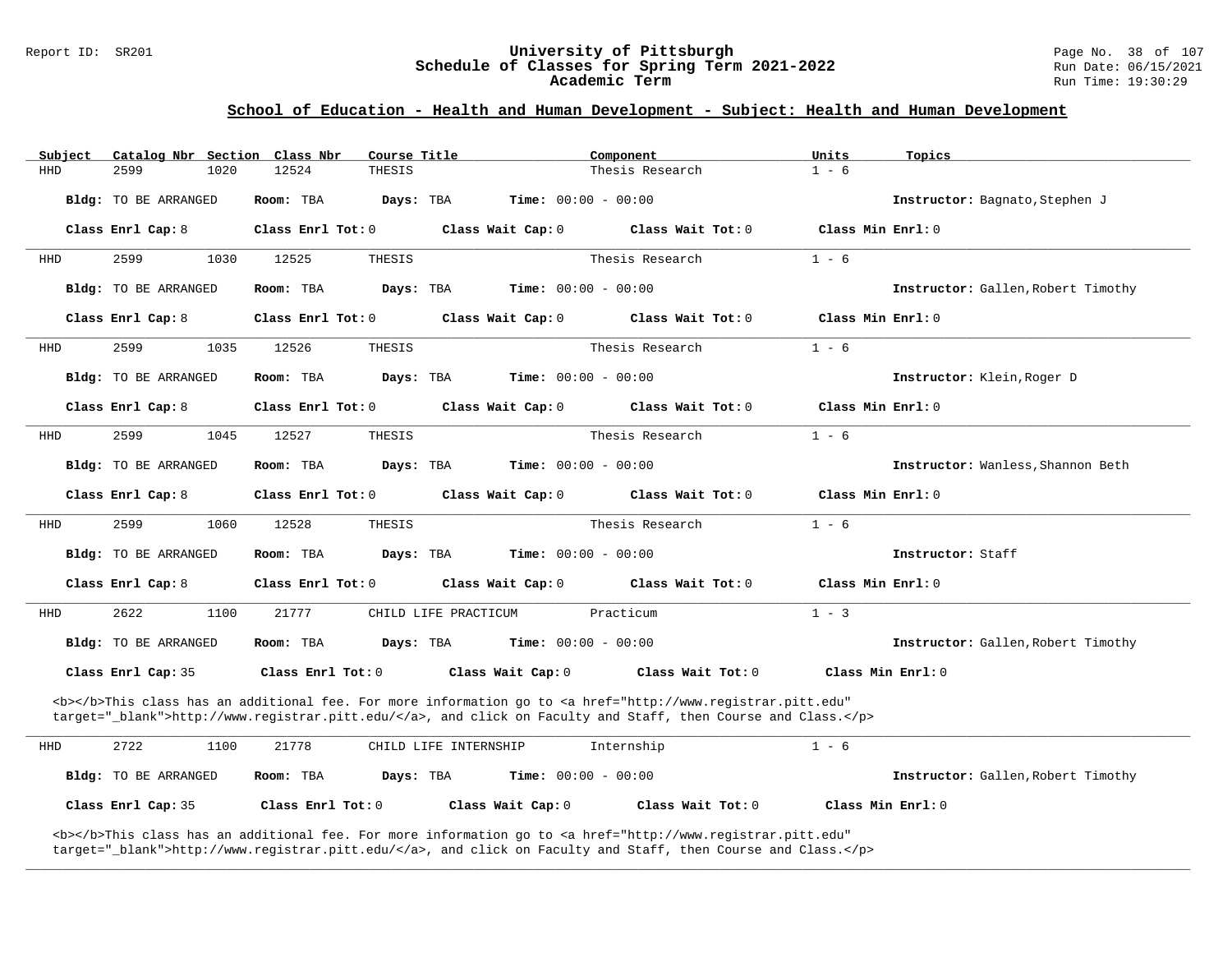## School of Education - Health and Human Development - Subject: Health and Human Development

| Subject | Catalog Nbr | Section | Class Nbr | Course Title | Component | Units | Topics |
|---|---|---|---|---|---|---|---|
| HHD | 2599 | 1020 | 12524 | THESIS | Thesis Research | 1 - 6 | |

**Bldg:** TO BE ARRANGED **Room:** TBA **Days:** TBA **Time:** 00:00 - 00:00 **Instructor:** Bagnato,Stephen J

**Class Enrl Cap:** 8 **Class Enrl Tot:** 0 **Class Wait Cap:** 0 **Class Wait Tot:** 0 **Class Min Enrl:** 0

---

| Subject | Catalog Nbr | Section | Class Nbr | Course Title | Component | Units | Topics |
|---|---|---|---|---|---|---|---|
| HHD | 2599 | 1030 | 12525 | THESIS | Thesis Research | 1 - 6 | |

**Bldg:** TO BE ARRANGED **Room:** TBA **Days:** TBA **Time:** 00:00 - 00:00 **Instructor:** Gallen,Robert Timothy

**Class Enrl Cap:** 8 **Class Enrl Tot:** 0 **Class Wait Cap:** 0 **Class Wait Tot:** 0 **Class Min Enrl:** 0

---

| Subject | Catalog Nbr | Section | Class Nbr | Course Title | Component | Units | Topics |
|---|---|---|---|---|---|---|---|
| HHD | 2599 | 1035 | 12526 | THESIS | Thesis Research | 1 - 6 | |

**Bldg:** TO BE ARRANGED **Room:** TBA **Days:** TBA **Time:** 00:00 - 00:00 **Instructor:** Klein,Roger D

**Class Enrl Cap:** 8 **Class Enrl Tot:** 0 **Class Wait Cap:** 0 **Class Wait Tot:** 0 **Class Min Enrl:** 0

---

| Subject | Catalog Nbr | Section | Class Nbr | Course Title | Component | Units | Topics |
|---|---|---|---|---|---|---|---|
| HHD | 2599 | 1045 | 12527 | THESIS | Thesis Research | 1 - 6 | |

**Bldg:** TO BE ARRANGED **Room:** TBA **Days:** TBA **Time:** 00:00 - 00:00 **Instructor:** Wanless,Shannon Beth

**Class Enrl Cap:** 8 **Class Enrl Tot:** 0 **Class Wait Cap:** 0 **Class Wait Tot:** 0 **Class Min Enrl:** 0

---

| Subject | Catalog Nbr | Section | Class Nbr | Course Title | Component | Units | Topics |
|---|---|---|---|---|---|---|---|
| HHD | 2599 | 1060 | 12528 | THESIS | Thesis Research | 1 - 6 | |

**Bldg:** TO BE ARRANGED **Room:** TBA **Days:** TBA **Time:** 00:00 - 00:00 **Instructor:** Staff

**Class Enrl Cap:** 8 **Class Enrl Tot:** 0 **Class Wait Cap:** 0 **Class Wait Tot:** 0 **Class Min Enrl:** 0

---

| Subject | Catalog Nbr | Section | Class Nbr | Course Title | Component | Units | Topics |
|---|---|---|---|---|---|---|---|
| HHD | 2622 | 1100 | 21777 | CHILD LIFE PRACTICUM | Practicum | 1 - 3 | |

**Bldg:** TO BE ARRANGED **Room:** TBA **Days:** TBA **Time:** 00:00 - 00:00 **Instructor:** Gallen,Robert Timothy

**Class Enrl Cap:** 35 **Class Enrl Tot:** 0 **Class Wait Cap:** 0 **Class Wait Tot:** 0 **Class Min Enrl:** 0

<b></b>This class has an additional fee. For more information go to <a href="http://www.registrar.pitt.edu" target="_blank">http://www.registrar.pitt.edu/</a>, and click on Faculty and Staff, then Course and Class.</p>

---

| Subject | Catalog Nbr | Section | Class Nbr | Course Title | Component | Units | Topics |
|---|---|---|---|---|---|---|---|
| HHD | 2722 | 1100 | 21778 | CHILD LIFE INTERNSHIP | Internship | 1 - 6 | |

**Bldg:** TO BE ARRANGED **Room:** TBA **Days:** TBA **Time:** 00:00 - 00:00 **Instructor:** Gallen,Robert Timothy

**Class Enrl Cap:** 35 **Class Enrl Tot:** 0 **Class Wait Cap:** 0 **Class Wait Tot:** 0 **Class Min Enrl:** 0

<b></b>This class has an additional fee. For more information go to <a href="http://www.registrar.pitt.edu" target="_blank">http://www.registrar.pitt.edu/</a>, and click on Faculty and Staff, then Course and Class.</p>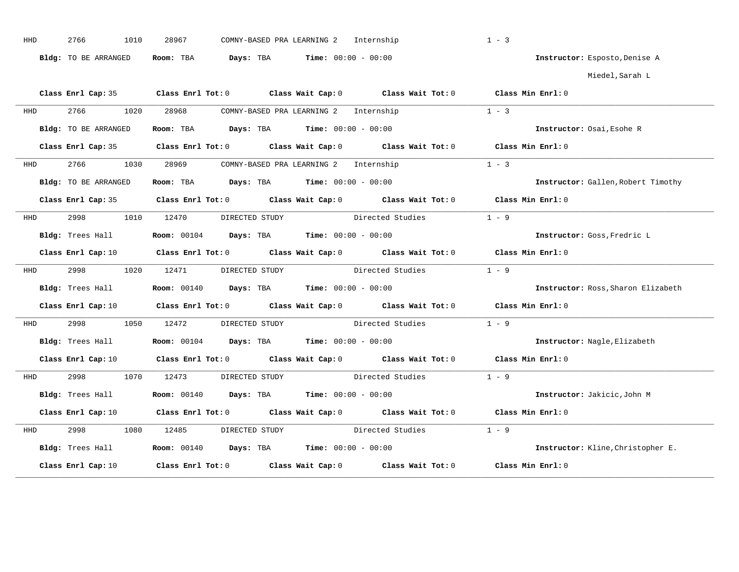HHD 2766 1010 28967 COMNY-BASED PRA LEARNING 2 Internship 1 - 3

**Bldg:** TO BE ARRANGED **Room:** TBA **Days:** TBA **Time:** 00:00 - 00:00 **Instructor:** Esposto,Denise A
Miedel,Sarah L

**Class Enrl Cap:** 35 **Class Enrl Tot:** 0 **Class Wait Cap:** 0 **Class Wait Tot:** 0 **Class Min Enrl:** 0

---

HHD 2766 1020 28968 COMNY-BASED PRA LEARNING 2 Internship 1 - 3

**Bldg:** TO BE ARRANGED **Room:** TBA **Days:** TBA **Time:** 00:00 - 00:00 **Instructor:** Osai,Esohe R

**Class Enrl Cap:** 35 **Class Enrl Tot:** 0 **Class Wait Cap:** 0 **Class Wait Tot:** 0 **Class Min Enrl:** 0

---

HHD 2766 1030 28969 COMNY-BASED PRA LEARNING 2 Internship 1 - 3

**Bldg:** TO BE ARRANGED **Room:** TBA **Days:** TBA **Time:** 00:00 - 00:00 **Instructor:** Gallen,Robert Timothy

**Class Enrl Cap:** 35 **Class Enrl Tot:** 0 **Class Wait Cap:** 0 **Class Wait Tot:** 0 **Class Min Enrl:** 0

---

HHD 2998 1010 12470 DIRECTED STUDY Directed Studies 1 - 9

**Bldg:** Trees Hall **Room:** 00104 **Days:** TBA **Time:** 00:00 - 00:00 **Instructor:** Goss,Fredric L

**Class Enrl Cap:** 10 **Class Enrl Tot:** 0 **Class Wait Cap:** 0 **Class Wait Tot:** 0 **Class Min Enrl:** 0

---

HHD 2998 1020 12471 DIRECTED STUDY Directed Studies 1 - 9

**Bldg:** Trees Hall **Room:** 00140 **Days:** TBA **Time:** 00:00 - 00:00 **Instructor:** Ross,Sharon Elizabeth

**Class Enrl Cap:** 10 **Class Enrl Tot:** 0 **Class Wait Cap:** 0 **Class Wait Tot:** 0 **Class Min Enrl:** 0

---

HHD 2998 1050 12472 DIRECTED STUDY Directed Studies 1 - 9

**Bldg:** Trees Hall **Room:** 00104 **Days:** TBA **Time:** 00:00 - 00:00 **Instructor:** Nagle,Elizabeth

**Class Enrl Cap:** 10 **Class Enrl Tot:** 0 **Class Wait Cap:** 0 **Class Wait Tot:** 0 **Class Min Enrl:** 0

---

HHD 2998 1070 12473 DIRECTED STUDY Directed Studies 1 - 9

**Bldg:** Trees Hall **Room:** 00140 **Days:** TBA **Time:** 00:00 - 00:00 **Instructor:** Jakicic,John M

**Class Enrl Cap:** 10 **Class Enrl Tot:** 0 **Class Wait Cap:** 0 **Class Wait Tot:** 0 **Class Min Enrl:** 0

---

HHD 2998 1080 12485 DIRECTED STUDY Directed Studies 1 - 9

**Bldg:** Trees Hall **Room:** 00140 **Days:** TBA **Time:** 00:00 - 00:00 **Instructor:** Kline,Christopher E.

**Class Enrl Cap:** 10 **Class Enrl Tot:** 0 **Class Wait Cap:** 0 **Class Wait Tot:** 0 **Class Min Enrl:** 0

---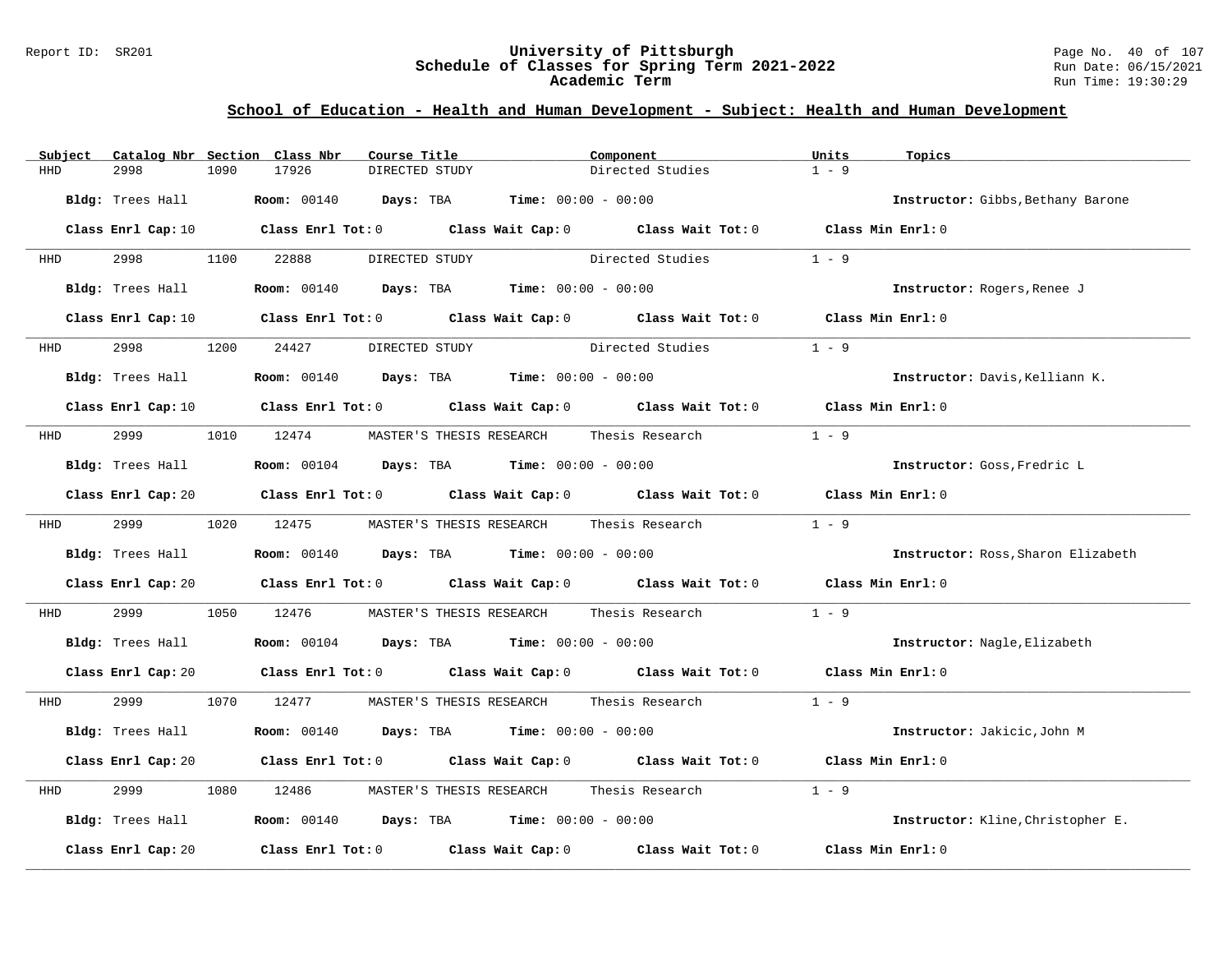## School of Education - Health and Human Development - Subject: Health and Human Development

| Subject | Catalog Nbr | Section | Class Nbr | Course Title | Component | Units | Topics |
|---|---|---|---|---|---|---|---|
| HHD | 2998 | 1090 | 17926 | DIRECTED STUDY | Directed Studies | 1 - 9 | |

**Bldg:** Trees Hall **Room:** 00140 **Days:** TBA **Time:** 00:00 - 00:00 **Instructor:** Gibbs,Bethany Barone

**Class Enrl Cap:** 10 **Class Enrl Tot:** 0 **Class Wait Cap:** 0 **Class Wait Tot:** 0 **Class Min Enrl:** 0

| Subject | Catalog Nbr | Section | Class Nbr | Course Title | Component | Units | Topics |
|---|---|---|---|---|---|---|---|
| HHD | 2998 | 1100 | 22888 | DIRECTED STUDY | Directed Studies | 1 - 9 | |

**Bldg:** Trees Hall **Room:** 00140 **Days:** TBA **Time:** 00:00 - 00:00 **Instructor:** Rogers,Renee J

**Class Enrl Cap:** 10 **Class Enrl Tot:** 0 **Class Wait Cap:** 0 **Class Wait Tot:** 0 **Class Min Enrl:** 0

| Subject | Catalog Nbr | Section | Class Nbr | Course Title | Component | Units | Topics |
|---|---|---|---|---|---|---|---|
| HHD | 2998 | 1200 | 24427 | DIRECTED STUDY | Directed Studies | 1 - 9 | |

**Bldg:** Trees Hall **Room:** 00140 **Days:** TBA **Time:** 00:00 - 00:00 **Instructor:** Davis,Kelliann K.

**Class Enrl Cap:** 10 **Class Enrl Tot:** 0 **Class Wait Cap:** 0 **Class Wait Tot:** 0 **Class Min Enrl:** 0

| Subject | Catalog Nbr | Section | Class Nbr | Course Title | Component | Units | Topics |
|---|---|---|---|---|---|---|---|
| HHD | 2999 | 1010 | 12474 | MASTER'S THESIS RESEARCH | Thesis Research | 1 - 9 | |

**Bldg:** Trees Hall **Room:** 00104 **Days:** TBA **Time:** 00:00 - 00:00 **Instructor:** Goss,Fredric L

**Class Enrl Cap:** 20 **Class Enrl Tot:** 0 **Class Wait Cap:** 0 **Class Wait Tot:** 0 **Class Min Enrl:** 0

| Subject | Catalog Nbr | Section | Class Nbr | Course Title | Component | Units | Topics |
|---|---|---|---|---|---|---|---|
| HHD | 2999 | 1020 | 12475 | MASTER'S THESIS RESEARCH | Thesis Research | 1 - 9 | |

**Bldg:** Trees Hall **Room:** 00140 **Days:** TBA **Time:** 00:00 - 00:00 **Instructor:** Ross,Sharon Elizabeth

**Class Enrl Cap:** 20 **Class Enrl Tot:** 0 **Class Wait Cap:** 0 **Class Wait Tot:** 0 **Class Min Enrl:** 0

| Subject | Catalog Nbr | Section | Class Nbr | Course Title | Component | Units | Topics |
|---|---|---|---|---|---|---|---|
| HHD | 2999 | 1050 | 12476 | MASTER'S THESIS RESEARCH | Thesis Research | 1 - 9 | |

**Bldg:** Trees Hall **Room:** 00104 **Days:** TBA **Time:** 00:00 - 00:00 **Instructor:** Nagle,Elizabeth

**Class Enrl Cap:** 20 **Class Enrl Tot:** 0 **Class Wait Cap:** 0 **Class Wait Tot:** 0 **Class Min Enrl:** 0

| Subject | Catalog Nbr | Section | Class Nbr | Course Title | Component | Units | Topics |
|---|---|---|---|---|---|---|---|
| HHD | 2999 | 1070 | 12477 | MASTER'S THESIS RESEARCH | Thesis Research | 1 - 9 | |

**Bldg:** Trees Hall **Room:** 00140 **Days:** TBA **Time:** 00:00 - 00:00 **Instructor:** Jakicic,John M

**Class Enrl Cap:** 20 **Class Enrl Tot:** 0 **Class Wait Cap:** 0 **Class Wait Tot:** 0 **Class Min Enrl:** 0

| Subject | Catalog Nbr | Section | Class Nbr | Course Title | Component | Units | Topics |
|---|---|---|---|---|---|---|---|
| HHD | 2999 | 1080 | 12486 | MASTER'S THESIS RESEARCH | Thesis Research | 1 - 9 | |

**Bldg:** Trees Hall **Room:** 00140 **Days:** TBA **Time:** 00:00 - 00:00 **Instructor:** Kline,Christopher E.

**Class Enrl Cap:** 20 **Class Enrl Tot:** 0 **Class Wait Cap:** 0 **Class Wait Tot:** 0 **Class Min Enrl:** 0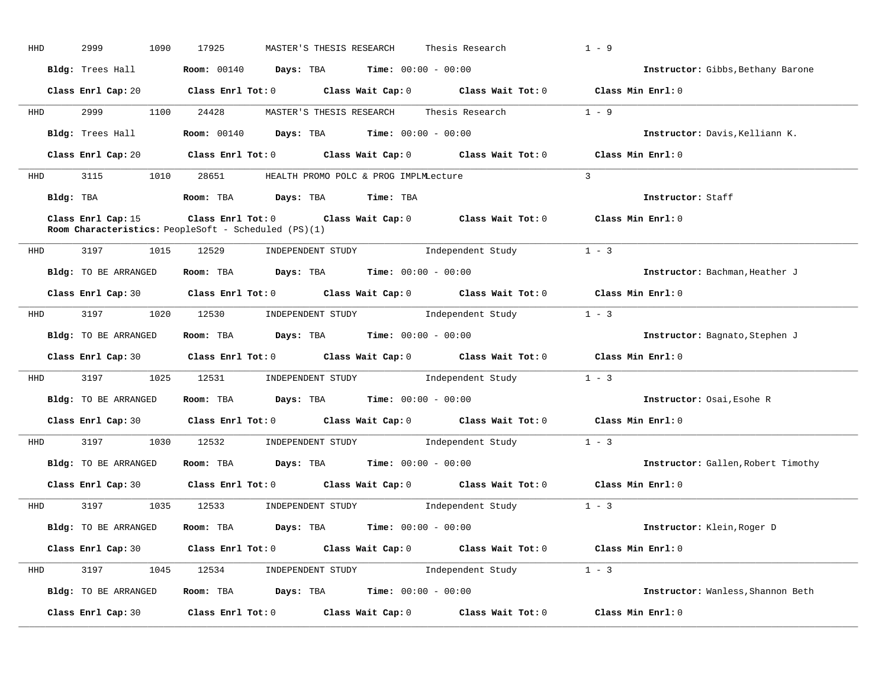HHD 2999 1090 17925 MASTER'S THESIS RESEARCH Thesis Research 1 - 9

**Bldg:** Trees Hall **Room:** 00140 **Days:** TBA **Time:** 00:00 - 00:00 **Instructor:** Gibbs,Bethany Barone

**Class Enrl Cap:** 20 **Class Enrl Tot:** 0 **Class Wait Cap:** 0 **Class Wait Tot:** 0 **Class Min Enrl:** 0

---

HHD 2999 1100 24428 MASTER'S THESIS RESEARCH Thesis Research 1 - 9

**Bldg:** Trees Hall **Room:** 00140 **Days:** TBA **Time:** 00:00 - 00:00 **Instructor:** Davis,Kelliann K.

**Class Enrl Cap:** 20 **Class Enrl Tot:** 0 **Class Wait Cap:** 0 **Class Wait Tot:** 0 **Class Min Enrl:** 0

---

HHD 3115 1010 28651 HEALTH PROMO POLC & PROG IMPLMLecture 3

**Bldg:** TBA **Room:** TBA **Days:** TBA **Time:** TBA **Instructor:** Staff

**Class Enrl Cap:** 15 **Class Enrl Tot:** 0 **Class Wait Cap:** 0 **Class Wait Tot:** 0 **Class Min Enrl:** 0
**Room Characteristics:** PeopleSoft - Scheduled (PS)(1)

---

HHD 3197 1015 12529 INDEPENDENT STUDY Independent Study 1 - 3

**Bldg:** TO BE ARRANGED **Room:** TBA **Days:** TBA **Time:** 00:00 - 00:00 **Instructor:** Bachman,Heather J

**Class Enrl Cap:** 30 **Class Enrl Tot:** 0 **Class Wait Cap:** 0 **Class Wait Tot:** 0 **Class Min Enrl:** 0

---

HHD 3197 1020 12530 INDEPENDENT STUDY Independent Study 1 - 3

**Bldg:** TO BE ARRANGED **Room:** TBA **Days:** TBA **Time:** 00:00 - 00:00 **Instructor:** Bagnato,Stephen J

**Class Enrl Cap:** 30 **Class Enrl Tot:** 0 **Class Wait Cap:** 0 **Class Wait Tot:** 0 **Class Min Enrl:** 0

---

HHD 3197 1025 12531 INDEPENDENT STUDY Independent Study 1 - 3

**Bldg:** TO BE ARRANGED **Room:** TBA **Days:** TBA **Time:** 00:00 - 00:00 **Instructor:** Osai,Esohe R

**Class Enrl Cap:** 30 **Class Enrl Tot:** 0 **Class Wait Cap:** 0 **Class Wait Tot:** 0 **Class Min Enrl:** 0

---

HHD 3197 1030 12532 INDEPENDENT STUDY Independent Study 1 - 3

**Bldg:** TO BE ARRANGED **Room:** TBA **Days:** TBA **Time:** 00:00 - 00:00 **Instructor:** Gallen,Robert Timothy

**Class Enrl Cap:** 30 **Class Enrl Tot:** 0 **Class Wait Cap:** 0 **Class Wait Tot:** 0 **Class Min Enrl:** 0

---

HHD 3197 1035 12533 INDEPENDENT STUDY Independent Study 1 - 3

**Bldg:** TO BE ARRANGED **Room:** TBA **Days:** TBA **Time:** 00:00 - 00:00 **Instructor:** Klein,Roger D

**Class Enrl Cap:** 30 **Class Enrl Tot:** 0 **Class Wait Cap:** 0 **Class Wait Tot:** 0 **Class Min Enrl:** 0

---

HHD 3197 1045 12534 INDEPENDENT STUDY Independent Study 1 - 3

**Bldg:** TO BE ARRANGED **Room:** TBA **Days:** TBA **Time:** 00:00 - 00:00 **Instructor:** Wanless,Shannon Beth

**Class Enrl Cap:** 30 **Class Enrl Tot:** 0 **Class Wait Cap:** 0 **Class Wait Tot:** 0 **Class Min Enrl:** 0

---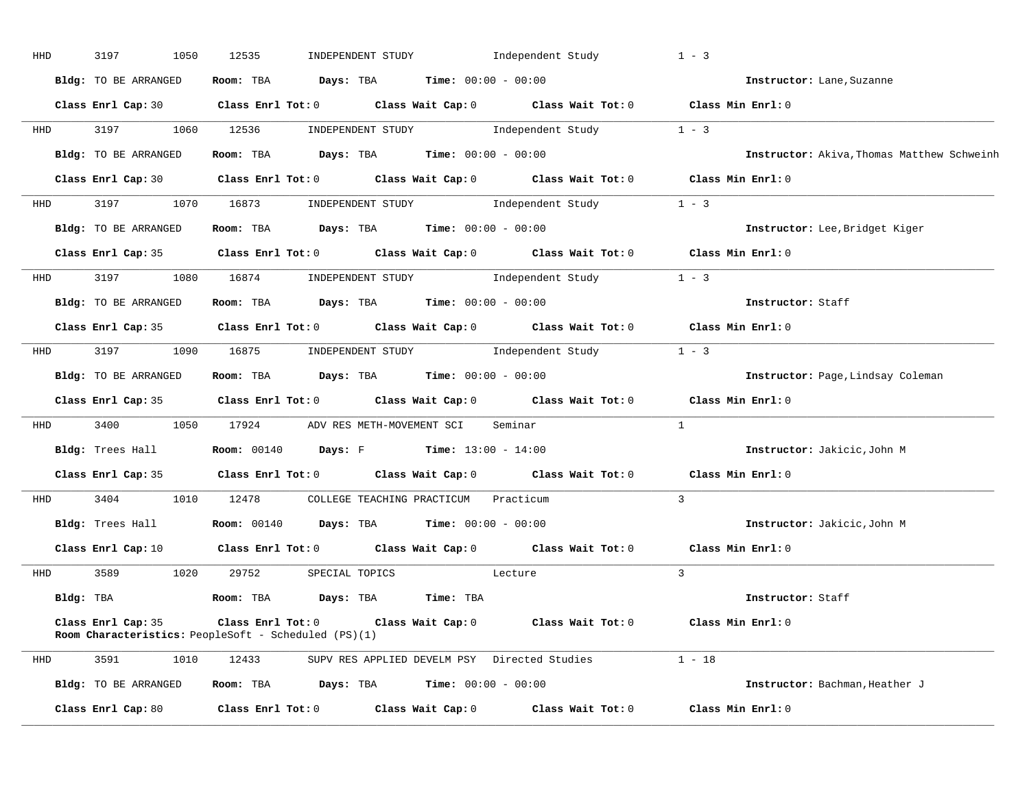HHD 3197 1050 12535 INDEPENDENT STUDY Independent Study 1 - 3

**Bldg:** TO BE ARRANGED **Room:** TBA **Days:** TBA **Time:** 00:00 - 00:00 **Instructor:** Lane,Suzanne

**Class Enrl Cap:** 30 **Class Enrl Tot:** 0 **Class Wait Cap:** 0 **Class Wait Tot:** 0 **Class Min Enrl:** 0

---

HHD 3197 1060 12536 INDEPENDENT STUDY Independent Study 1 - 3

**Bldg:** TO BE ARRANGED **Room:** TBA **Days:** TBA **Time:** 00:00 - 00:00 **Instructor:** Akiva,Thomas Matthew Schweinh

**Class Enrl Cap:** 30 **Class Enrl Tot:** 0 **Class Wait Cap:** 0 **Class Wait Tot:** 0 **Class Min Enrl:** 0

---

HHD 3197 1070 16873 INDEPENDENT STUDY Independent Study 1 - 3

**Bldg:** TO BE ARRANGED **Room:** TBA **Days:** TBA **Time:** 00:00 - 00:00 **Instructor:** Lee,Bridget Kiger

**Class Enrl Cap:** 35 **Class Enrl Tot:** 0 **Class Wait Cap:** 0 **Class Wait Tot:** 0 **Class Min Enrl:** 0

---

HHD 3197 1080 16874 INDEPENDENT STUDY Independent Study 1 - 3

**Bldg:** TO BE ARRANGED **Room:** TBA **Days:** TBA **Time:** 00:00 - 00:00 **Instructor:** Staff

**Class Enrl Cap:** 35 **Class Enrl Tot:** 0 **Class Wait Cap:** 0 **Class Wait Tot:** 0 **Class Min Enrl:** 0

---

HHD 3197 1090 16875 INDEPENDENT STUDY Independent Study 1 - 3

**Bldg:** TO BE ARRANGED **Room:** TBA **Days:** TBA **Time:** 00:00 - 00:00 **Instructor:** Page,Lindsay Coleman

**Class Enrl Cap:** 35 **Class Enrl Tot:** 0 **Class Wait Cap:** 0 **Class Wait Tot:** 0 **Class Min Enrl:** 0

---

HHD 3400 1050 17924 ADV RES METH-MOVEMENT SCI Seminar 1

**Bldg:** Trees Hall **Room:** 00140 **Days:** F **Time:** 13:00 - 14:00 **Instructor:** Jakicic,John M

**Class Enrl Cap:** 35 **Class Enrl Tot:** 0 **Class Wait Cap:** 0 **Class Wait Tot:** 0 **Class Min Enrl:** 0

---

HHD 3404 1010 12478 COLLEGE TEACHING PRACTICUM Practicum 3

**Bldg:** Trees Hall **Room:** 00140 **Days:** TBA **Time:** 00:00 - 00:00 **Instructor:** Jakicic,John M

**Class Enrl Cap:** 10 **Class Enrl Tot:** 0 **Class Wait Cap:** 0 **Class Wait Tot:** 0 **Class Min Enrl:** 0

---

HHD 3589 1020 29752 SPECIAL TOPICS Lecture 3

**Bldg:** TBA **Room:** TBA **Days:** TBA **Time:** TBA **Instructor:** Staff

**Class Enrl Cap:** 35 **Class Enrl Tot:** 0 **Class Wait Cap:** 0 **Class Wait Tot:** 0 **Class Min Enrl:** 0

**Room Characteristics:** PeopleSoft - Scheduled (PS)(1)

---

HHD 3591 1010 12433 SUPV RES APPLIED DEVELM PSY Directed Studies 1 - 18

**Bldg:** TO BE ARRANGED **Room:** TBA **Days:** TBA **Time:** 00:00 - 00:00 **Instructor:** Bachman,Heather J

**Class Enrl Cap:** 80 **Class Enrl Tot:** 0 **Class Wait Cap:** 0 **Class Wait Tot:** 0 **Class Min Enrl:** 0

---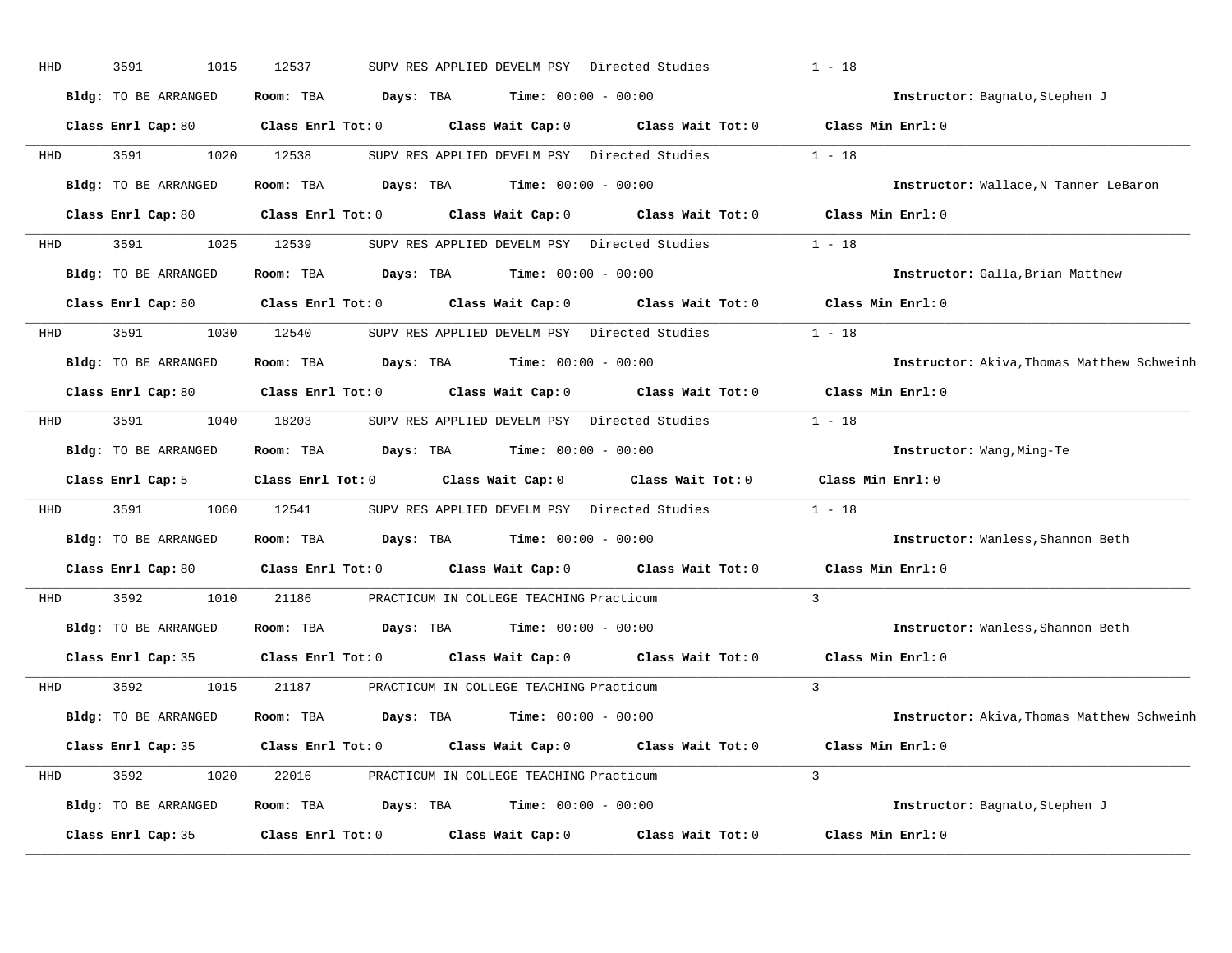HHD 3591 1015 12537 SUPV RES APPLIED DEVELM PSY Directed Studies 1 - 18

**Bldg:** TO BE ARRANGED **Room:** TBA **Days:** TBA **Time:** 00:00 - 00:00 **Instructor:** Bagnato,Stephen J

**Class Enrl Cap:** 80 **Class Enrl Tot:** 0 **Class Wait Cap:** 0 **Class Wait Tot:** 0 **Class Min Enrl:** 0

---

HHD 3591 1020 12538 SUPV RES APPLIED DEVELM PSY Directed Studies 1 - 18

**Bldg:** TO BE ARRANGED **Room:** TBA **Days:** TBA **Time:** 00:00 - 00:00 **Instructor:** Wallace,N Tanner LeBaron

**Class Enrl Cap:** 80 **Class Enrl Tot:** 0 **Class Wait Cap:** 0 **Class Wait Tot:** 0 **Class Min Enrl:** 0

---

HHD 3591 1025 12539 SUPV RES APPLIED DEVELM PSY Directed Studies 1 - 18

**Bldg:** TO BE ARRANGED **Room:** TBA **Days:** TBA **Time:** 00:00 - 00:00 **Instructor:** Galla,Brian Matthew

**Class Enrl Cap:** 80 **Class Enrl Tot:** 0 **Class Wait Cap:** 0 **Class Wait Tot:** 0 **Class Min Enrl:** 0

---

HHD 3591 1030 12540 SUPV RES APPLIED DEVELM PSY Directed Studies 1 - 18

**Bldg:** TO BE ARRANGED **Room:** TBA **Days:** TBA **Time:** 00:00 - 00:00 **Instructor:** Akiva,Thomas Matthew Schweinh

**Class Enrl Cap:** 80 **Class Enrl Tot:** 0 **Class Wait Cap:** 0 **Class Wait Tot:** 0 **Class Min Enrl:** 0

---

HHD 3591 1040 18203 SUPV RES APPLIED DEVELM PSY Directed Studies 1 - 18

**Bldg:** TO BE ARRANGED **Room:** TBA **Days:** TBA **Time:** 00:00 - 00:00 **Instructor:** Wang,Ming-Te

**Class Enrl Cap:** 5 **Class Enrl Tot:** 0 **Class Wait Cap:** 0 **Class Wait Tot:** 0 **Class Min Enrl:** 0

---

HHD 3591 1060 12541 SUPV RES APPLIED DEVELM PSY Directed Studies 1 - 18

**Bldg:** TO BE ARRANGED **Room:** TBA **Days:** TBA **Time:** 00:00 - 00:00 **Instructor:** Wanless,Shannon Beth

**Class Enrl Cap:** 80 **Class Enrl Tot:** 0 **Class Wait Cap:** 0 **Class Wait Tot:** 0 **Class Min Enrl:** 0

---

HHD 3592 1010 21186 PRACTICUM IN COLLEGE TEACHING Practicum 3

**Bldg:** TO BE ARRANGED **Room:** TBA **Days:** TBA **Time:** 00:00 - 00:00 **Instructor:** Wanless,Shannon Beth

**Class Enrl Cap:** 35 **Class Enrl Tot:** 0 **Class Wait Cap:** 0 **Class Wait Tot:** 0 **Class Min Enrl:** 0

---

HHD 3592 1015 21187 PRACTICUM IN COLLEGE TEACHING Practicum 3

**Bldg:** TO BE ARRANGED **Room:** TBA **Days:** TBA **Time:** 00:00 - 00:00 **Instructor:** Akiva,Thomas Matthew Schweinh

**Class Enrl Cap:** 35 **Class Enrl Tot:** 0 **Class Wait Cap:** 0 **Class Wait Tot:** 0 **Class Min Enrl:** 0

---

HHD 3592 1020 22016 PRACTICUM IN COLLEGE TEACHING Practicum 3

**Bldg:** TO BE ARRANGED **Room:** TBA **Days:** TBA **Time:** 00:00 - 00:00 **Instructor:** Bagnato,Stephen J

**Class Enrl Cap:** 35 **Class Enrl Tot:** 0 **Class Wait Cap:** 0 **Class Wait Tot:** 0 **Class Min Enrl:** 0

---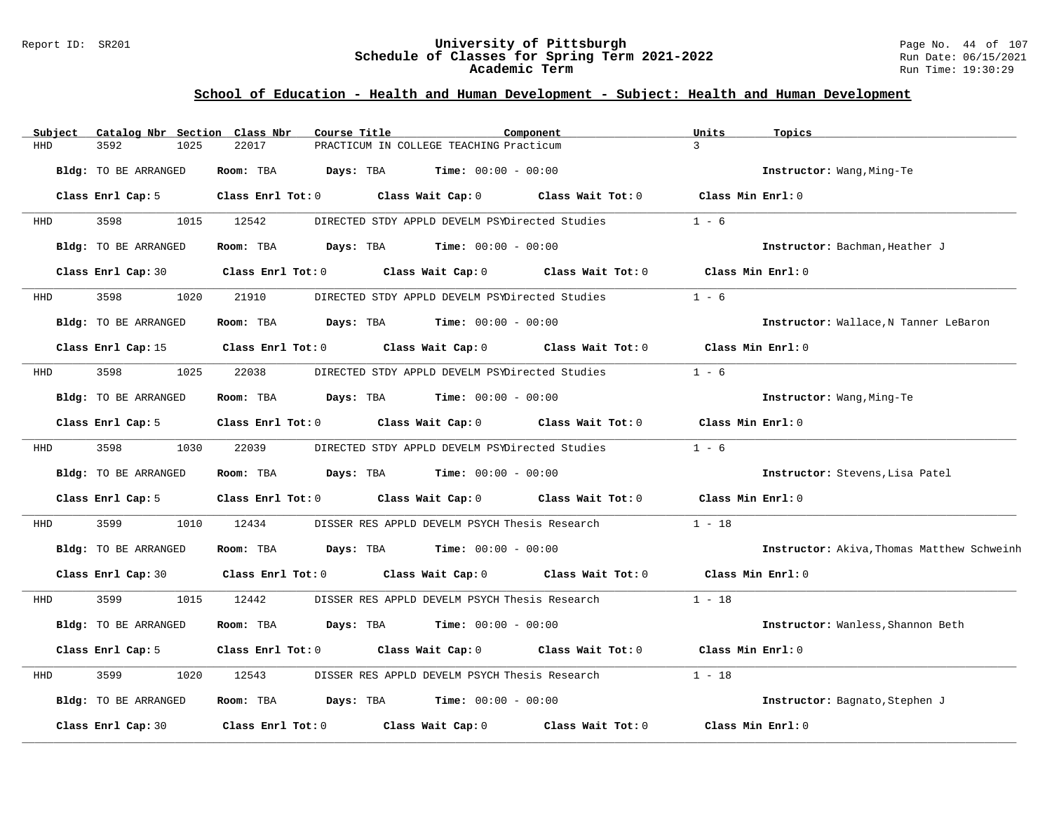## School of Education - Health and Human Development - Subject: Health and Human Development

| Subject | Catalog Nbr | Section | Class Nbr | Course Title | Component | Units | Topics |
|---|---|---|---|---|---|---|---|
| HHD | 3592 | 1025 | 22017 | PRACTICUM IN COLLEGE TEACHING | Practicum | 3 | |

**Bldg:** TO BE ARRANGED **Room:** TBA **Days:** TBA **Time:** 00:00 - 00:00 **Instructor:** Wang,Ming-Te

**Class Enrl Cap:** 5 **Class Enrl Tot:** 0 **Class Wait Cap:** 0 **Class Wait Tot:** 0 **Class Min Enrl:** 0

---

| Subject | Catalog Nbr | Section | Class Nbr | Course Title | Component | Units | Topics |
|---|---|---|---|---|---|---|---|
| HHD | 3598 | 1015 | 12542 | DIRECTED STDY APPLD DEVELM PSY | Directed Studies | 1 - 6 | |

**Bldg:** TO BE ARRANGED **Room:** TBA **Days:** TBA **Time:** 00:00 - 00:00 **Instructor:** Bachman,Heather J

**Class Enrl Cap:** 30 **Class Enrl Tot:** 0 **Class Wait Cap:** 0 **Class Wait Tot:** 0 **Class Min Enrl:** 0

---

| Subject | Catalog Nbr | Section | Class Nbr | Course Title | Component | Units | Topics |
|---|---|---|---|---|---|---|---|
| HHD | 3598 | 1020 | 21910 | DIRECTED STDY APPLD DEVELM PSY | Directed Studies | 1 - 6 | |

**Bldg:** TO BE ARRANGED **Room:** TBA **Days:** TBA **Time:** 00:00 - 00:00 **Instructor:** Wallace,N Tanner LeBaron

**Class Enrl Cap:** 15 **Class Enrl Tot:** 0 **Class Wait Cap:** 0 **Class Wait Tot:** 0 **Class Min Enrl:** 0

---

| Subject | Catalog Nbr | Section | Class Nbr | Course Title | Component | Units | Topics |
|---|---|---|---|---|---|---|---|
| HHD | 3598 | 1025 | 22038 | DIRECTED STDY APPLD DEVELM PSY | Directed Studies | 1 - 6 | |

**Bldg:** TO BE ARRANGED **Room:** TBA **Days:** TBA **Time:** 00:00 - 00:00 **Instructor:** Wang,Ming-Te

**Class Enrl Cap:** 5 **Class Enrl Tot:** 0 **Class Wait Cap:** 0 **Class Wait Tot:** 0 **Class Min Enrl:** 0

---

| Subject | Catalog Nbr | Section | Class Nbr | Course Title | Component | Units | Topics |
|---|---|---|---|---|---|---|---|
| HHD | 3598 | 1030 | 22039 | DIRECTED STDY APPLD DEVELM PSY | Directed Studies | 1 - 6 | |

**Bldg:** TO BE ARRANGED **Room:** TBA **Days:** TBA **Time:** 00:00 - 00:00 **Instructor:** Stevens,Lisa Patel

**Class Enrl Cap:** 5 **Class Enrl Tot:** 0 **Class Wait Cap:** 0 **Class Wait Tot:** 0 **Class Min Enrl:** 0

---

| Subject | Catalog Nbr | Section | Class Nbr | Course Title | Component | Units | Topics |
|---|---|---|---|---|---|---|---|
| HHD | 3599 | 1010 | 12434 | DISSER RES APPLD DEVELM PSYCH | Thesis Research | 1 - 18 | |

**Bldg:** TO BE ARRANGED **Room:** TBA **Days:** TBA **Time:** 00:00 - 00:00 **Instructor:** Akiva,Thomas Matthew Schweinh

**Class Enrl Cap:** 30 **Class Enrl Tot:** 0 **Class Wait Cap:** 0 **Class Wait Tot:** 0 **Class Min Enrl:** 0

---

| Subject | Catalog Nbr | Section | Class Nbr | Course Title | Component | Units | Topics |
|---|---|---|---|---|---|---|---|
| HHD | 3599 | 1015 | 12442 | DISSER RES APPLD DEVELM PSYCH | Thesis Research | 1 - 18 | |

**Bldg:** TO BE ARRANGED **Room:** TBA **Days:** TBA **Time:** 00:00 - 00:00 **Instructor:** Wanless,Shannon Beth

**Class Enrl Cap:** 5 **Class Enrl Tot:** 0 **Class Wait Cap:** 0 **Class Wait Tot:** 0 **Class Min Enrl:** 0

---

| Subject | Catalog Nbr | Section | Class Nbr | Course Title | Component | Units | Topics |
|---|---|---|---|---|---|---|---|
| HHD | 3599 | 1020 | 12543 | DISSER RES APPLD DEVELM PSYCH | Thesis Research | 1 - 18 | |

**Bldg:** TO BE ARRANGED **Room:** TBA **Days:** TBA **Time:** 00:00 - 00:00 **Instructor:** Bagnato,Stephen J

**Class Enrl Cap:** 30 **Class Enrl Tot:** 0 **Class Wait Cap:** 0 **Class Wait Tot:** 0 **Class Min Enrl:** 0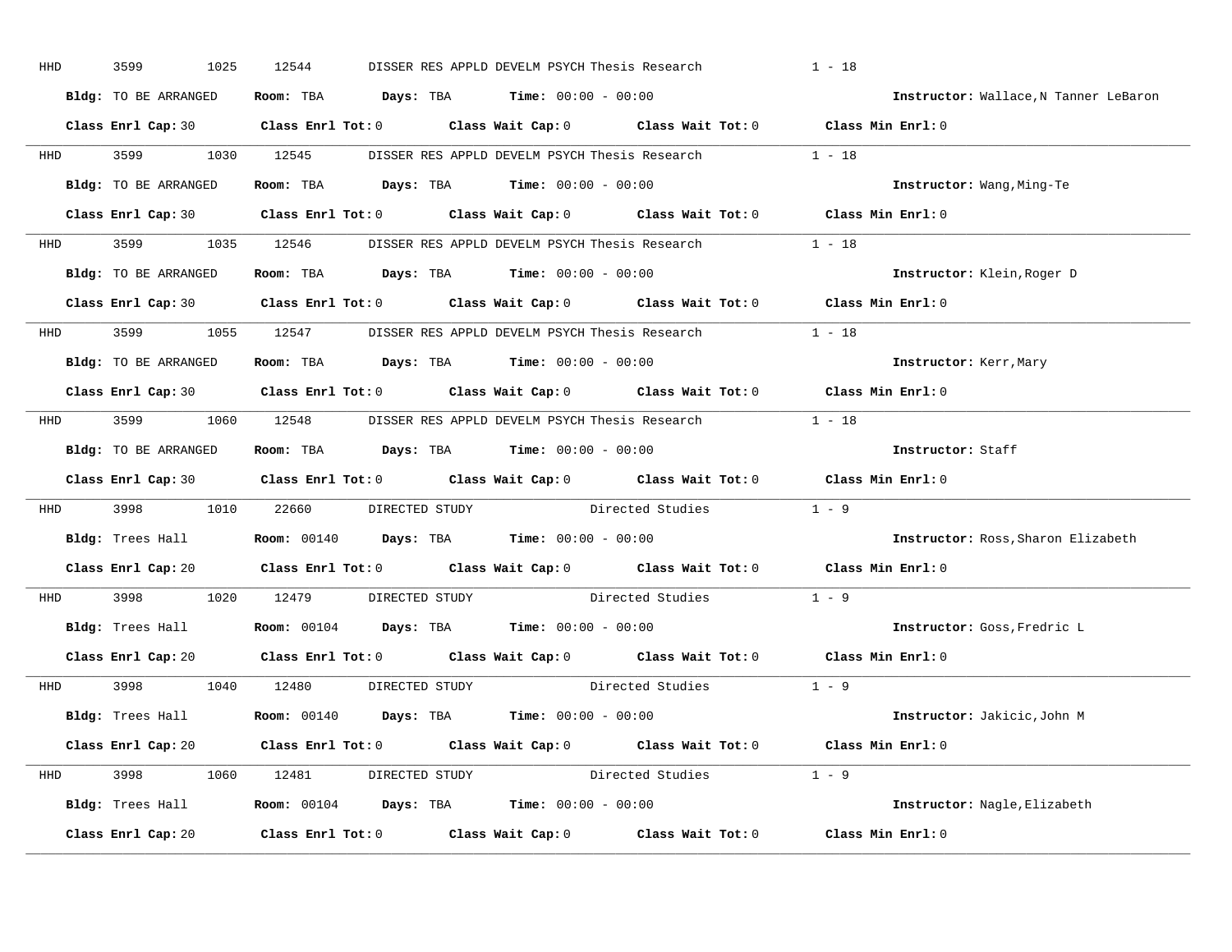HHD 3599 1025 12544 DISSER RES APPLD DEVELM PSYCH Thesis Research 1 - 18

**Bldg:** TO BE ARRANGED **Room:** TBA **Days:** TBA **Time:** 00:00 - 00:00 **Instructor:** Wallace,N Tanner LeBaron

**Class Enrl Cap:** 30 **Class Enrl Tot:** 0 **Class Wait Cap:** 0 **Class Wait Tot:** 0 **Class Min Enrl:** 0

---

HHD 3599 1030 12545 DISSER RES APPLD DEVELM PSYCH Thesis Research 1 - 18

**Bldg:** TO BE ARRANGED **Room:** TBA **Days:** TBA **Time:** 00:00 - 00:00 **Instructor:** Wang,Ming-Te

**Class Enrl Cap:** 30 **Class Enrl Tot:** 0 **Class Wait Cap:** 0 **Class Wait Tot:** 0 **Class Min Enrl:** 0

---

HHD 3599 1035 12546 DISSER RES APPLD DEVELM PSYCH Thesis Research 1 - 18

**Bldg:** TO BE ARRANGED **Room:** TBA **Days:** TBA **Time:** 00:00 - 00:00 **Instructor:** Klein,Roger D

**Class Enrl Cap:** 30 **Class Enrl Tot:** 0 **Class Wait Cap:** 0 **Class Wait Tot:** 0 **Class Min Enrl:** 0

---

HHD 3599 1055 12547 DISSER RES APPLD DEVELM PSYCH Thesis Research 1 - 18

**Bldg:** TO BE ARRANGED **Room:** TBA **Days:** TBA **Time:** 00:00 - 00:00 **Instructor:** Kerr,Mary

**Class Enrl Cap:** 30 **Class Enrl Tot:** 0 **Class Wait Cap:** 0 **Class Wait Tot:** 0 **Class Min Enrl:** 0

---

HHD 3599 1060 12548 DISSER RES APPLD DEVELM PSYCH Thesis Research 1 - 18

**Bldg:** TO BE ARRANGED **Room:** TBA **Days:** TBA **Time:** 00:00 - 00:00 **Instructor:** Staff

**Class Enrl Cap:** 30 **Class Enrl Tot:** 0 **Class Wait Cap:** 0 **Class Wait Tot:** 0 **Class Min Enrl:** 0

---

HHD 3998 1010 22660 DIRECTED STUDY Directed Studies 1 - 9

**Bldg:** Trees Hall **Room:** 00140 **Days:** TBA **Time:** 00:00 - 00:00 **Instructor:** Ross,Sharon Elizabeth

**Class Enrl Cap:** 20 **Class Enrl Tot:** 0 **Class Wait Cap:** 0 **Class Wait Tot:** 0 **Class Min Enrl:** 0

---

HHD 3998 1020 12479 DIRECTED STUDY Directed Studies 1 - 9

**Bldg:** Trees Hall **Room:** 00104 **Days:** TBA **Time:** 00:00 - 00:00 **Instructor:** Goss,Fredric L

**Class Enrl Cap:** 20 **Class Enrl Tot:** 0 **Class Wait Cap:** 0 **Class Wait Tot:** 0 **Class Min Enrl:** 0

---

HHD 3998 1040 12480 DIRECTED STUDY Directed Studies 1 - 9

**Bldg:** Trees Hall **Room:** 00140 **Days:** TBA **Time:** 00:00 - 00:00 **Instructor:** Jakicic,John M

**Class Enrl Cap:** 20 **Class Enrl Tot:** 0 **Class Wait Cap:** 0 **Class Wait Tot:** 0 **Class Min Enrl:** 0

---

HHD 3998 1060 12481 DIRECTED STUDY Directed Studies 1 - 9

**Bldg:** Trees Hall **Room:** 00104 **Days:** TBA **Time:** 00:00 - 00:00 **Instructor:** Nagle,Elizabeth

**Class Enrl Cap:** 20 **Class Enrl Tot:** 0 **Class Wait Cap:** 0 **Class Wait Tot:** 0 **Class Min Enrl:** 0

---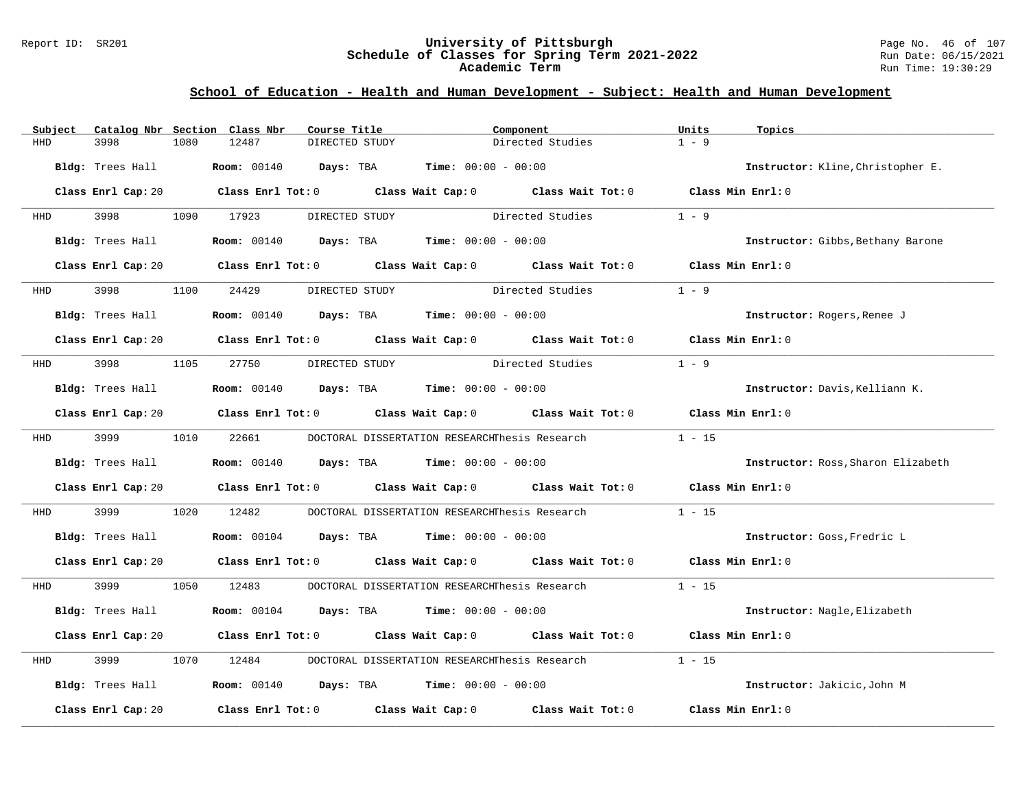## School of Education - Health and Human Development - Subject: Health and Human Development

| Subject | Catalog Nbr | Section | Class Nbr | Course Title | Component | Units | Topics |
|---|---|---|---|---|---|---|---|
| HHD | 3998 | 1080 | 12487 | DIRECTED STUDY | Directed Studies | 1 - 9 | |

**Bldg:** Trees Hall **Room:** 00140 **Days:** TBA **Time:** 00:00 - 00:00 **Instructor:** Kline,Christopher E.

**Class Enrl Cap:** 20 **Class Enrl Tot:** 0 **Class Wait Cap:** 0 **Class Wait Tot:** 0 **Class Min Enrl:** 0

| Subject | Catalog Nbr | Section | Class Nbr | Course Title | Component | Units | Topics |
|---|---|---|---|---|---|---|---|
| HHD | 3998 | 1090 | 17923 | DIRECTED STUDY | Directed Studies | 1 - 9 | |

**Bldg:** Trees Hall **Room:** 00140 **Days:** TBA **Time:** 00:00 - 00:00 **Instructor:** Gibbs,Bethany Barone

**Class Enrl Cap:** 20 **Class Enrl Tot:** 0 **Class Wait Cap:** 0 **Class Wait Tot:** 0 **Class Min Enrl:** 0

| Subject | Catalog Nbr | Section | Class Nbr | Course Title | Component | Units | Topics |
|---|---|---|---|---|---|---|---|
| HHD | 3998 | 1100 | 24429 | DIRECTED STUDY | Directed Studies | 1 - 9 | |

**Bldg:** Trees Hall **Room:** 00140 **Days:** TBA **Time:** 00:00 - 00:00 **Instructor:** Rogers,Renee J

**Class Enrl Cap:** 20 **Class Enrl Tot:** 0 **Class Wait Cap:** 0 **Class Wait Tot:** 0 **Class Min Enrl:** 0

| Subject | Catalog Nbr | Section | Class Nbr | Course Title | Component | Units | Topics |
|---|---|---|---|---|---|---|---|
| HHD | 3998 | 1105 | 27750 | DIRECTED STUDY | Directed Studies | 1 - 9 | |

**Bldg:** Trees Hall **Room:** 00140 **Days:** TBA **Time:** 00:00 - 00:00 **Instructor:** Davis,Kelliann K.

**Class Enrl Cap:** 20 **Class Enrl Tot:** 0 **Class Wait Cap:** 0 **Class Wait Tot:** 0 **Class Min Enrl:** 0

| Subject | Catalog Nbr | Section | Class Nbr | Course Title | Component | Units | Topics |
|---|---|---|---|---|---|---|---|
| HHD | 3999 | 1010 | 22661 | DOCTORAL DISSERTATION RESEARCH | Thesis Research | 1 - 15 | |

**Bldg:** Trees Hall **Room:** 00140 **Days:** TBA **Time:** 00:00 - 00:00 **Instructor:** Ross,Sharon Elizabeth

**Class Enrl Cap:** 20 **Class Enrl Tot:** 0 **Class Wait Cap:** 0 **Class Wait Tot:** 0 **Class Min Enrl:** 0

| Subject | Catalog Nbr | Section | Class Nbr | Course Title | Component | Units | Topics |
|---|---|---|---|---|---|---|---|
| HHD | 3999 | 1020 | 12482 | DOCTORAL DISSERTATION RESEARCH | Thesis Research | 1 - 15 | |

**Bldg:** Trees Hall **Room:** 00104 **Days:** TBA **Time:** 00:00 - 00:00 **Instructor:** Goss,Fredric L

**Class Enrl Cap:** 20 **Class Enrl Tot:** 0 **Class Wait Cap:** 0 **Class Wait Tot:** 0 **Class Min Enrl:** 0

| Subject | Catalog Nbr | Section | Class Nbr | Course Title | Component | Units | Topics |
|---|---|---|---|---|---|---|---|
| HHD | 3999 | 1050 | 12483 | DOCTORAL DISSERTATION RESEARCH | Thesis Research | 1 - 15 | |

**Bldg:** Trees Hall **Room:** 00104 **Days:** TBA **Time:** 00:00 - 00:00 **Instructor:** Nagle,Elizabeth

**Class Enrl Cap:** 20 **Class Enrl Tot:** 0 **Class Wait Cap:** 0 **Class Wait Tot:** 0 **Class Min Enrl:** 0

| Subject | Catalog Nbr | Section | Class Nbr | Course Title | Component | Units | Topics |
|---|---|---|---|---|---|---|---|
| HHD | 3999 | 1070 | 12484 | DOCTORAL DISSERTATION RESEARCH | Thesis Research | 1 - 15 | |

**Bldg:** Trees Hall **Room:** 00140 **Days:** TBA **Time:** 00:00 - 00:00 **Instructor:** Jakicic,John M

**Class Enrl Cap:** 20 **Class Enrl Tot:** 0 **Class Wait Cap:** 0 **Class Wait Tot:** 0 **Class Min Enrl:** 0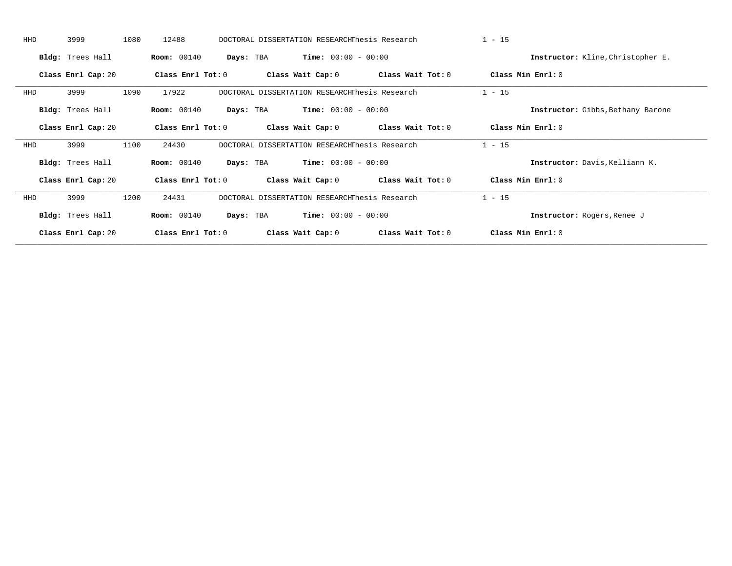HHD 3999 1080 12488 DOCTORAL DISSERTATION RESEARCHThesis Research 1 - 15

**Bldg:** Trees Hall **Room:** 00140 **Days:** TBA **Time:** 00:00 - 00:00 **Instructor:** Kline,Christopher E.

**Class Enrl Cap:** 20 **Class Enrl Tot:** 0 **Class Wait Cap:** 0 **Class Wait Tot:** 0 **Class Min Enrl:** 0

---

HHD 3999 1090 17922 DOCTORAL DISSERTATION RESEARCHThesis Research 1 - 15

**Bldg:** Trees Hall **Room:** 00140 **Days:** TBA **Time:** 00:00 - 00:00 **Instructor:** Gibbs,Bethany Barone

**Class Enrl Cap:** 20 **Class Enrl Tot:** 0 **Class Wait Cap:** 0 **Class Wait Tot:** 0 **Class Min Enrl:** 0

---

HHD 3999 1100 24430 DOCTORAL DISSERTATION RESEARCHThesis Research 1 - 15

**Bldg:** Trees Hall **Room:** 00140 **Days:** TBA **Time:** 00:00 - 00:00 **Instructor:** Davis,Kelliann K.

**Class Enrl Cap:** 20 **Class Enrl Tot:** 0 **Class Wait Cap:** 0 **Class Wait Tot:** 0 **Class Min Enrl:** 0

---

HHD 3999 1200 24431 DOCTORAL DISSERTATION RESEARCHThesis Research 1 - 15

**Bldg:** Trees Hall **Room:** 00140 **Days:** TBA **Time:** 00:00 - 00:00 **Instructor:** Rogers,Renee J

**Class Enrl Cap:** 20 **Class Enrl Tot:** 0 **Class Wait Cap:** 0 **Class Wait Tot:** 0 **Class Min Enrl:** 0

---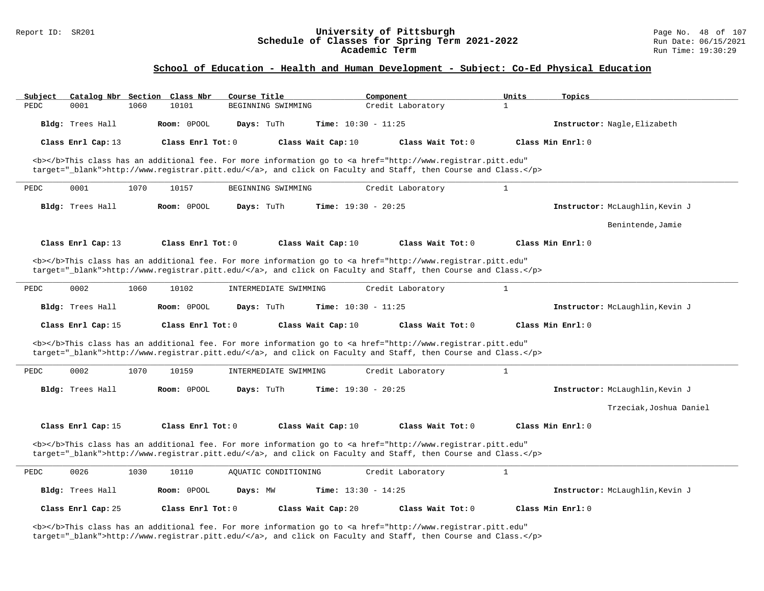## School of Education - Health and Human Development - Subject: Co-Ed Physical Education

| Subject | Catalog Nbr | Section | Class Nbr | Course Title | Component | Units | Topics |
|---|---|---|---|---|---|---|---|
| PEDC | 0001 | 1060 | 10101 | BEGINNING SWIMMING | Credit Laboratory | 1 | |

**Bldg:** Trees Hall **Room:** 0POOL **Days:** TuTh **Time:** 10:30 - 11:25 **Instructor:** Nagle,Elizabeth

**Class Enrl Cap:** 13 **Class Enrl Tot:** 0 **Class Wait Cap:** 10 **Class Wait Tot:** 0 **Class Min Enrl:** 0

<b></b>This class has an additional fee. For more information go to <a href="http://www.registrar.pitt.edu" target="_blank">http://www.registrar.pitt.edu/</a>, and click on Faculty and Staff, then Course and Class.</p>

---

| Subject | Catalog Nbr | Section | Class Nbr | Course Title | Component | Units | Topics |
|---|---|---|---|---|---|---|---|
| PEDC | 0001 | 1070 | 10157 | BEGINNING SWIMMING | Credit Laboratory | 1 | |

**Bldg:** Trees Hall **Room:** 0POOL **Days:** TuTh **Time:** 19:30 - 20:25 **Instructor:** McLaughlin,Kevin J
Benintende,Jamie

**Class Enrl Cap:** 13 **Class Enrl Tot:** 0 **Class Wait Cap:** 10 **Class Wait Tot:** 0 **Class Min Enrl:** 0

<b></b>This class has an additional fee. For more information go to <a href="http://www.registrar.pitt.edu" target="_blank">http://www.registrar.pitt.edu/</a>, and click on Faculty and Staff, then Course and Class.</p>

---

| Subject | Catalog Nbr | Section | Class Nbr | Course Title | Component | Units | Topics |
|---|---|---|---|---|---|---|---|
| PEDC | 0002 | 1060 | 10102 | INTERMEDIATE SWIMMING | Credit Laboratory | 1 | |

**Bldg:** Trees Hall **Room:** 0POOL **Days:** TuTh **Time:** 10:30 - 11:25 **Instructor:** McLaughlin,Kevin J

**Class Enrl Cap:** 15 **Class Enrl Tot:** 0 **Class Wait Cap:** 10 **Class Wait Tot:** 0 **Class Min Enrl:** 0

<b></b>This class has an additional fee. For more information go to <a href="http://www.registrar.pitt.edu" target="_blank">http://www.registrar.pitt.edu/</a>, and click on Faculty and Staff, then Course and Class.</p>

---

| Subject | Catalog Nbr | Section | Class Nbr | Course Title | Component | Units | Topics |
|---|---|---|---|---|---|---|---|
| PEDC | 0002 | 1070 | 10159 | INTERMEDIATE SWIMMING | Credit Laboratory | 1 | |

**Bldg:** Trees Hall **Room:** 0POOL **Days:** TuTh **Time:** 19:30 - 20:25 **Instructor:** McLaughlin,Kevin J
Trzeciak,Joshua Daniel

**Class Enrl Cap:** 15 **Class Enrl Tot:** 0 **Class Wait Cap:** 10 **Class Wait Tot:** 0 **Class Min Enrl:** 0

<b></b>This class has an additional fee. For more information go to <a href="http://www.registrar.pitt.edu" target="_blank">http://www.registrar.pitt.edu/</a>, and click on Faculty and Staff, then Course and Class.</p>

---

| Subject | Catalog Nbr | Section | Class Nbr | Course Title | Component | Units | Topics |
|---|---|---|---|---|---|---|---|
| PEDC | 0026 | 1030 | 10110 | AQUATIC CONDITIONING | Credit Laboratory | 1 | |

**Bldg:** Trees Hall **Room:** 0POOL **Days:** MW **Time:** 13:30 - 14:25 **Instructor:** McLaughlin,Kevin J

**Class Enrl Cap:** 25 **Class Enrl Tot:** 0 **Class Wait Cap:** 20 **Class Wait Tot:** 0 **Class Min Enrl:** 0

<b></b>This class has an additional fee. For more information go to <a href="http://www.registrar.pitt.edu" target="_blank">http://www.registrar.pitt.edu/</a>, and click on Faculty and Staff, then Course and Class.</p>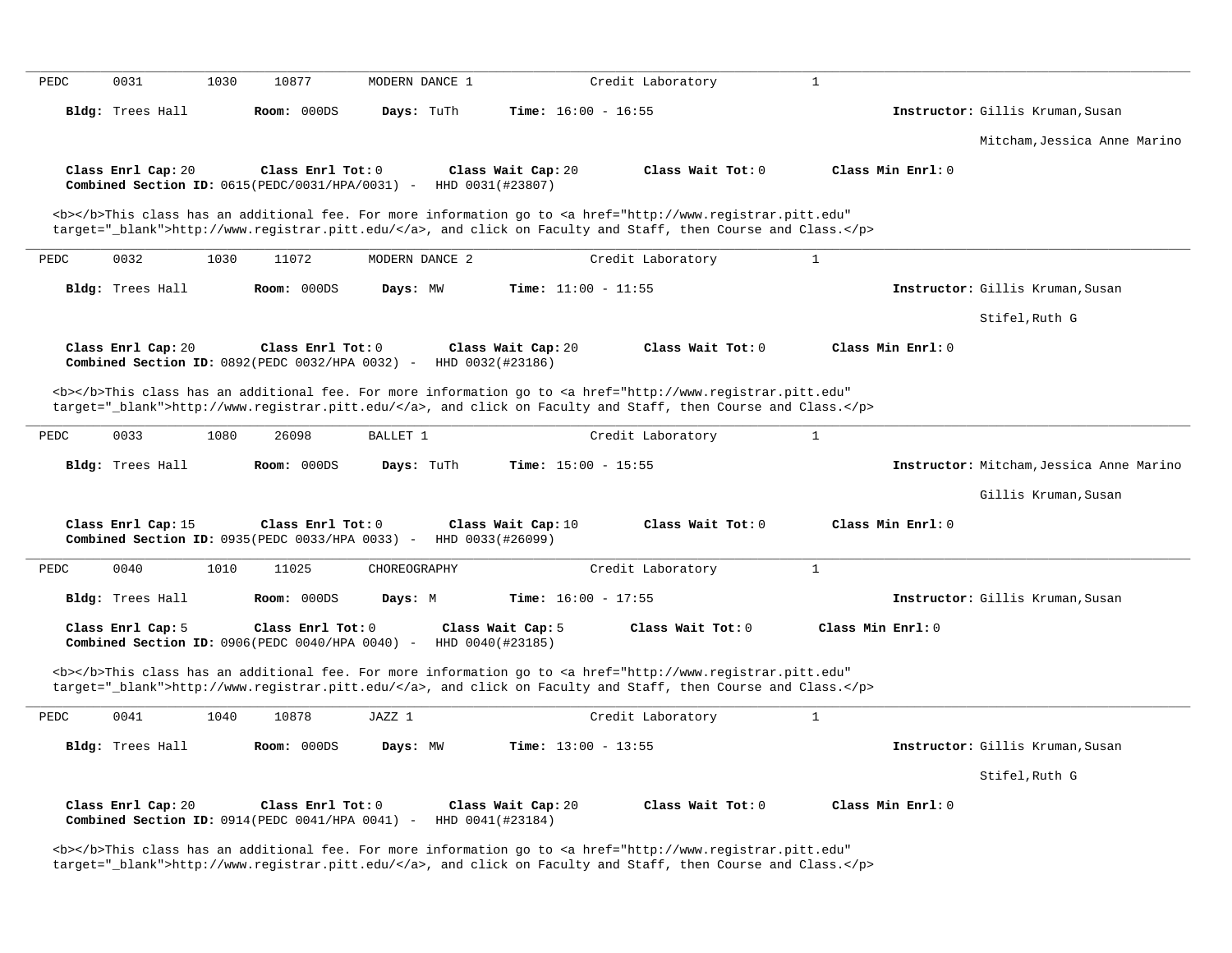PEDC 0031 1030 10877 MODERN DANCE 1 Credit Laboratory 1

**Bldg:** Trees Hall **Room:** 000DS **Days:** TuTh **Time:** 16:00 - 16:55 **Instructor:** Gillis Kruman,Susan

Mitcham,Jessica Anne Marino

**Class Enrl Cap:** 20 **Class Enrl Tot:** 0 **Class Wait Cap:** 20 **Class Wait Tot:** 0 **Class Min Enrl:** 0
**Combined Section ID:** 0615(PEDC/0031/HPA/0031) - HHD 0031(#23807)

<b></b>This class has an additional fee. For more information go to <a href="http://www.registrar.pitt.edu" target="_blank">http://www.registrar.pitt.edu/</a>, and click on Faculty and Staff, then Course and Class.</p>

---

PEDC 0032 1030 11072 MODERN DANCE 2 Credit Laboratory 1

**Bldg:** Trees Hall **Room:** 000DS **Days:** MW **Time:** 11:00 - 11:55 **Instructor:** Gillis Kruman,Susan

Stifel,Ruth G

**Class Enrl Cap:** 20 **Class Enrl Tot:** 0 **Class Wait Cap:** 20 **Class Wait Tot:** 0 **Class Min Enrl:** 0
**Combined Section ID:** 0892(PEDC 0032/HPA 0032) - HHD 0032(#23186)

<b></b>This class has an additional fee. For more information go to <a href="http://www.registrar.pitt.edu" target="_blank">http://www.registrar.pitt.edu/</a>, and click on Faculty and Staff, then Course and Class.</p>

---

PEDC 0033 1080 26098 BALLET 1 Credit Laboratory 1

**Bldg:** Trees Hall **Room:** 000DS **Days:** TuTh **Time:** 15:00 - 15:55 **Instructor:** Mitcham,Jessica Anne Marino

Gillis Kruman,Susan

**Class Enrl Cap:** 15 **Class Enrl Tot:** 0 **Class Wait Cap:** 10 **Class Wait Tot:** 0 **Class Min Enrl:** 0
**Combined Section ID:** 0935(PEDC 0033/HPA 0033) - HHD 0033(#26099)

---

PEDC 0040 1010 11025 CHOREOGRAPHY Credit Laboratory 1

**Bldg:** Trees Hall **Room:** 000DS **Days:** M **Time:** 16:00 - 17:55 **Instructor:** Gillis Kruman,Susan

**Class Enrl Cap:** 5 **Class Enrl Tot:** 0 **Class Wait Cap:** 5 **Class Wait Tot:** 0 **Class Min Enrl:** 0
**Combined Section ID:** 0906(PEDC 0040/HPA 0040) - HHD 0040(#23185)

<b></b>This class has an additional fee. For more information go to <a href="http://www.registrar.pitt.edu" target="_blank">http://www.registrar.pitt.edu/</a>, and click on Faculty and Staff, then Course and Class.</p>

---

PEDC 0041 1040 10878 JAZZ 1 Credit Laboratory 1

**Bldg:** Trees Hall **Room:** 000DS **Days:** MW **Time:** 13:00 - 13:55 **Instructor:** Gillis Kruman,Susan

Stifel,Ruth G

**Class Enrl Cap:** 20 **Class Enrl Tot:** 0 **Class Wait Cap:** 20 **Class Wait Tot:** 0 **Class Min Enrl:** 0
**Combined Section ID:** 0914(PEDC 0041/HPA 0041) - HHD 0041(#23184)

<b></b>This class has an additional fee. For more information go to <a href="http://www.registrar.pitt.edu" target="_blank">http://www.registrar.pitt.edu/</a>, and click on Faculty and Staff, then Course and Class.</p>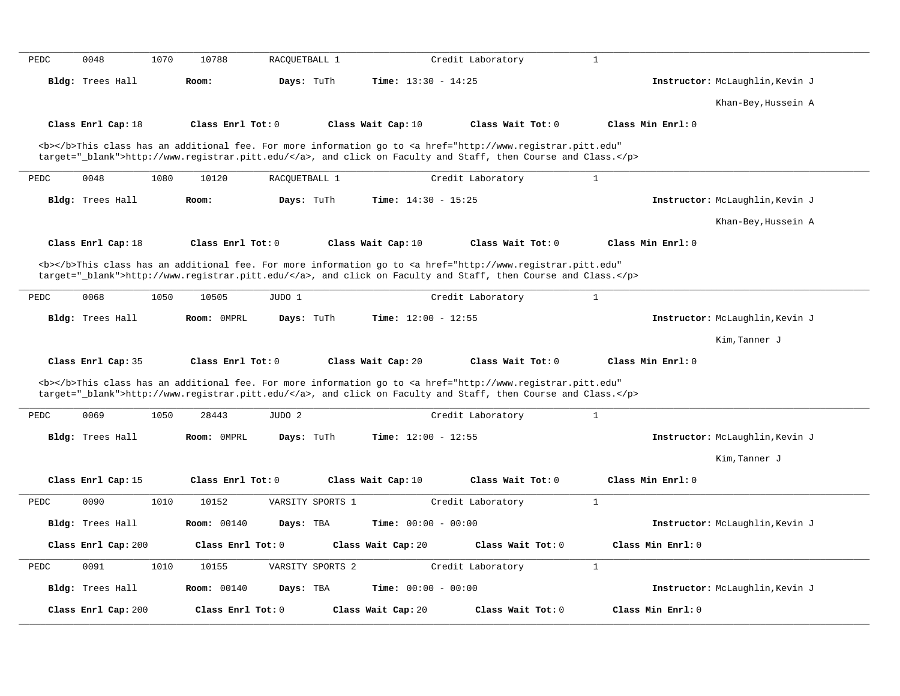PEDC 0048 1070 10788 RACQUETBALL 1 Credit Laboratory 1

**Bldg:** Trees Hall **Room:** **Days:** TuTh **Time:** 13:30 - 14:25 **Instructor:** McLaughlin,Kevin J

Khan-Bey,Hussein A

**Class Enrl Cap:** 18 **Class Enrl Tot:** 0 **Class Wait Cap:** 10 **Class Wait Tot:** 0 **Class Min Enrl:** 0

<b></b>This class has an additional fee. For more information go to <a href="http://www.registrar.pitt.edu" target="_blank">http://www.registrar.pitt.edu/</a>, and click on Faculty and Staff, then Course and Class.</p>

---

PEDC 0048 1080 10120 RACQUETBALL 1 Credit Laboratory 1

**Bldg:** Trees Hall **Room:** **Days:** TuTh **Time:** 14:30 - 15:25 **Instructor:** McLaughlin,Kevin J

Khan-Bey,Hussein A

**Class Enrl Cap:** 18 **Class Enrl Tot:** 0 **Class Wait Cap:** 10 **Class Wait Tot:** 0 **Class Min Enrl:** 0

<b></b>This class has an additional fee. For more information go to <a href="http://www.registrar.pitt.edu" target="_blank">http://www.registrar.pitt.edu/</a>, and click on Faculty and Staff, then Course and Class.</p>

---

PEDC 0068 1050 10505 JUDO 1 Credit Laboratory 1

**Bldg:** Trees Hall **Room:** 0MPRL **Days:** TuTh **Time:** 12:00 - 12:55 **Instructor:** McLaughlin,Kevin J

Kim,Tanner J

**Class Enrl Cap:** 35 **Class Enrl Tot:** 0 **Class Wait Cap:** 20 **Class Wait Tot:** 0 **Class Min Enrl:** 0

<b></b>This class has an additional fee. For more information go to <a href="http://www.registrar.pitt.edu" target="_blank">http://www.registrar.pitt.edu/</a>, and click on Faculty and Staff, then Course and Class.</p>

---

PEDC 0069 1050 28443 JUDO 2 Credit Laboratory 1

**Bldg:** Trees Hall **Room:** 0MPRL **Days:** TuTh **Time:** 12:00 - 12:55 **Instructor:** McLaughlin,Kevin J

Kim,Tanner J

**Class Enrl Cap:** 15 **Class Enrl Tot:** 0 **Class Wait Cap:** 10 **Class Wait Tot:** 0 **Class Min Enrl:** 0

---

PEDC 0090 1010 10152 VARSITY SPORTS 1 Credit Laboratory 1

**Bldg:** Trees Hall **Room:** 00140 **Days:** TBA **Time:** 00:00 - 00:00 **Instructor:** McLaughlin,Kevin J

**Class Enrl Cap:** 200 **Class Enrl Tot:** 0 **Class Wait Cap:** 20 **Class Wait Tot:** 0 **Class Min Enrl:** 0

---

PEDC 0091 1010 10155 VARSITY SPORTS 2 Credit Laboratory 1

**Bldg:** Trees Hall **Room:** 00140 **Days:** TBA **Time:** 00:00 - 00:00 **Instructor:** McLaughlin,Kevin J

**Class Enrl Cap:** 200 **Class Enrl Tot:** 0 **Class Wait Cap:** 20 **Class Wait Tot:** 0 **Class Min Enrl:** 0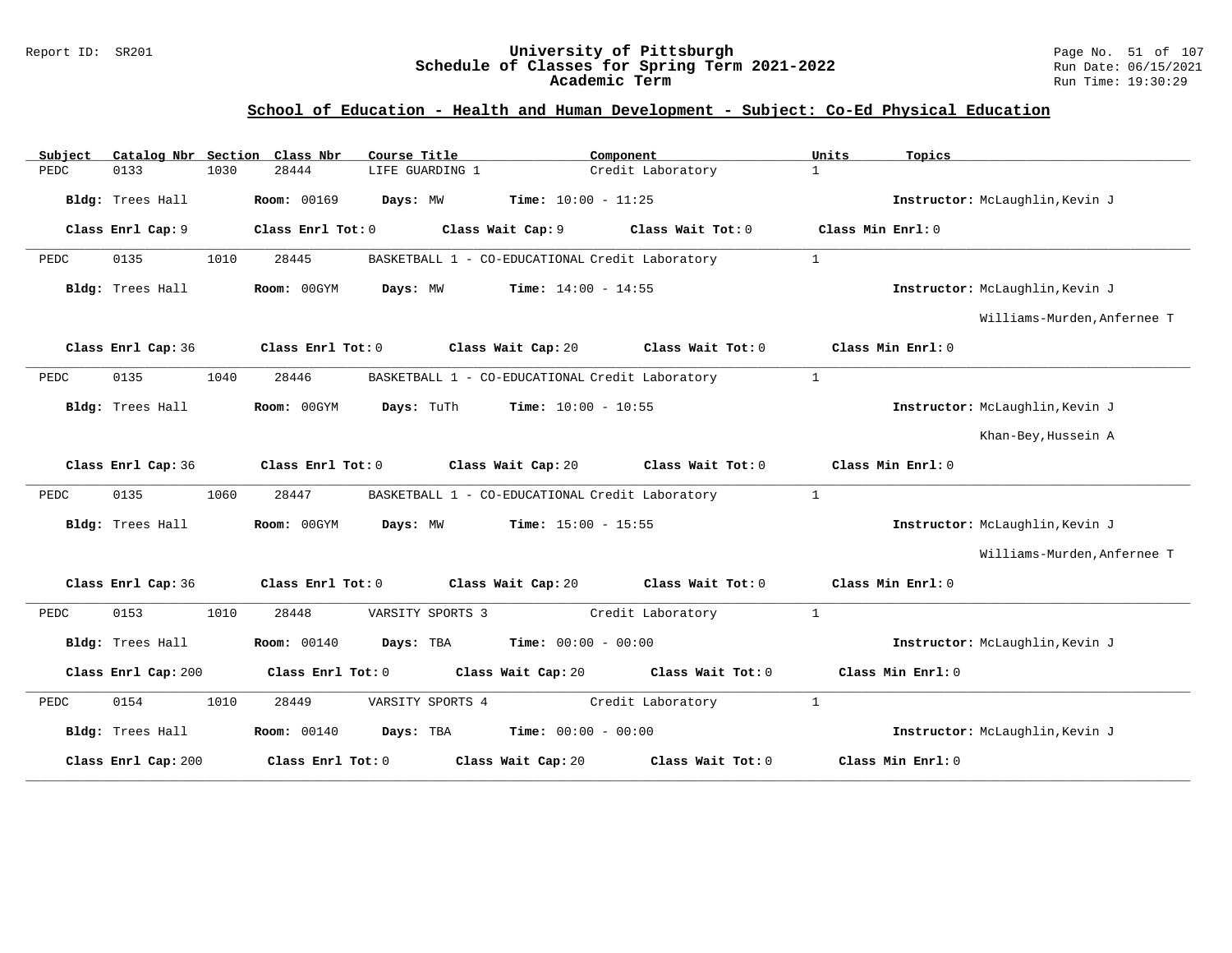## School of Education - Health and Human Development - Subject: Co-Ed Physical Education

| Subject | Catalog Nbr | Section | Class Nbr | Course Title | Component | Units | Topics |
|---|---|---|---|---|---|---|---|
| PEDC | 0133 | 1030 | 28444 | LIFE GUARDING 1 | Credit Laboratory | 1 | |

**Bldg:** Trees Hall **Room:** 00169 **Days:** MW **Time:** 10:00 - 11:25 **Instructor:** McLaughlin,Kevin J

**Class Enrl Cap:** 9 **Class Enrl Tot:** 0 **Class Wait Cap:** 9 **Class Wait Tot:** 0 **Class Min Enrl:** 0

---

| Subject | Catalog Nbr | Section | Class Nbr | Course Title | Component | Units | Topics |
|---|---|---|---|---|---|---|---|
| PEDC | 0135 | 1010 | 28445 | BASKETBALL 1 - CO-EDUCATIONAL | Credit Laboratory | 1 | |

**Bldg:** Trees Hall **Room:** 00GYM **Days:** MW **Time:** 14:00 - 14:55 **Instructor:** McLaughlin,Kevin J
Williams-Murden,Anfernee T

**Class Enrl Cap:** 36 **Class Enrl Tot:** 0 **Class Wait Cap:** 20 **Class Wait Tot:** 0 **Class Min Enrl:** 0

---

| Subject | Catalog Nbr | Section | Class Nbr | Course Title | Component | Units | Topics |
|---|---|---|---|---|---|---|---|
| PEDC | 0135 | 1040 | 28446 | BASKETBALL 1 - CO-EDUCATIONAL | Credit Laboratory | 1 | |

**Bldg:** Trees Hall **Room:** 00GYM **Days:** TuTh **Time:** 10:00 - 10:55 **Instructor:** McLaughlin,Kevin J
Khan-Bey,Hussein A

**Class Enrl Cap:** 36 **Class Enrl Tot:** 0 **Class Wait Cap:** 20 **Class Wait Tot:** 0 **Class Min Enrl:** 0

---

| Subject | Catalog Nbr | Section | Class Nbr | Course Title | Component | Units | Topics |
|---|---|---|---|---|---|---|---|
| PEDC | 0135 | 1060 | 28447 | BASKETBALL 1 - CO-EDUCATIONAL | Credit Laboratory | 1 | |

**Bldg:** Trees Hall **Room:** 00GYM **Days:** MW **Time:** 15:00 - 15:55 **Instructor:** McLaughlin,Kevin J
Williams-Murden,Anfernee T

**Class Enrl Cap:** 36 **Class Enrl Tot:** 0 **Class Wait Cap:** 20 **Class Wait Tot:** 0 **Class Min Enrl:** 0

---

| Subject | Catalog Nbr | Section | Class Nbr | Course Title | Component | Units | Topics |
|---|---|---|---|---|---|---|---|
| PEDC | 0153 | 1010 | 28448 | VARSITY SPORTS 3 | Credit Laboratory | 1 | |

**Bldg:** Trees Hall **Room:** 00140 **Days:** TBA **Time:** 00:00 - 00:00 **Instructor:** McLaughlin,Kevin J

**Class Enrl Cap:** 200 **Class Enrl Tot:** 0 **Class Wait Cap:** 20 **Class Wait Tot:** 0 **Class Min Enrl:** 0

---

| Subject | Catalog Nbr | Section | Class Nbr | Course Title | Component | Units | Topics |
|---|---|---|---|---|---|---|---|
| PEDC | 0154 | 1010 | 28449 | VARSITY SPORTS 4 | Credit Laboratory | 1 | |

**Bldg:** Trees Hall **Room:** 00140 **Days:** TBA **Time:** 00:00 - 00:00 **Instructor:** McLaughlin,Kevin J

**Class Enrl Cap:** 200 **Class Enrl Tot:** 0 **Class Wait Cap:** 20 **Class Wait Tot:** 0 **Class Min Enrl:** 0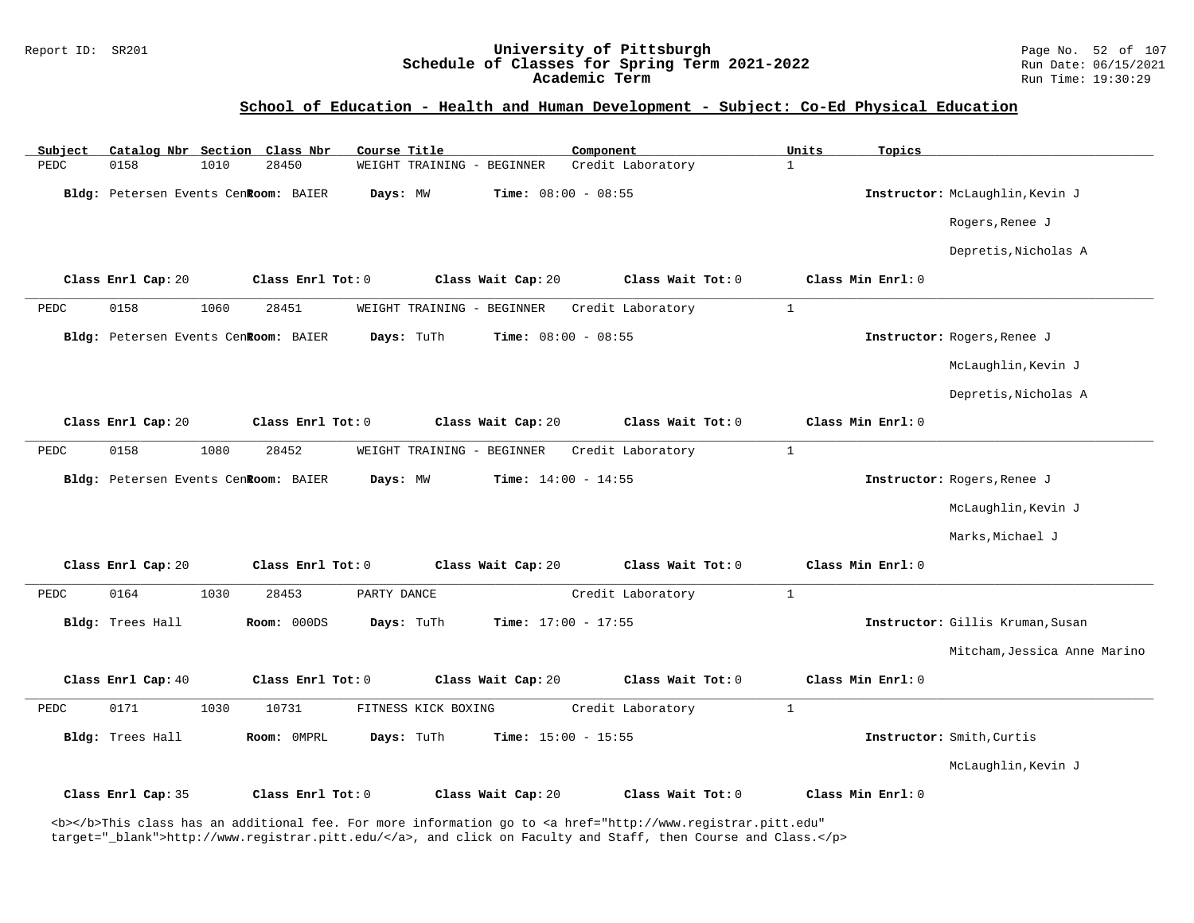## School of Education - Health and Human Development - Subject: Co-Ed Physical Education

| Subject | Catalog Nbr | Section | Class Nbr | Course Title | Component | Units | Topics |
|---|---|---|---|---|---|---|---|
| PEDC | 0158 | 1010 | 28450 | WEIGHT TRAINING - BEGINNER | Credit Laboratory | 1 | |

**Bldg:** Petersen Events Cen **Room:** BAIER **Days:** MW **Time:** 08:00 - 08:55 **Instructor:** McLaughlin,Kevin J; Rogers,Renee J; Depretis,Nicholas A

**Class Enrl Cap:** 20 **Class Enrl Tot:** 0 **Class Wait Cap:** 20 **Class Wait Tot:** 0 **Class Min Enrl:** 0

---

| Subject | Catalog Nbr | Section | Class Nbr | Course Title | Component | Units | Topics |
|---|---|---|---|---|---|---|---|
| PEDC | 0158 | 1060 | 28451 | WEIGHT TRAINING - BEGINNER | Credit Laboratory | 1 | |

**Bldg:** Petersen Events Cen **Room:** BAIER **Days:** TuTh **Time:** 08:00 - 08:55 **Instructor:** Rogers,Renee J; McLaughlin,Kevin J; Depretis,Nicholas A

**Class Enrl Cap:** 20 **Class Enrl Tot:** 0 **Class Wait Cap:** 20 **Class Wait Tot:** 0 **Class Min Enrl:** 0

---

| Subject | Catalog Nbr | Section | Class Nbr | Course Title | Component | Units | Topics |
|---|---|---|---|---|---|---|---|
| PEDC | 0158 | 1080 | 28452 | WEIGHT TRAINING - BEGINNER | Credit Laboratory | 1 | |

**Bldg:** Petersen Events Cen **Room:** BAIER **Days:** MW **Time:** 14:00 - 14:55 **Instructor:** Rogers,Renee J; McLaughlin,Kevin J; Marks,Michael J

**Class Enrl Cap:** 20 **Class Enrl Tot:** 0 **Class Wait Cap:** 20 **Class Wait Tot:** 0 **Class Min Enrl:** 0

---

| Subject | Catalog Nbr | Section | Class Nbr | Course Title | Component | Units | Topics |
|---|---|---|---|---|---|---|---|
| PEDC | 0164 | 1030 | 28453 | PARTY DANCE | Credit Laboratory | 1 | |

**Bldg:** Trees Hall **Room:** 000DS **Days:** TuTh **Time:** 17:00 - 17:55 **Instructor:** Gillis Kruman,Susan; Mitcham,Jessica Anne Marino

**Class Enrl Cap:** 40 **Class Enrl Tot:** 0 **Class Wait Cap:** 20 **Class Wait Tot:** 0 **Class Min Enrl:** 0

---

| Subject | Catalog Nbr | Section | Class Nbr | Course Title | Component | Units | Topics |
|---|---|---|---|---|---|---|---|
| PEDC | 0171 | 1030 | 10731 | FITNESS KICK BOXING | Credit Laboratory | 1 | |

**Bldg:** Trees Hall **Room:** 0MPRL **Days:** TuTh **Time:** 15:00 - 15:55 **Instructor:** Smith,Curtis; McLaughlin,Kevin J

**Class Enrl Cap:** 35 **Class Enrl Tot:** 0 **Class Wait Cap:** 20 **Class Wait Tot:** 0 **Class Min Enrl:** 0

<b></b>This class has an additional fee. For more information go to <a href="http://www.registrar.pitt.edu" target="_blank">http://www.registrar.pitt.edu/</a>, and click on Faculty and Staff, then Course and Class.</p>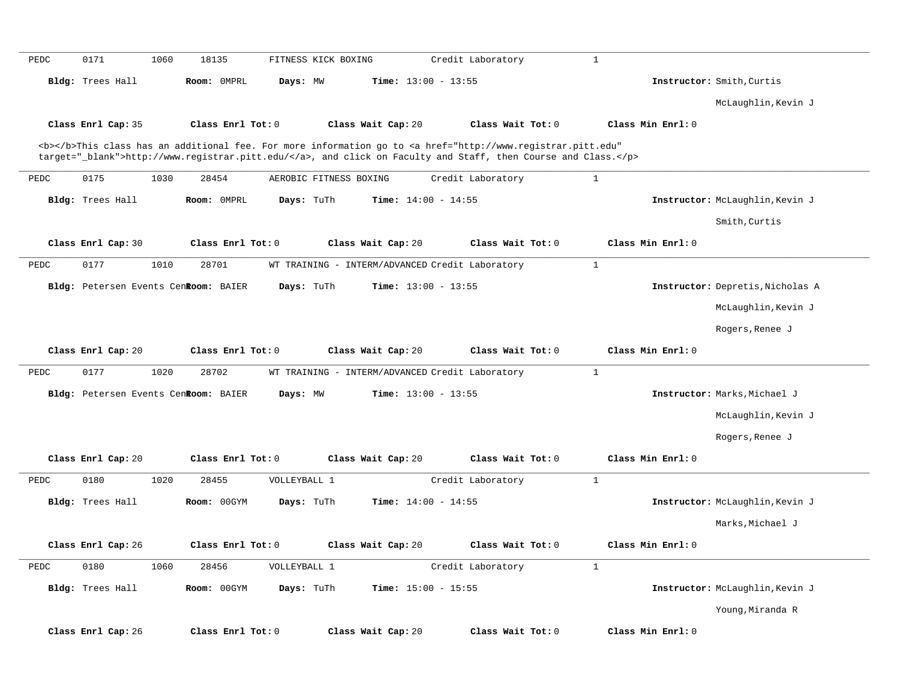PEDC 0171 1060 18135 FITNESS KICK BOXING Credit Laboratory 1

**Bldg:** Trees Hall **Room:** 0MPRL **Days:** MW **Time:** 13:00 - 13:55 **Instructor:** Smith,Curtis
McLaughlin,Kevin J

**Class Enrl Cap:** 35 **Class Enrl Tot:** 0 **Class Wait Cap:** 20 **Class Wait Tot:** 0 **Class Min Enrl:** 0

<b></b>This class has an additional fee. For more information go to <a href="http://www.registrar.pitt.edu" target="_blank">http://www.registrar.pitt.edu/</a>, and click on Faculty and Staff, then Course and Class.</p>

---

PEDC 0175 1030 28454 AEROBIC FITNESS BOXING Credit Laboratory 1

**Bldg:** Trees Hall **Room:** 0MPRL **Days:** TuTh **Time:** 14:00 - 14:55 **Instructor:** McLaughlin,Kevin J
Smith,Curtis

**Class Enrl Cap:** 30 **Class Enrl Tot:** 0 **Class Wait Cap:** 20 **Class Wait Tot:** 0 **Class Min Enrl:** 0

---

PEDC 0177 1010 28701 WT TRAINING - INTERM/ADVANCED Credit Laboratory 1

**Bldg:** Petersen Events Cen **Room:** BAIER **Days:** TuTh **Time:** 13:00 - 13:55 **Instructor:** Depretis,Nicholas A
McLaughlin,Kevin J
Rogers,Renee J

**Class Enrl Cap:** 20 **Class Enrl Tot:** 0 **Class Wait Cap:** 20 **Class Wait Tot:** 0 **Class Min Enrl:** 0

---

PEDC 0177 1020 28702 WT TRAINING - INTERM/ADVANCED Credit Laboratory 1

**Bldg:** Petersen Events Cen **Room:** BAIER **Days:** MW **Time:** 13:00 - 13:55 **Instructor:** Marks,Michael J
McLaughlin,Kevin J
Rogers,Renee J

**Class Enrl Cap:** 20 **Class Enrl Tot:** 0 **Class Wait Cap:** 20 **Class Wait Tot:** 0 **Class Min Enrl:** 0

---

PEDC 0180 1020 28455 VOLLEYBALL 1 Credit Laboratory 1

**Bldg:** Trees Hall **Room:** 00GYM **Days:** TuTh **Time:** 14:00 - 14:55 **Instructor:** McLaughlin,Kevin J
Marks,Michael J

**Class Enrl Cap:** 26 **Class Enrl Tot:** 0 **Class Wait Cap:** 20 **Class Wait Tot:** 0 **Class Min Enrl:** 0

---

PEDC 0180 1060 28456 VOLLEYBALL 1 Credit Laboratory 1

**Bldg:** Trees Hall **Room:** 00GYM **Days:** TuTh **Time:** 15:00 - 15:55 **Instructor:** McLaughlin,Kevin J
Young,Miranda R

**Class Enrl Cap:** 26 **Class Enrl Tot:** 0 **Class Wait Cap:** 20 **Class Wait Tot:** 0 **Class Min Enrl:** 0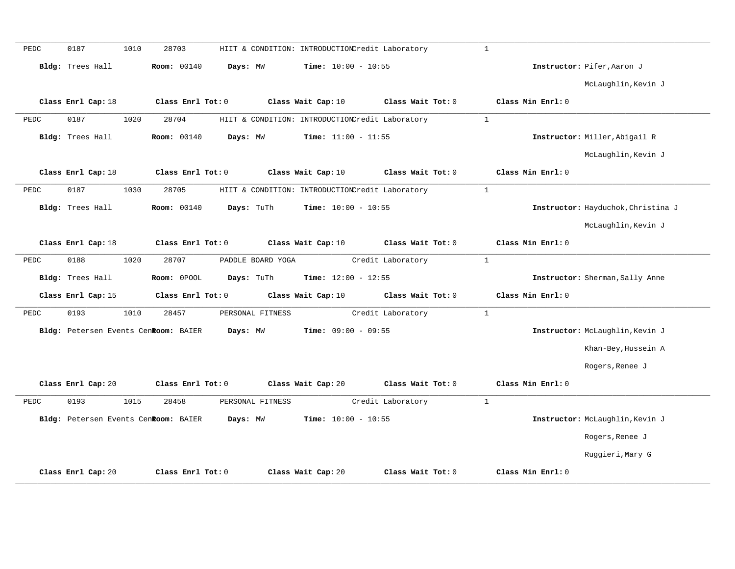PEDC 0187 1010 28703 HIIT & CONDITION: INTRODUCTION Credit Laboratory 1

**Bldg:** Trees Hall **Room:** 00140 **Days:** MW **Time:** 10:00 - 10:55 **Instructor:** Pifer,Aaron J

McLaughlin,Kevin J

**Class Enrl Cap:** 18 **Class Enrl Tot:** 0 **Class Wait Cap:** 10 **Class Wait Tot:** 0 **Class Min Enrl:** 0

---

PEDC 0187 1020 28704 HIIT & CONDITION: INTRODUCTION Credit Laboratory 1

**Bldg:** Trees Hall **Room:** 00140 **Days:** MW **Time:** 11:00 - 11:55 **Instructor:** Miller,Abigail R

McLaughlin,Kevin J

**Class Enrl Cap:** 18 **Class Enrl Tot:** 0 **Class Wait Cap:** 10 **Class Wait Tot:** 0 **Class Min Enrl:** 0

---

PEDC 0187 1030 28705 HIIT & CONDITION: INTRODUCTION Credit Laboratory 1

**Bldg:** Trees Hall **Room:** 00140 **Days:** TuTh **Time:** 10:00 - 10:55 **Instructor:** Hayduchok,Christina J

McLaughlin,Kevin J

**Class Enrl Cap:** 18 **Class Enrl Tot:** 0 **Class Wait Cap:** 10 **Class Wait Tot:** 0 **Class Min Enrl:** 0

---

PEDC 0188 1020 28707 PADDLE BOARD YOGA Credit Laboratory 1

**Bldg:** Trees Hall **Room:** 0POOL **Days:** TuTh **Time:** 12:00 - 12:55 **Instructor:** Sherman,Sally Anne

**Class Enrl Cap:** 15 **Class Enrl Tot:** 0 **Class Wait Cap:** 10 **Class Wait Tot:** 0 **Class Min Enrl:** 0

---

PEDC 0193 1010 28457 PERSONAL FITNESS Credit Laboratory 1

**Bldg:** Petersen Events Cen **Room:** BAIER **Days:** MW **Time:** 09:00 - 09:55 **Instructor:** McLaughlin,Kevin J

Khan-Bey,Hussein A

Rogers,Renee J

**Class Enrl Cap:** 20 **Class Enrl Tot:** 0 **Class Wait Cap:** 20 **Class Wait Tot:** 0 **Class Min Enrl:** 0

---

PEDC 0193 1015 28458 PERSONAL FITNESS Credit Laboratory 1

**Bldg:** Petersen Events Cen **Room:** BAIER **Days:** MW **Time:** 10:00 - 10:55 **Instructor:** McLaughlin,Kevin J

Rogers,Renee J

Ruggieri,Mary G

**Class Enrl Cap:** 20 **Class Enrl Tot:** 0 **Class Wait Cap:** 20 **Class Wait Tot:** 0 **Class Min Enrl:** 0

---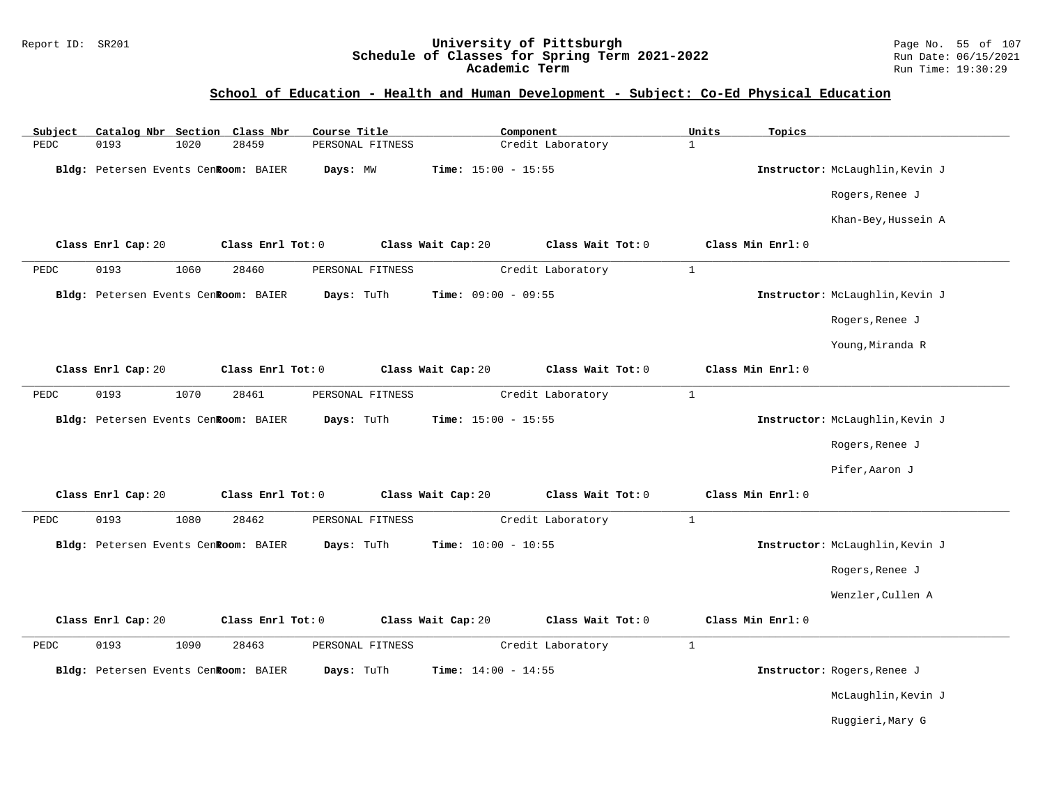## School of Education - Health and Human Development - Subject: Co-Ed Physical Education

| Subject | Catalog Nbr | Section | Class Nbr | Course Title | Component | Units | Topics |
|---|---|---|---|---|---|---|---|
| PEDC | 0193 | 1020 | 28459 | PERSONAL FITNESS | Credit Laboratory | 1 | |

**Bldg:** Petersen Events Cen **Room:** BAIER **Days:** MW **Time:** 15:00 - 15:55 **Instructor:** McLaughlin,Kevin J; Rogers,Renee J; Khan-Bey,Hussein A

**Class Enrl Cap:** 20 **Class Enrl Tot:** 0 **Class Wait Cap:** 20 **Class Wait Tot:** 0 **Class Min Enrl:** 0

---

| Subject | Catalog Nbr | Section | Class Nbr | Course Title | Component | Units | Topics |
|---|---|---|---|---|---|---|---|
| PEDC | 0193 | 1060 | 28460 | PERSONAL FITNESS | Credit Laboratory | 1 | |

**Bldg:** Petersen Events Cen **Room:** BAIER **Days:** TuTh **Time:** 09:00 - 09:55 **Instructor:** McLaughlin,Kevin J; Rogers,Renee J; Young,Miranda R

**Class Enrl Cap:** 20 **Class Enrl Tot:** 0 **Class Wait Cap:** 20 **Class Wait Tot:** 0 **Class Min Enrl:** 0

---

| Subject | Catalog Nbr | Section | Class Nbr | Course Title | Component | Units | Topics |
|---|---|---|---|---|---|---|---|
| PEDC | 0193 | 1070 | 28461 | PERSONAL FITNESS | Credit Laboratory | 1 | |

**Bldg:** Petersen Events Cen **Room:** BAIER **Days:** TuTh **Time:** 15:00 - 15:55 **Instructor:** McLaughlin,Kevin J; Rogers,Renee J; Pifer,Aaron J

**Class Enrl Cap:** 20 **Class Enrl Tot:** 0 **Class Wait Cap:** 20 **Class Wait Tot:** 0 **Class Min Enrl:** 0

---

| Subject | Catalog Nbr | Section | Class Nbr | Course Title | Component | Units | Topics |
|---|---|---|---|---|---|---|---|
| PEDC | 0193 | 1080 | 28462 | PERSONAL FITNESS | Credit Laboratory | 1 | |

**Bldg:** Petersen Events Cen **Room:** BAIER **Days:** TuTh **Time:** 10:00 - 10:55 **Instructor:** McLaughlin,Kevin J; Rogers,Renee J; Wenzler,Cullen A

**Class Enrl Cap:** 20 **Class Enrl Tot:** 0 **Class Wait Cap:** 20 **Class Wait Tot:** 0 **Class Min Enrl:** 0

---

| Subject | Catalog Nbr | Section | Class Nbr | Course Title | Component | Units | Topics |
|---|---|---|---|---|---|---|---|
| PEDC | 0193 | 1090 | 28463 | PERSONAL FITNESS | Credit Laboratory | 1 | |

**Bldg:** Petersen Events Cen **Room:** BAIER **Days:** TuTh **Time:** 14:00 - 14:55 **Instructor:** Rogers,Renee J; McLaughlin,Kevin J; Ruggieri,Mary G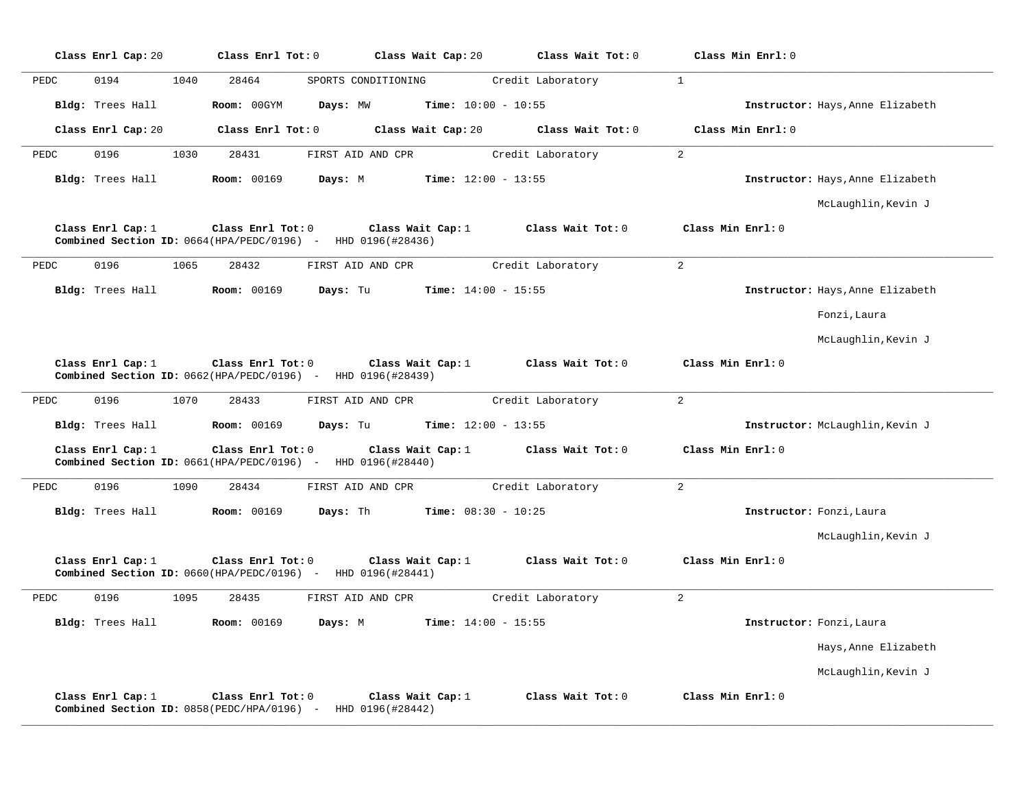**Class Enrl Cap:** 20 **Class Enrl Tot:** 0 **Class Wait Cap:** 20 **Class Wait Tot:** 0 **Class Min Enrl:** 0

---

PEDC 0194 1040 28464 SPORTS CONDITIONING Credit Laboratory 1

**Bldg:** Trees Hall **Room:** 00GYM **Days:** MW **Time:** 10:00 - 10:55 **Instructor:** Hays,Anne Elizabeth

**Class Enrl Cap:** 20 **Class Enrl Tot:** 0 **Class Wait Cap:** 20 **Class Wait Tot:** 0 **Class Min Enrl:** 0

---

PEDC 0196 1030 28431 FIRST AID AND CPR Credit Laboratory 2

**Bldg:** Trees Hall **Room:** 00169 **Days:** M **Time:** 12:00 - 13:55 **Instructor:** Hays,Anne Elizabeth

McLaughlin,Kevin J

**Class Enrl Cap:** 1 **Class Enrl Tot:** 0 **Class Wait Cap:** 1 **Class Wait Tot:** 0 **Class Min Enrl:** 0
**Combined Section ID:** 0664(HPA/PEDC/0196) - HHD 0196(#28436)

---

PEDC 0196 1065 28432 FIRST AID AND CPR Credit Laboratory 2

**Bldg:** Trees Hall **Room:** 00169 **Days:** Tu **Time:** 14:00 - 15:55 **Instructor:** Hays,Anne Elizabeth

Fonzi,Laura

McLaughlin,Kevin J

**Class Enrl Cap:** 1 **Class Enrl Tot:** 0 **Class Wait Cap:** 1 **Class Wait Tot:** 0 **Class Min Enrl:** 0
**Combined Section ID:** 0662(HPA/PEDC/0196) - HHD 0196(#28439)

---

PEDC 0196 1070 28433 FIRST AID AND CPR Credit Laboratory 2

**Bldg:** Trees Hall **Room:** 00169 **Days:** Tu **Time:** 12:00 - 13:55 **Instructor:** McLaughlin,Kevin J

**Class Enrl Cap:** 1 **Class Enrl Tot:** 0 **Class Wait Cap:** 1 **Class Wait Tot:** 0 **Class Min Enrl:** 0
**Combined Section ID:** 0661(HPA/PEDC/0196) - HHD 0196(#28440)

---

PEDC 0196 1090 28434 FIRST AID AND CPR Credit Laboratory 2

**Bldg:** Trees Hall **Room:** 00169 **Days:** Th **Time:** 08:30 - 10:25 **Instructor:** Fonzi,Laura

McLaughlin,Kevin J

**Class Enrl Cap:** 1 **Class Enrl Tot:** 0 **Class Wait Cap:** 1 **Class Wait Tot:** 0 **Class Min Enrl:** 0
**Combined Section ID:** 0660(HPA/PEDC/0196) - HHD 0196(#28441)

---

PEDC 0196 1095 28435 FIRST AID AND CPR Credit Laboratory 2

**Bldg:** Trees Hall **Room:** 00169 **Days:** M **Time:** 14:00 - 15:55 **Instructor:** Fonzi,Laura

Hays,Anne Elizabeth

McLaughlin,Kevin J

**Class Enrl Cap:** 1 **Class Enrl Tot:** 0 **Class Wait Cap:** 1 **Class Wait Tot:** 0 **Class Min Enrl:** 0
**Combined Section ID:** 0858(PEDC/HPA/0196) - HHD 0196(#28442)

---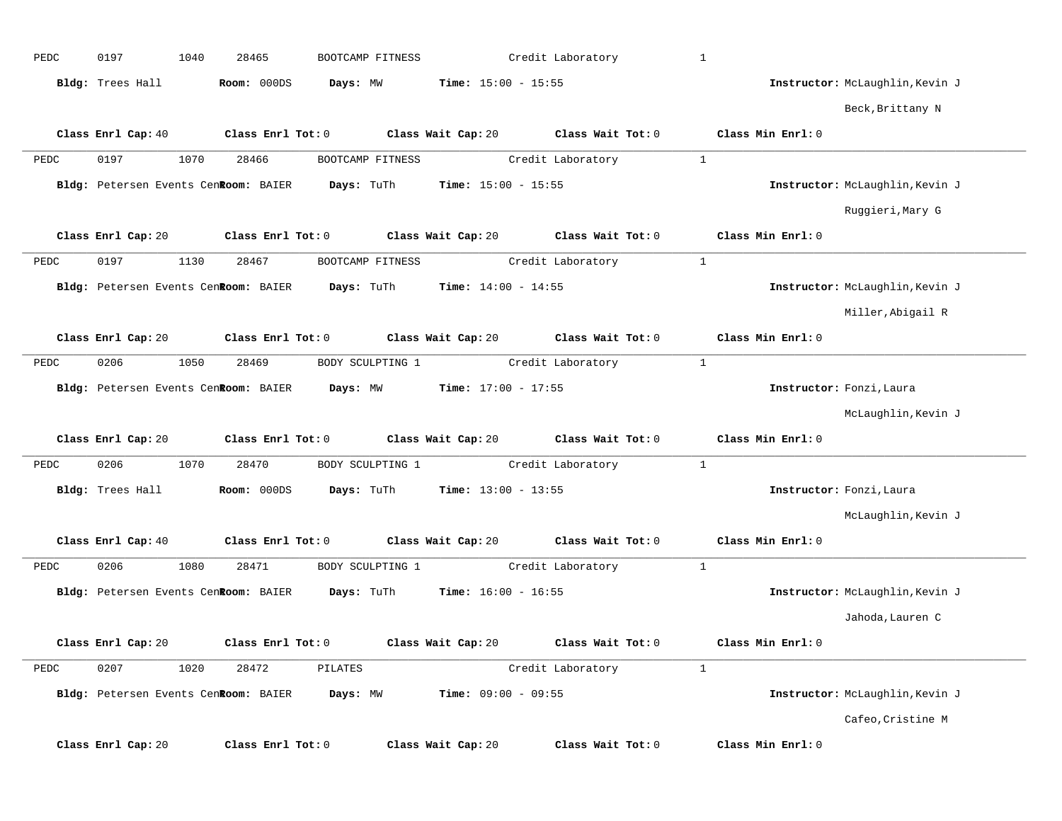PEDC 0197 1040 28465 BOOTCAMP FITNESS Credit Laboratory 1

**Bldg:** Trees Hall **Room:** 000DS **Days:** MW **Time:** 15:00 - 15:55 **Instructor:** McLaughlin,Kevin J

Beck,Brittany N

**Class Enrl Cap:** 40 **Class Enrl Tot:** 0 **Class Wait Cap:** 20 **Class Wait Tot:** 0 **Class Min Enrl:** 0

---

PEDC 0197 1070 28466 BOOTCAMP FITNESS Credit Laboratory 1

**Bldg:** Petersen Events Cen **Room:** BAIER **Days:** TuTh **Time:** 15:00 - 15:55 **Instructor:** McLaughlin,Kevin J

Ruggieri,Mary G

**Class Enrl Cap:** 20 **Class Enrl Tot:** 0 **Class Wait Cap:** 20 **Class Wait Tot:** 0 **Class Min Enrl:** 0

---

PEDC 0197 1130 28467 BOOTCAMP FITNESS Credit Laboratory 1

**Bldg:** Petersen Events Cen **Room:** BAIER **Days:** TuTh **Time:** 14:00 - 14:55 **Instructor:** McLaughlin,Kevin J

Miller,Abigail R

**Class Enrl Cap:** 20 **Class Enrl Tot:** 0 **Class Wait Cap:** 20 **Class Wait Tot:** 0 **Class Min Enrl:** 0

---

PEDC 0206 1050 28469 BODY SCULPTING 1 Credit Laboratory 1

**Bldg:** Petersen Events Cen **Room:** BAIER **Days:** MW **Time:** 17:00 - 17:55 **Instructor:** Fonzi,Laura

McLaughlin,Kevin J

**Class Enrl Cap:** 20 **Class Enrl Tot:** 0 **Class Wait Cap:** 20 **Class Wait Tot:** 0 **Class Min Enrl:** 0

---

PEDC 0206 1070 28470 BODY SCULPTING 1 Credit Laboratory 1

**Bldg:** Trees Hall **Room:** 000DS **Days:** TuTh **Time:** 13:00 - 13:55 **Instructor:** Fonzi,Laura

McLaughlin,Kevin J

**Class Enrl Cap:** 40 **Class Enrl Tot:** 0 **Class Wait Cap:** 20 **Class Wait Tot:** 0 **Class Min Enrl:** 0

---

PEDC 0206 1080 28471 BODY SCULPTING 1 Credit Laboratory 1

**Bldg:** Petersen Events Cen **Room:** BAIER **Days:** TuTh **Time:** 16:00 - 16:55 **Instructor:** McLaughlin,Kevin J

Jahoda,Lauren C

**Class Enrl Cap:** 20 **Class Enrl Tot:** 0 **Class Wait Cap:** 20 **Class Wait Tot:** 0 **Class Min Enrl:** 0

---

PEDC 0207 1020 28472 PILATES Credit Laboratory 1

**Bldg:** Petersen Events Cen **Room:** BAIER **Days:** MW **Time:** 09:00 - 09:55 **Instructor:** McLaughlin,Kevin J

Cafeo,Cristine M

**Class Enrl Cap:** 20 **Class Enrl Tot:** 0 **Class Wait Cap:** 20 **Class Wait Tot:** 0 **Class Min Enrl:** 0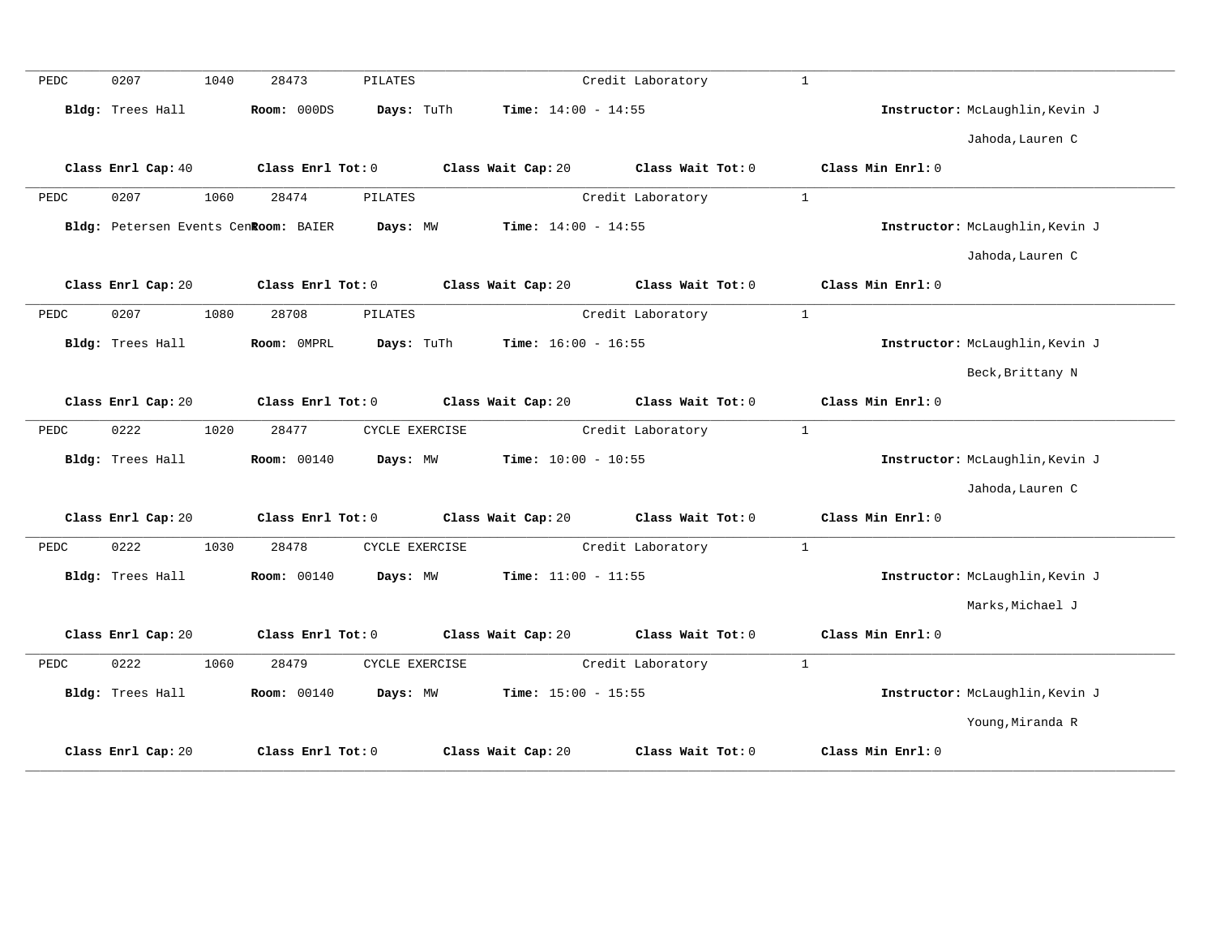PEDC 0207 1040 28473 PILATES Credit Laboratory 1

**Bldg:** Trees Hall **Room:** 000DS **Days:** TuTh **Time:** 14:00 - 14:55 **Instructor:** McLaughlin,Kevin J

Jahoda,Lauren C

**Class Enrl Cap:** 40 **Class Enrl Tot:** 0 **Class Wait Cap:** 20 **Class Wait Tot:** 0 **Class Min Enrl:** 0

---

PEDC 0207 1060 28474 PILATES Credit Laboratory 1

**Bldg:** Petersen Events Cen **Room:** BAIER **Days:** MW **Time:** 14:00 - 14:55 **Instructor:** McLaughlin,Kevin J

Jahoda,Lauren C

**Class Enrl Cap:** 20 **Class Enrl Tot:** 0 **Class Wait Cap:** 20 **Class Wait Tot:** 0 **Class Min Enrl:** 0

---

PEDC 0207 1080 28708 PILATES Credit Laboratory 1

**Bldg:** Trees Hall **Room:** 0MPRL **Days:** TuTh **Time:** 16:00 - 16:55 **Instructor:** McLaughlin,Kevin J

Beck,Brittany N

**Class Enrl Cap:** 20 **Class Enrl Tot:** 0 **Class Wait Cap:** 20 **Class Wait Tot:** 0 **Class Min Enrl:** 0

---

PEDC 0222 1020 28477 CYCLE EXERCISE Credit Laboratory 1

**Bldg:** Trees Hall **Room:** 00140 **Days:** MW **Time:** 10:00 - 10:55 **Instructor:** McLaughlin,Kevin J

Jahoda,Lauren C

**Class Enrl Cap:** 20 **Class Enrl Tot:** 0 **Class Wait Cap:** 20 **Class Wait Tot:** 0 **Class Min Enrl:** 0

---

PEDC 0222 1030 28478 CYCLE EXERCISE Credit Laboratory 1

**Bldg:** Trees Hall **Room:** 00140 **Days:** MW **Time:** 11:00 - 11:55 **Instructor:** McLaughlin,Kevin J

Marks,Michael J

**Class Enrl Cap:** 20 **Class Enrl Tot:** 0 **Class Wait Cap:** 20 **Class Wait Tot:** 0 **Class Min Enrl:** 0

---

PEDC 0222 1060 28479 CYCLE EXERCISE Credit Laboratory 1

**Bldg:** Trees Hall **Room:** 00140 **Days:** MW **Time:** 15:00 - 15:55 **Instructor:** McLaughlin,Kevin J

Young,Miranda R

**Class Enrl Cap:** 20 **Class Enrl Tot:** 0 **Class Wait Cap:** 20 **Class Wait Tot:** 0 **Class Min Enrl:** 0

---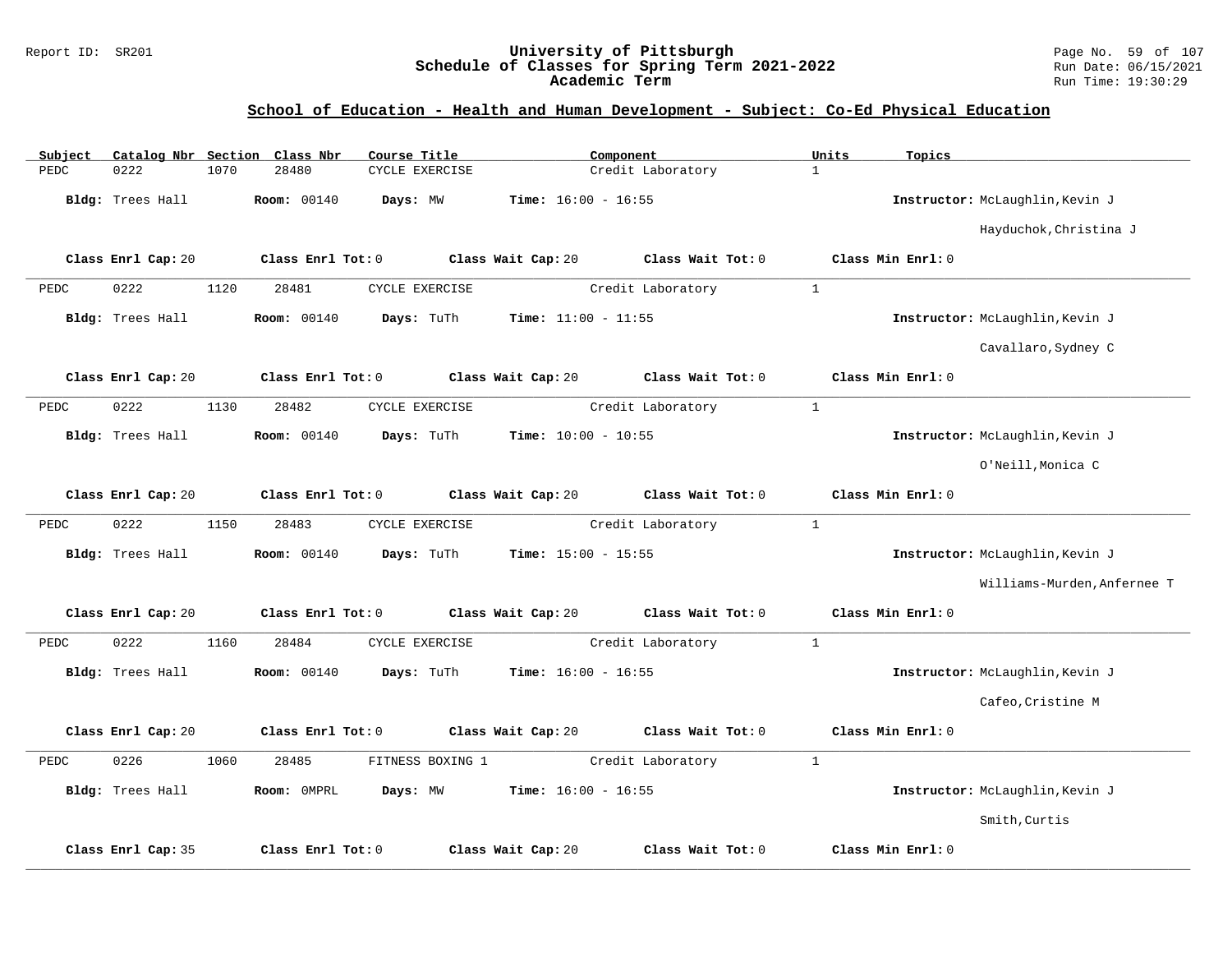## School of Education - Health and Human Development - Subject: Co-Ed Physical Education

| Subject | Catalog Nbr | Section | Class Nbr | Course Title | Component | Units | Topics |
|---|---|---|---|---|---|---|---|
| PEDC | 0222 | 1070 | 28480 | CYCLE EXERCISE | Credit Laboratory | 1 | |

**Bldg:** Trees Hall **Room:** 00140 **Days:** MW **Time:** 16:00 - 16:55 **Instructor:** McLaughlin,Kevin J; Hayduchok,Christina J

**Class Enrl Cap:** 20 **Class Enrl Tot:** 0 **Class Wait Cap:** 20 **Class Wait Tot:** 0 **Class Min Enrl:** 0

| Subject | Catalog Nbr | Section | Class Nbr | Course Title | Component | Units | Topics |
|---|---|---|---|---|---|---|---|
| PEDC | 0222 | 1120 | 28481 | CYCLE EXERCISE | Credit Laboratory | 1 | |

**Bldg:** Trees Hall **Room:** 00140 **Days:** TuTh **Time:** 11:00 - 11:55 **Instructor:** McLaughlin,Kevin J; Cavallaro,Sydney C

**Class Enrl Cap:** 20 **Class Enrl Tot:** 0 **Class Wait Cap:** 20 **Class Wait Tot:** 0 **Class Min Enrl:** 0

| Subject | Catalog Nbr | Section | Class Nbr | Course Title | Component | Units | Topics |
|---|---|---|---|---|---|---|---|
| PEDC | 0222 | 1130 | 28482 | CYCLE EXERCISE | Credit Laboratory | 1 | |

**Bldg:** Trees Hall **Room:** 00140 **Days:** TuTh **Time:** 10:00 - 10:55 **Instructor:** McLaughlin,Kevin J; O'Neill,Monica C

**Class Enrl Cap:** 20 **Class Enrl Tot:** 0 **Class Wait Cap:** 20 **Class Wait Tot:** 0 **Class Min Enrl:** 0

| Subject | Catalog Nbr | Section | Class Nbr | Course Title | Component | Units | Topics |
|---|---|---|---|---|---|---|---|
| PEDC | 0222 | 1150 | 28483 | CYCLE EXERCISE | Credit Laboratory | 1 | |

**Bldg:** Trees Hall **Room:** 00140 **Days:** TuTh **Time:** 15:00 - 15:55 **Instructor:** McLaughlin,Kevin J; Williams-Murden,Anfernee T

**Class Enrl Cap:** 20 **Class Enrl Tot:** 0 **Class Wait Cap:** 20 **Class Wait Tot:** 0 **Class Min Enrl:** 0

| Subject | Catalog Nbr | Section | Class Nbr | Course Title | Component | Units | Topics |
|---|---|---|---|---|---|---|---|
| PEDC | 0222 | 1160 | 28484 | CYCLE EXERCISE | Credit Laboratory | 1 | |

**Bldg:** Trees Hall **Room:** 00140 **Days:** TuTh **Time:** 16:00 - 16:55 **Instructor:** McLaughlin,Kevin J; Cafeo,Cristine M

**Class Enrl Cap:** 20 **Class Enrl Tot:** 0 **Class Wait Cap:** 20 **Class Wait Tot:** 0 **Class Min Enrl:** 0

| Subject | Catalog Nbr | Section | Class Nbr | Course Title | Component | Units | Topics |
|---|---|---|---|---|---|---|---|
| PEDC | 0226 | 1060 | 28485 | FITNESS BOXING 1 | Credit Laboratory | 1 | |

**Bldg:** Trees Hall **Room:** 0MPRL **Days:** MW **Time:** 16:00 - 16:55 **Instructor:** McLaughlin,Kevin J; Smith,Curtis

**Class Enrl Cap:** 35 **Class Enrl Tot:** 0 **Class Wait Cap:** 20 **Class Wait Tot:** 0 **Class Min Enrl:** 0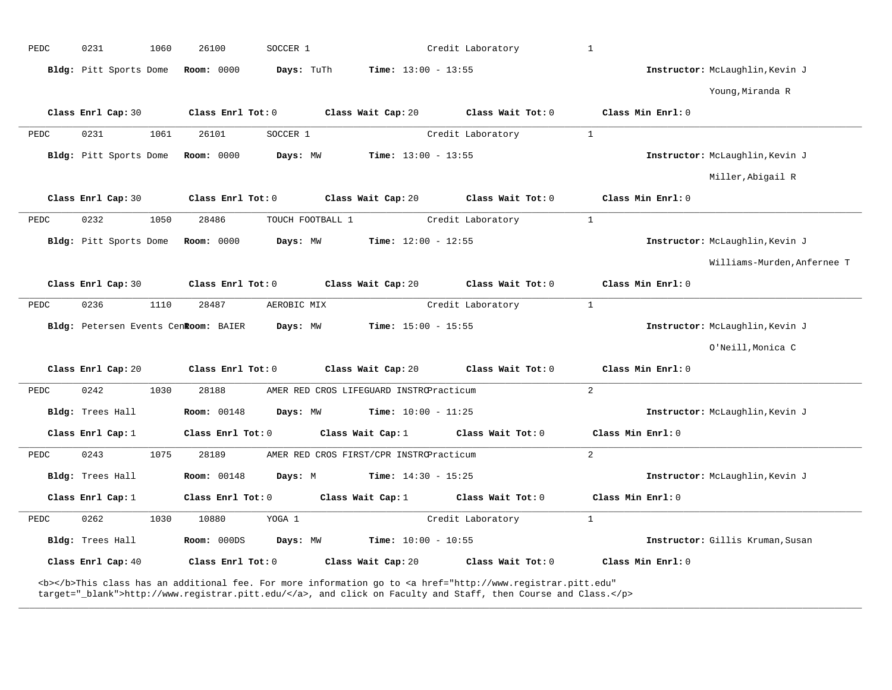PEDC 0231 1060 26100 SOCCER 1 Credit Laboratory 1

**Bldg:** Pitt Sports Dome **Room:** 0000 **Days:** TuTh **Time:** 13:00 - 13:55 **Instructor:** McLaughlin,Kevin J
Young,Miranda R

**Class Enrl Cap:** 30 **Class Enrl Tot:** 0 **Class Wait Cap:** 20 **Class Wait Tot:** 0 **Class Min Enrl:** 0

---

PEDC 0231 1061 26101 SOCCER 1 Credit Laboratory 1

**Bldg:** Pitt Sports Dome **Room:** 0000 **Days:** MW **Time:** 13:00 - 13:55 **Instructor:** McLaughlin,Kevin J
Miller,Abigail R

**Class Enrl Cap:** 30 **Class Enrl Tot:** 0 **Class Wait Cap:** 20 **Class Wait Tot:** 0 **Class Min Enrl:** 0

---

PEDC 0232 1050 28486 TOUCH FOOTBALL 1 Credit Laboratory 1

**Bldg:** Pitt Sports Dome **Room:** 0000 **Days:** MW **Time:** 12:00 - 12:55 **Instructor:** McLaughlin,Kevin J
Williams-Murden,Anfernee T

**Class Enrl Cap:** 30 **Class Enrl Tot:** 0 **Class Wait Cap:** 20 **Class Wait Tot:** 0 **Class Min Enrl:** 0

---

PEDC 0236 1110 28487 AEROBIC MIX Credit Laboratory 1

**Bldg:** Petersen Events Cent **Room:** BAIER **Days:** MW **Time:** 15:00 - 15:55 **Instructor:** McLaughlin,Kevin J
O'Neill,Monica C

**Class Enrl Cap:** 20 **Class Enrl Tot:** 0 **Class Wait Cap:** 20 **Class Wait Tot:** 0 **Class Min Enrl:** 0

---

PEDC 0242 1030 28188 AMER RED CROS LIFEGUARD INSTRC Practicum 2

**Bldg:** Trees Hall **Room:** 00148 **Days:** MW **Time:** 10:00 - 11:25 **Instructor:** McLaughlin,Kevin J

**Class Enrl Cap:** 1 **Class Enrl Tot:** 0 **Class Wait Cap:** 1 **Class Wait Tot:** 0 **Class Min Enrl:** 0

---

PEDC 0243 1075 28189 AMER RED CROS FIRST/CPR INSTRC Practicum 2

**Bldg:** Trees Hall **Room:** 00148 **Days:** M **Time:** 14:30 - 15:25 **Instructor:** McLaughlin,Kevin J

**Class Enrl Cap:** 1 **Class Enrl Tot:** 0 **Class Wait Cap:** 1 **Class Wait Tot:** 0 **Class Min Enrl:** 0

---

PEDC 0262 1030 10880 YOGA 1 Credit Laboratory 1

**Bldg:** Trees Hall **Room:** 000DS **Days:** MW **Time:** 10:00 - 10:55 **Instructor:** Gillis Kruman,Susan

**Class Enrl Cap:** 40 **Class Enrl Tot:** 0 **Class Wait Cap:** 20 **Class Wait Tot:** 0 **Class Min Enrl:** 0

<b></b>This class has an additional fee. For more information go to <a href="http://www.registrar.pitt.edu" target="_blank">http://www.registrar.pitt.edu/</a>, and click on Faculty and Staff, then Course and Class.</p>

---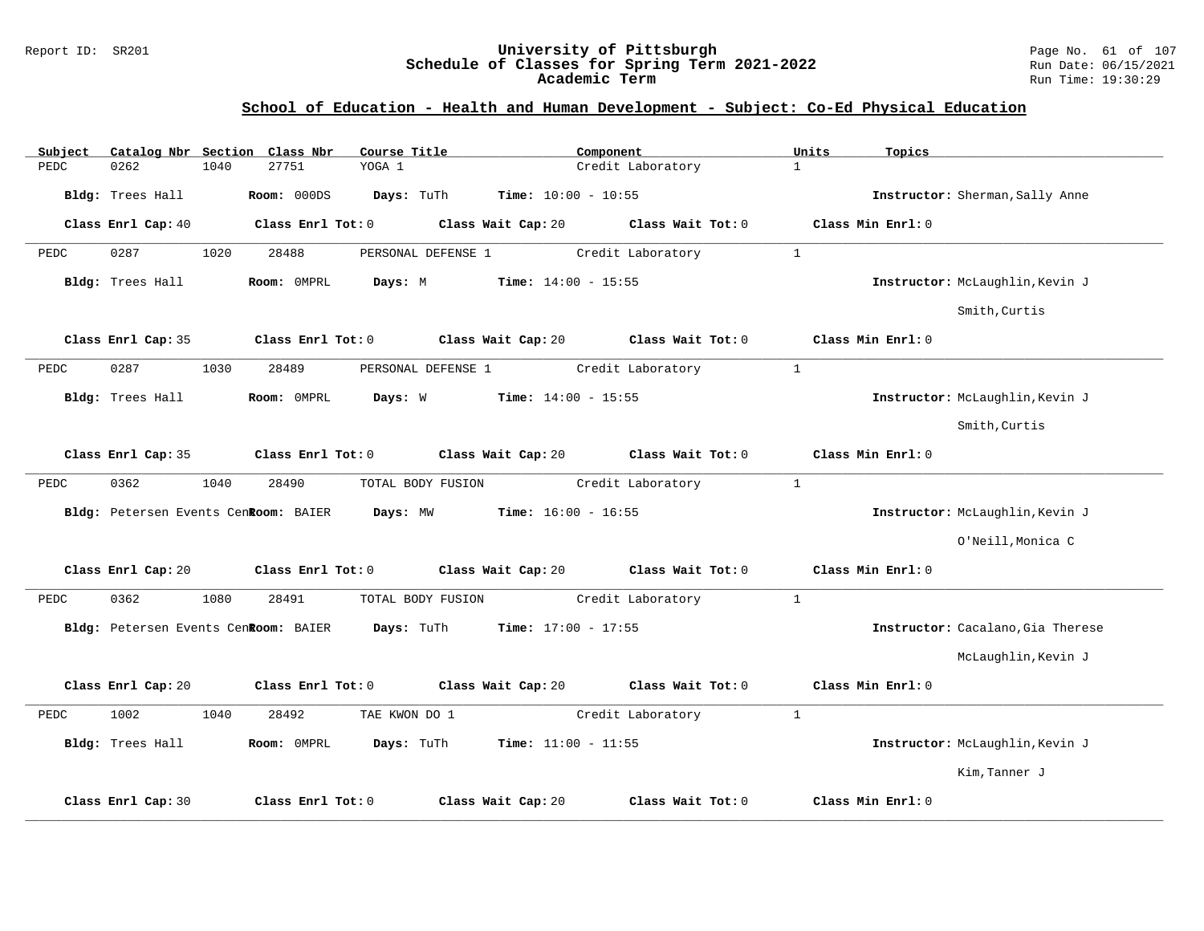## School of Education - Health and Human Development - Subject: Co-Ed Physical Education

| Subject | Catalog Nbr | Section | Class Nbr | Course Title | Component | Units | Topics |
|---|---|---|---|---|---|---|---|
| PEDC | 0262 | 1040 | 27751 | YOGA 1 | Credit Laboratory | 1 | |

**Bldg:** Trees Hall **Room:** 000DS **Days:** TuTh **Time:** 10:00 - 10:55 **Instructor:** Sherman,Sally Anne

**Class Enrl Cap:** 40 **Class Enrl Tot:** 0 **Class Wait Cap:** 20 **Class Wait Tot:** 0 **Class Min Enrl:** 0

---

| Subject | Catalog Nbr | Section | Class Nbr | Course Title | Component | Units | Topics |
|---|---|---|---|---|---|---|---|
| PEDC | 0287 | 1020 | 28488 | PERSONAL DEFENSE 1 | Credit Laboratory | 1 | |

**Bldg:** Trees Hall **Room:** 0MPRL **Days:** M **Time:** 14:00 - 15:55 **Instructor:** McLaughlin,Kevin J; Smith,Curtis

**Class Enrl Cap:** 35 **Class Enrl Tot:** 0 **Class Wait Cap:** 20 **Class Wait Tot:** 0 **Class Min Enrl:** 0

---

| Subject | Catalog Nbr | Section | Class Nbr | Course Title | Component | Units | Topics |
|---|---|---|---|---|---|---|---|
| PEDC | 0287 | 1030 | 28489 | PERSONAL DEFENSE 1 | Credit Laboratory | 1 | |

**Bldg:** Trees Hall **Room:** 0MPRL **Days:** W **Time:** 14:00 - 15:55 **Instructor:** McLaughlin,Kevin J; Smith,Curtis

**Class Enrl Cap:** 35 **Class Enrl Tot:** 0 **Class Wait Cap:** 20 **Class Wait Tot:** 0 **Class Min Enrl:** 0

---

| Subject | Catalog Nbr | Section | Class Nbr | Course Title | Component | Units | Topics |
|---|---|---|---|---|---|---|---|
| PEDC | 0362 | 1040 | 28490 | TOTAL BODY FUSION | Credit Laboratory | 1 | |

**Bldg:** Petersen Events Cen **Room:** BAIER **Days:** MW **Time:** 16:00 - 16:55 **Instructor:** McLaughlin,Kevin J; O'Neill,Monica C

**Class Enrl Cap:** 20 **Class Enrl Tot:** 0 **Class Wait Cap:** 20 **Class Wait Tot:** 0 **Class Min Enrl:** 0

---

| Subject | Catalog Nbr | Section | Class Nbr | Course Title | Component | Units | Topics |
|---|---|---|---|---|---|---|---|
| PEDC | 0362 | 1080 | 28491 | TOTAL BODY FUSION | Credit Laboratory | 1 | |

**Bldg:** Petersen Events Cen **Room:** BAIER **Days:** TuTh **Time:** 17:00 - 17:55 **Instructor:** Cacalano,Gia Therese; McLaughlin,Kevin J

**Class Enrl Cap:** 20 **Class Enrl Tot:** 0 **Class Wait Cap:** 20 **Class Wait Tot:** 0 **Class Min Enrl:** 0

---

| Subject | Catalog Nbr | Section | Class Nbr | Course Title | Component | Units | Topics |
|---|---|---|---|---|---|---|---|
| PEDC | 1002 | 1040 | 28492 | TAE KWON DO 1 | Credit Laboratory | 1 | |

**Bldg:** Trees Hall **Room:** 0MPRL **Days:** TuTh **Time:** 11:00 - 11:55 **Instructor:** McLaughlin,Kevin J; Kim,Tanner J

**Class Enrl Cap:** 30 **Class Enrl Tot:** 0 **Class Wait Cap:** 20 **Class Wait Tot:** 0 **Class Min Enrl:** 0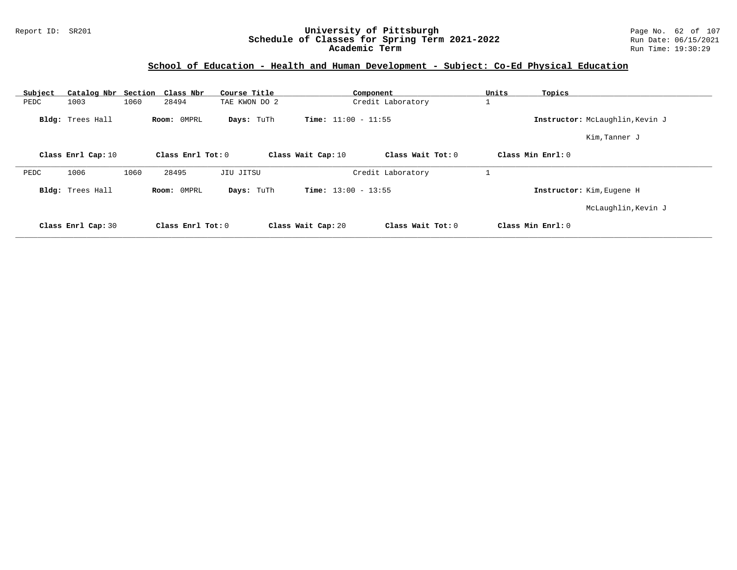## School of Education - Health and Human Development - Subject: Co-Ed Physical Education

| Subject | Catalog Nbr | Section | Class Nbr | Course Title | Component | Units | Topics |
|---|---|---|---|---|---|---|---|
| PEDC | 1003 | 1060 | 28494 | TAE KWON DO 2 | Credit Laboratory | 1 | |

**Bldg:** Trees Hall **Room:** 0MPRL **Days:** TuTh **Time:** 11:00 - 11:55 **Instructor:** McLaughlin,Kevin J

Kim,Tanner J

**Class Enrl Cap:** 10 **Class Enrl Tot:** 0 **Class Wait Cap:** 10 **Class Wait Tot:** 0 **Class Min Enrl:** 0

| Subject | Catalog Nbr | Section | Class Nbr | Course Title | Component | Units | Topics |
|---|---|---|---|---|---|---|---|
| PEDC | 1006 | 1060 | 28495 | JIU JITSU | Credit Laboratory | 1 | |

**Bldg:** Trees Hall **Room:** 0MPRL **Days:** TuTh **Time:** 13:00 - 13:55 **Instructor:** Kim,Eugene H

McLaughlin,Kevin J

**Class Enrl Cap:** 30 **Class Enrl Tot:** 0 **Class Wait Cap:** 20 **Class Wait Tot:** 0 **Class Min Enrl:** 0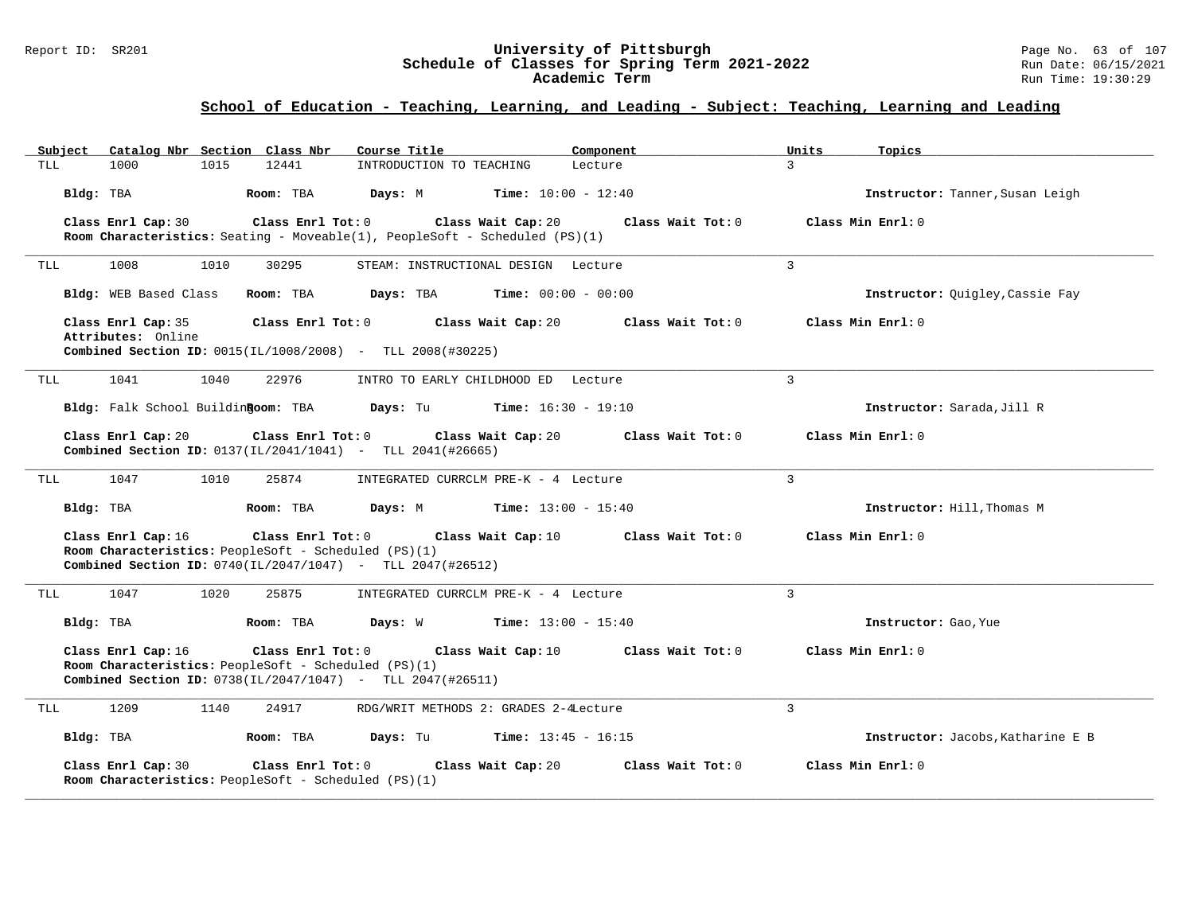## School of Education - Teaching, Learning, and Leading - Subject: Teaching, Learning and Leading

| Subject | Catalog Nbr | Section | Class Nbr | Course Title | Component | Units | Topics |
|---|---|---|---|---|---|---|---|
| TLL | 1000 | 1015 | 12441 | INTRODUCTION TO TEACHING | Lecture | 3 | |

**Bldg:** TBA **Room:** TBA **Days:** M **Time:** 10:00 - 12:40 **Instructor:** Tanner,Susan Leigh

**Class Enrl Cap:** 30 **Class Enrl Tot:** 0 **Class Wait Cap:** 20 **Class Wait Tot:** 0 **Class Min Enrl:** 0
**Room Characteristics:** Seating - Moveable(1), PeopleSoft - Scheduled (PS)(1)

---

| Subject | Catalog Nbr | Section | Class Nbr | Course Title | Component | Units | Topics |
|---|---|---|---|---|---|---|---|
| TLL | 1008 | 1010 | 30295 | STEAM: INSTRUCTIONAL DESIGN | Lecture | 3 | |

**Bldg:** WEB Based Class **Room:** TBA **Days:** TBA **Time:** 00:00 - 00:00 **Instructor:** Quigley,Cassie Fay

**Class Enrl Cap:** 35 **Class Enrl Tot:** 0 **Class Wait Cap:** 20 **Class Wait Tot:** 0 **Class Min Enrl:** 0
**Attributes:** Online
**Combined Section ID:** 0015(IL/1008/2008) - TLL 2008(#30225)

---

| Subject | Catalog Nbr | Section | Class Nbr | Course Title | Component | Units | Topics |
|---|---|---|---|---|---|---|---|
| TLL | 1041 | 1040 | 22976 | INTRO TO EARLY CHILDHOOD ED | Lecture | 3 | |

**Bldg:** Falk School Building **Room:** TBA **Days:** Tu **Time:** 16:30 - 19:10 **Instructor:** Sarada,Jill R

**Class Enrl Cap:** 20 **Class Enrl Tot:** 0 **Class Wait Cap:** 20 **Class Wait Tot:** 0 **Class Min Enrl:** 0
**Combined Section ID:** 0137(IL/2041/1041) - TLL 2041(#26665)

---

| Subject | Catalog Nbr | Section | Class Nbr | Course Title | Component | Units | Topics |
|---|---|---|---|---|---|---|---|
| TLL | 1047 | 1010 | 25874 | INTEGRATED CURRCLM PRE-K - 4 | Lecture | 3 | |

**Bldg:** TBA **Room:** TBA **Days:** M **Time:** 13:00 - 15:40 **Instructor:** Hill,Thomas M

**Class Enrl Cap:** 16 **Class Enrl Tot:** 0 **Class Wait Cap:** 10 **Class Wait Tot:** 0 **Class Min Enrl:** 0
**Room Characteristics:** PeopleSoft - Scheduled (PS)(1)
**Combined Section ID:** 0740(IL/2047/1047) - TLL 2047(#26512)

---

| Subject | Catalog Nbr | Section | Class Nbr | Course Title | Component | Units | Topics |
|---|---|---|---|---|---|---|---|
| TLL | 1047 | 1020 | 25875 | INTEGRATED CURRCLM PRE-K - 4 | Lecture | 3 | |

**Bldg:** TBA **Room:** TBA **Days:** W **Time:** 13:00 - 15:40 **Instructor:** Gao,Yue

**Class Enrl Cap:** 16 **Class Enrl Tot:** 0 **Class Wait Cap:** 10 **Class Wait Tot:** 0 **Class Min Enrl:** 0
**Room Characteristics:** PeopleSoft - Scheduled (PS)(1)
**Combined Section ID:** 0738(IL/2047/1047) - TLL 2047(#26511)

---

| Subject | Catalog Nbr | Section | Class Nbr | Course Title | Component | Units | Topics |
|---|---|---|---|---|---|---|---|
| TLL | 1209 | 1140 | 24917 | RDG/WRIT METHODS 2: GRADES 2-4 | Lecture | 3 | |

**Bldg:** TBA **Room:** TBA **Days:** Tu **Time:** 13:45 - 16:15 **Instructor:** Jacobs,Katharine E B

**Class Enrl Cap:** 30 **Class Enrl Tot:** 0 **Class Wait Cap:** 20 **Class Wait Tot:** 0 **Class Min Enrl:** 0
**Room Characteristics:** PeopleSoft - Scheduled (PS)(1)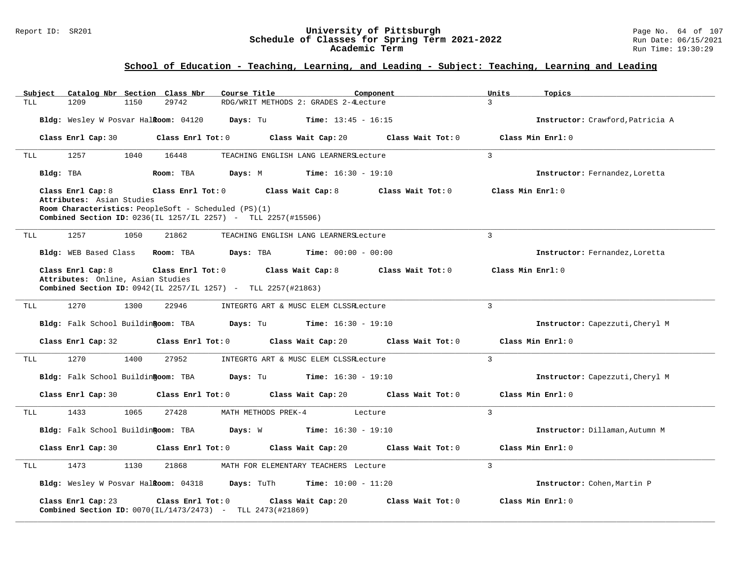## School of Education - Teaching, Learning, and Leading - Subject: Teaching, Learning and Leading

| Subject | Catalog Nbr | Section | Class Nbr | Course Title | Component | Units | Topics |
|---|---|---|---|---|---|---|---|
| TLL | 1209 | 1150 | 29742 | RDG/WRIT METHODS 2: GRADES 2-4 | Lecture | 3 | |

**Bldg:** Wesley W Posvar Hall **Room:** 04120 **Days:** Tu **Time:** 13:45 - 16:15 **Instructor:** Crawford,Patricia A

**Class Enrl Cap:** 30 **Class Enrl Tot:** 0 **Class Wait Cap:** 20 **Class Wait Tot:** 0 **Class Min Enrl:** 0

---

| Subject | Catalog Nbr | Section | Class Nbr | Course Title | Component | Units | Topics |
|---|---|---|---|---|---|---|---|
| TLL | 1257 | 1040 | 16448 | TEACHING ENGLISH LANG LEARNERS | Lecture | 3 | |

**Bldg:** TBA **Room:** TBA **Days:** M **Time:** 16:30 - 19:10 **Instructor:** Fernandez,Loretta

**Class Enrl Cap:** 8 **Class Enrl Tot:** 0 **Class Wait Cap:** 8 **Class Wait Tot:** 0 **Class Min Enrl:** 0

**Attributes:** Asian Studies

**Room Characteristics:** PeopleSoft - Scheduled (PS)(1)

**Combined Section ID:** 0236(IL 1257/IL 2257) - TLL 2257(#15506)

---

| Subject | Catalog Nbr | Section | Class Nbr | Course Title | Component | Units | Topics |
|---|---|---|---|---|---|---|---|
| TLL | 1257 | 1050 | 21862 | TEACHING ENGLISH LANG LEARNERS | Lecture | 3 | |

**Bldg:** WEB Based Class **Room:** TBA **Days:** TBA **Time:** 00:00 - 00:00 **Instructor:** Fernandez,Loretta

**Class Enrl Cap:** 8 **Class Enrl Tot:** 0 **Class Wait Cap:** 8 **Class Wait Tot:** 0 **Class Min Enrl:** 0

**Attributes:** Online, Asian Studies

**Combined Section ID:** 0942(IL 2257/IL 1257) - TLL 2257(#21863)

---

| Subject | Catalog Nbr | Section | Class Nbr | Course Title | Component | Units | Topics |
|---|---|---|---|---|---|---|---|
| TLL | 1270 | 1300 | 22946 | INTEGRTG ART & MUSC ELEM CLSSR | Lecture | 3 | |

**Bldg:** Falk School Building **Room:** TBA **Days:** Tu **Time:** 16:30 - 19:10 **Instructor:** Capezzuti,Cheryl M

**Class Enrl Cap:** 32 **Class Enrl Tot:** 0 **Class Wait Cap:** 20 **Class Wait Tot:** 0 **Class Min Enrl:** 0

---

| Subject | Catalog Nbr | Section | Class Nbr | Course Title | Component | Units | Topics |
|---|---|---|---|---|---|---|---|
| TLL | 1270 | 1400 | 27952 | INTEGRTG ART & MUSC ELEM CLSSR | Lecture | 3 | |

**Bldg:** Falk School Building **Room:** TBA **Days:** Tu **Time:** 16:30 - 19:10 **Instructor:** Capezzuti,Cheryl M

**Class Enrl Cap:** 30 **Class Enrl Tot:** 0 **Class Wait Cap:** 20 **Class Wait Tot:** 0 **Class Min Enrl:** 0

---

| Subject | Catalog Nbr | Section | Class Nbr | Course Title | Component | Units | Topics |
|---|---|---|---|---|---|---|---|
| TLL | 1433 | 1065 | 27428 | MATH METHODS PREK-4 | Lecture | 3 | |

**Bldg:** Falk School Building **Room:** TBA **Days:** W **Time:** 16:30 - 19:10 **Instructor:** Dillaman,Autumn M

**Class Enrl Cap:** 30 **Class Enrl Tot:** 0 **Class Wait Cap:** 20 **Class Wait Tot:** 0 **Class Min Enrl:** 0

---

| Subject | Catalog Nbr | Section | Class Nbr | Course Title | Component | Units | Topics |
|---|---|---|---|---|---|---|---|
| TLL | 1473 | 1130 | 21868 | MATH FOR ELEMENTARY TEACHERS | Lecture | 3 | |

**Bldg:** Wesley W Posvar Hall **Room:** 04318 **Days:** TuTh **Time:** 10:00 - 11:20 **Instructor:** Cohen,Martin P

**Class Enrl Cap:** 23 **Class Enrl Tot:** 0 **Class Wait Cap:** 20 **Class Wait Tot:** 0 **Class Min Enrl:** 0

**Combined Section ID:** 0070(IL/1473/2473) - TLL 2473(#21869)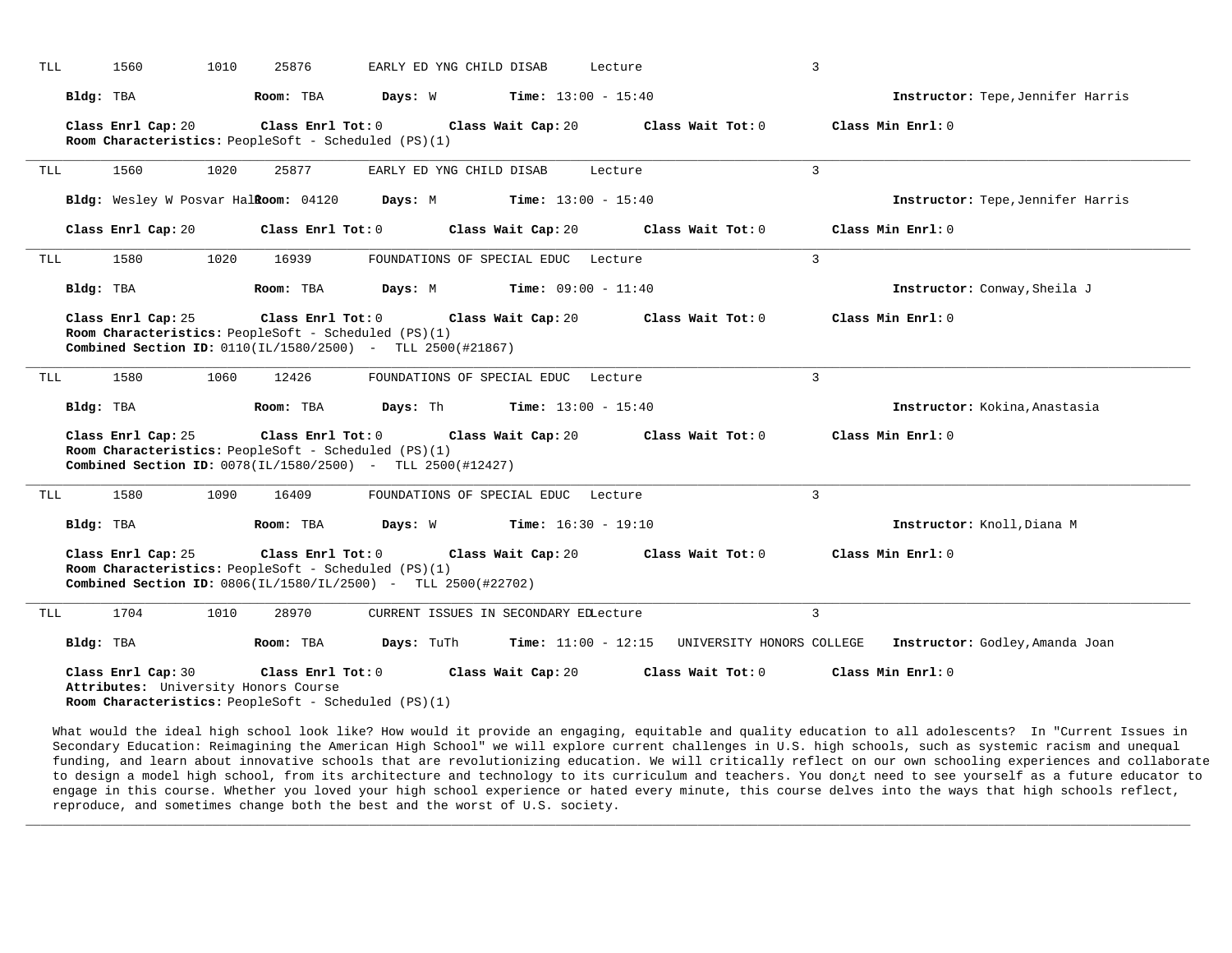TLL 1560 1010 25876 EARLY ED YNG CHILD DISAB Lecture 3

**Bldg:** TBA **Room:** TBA **Days:** W **Time:** 13:00 - 15:40 **Instructor:** Tepe,Jennifer Harris

**Class Enrl Cap:** 20 **Class Enrl Tot:** 0 **Class Wait Cap:** 20 **Class Wait Tot:** 0 **Class Min Enrl:** 0
**Room Characteristics:** PeopleSoft - Scheduled (PS)(1)

---

TLL 1560 1020 25877 EARLY ED YNG CHILD DISAB Lecture 3

**Bldg:** Wesley W Posvar Hall **Room:** 04120 **Days:** M **Time:** 13:00 - 15:40 **Instructor:** Tepe,Jennifer Harris

**Class Enrl Cap:** 20 **Class Enrl Tot:** 0 **Class Wait Cap:** 20 **Class Wait Tot:** 0 **Class Min Enrl:** 0

---

TLL 1580 1020 16939 FOUNDATIONS OF SPECIAL EDUC Lecture 3

**Bldg:** TBA **Room:** TBA **Days:** M **Time:** 09:00 - 11:40 **Instructor:** Conway,Sheila J

**Class Enrl Cap:** 25 **Class Enrl Tot:** 0 **Class Wait Cap:** 20 **Class Wait Tot:** 0 **Class Min Enrl:** 0
**Room Characteristics:** PeopleSoft - Scheduled (PS)(1)
**Combined Section ID:** 0110(IL/1580/2500) - TLL 2500(#21867)

---

TLL 1580 1060 12426 FOUNDATIONS OF SPECIAL EDUC Lecture 3

**Bldg:** TBA **Room:** TBA **Days:** Th **Time:** 13:00 - 15:40 **Instructor:** Kokina,Anastasia

**Class Enrl Cap:** 25 **Class Enrl Tot:** 0 **Class Wait Cap:** 20 **Class Wait Tot:** 0 **Class Min Enrl:** 0
**Room Characteristics:** PeopleSoft - Scheduled (PS)(1)
**Combined Section ID:** 0078(IL/1580/2500) - TLL 2500(#12427)

---

TLL 1580 1090 16409 FOUNDATIONS OF SPECIAL EDUC Lecture 3

**Bldg:** TBA **Room:** TBA **Days:** W **Time:** 16:30 - 19:10 **Instructor:** Knoll,Diana M

**Class Enrl Cap:** 25 **Class Enrl Tot:** 0 **Class Wait Cap:** 20 **Class Wait Tot:** 0 **Class Min Enrl:** 0
**Room Characteristics:** PeopleSoft - Scheduled (PS)(1)
**Combined Section ID:** 0806(IL/1580/IL/2500) - TLL 2500(#22702)

---

TLL 1704 1010 28970 CURRENT ISSUES IN SECONDARY ED Lecture 3

**Bldg:** TBA **Room:** TBA **Days:** TuTh **Time:** 11:00 - 12:15 UNIVERSITY HONORS COLLEGE **Instructor:** Godley,Amanda Joan

**Class Enrl Cap:** 30 **Class Enrl Tot:** 0 **Class Wait Cap:** 20 **Class Wait Tot:** 0 **Class Min Enrl:** 0
**Attributes:** University Honors Course
**Room Characteristics:** PeopleSoft - Scheduled (PS)(1)

What would the ideal high school look like? How would it provide an engaging, equitable and quality education to all adolescents? In "Current Issues in Secondary Education: Reimagining the American High School" we will explore current challenges in U.S. high schools, such as systemic racism and unequal funding, and learn about innovative schools that are revolutionizing education. We will critically reflect on our own schooling experiences and collaborate to design a model high school, from its architecture and technology to its curriculum and teachers. You don¿t need to see yourself as a future educator to engage in this course. Whether you loved your high school experience or hated every minute, this course delves into the ways that high schools reflect, reproduce, and sometimes change both the best and the worst of U.S. society.

---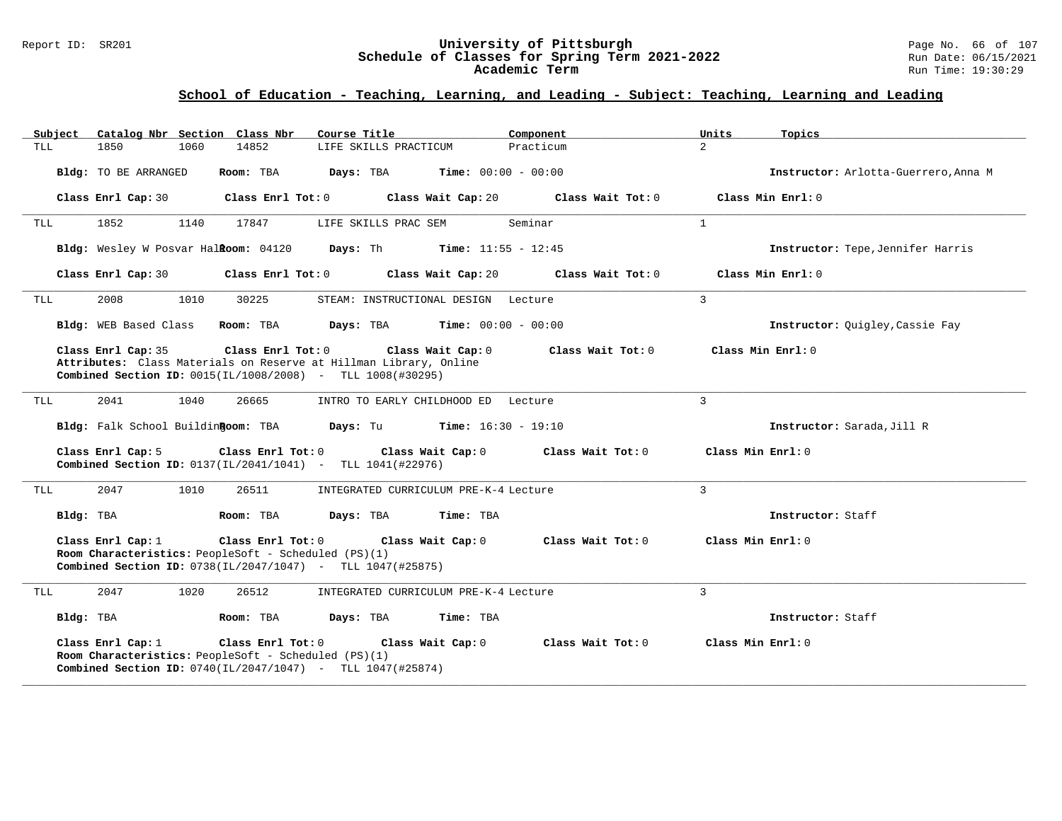## School of Education - Teaching, Learning, and Leading - Subject: Teaching, Learning and Leading

| Subject | Catalog Nbr | Section | Class Nbr | Course Title | Component | Units | Topics |
|---|---|---|---|---|---|---|---|
| TLL | 1850 | 1060 | 14852 | LIFE SKILLS PRACTICUM | Practicum | 2 | |

**Bldg:** TO BE ARRANGED **Room:** TBA **Days:** TBA **Time:** 00:00 - 00:00 **Instructor:** Arlotta-Guerrero,Anna M

**Class Enrl Cap:** 30 **Class Enrl Tot:** 0 **Class Wait Cap:** 20 **Class Wait Tot:** 0 **Class Min Enrl:** 0

---

| Subject | Catalog Nbr | Section | Class Nbr | Course Title | Component | Units | Topics |
|---|---|---|---|---|---|---|---|
| TLL | 1852 | 1140 | 17847 | LIFE SKILLS PRAC SEM | Seminar | 1 | |

**Bldg:** Wesley W Posvar Hall **Room:** 04120 **Days:** Th **Time:** 11:55 - 12:45 **Instructor:** Tepe,Jennifer Harris

**Class Enrl Cap:** 30 **Class Enrl Tot:** 0 **Class Wait Cap:** 20 **Class Wait Tot:** 0 **Class Min Enrl:** 0

---

| Subject | Catalog Nbr | Section | Class Nbr | Course Title | Component | Units | Topics |
|---|---|---|---|---|---|---|---|
| TLL | 2008 | 1010 | 30225 | STEAM: INSTRUCTIONAL DESIGN | Lecture | 3 | |

**Bldg:** WEB Based Class **Room:** TBA **Days:** TBA **Time:** 00:00 - 00:00 **Instructor:** Quigley,Cassie Fay

**Class Enrl Cap:** 35 **Class Enrl Tot:** 0 **Class Wait Cap:** 0 **Class Wait Tot:** 0 **Class Min Enrl:** 0
**Attributes:** Class Materials on Reserve at Hillman Library, Online
**Combined Section ID:** 0015(IL/1008/2008) - TLL 1008(#30295)

---

| Subject | Catalog Nbr | Section | Class Nbr | Course Title | Component | Units | Topics |
|---|---|---|---|---|---|---|---|
| TLL | 2041 | 1040 | 26665 | INTRO TO EARLY CHILDHOOD ED | Lecture | 3 | |

**Bldg:** Falk School Building **Room:** TBA **Days:** Tu **Time:** 16:30 - 19:10 **Instructor:** Sarada,Jill R

**Class Enrl Cap:** 5 **Class Enrl Tot:** 0 **Class Wait Cap:** 0 **Class Wait Tot:** 0 **Class Min Enrl:** 0
**Combined Section ID:** 0137(IL/2041/1041) - TLL 1041(#22976)

---

| Subject | Catalog Nbr | Section | Class Nbr | Course Title | Component | Units | Topics |
|---|---|---|---|---|---|---|---|
| TLL | 2047 | 1010 | 26511 | INTEGRATED CURRICULUM PRE-K-4 | Lecture | 3 | |

**Bldg:** TBA **Room:** TBA **Days:** TBA **Time:** TBA **Instructor:** Staff

**Class Enrl Cap:** 1 **Class Enrl Tot:** 0 **Class Wait Cap:** 0 **Class Wait Tot:** 0 **Class Min Enrl:** 0
**Room Characteristics:** PeopleSoft - Scheduled (PS)(1)
**Combined Section ID:** 0738(IL/2047/1047) - TLL 1047(#25875)

---

| Subject | Catalog Nbr | Section | Class Nbr | Course Title | Component | Units | Topics |
|---|---|---|---|---|---|---|---|
| TLL | 2047 | 1020 | 26512 | INTEGRATED CURRICULUM PRE-K-4 | Lecture | 3 | |

**Bldg:** TBA **Room:** TBA **Days:** TBA **Time:** TBA **Instructor:** Staff

**Class Enrl Cap:** 1 **Class Enrl Tot:** 0 **Class Wait Cap:** 0 **Class Wait Tot:** 0 **Class Min Enrl:** 0
**Room Characteristics:** PeopleSoft - Scheduled (PS)(1)
**Combined Section ID:** 0740(IL/2047/1047) - TLL 1047(#25874)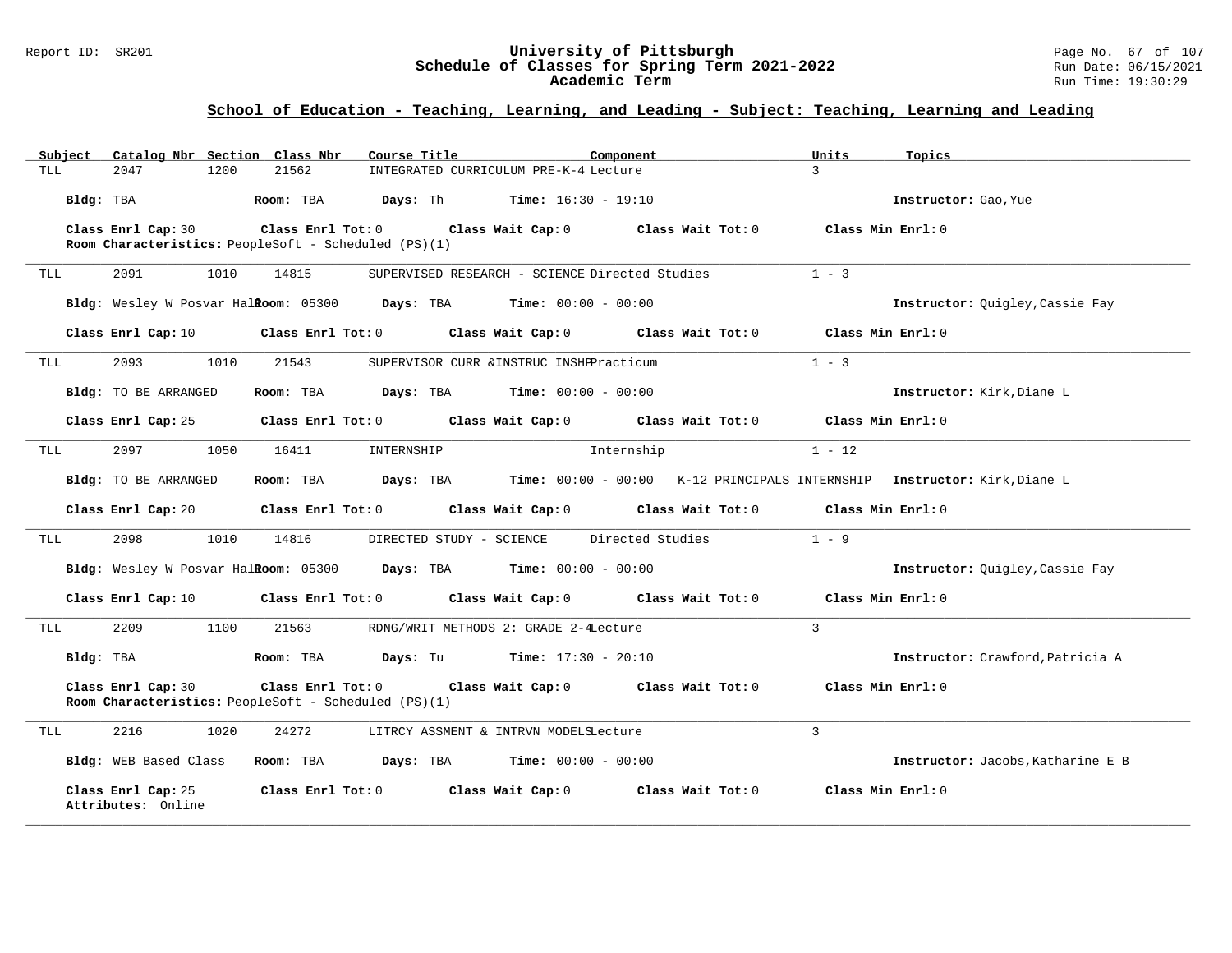## School of Education - Teaching, Learning, and Leading - Subject: Teaching, Learning and Leading

| Subject | Catalog Nbr | Section | Class Nbr | Course Title | Component | Units | Topics |
|---|---|---|---|---|---|---|---|
| TLL | 2047 | 1200 | 21562 | INTEGRATED CURRICULUM PRE-K-4 | Lecture | 3 | |

**Bldg:** TBA **Room:** TBA **Days:** Th **Time:** 16:30 - 19:10 **Instructor:** Gao,Yue

**Class Enrl Cap:** 30 **Class Enrl Tot:** 0 **Class Wait Cap:** 0 **Class Wait Tot:** 0 **Class Min Enrl:** 0
**Room Characteristics:** PeopleSoft - Scheduled (PS)(1)

---

| Subject | Catalog Nbr | Section | Class Nbr | Course Title | Component | Units | Topics |
|---|---|---|---|---|---|---|---|
| TLL | 2091 | 1010 | 14815 | SUPERVISED RESEARCH - SCIENCE | Directed Studies | 1 - 3 | |

**Bldg:** Wesley W Posvar Hall **Room:** 05300 **Days:** TBA **Time:** 00:00 - 00:00 **Instructor:** Quigley,Cassie Fay

**Class Enrl Cap:** 10 **Class Enrl Tot:** 0 **Class Wait Cap:** 0 **Class Wait Tot:** 0 **Class Min Enrl:** 0

---

| Subject | Catalog Nbr | Section | Class Nbr | Course Title | Component | Units | Topics |
|---|---|---|---|---|---|---|---|
| TLL | 2093 | 1010 | 21543 | SUPERVISOR CURR &INSTRUC INSHP | Practicum | 1 - 3 | |

**Bldg:** TO BE ARRANGED **Room:** TBA **Days:** TBA **Time:** 00:00 - 00:00 **Instructor:** Kirk,Diane L

**Class Enrl Cap:** 25 **Class Enrl Tot:** 0 **Class Wait Cap:** 0 **Class Wait Tot:** 0 **Class Min Enrl:** 0

---

| Subject | Catalog Nbr | Section | Class Nbr | Course Title | Component | Units | Topics |
|---|---|---|---|---|---|---|---|
| TLL | 2097 | 1050 | 16411 | INTERNSHIP | Internship | 1 - 12 | |

**Bldg:** TO BE ARRANGED **Room:** TBA **Days:** TBA **Time:** 00:00 - 00:00 K-12 PRINCIPALS INTERNSHIP **Instructor:** Kirk,Diane L

**Class Enrl Cap:** 20 **Class Enrl Tot:** 0 **Class Wait Cap:** 0 **Class Wait Tot:** 0 **Class Min Enrl:** 0

---

| Subject | Catalog Nbr | Section | Class Nbr | Course Title | Component | Units | Topics |
|---|---|---|---|---|---|---|---|
| TLL | 2098 | 1010 | 14816 | DIRECTED STUDY - SCIENCE | Directed Studies | 1 - 9 | |

**Bldg:** Wesley W Posvar Hall **Room:** 05300 **Days:** TBA **Time:** 00:00 - 00:00 **Instructor:** Quigley,Cassie Fay

**Class Enrl Cap:** 10 **Class Enrl Tot:** 0 **Class Wait Cap:** 0 **Class Wait Tot:** 0 **Class Min Enrl:** 0

---

| Subject | Catalog Nbr | Section | Class Nbr | Course Title | Component | Units | Topics |
|---|---|---|---|---|---|---|---|
| TLL | 2209 | 1100 | 21563 | RDNG/WRIT METHODS 2: GRADE 2-4 | Lecture | 3 | |

**Bldg:** TBA **Room:** TBA **Days:** Tu **Time:** 17:30 - 20:10 **Instructor:** Crawford,Patricia A

**Class Enrl Cap:** 30 **Class Enrl Tot:** 0 **Class Wait Cap:** 0 **Class Wait Tot:** 0 **Class Min Enrl:** 0
**Room Characteristics:** PeopleSoft - Scheduled (PS)(1)

---

| Subject | Catalog Nbr | Section | Class Nbr | Course Title | Component | Units | Topics |
|---|---|---|---|---|---|---|---|
| TLL | 2216 | 1020 | 24272 | LITRCY ASSMENT & INTRVN MODELS | Lecture | 3 | |

**Bldg:** WEB Based Class **Room:** TBA **Days:** TBA **Time:** 00:00 - 00:00 **Instructor:** Jacobs,Katharine E B

**Class Enrl Cap:** 25 **Class Enrl Tot:** 0 **Class Wait Cap:** 0 **Class Wait Tot:** 0 **Class Min Enrl:** 0
**Attributes:** Online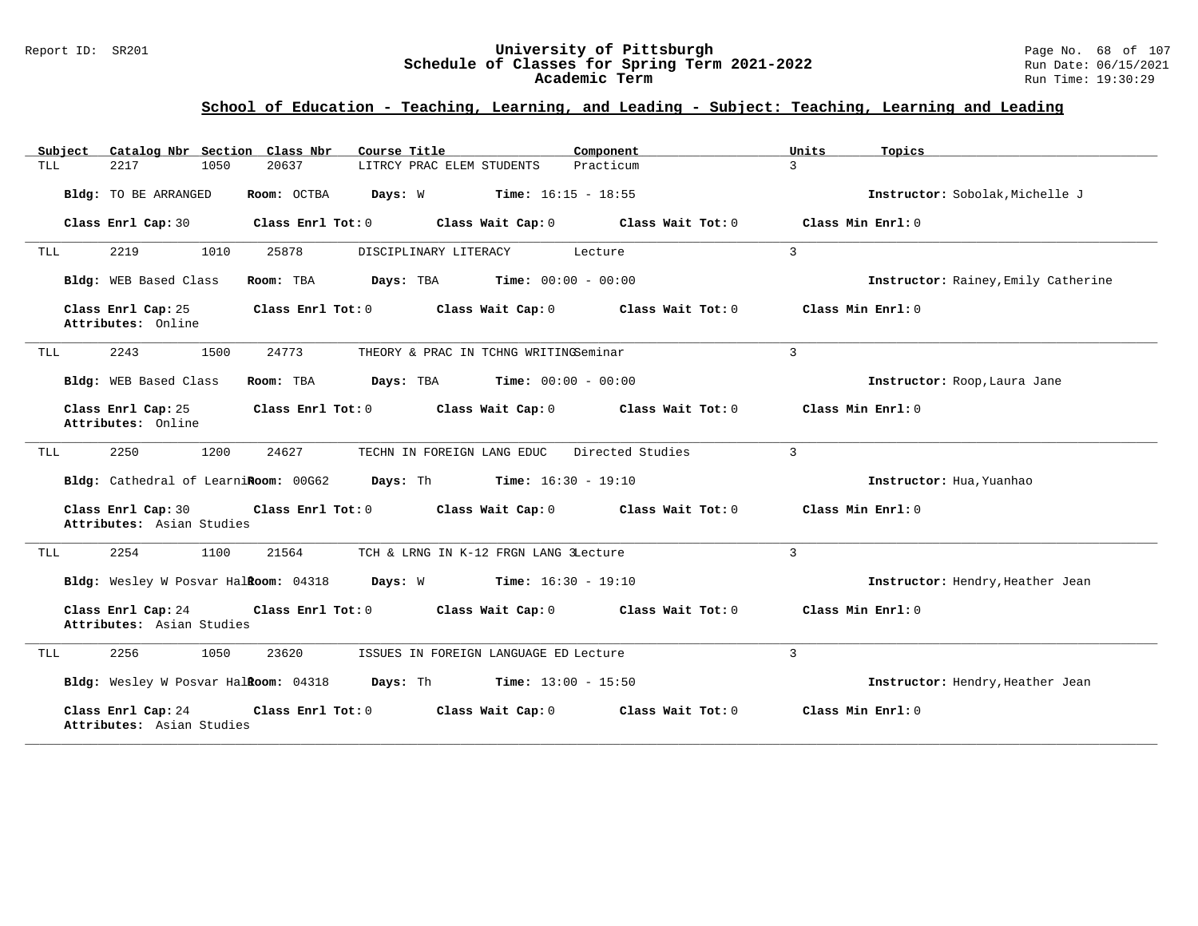## School of Education - Teaching, Learning, and Leading - Subject: Teaching, Learning and Leading

| Subject | Catalog Nbr | Section | Class Nbr | Course Title | Component | Units | Topics |
|---|---|---|---|---|---|---|---|
| TLL | 2217 | 1050 | 20637 | LITRCY PRAC ELEM STUDENTS | Practicum | 3 | |

**Bldg:** TO BE ARRANGED **Room:** OCTBA **Days:** W **Time:** 16:15 - 18:55 **Instructor:** Sobolak,Michelle J

**Class Enrl Cap:** 30 **Class Enrl Tot:** 0 **Class Wait Cap:** 0 **Class Wait Tot:** 0 **Class Min Enrl:** 0

---

| Subject | Catalog Nbr | Section | Class Nbr | Course Title | Component | Units | Topics |
|---|---|---|---|---|---|---|---|
| TLL | 2219 | 1010 | 25878 | DISCIPLINARY LITERACY | Lecture | 3 | |

**Bldg:** WEB Based Class **Room:** TBA **Days:** TBA **Time:** 00:00 - 00:00 **Instructor:** Rainey,Emily Catherine

**Class Enrl Cap:** 25 **Class Enrl Tot:** 0 **Class Wait Cap:** 0 **Class Wait Tot:** 0 **Class Min Enrl:** 0
**Attributes:** Online

---

| Subject | Catalog Nbr | Section | Class Nbr | Course Title | Component | Units | Topics |
|---|---|---|---|---|---|---|---|
| TLL | 2243 | 1500 | 24773 | THEORY & PRAC IN TCHNG WRITING | Seminar | 3 | |

**Bldg:** WEB Based Class **Room:** TBA **Days:** TBA **Time:** 00:00 - 00:00 **Instructor:** Roop,Laura Jane

**Class Enrl Cap:** 25 **Class Enrl Tot:** 0 **Class Wait Cap:** 0 **Class Wait Tot:** 0 **Class Min Enrl:** 0
**Attributes:** Online

---

| Subject | Catalog Nbr | Section | Class Nbr | Course Title | Component | Units | Topics |
|---|---|---|---|---|---|---|---|
| TLL | 2250 | 1200 | 24627 | TECHN IN FOREIGN LANG EDUC | Directed Studies | 3 | |

**Bldg:** Cathedral of Learning **Room:** 00G62 **Days:** Th **Time:** 16:30 - 19:10 **Instructor:** Hua,Yuanhao

**Class Enrl Cap:** 30 **Class Enrl Tot:** 0 **Class Wait Cap:** 0 **Class Wait Tot:** 0 **Class Min Enrl:** 0
**Attributes:** Asian Studies

---

| Subject | Catalog Nbr | Section | Class Nbr | Course Title | Component | Units | Topics |
|---|---|---|---|---|---|---|---|
| TLL | 2254 | 1100 | 21564 | TCH & LRNG IN K-12 FRGN LANG 3 | Lecture | 3 | |

**Bldg:** Wesley W Posvar Hall **Room:** 04318 **Days:** W **Time:** 16:30 - 19:10 **Instructor:** Hendry,Heather Jean

**Class Enrl Cap:** 24 **Class Enrl Tot:** 0 **Class Wait Cap:** 0 **Class Wait Tot:** 0 **Class Min Enrl:** 0
**Attributes:** Asian Studies

---

| Subject | Catalog Nbr | Section | Class Nbr | Course Title | Component | Units | Topics |
|---|---|---|---|---|---|---|---|
| TLL | 2256 | 1050 | 23620 | ISSUES IN FOREIGN LANGUAGE ED | Lecture | 3 | |

**Bldg:** Wesley W Posvar Hall **Room:** 04318 **Days:** Th **Time:** 13:00 - 15:50 **Instructor:** Hendry,Heather Jean

**Class Enrl Cap:** 24 **Class Enrl Tot:** 0 **Class Wait Cap:** 0 **Class Wait Tot:** 0 **Class Min Enrl:** 0
**Attributes:** Asian Studies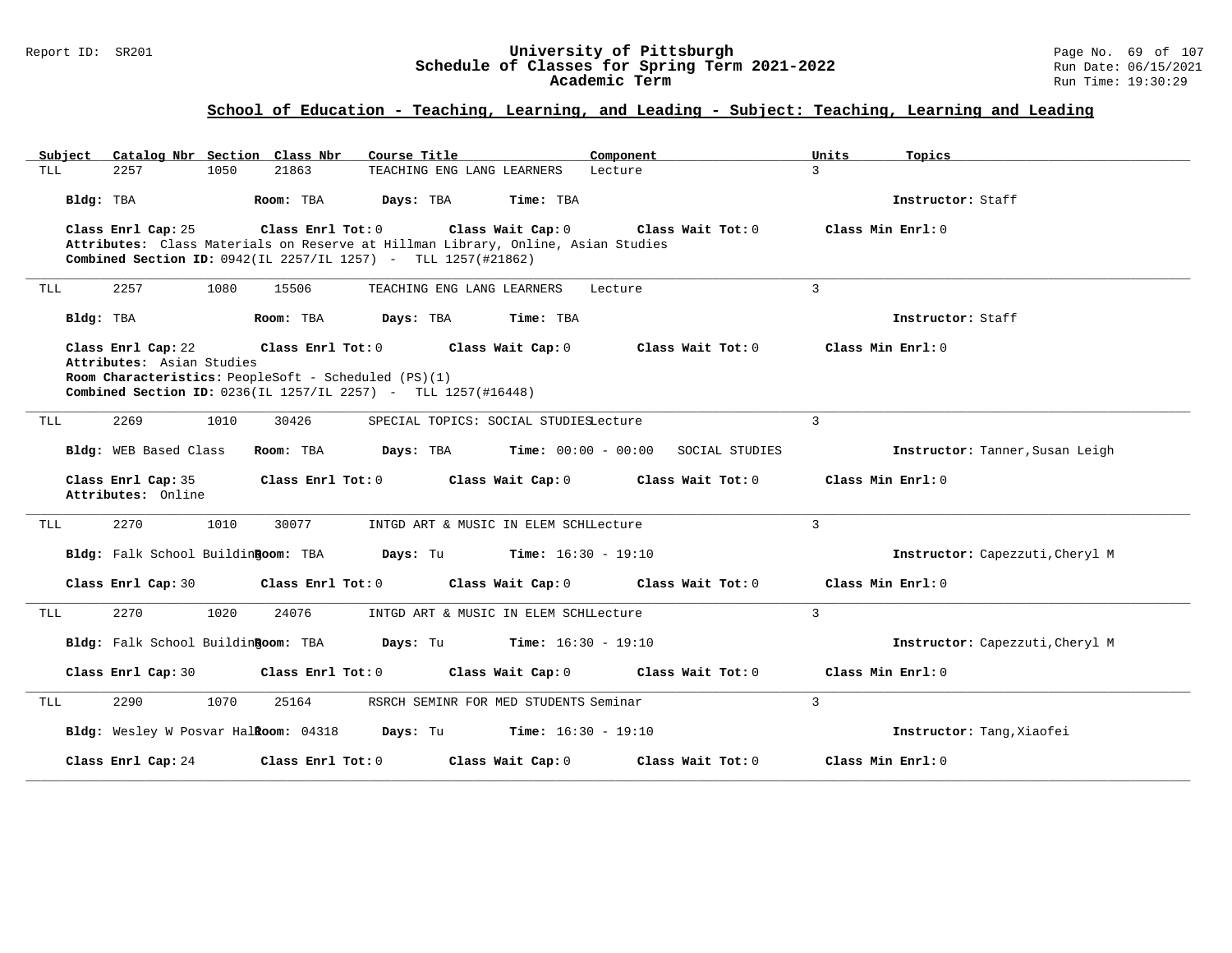## School of Education - Teaching, Learning, and Leading - Subject: Teaching, Learning and Leading

| Subject | Catalog Nbr | Section | Class Nbr | Course Title | Component | Units | Topics |
|---|---|---|---|---|---|---|---|
| TLL | 2257 | 1050 | 21863 | TEACHING ENG LANG LEARNERS | Lecture | 3 | |

**Bldg:** TBA **Room:** TBA **Days:** TBA **Time:** TBA **Instructor:** Staff

**Class Enrl Cap:** 25 **Class Enrl Tot:** 0 **Class Wait Cap:** 0 **Class Wait Tot:** 0 **Class Min Enrl:** 0

**Attributes:** Class Materials on Reserve at Hillman Library, Online, Asian Studies

**Combined Section ID:** 0942(IL 2257/IL 1257) - TLL 1257(#21862)

---

| Subject | Catalog Nbr | Section | Class Nbr | Course Title | Component | Units | Topics |
|---|---|---|---|---|---|---|---|
| TLL | 2257 | 1080 | 15506 | TEACHING ENG LANG LEARNERS | Lecture | 3 | |

**Bldg:** TBA **Room:** TBA **Days:** TBA **Time:** TBA **Instructor:** Staff

**Class Enrl Cap:** 22 **Class Enrl Tot:** 0 **Class Wait Cap:** 0 **Class Wait Tot:** 0 **Class Min Enrl:** 0

**Attributes:** Asian Studies

**Room Characteristics:** PeopleSoft - Scheduled (PS)(1)

**Combined Section ID:** 0236(IL 1257/IL 2257) - TLL 1257(#16448)

---

| Subject | Catalog Nbr | Section | Class Nbr | Course Title | Component | Units | Topics |
|---|---|---|---|---|---|---|---|
| TLL | 2269 | 1010 | 30426 | SPECIAL TOPICS: SOCIAL STUDIES | Lecture | 3 | SOCIAL STUDIES |

**Bldg:** WEB Based Class **Room:** TBA **Days:** TBA **Time:** 00:00 - 00:00 **Instructor:** Tanner,Susan Leigh

**Class Enrl Cap:** 35 **Class Enrl Tot:** 0 **Class Wait Cap:** 0 **Class Wait Tot:** 0 **Class Min Enrl:** 0

**Attributes:** Online

---

| Subject | Catalog Nbr | Section | Class Nbr | Course Title | Component | Units | Topics |
|---|---|---|---|---|---|---|---|
| TLL | 2270 | 1010 | 30077 | INTGD ART & MUSIC IN ELEM SCHL | Lecture | 3 | |

**Bldg:** Falk School Building **Room:** TBA **Days:** Tu **Time:** 16:30 - 19:10 **Instructor:** Capezzuti,Cheryl M

**Class Enrl Cap:** 30 **Class Enrl Tot:** 0 **Class Wait Cap:** 0 **Class Wait Tot:** 0 **Class Min Enrl:** 0

---

| Subject | Catalog Nbr | Section | Class Nbr | Course Title | Component | Units | Topics |
|---|---|---|---|---|---|---|---|
| TLL | 2270 | 1020 | 24076 | INTGD ART & MUSIC IN ELEM SCHL | Lecture | 3 | |

**Bldg:** Falk School Building **Room:** TBA **Days:** Tu **Time:** 16:30 - 19:10 **Instructor:** Capezzuti,Cheryl M

**Class Enrl Cap:** 30 **Class Enrl Tot:** 0 **Class Wait Cap:** 0 **Class Wait Tot:** 0 **Class Min Enrl:** 0

---

| Subject | Catalog Nbr | Section | Class Nbr | Course Title | Component | Units | Topics |
|---|---|---|---|---|---|---|---|
| TLL | 2290 | 1070 | 25164 | RSRCH SEMINR FOR MED STUDENTS | Seminar | 3 | |

**Bldg:** Wesley W Posvar Hall **Room:** 04318 **Days:** Tu **Time:** 16:30 - 19:10 **Instructor:** Tang,Xiaofei

**Class Enrl Cap:** 24 **Class Enrl Tot:** 0 **Class Wait Cap:** 0 **Class Wait Tot:** 0 **Class Min Enrl:** 0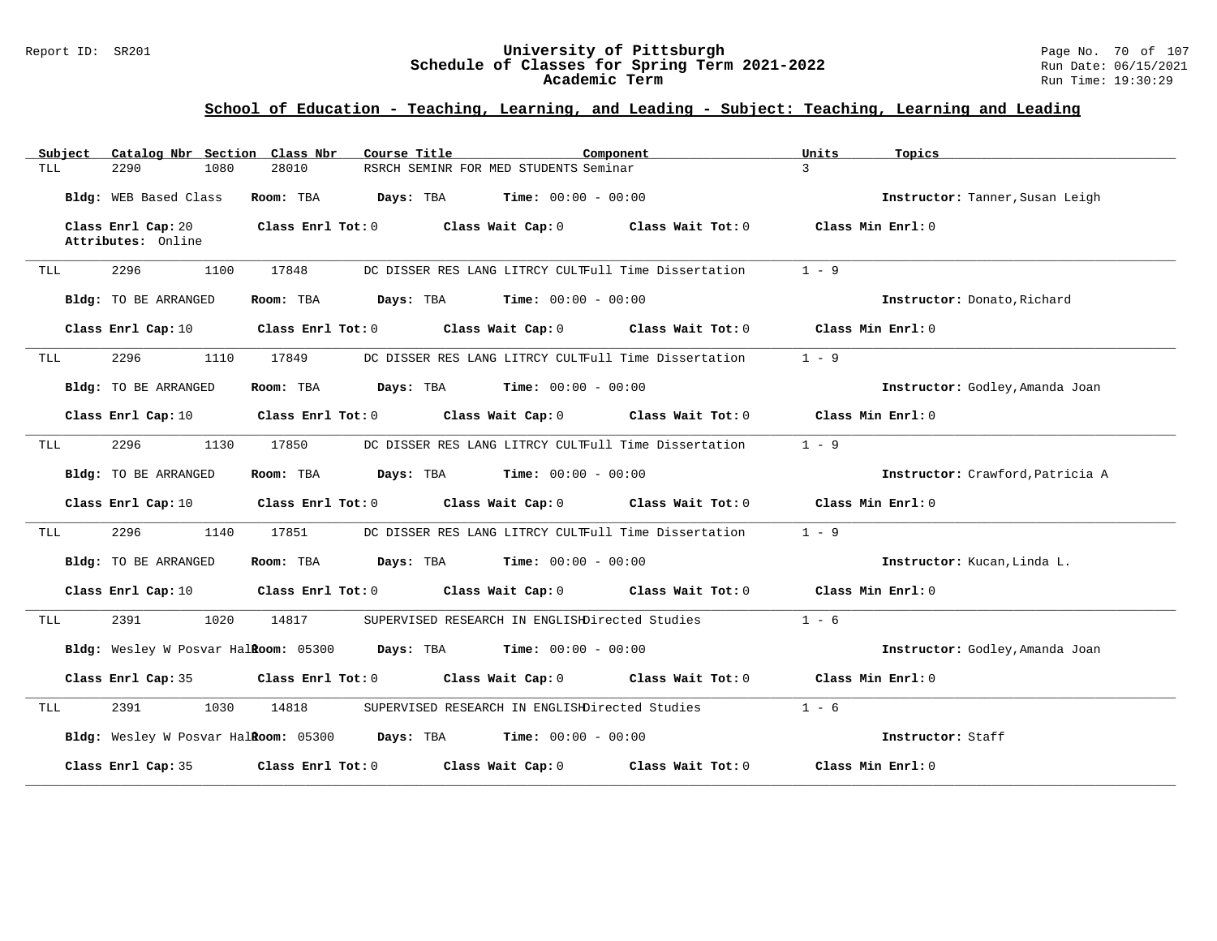## School of Education - Teaching, Learning, and Leading - Subject: Teaching, Learning and Leading

| Subject | Catalog Nbr | Section | Class Nbr | Course Title | Component | Units | Topics |
|---|---|---|---|---|---|---|---|
| TLL | 2290 | 1080 | 28010 | RSRCH SEMINR FOR MED STUDENTS | Seminar | 3 | |

**Bldg:** WEB Based Class **Room:** TBA **Days:** TBA **Time:** 00:00 - 00:00 **Instructor:** Tanner,Susan Leigh

**Class Enrl Cap:** 20 **Class Enrl Tot:** 0 **Class Wait Cap:** 0 **Class Wait Tot:** 0 **Class Min Enrl:** 0

**Attributes:** Online

---

| Subject | Catalog Nbr | Section | Class Nbr | Course Title | Component | Units | Topics |
|---|---|---|---|---|---|---|---|
| TLL | 2296 | 1100 | 17848 | DC DISSER RES LANG LITRCY CULT | Full Time Dissertation | 1 - 9 | |

**Bldg:** TO BE ARRANGED **Room:** TBA **Days:** TBA **Time:** 00:00 - 00:00 **Instructor:** Donato,Richard

**Class Enrl Cap:** 10 **Class Enrl Tot:** 0 **Class Wait Cap:** 0 **Class Wait Tot:** 0 **Class Min Enrl:** 0

---

| Subject | Catalog Nbr | Section | Class Nbr | Course Title | Component | Units | Topics |
|---|---|---|---|---|---|---|---|
| TLL | 2296 | 1110 | 17849 | DC DISSER RES LANG LITRCY CULT | Full Time Dissertation | 1 - 9 | |

**Bldg:** TO BE ARRANGED **Room:** TBA **Days:** TBA **Time:** 00:00 - 00:00 **Instructor:** Godley,Amanda Joan

**Class Enrl Cap:** 10 **Class Enrl Tot:** 0 **Class Wait Cap:** 0 **Class Wait Tot:** 0 **Class Min Enrl:** 0

---

| Subject | Catalog Nbr | Section | Class Nbr | Course Title | Component | Units | Topics |
|---|---|---|---|---|---|---|---|
| TLL | 2296 | 1130 | 17850 | DC DISSER RES LANG LITRCY CULT | Full Time Dissertation | 1 - 9 | |

**Bldg:** TO BE ARRANGED **Room:** TBA **Days:** TBA **Time:** 00:00 - 00:00 **Instructor:** Crawford,Patricia A

**Class Enrl Cap:** 10 **Class Enrl Tot:** 0 **Class Wait Cap:** 0 **Class Wait Tot:** 0 **Class Min Enrl:** 0

---

| Subject | Catalog Nbr | Section | Class Nbr | Course Title | Component | Units | Topics |
|---|---|---|---|---|---|---|---|
| TLL | 2296 | 1140 | 17851 | DC DISSER RES LANG LITRCY CULT | Full Time Dissertation | 1 - 9 | |

**Bldg:** TO BE ARRANGED **Room:** TBA **Days:** TBA **Time:** 00:00 - 00:00 **Instructor:** Kucan,Linda L.

**Class Enrl Cap:** 10 **Class Enrl Tot:** 0 **Class Wait Cap:** 0 **Class Wait Tot:** 0 **Class Min Enrl:** 0

---

| Subject | Catalog Nbr | Section | Class Nbr | Course Title | Component | Units | Topics |
|---|---|---|---|---|---|---|---|
| TLL | 2391 | 1020 | 14817 | SUPERVISED RESEARCH IN ENGLISH | Directed Studies | 1 - 6 | |

**Bldg:** Wesley W Posvar Hall **Room:** 05300 **Days:** TBA **Time:** 00:00 - 00:00 **Instructor:** Godley,Amanda Joan

**Class Enrl Cap:** 35 **Class Enrl Tot:** 0 **Class Wait Cap:** 0 **Class Wait Tot:** 0 **Class Min Enrl:** 0

---

| Subject | Catalog Nbr | Section | Class Nbr | Course Title | Component | Units | Topics |
|---|---|---|---|---|---|---|---|
| TLL | 2391 | 1030 | 14818 | SUPERVISED RESEARCH IN ENGLISH | Directed Studies | 1 - 6 | |

**Bldg:** Wesley W Posvar Hall **Room:** 05300 **Days:** TBA **Time:** 00:00 - 00:00 **Instructor:** Staff

**Class Enrl Cap:** 35 **Class Enrl Tot:** 0 **Class Wait Cap:** 0 **Class Wait Tot:** 0 **Class Min Enrl:** 0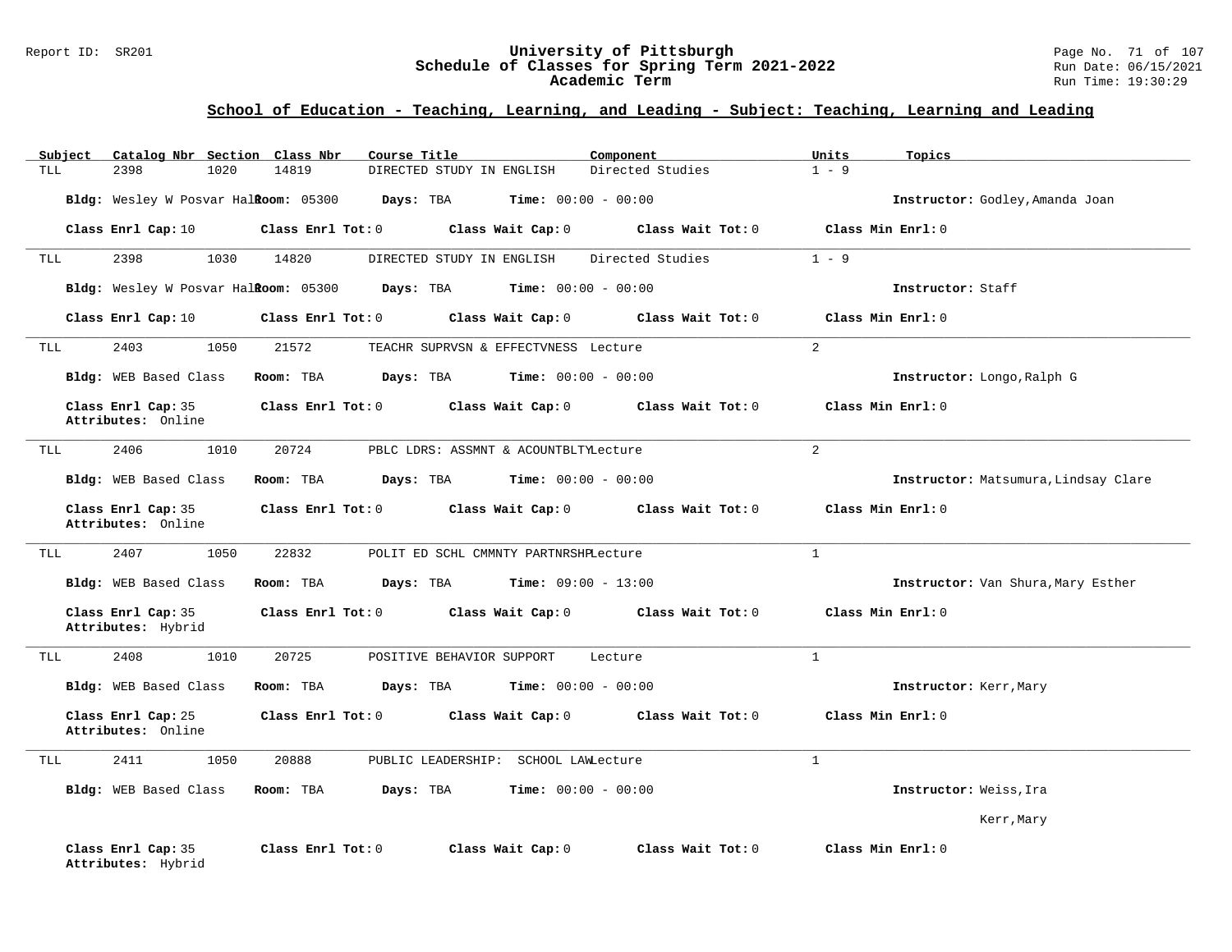## School of Education - Teaching, Learning, and Leading - Subject: Teaching, Learning and Leading

| Subject | Catalog Nbr | Section | Class Nbr | Course Title | Component | Units | Topics |
|---|---|---|---|---|---|---|---|
| TLL | 2398 | 1020 | 14819 | DIRECTED STUDY IN ENGLISH | Directed Studies | 1 - 9 | |

**Bldg:** Wesley W Posvar Hall **Room:** 05300 **Days:** TBA **Time:** 00:00 - 00:00 **Instructor:** Godley,Amanda Joan

**Class Enrl Cap:** 10 **Class Enrl Tot:** 0 **Class Wait Cap:** 0 **Class Wait Tot:** 0 **Class Min Enrl:** 0

---

| Subject | Catalog Nbr | Section | Class Nbr | Course Title | Component | Units | Topics |
|---|---|---|---|---|---|---|---|
| TLL | 2398 | 1030 | 14820 | DIRECTED STUDY IN ENGLISH | Directed Studies | 1 - 9 | |

**Bldg:** Wesley W Posvar Hall **Room:** 05300 **Days:** TBA **Time:** 00:00 - 00:00 **Instructor:** Staff

**Class Enrl Cap:** 10 **Class Enrl Tot:** 0 **Class Wait Cap:** 0 **Class Wait Tot:** 0 **Class Min Enrl:** 0

---

| Subject | Catalog Nbr | Section | Class Nbr | Course Title | Component | Units | Topics |
|---|---|---|---|---|---|---|---|
| TLL | 2403 | 1050 | 21572 | TEACHR SUPRVSN & EFFECTVNESS | Lecture | 2 | |

**Bldg:** WEB Based Class **Room:** TBA **Days:** TBA **Time:** 00:00 - 00:00 **Instructor:** Longo,Ralph G

**Class Enrl Cap:** 35 **Class Enrl Tot:** 0 **Class Wait Cap:** 0 **Class Wait Tot:** 0 **Class Min Enrl:** 0
**Attributes:** Online

---

| Subject | Catalog Nbr | Section | Class Nbr | Course Title | Component | Units | Topics |
|---|---|---|---|---|---|---|---|
| TLL | 2406 | 1010 | 20724 | PBLC LDRS: ASSMNT & ACOUNTBLTY | Lecture | 2 | |

**Bldg:** WEB Based Class **Room:** TBA **Days:** TBA **Time:** 00:00 - 00:00 **Instructor:** Matsumura,Lindsay Clare

**Class Enrl Cap:** 35 **Class Enrl Tot:** 0 **Class Wait Cap:** 0 **Class Wait Tot:** 0 **Class Min Enrl:** 0
**Attributes:** Online

---

| Subject | Catalog Nbr | Section | Class Nbr | Course Title | Component | Units | Topics |
|---|---|---|---|---|---|---|---|
| TLL | 2407 | 1050 | 22832 | POLIT ED SCHL CMMNTY PARTNRSHP | Lecture | 1 | |

**Bldg:** WEB Based Class **Room:** TBA **Days:** TBA **Time:** 09:00 - 13:00 **Instructor:** Van Shura,Mary Esther

**Class Enrl Cap:** 35 **Class Enrl Tot:** 0 **Class Wait Cap:** 0 **Class Wait Tot:** 0 **Class Min Enrl:** 0
**Attributes:** Hybrid

---

| Subject | Catalog Nbr | Section | Class Nbr | Course Title | Component | Units | Topics |
|---|---|---|---|---|---|---|---|
| TLL | 2408 | 1010 | 20725 | POSITIVE BEHAVIOR SUPPORT | Lecture | 1 | |

**Bldg:** WEB Based Class **Room:** TBA **Days:** TBA **Time:** 00:00 - 00:00 **Instructor:** Kerr,Mary

**Class Enrl Cap:** 25 **Class Enrl Tot:** 0 **Class Wait Cap:** 0 **Class Wait Tot:** 0 **Class Min Enrl:** 0
**Attributes:** Online

---

| Subject | Catalog Nbr | Section | Class Nbr | Course Title | Component | Units | Topics |
|---|---|---|---|---|---|---|---|
| TLL | 2411 | 1050 | 20888 | PUBLIC LEADERSHIP: SCHOOL LAW | Lecture | 1 | |

**Bldg:** WEB Based Class **Room:** TBA **Days:** TBA **Time:** 00:00 - 00:00 **Instructor:** Weiss,Ira
Kerr,Mary

**Class Enrl Cap:** 35 **Class Enrl Tot:** 0 **Class Wait Cap:** 0 **Class Wait Tot:** 0 **Class Min Enrl:** 0
**Attributes:** Hybrid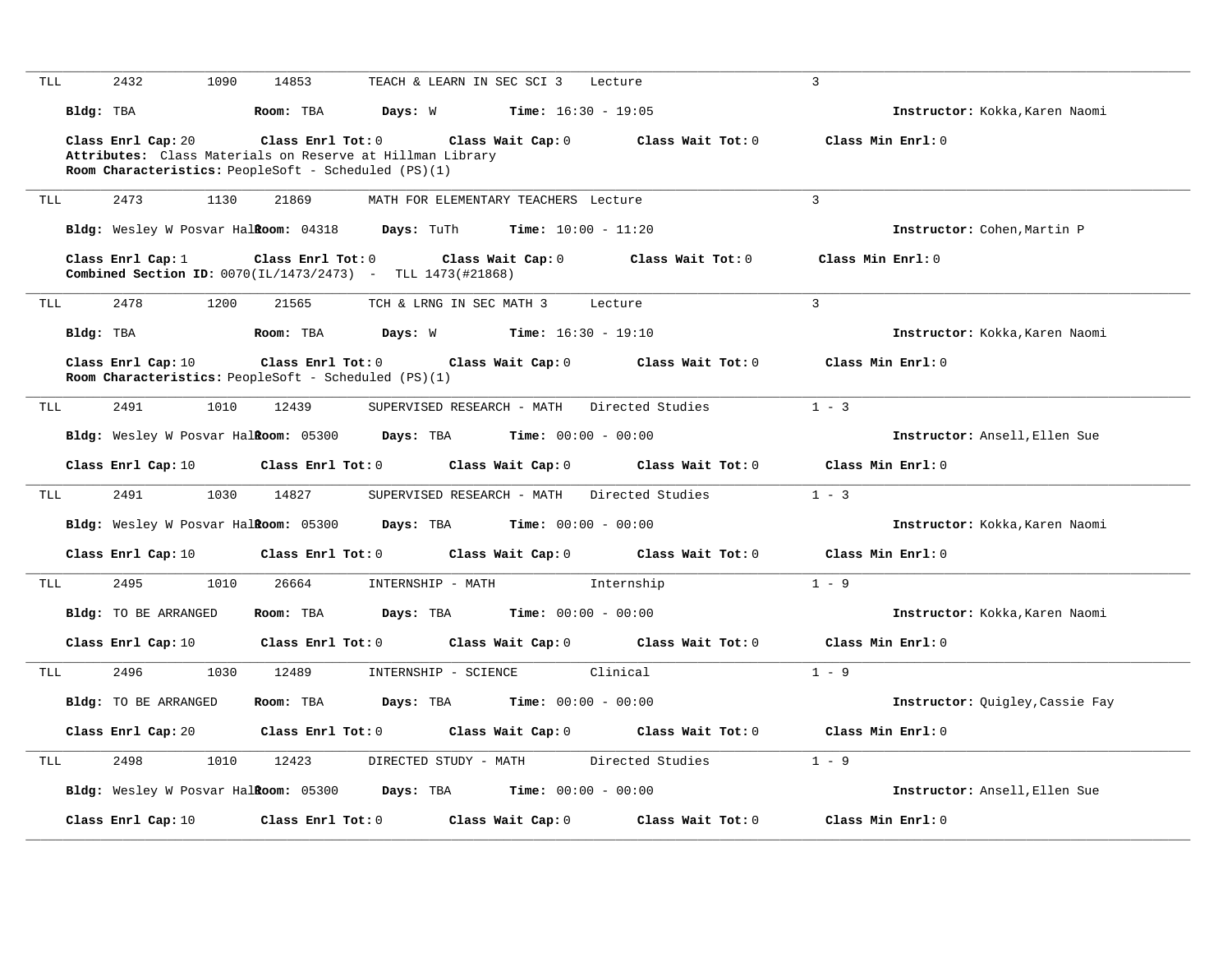TLL 2432 1090 14853 TEACH & LEARN IN SEC SCI 3 Lecture 3

**Bldg:** TBA **Room:** TBA **Days:** W **Time:** 16:30 - 19:05 **Instructor:** Kokka,Karen Naomi

**Class Enrl Cap:** 20 **Class Enrl Tot:** 0 **Class Wait Cap:** 0 **Class Wait Tot:** 0 **Class Min Enrl:** 0
**Attributes:** Class Materials on Reserve at Hillman Library
**Room Characteristics:** PeopleSoft - Scheduled (PS)(1)

---

TLL 2473 1130 21869 MATH FOR ELEMENTARY TEACHERS Lecture 3

**Bldg:** Wesley W Posvar Hall **Room:** 04318 **Days:** TuTh **Time:** 10:00 - 11:20 **Instructor:** Cohen,Martin P

**Class Enrl Cap:** 1 **Class Enrl Tot:** 0 **Class Wait Cap:** 0 **Class Wait Tot:** 0 **Class Min Enrl:** 0
**Combined Section ID:** 0070(IL/1473/2473) - TLL 1473(#21868)

---

TLL 2478 1200 21565 TCH & LRNG IN SEC MATH 3 Lecture 3

**Bldg:** TBA **Room:** TBA **Days:** W **Time:** 16:30 - 19:10 **Instructor:** Kokka,Karen Naomi

**Class Enrl Cap:** 10 **Class Enrl Tot:** 0 **Class Wait Cap:** 0 **Class Wait Tot:** 0 **Class Min Enrl:** 0
**Room Characteristics:** PeopleSoft - Scheduled (PS)(1)

---

TLL 2491 1010 12439 SUPERVISED RESEARCH - MATH Directed Studies 1 - 3

**Bldg:** Wesley W Posvar Hall **Room:** 05300 **Days:** TBA **Time:** 00:00 - 00:00 **Instructor:** Ansell,Ellen Sue

**Class Enrl Cap:** 10 **Class Enrl Tot:** 0 **Class Wait Cap:** 0 **Class Wait Tot:** 0 **Class Min Enrl:** 0

---

TLL 2491 1030 14827 SUPERVISED RESEARCH - MATH Directed Studies 1 - 3

**Bldg:** Wesley W Posvar Hall **Room:** 05300 **Days:** TBA **Time:** 00:00 - 00:00 **Instructor:** Kokka,Karen Naomi

**Class Enrl Cap:** 10 **Class Enrl Tot:** 0 **Class Wait Cap:** 0 **Class Wait Tot:** 0 **Class Min Enrl:** 0

---

TLL 2495 1010 26664 INTERNSHIP - MATH Internship 1 - 9

**Bldg:** TO BE ARRANGED **Room:** TBA **Days:** TBA **Time:** 00:00 - 00:00 **Instructor:** Kokka,Karen Naomi

**Class Enrl Cap:** 10 **Class Enrl Tot:** 0 **Class Wait Cap:** 0 **Class Wait Tot:** 0 **Class Min Enrl:** 0

---

TLL 2496 1030 12489 INTERNSHIP - SCIENCE Clinical 1 - 9

**Bldg:** TO BE ARRANGED **Room:** TBA **Days:** TBA **Time:** 00:00 - 00:00 **Instructor:** Quigley,Cassie Fay

**Class Enrl Cap:** 20 **Class Enrl Tot:** 0 **Class Wait Cap:** 0 **Class Wait Tot:** 0 **Class Min Enrl:** 0

---

TLL 2498 1010 12423 DIRECTED STUDY - MATH Directed Studies 1 - 9

**Bldg:** Wesley W Posvar Hall **Room:** 05300 **Days:** TBA **Time:** 00:00 - 00:00 **Instructor:** Ansell,Ellen Sue

**Class Enrl Cap:** 10 **Class Enrl Tot:** 0 **Class Wait Cap:** 0 **Class Wait Tot:** 0 **Class Min Enrl:** 0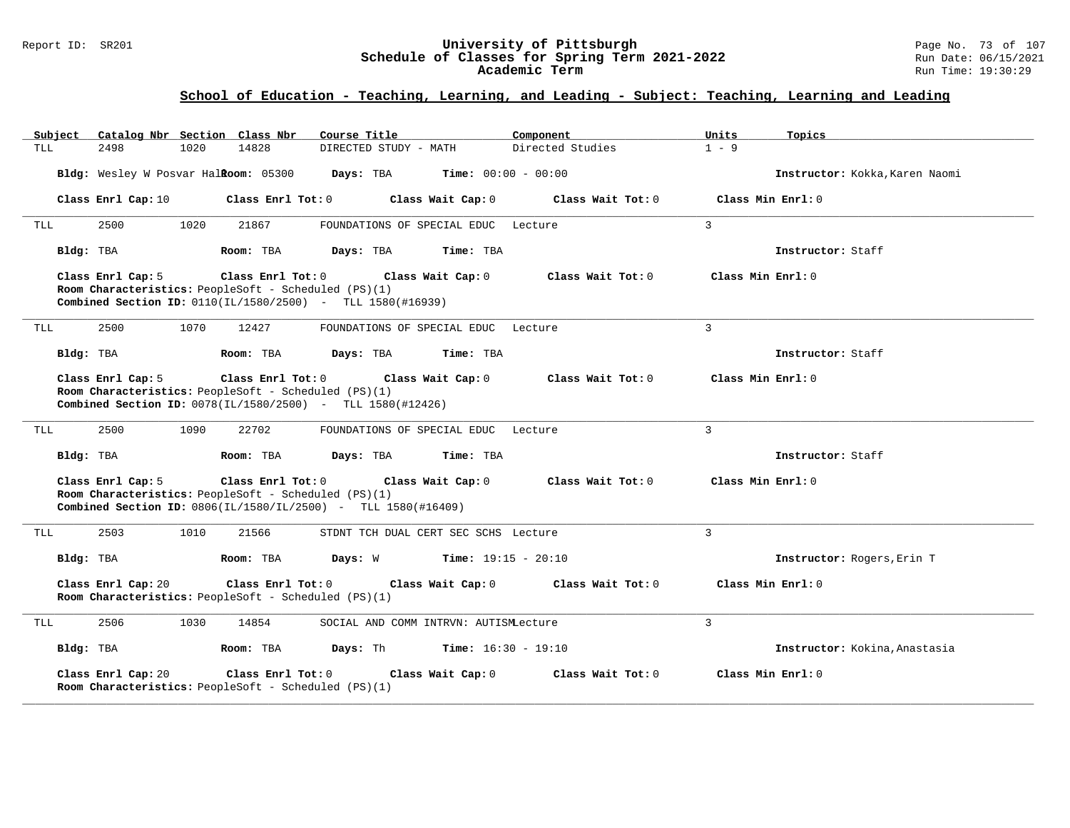# University of Pittsburgh
## Schedule of Classes for Spring Term 2021-2022
### Academic Term

Report ID: SR201

Run Date: 06/15/2021
Run Time: 19:30:29

## School of Education - Teaching, Learning, and Leading - Subject: Teaching, Learning and Leading

| Subject | Catalog Nbr | Section | Class Nbr | Course Title | Component | Units | Topics |
|---|---|---|---|---|---|---|---|
| TLL | 2498 | 1020 | 14828 | DIRECTED STUDY - MATH | Directed Studies | 1 - 9 | |

**Bldg:** Wesley W Posvar Hall **Room:** 05300 **Days:** TBA **Time:** 00:00 - 00:00 **Instructor:** Kokka,Karen Naomi

**Class Enrl Cap:** 10 **Class Enrl Tot:** 0 **Class Wait Cap:** 0 **Class Wait Tot:** 0 **Class Min Enrl:** 0

---

| Subject | Catalog Nbr | Section | Class Nbr | Course Title | Component | Units | Topics |
|---|---|---|---|---|---|---|---|
| TLL | 2500 | 1020 | 21867 | FOUNDATIONS OF SPECIAL EDUC | Lecture | 3 | |

**Bldg:** TBA **Room:** TBA **Days:** TBA **Time:** TBA **Instructor:** Staff

**Class Enrl Cap:** 5 **Class Enrl Tot:** 0 **Class Wait Cap:** 0 **Class Wait Tot:** 0 **Class Min Enrl:** 0

**Room Characteristics:** PeopleSoft - Scheduled (PS)(1)

**Combined Section ID:** 0110(IL/1580/2500) - TLL 1580(#16939)

---

| Subject | Catalog Nbr | Section | Class Nbr | Course Title | Component | Units | Topics |
|---|---|---|---|---|---|---|---|
| TLL | 2500 | 1070 | 12427 | FOUNDATIONS OF SPECIAL EDUC | Lecture | 3 | |

**Bldg:** TBA **Room:** TBA **Days:** TBA **Time:** TBA **Instructor:** Staff

**Class Enrl Cap:** 5 **Class Enrl Tot:** 0 **Class Wait Cap:** 0 **Class Wait Tot:** 0 **Class Min Enrl:** 0

**Room Characteristics:** PeopleSoft - Scheduled (PS)(1)

**Combined Section ID:** 0078(IL/1580/2500) - TLL 1580(#12426)

---

| Subject | Catalog Nbr | Section | Class Nbr | Course Title | Component | Units | Topics |
|---|---|---|---|---|---|---|---|
| TLL | 2500 | 1090 | 22702 | FOUNDATIONS OF SPECIAL EDUC | Lecture | 3 | |

**Bldg:** TBA **Room:** TBA **Days:** TBA **Time:** TBA **Instructor:** Staff

**Class Enrl Cap:** 5 **Class Enrl Tot:** 0 **Class Wait Cap:** 0 **Class Wait Tot:** 0 **Class Min Enrl:** 0

**Room Characteristics:** PeopleSoft - Scheduled (PS)(1)

**Combined Section ID:** 0806(IL/1580/IL/2500) - TLL 1580(#16409)

---

| Subject | Catalog Nbr | Section | Class Nbr | Course Title | Component | Units | Topics |
|---|---|---|---|---|---|---|---|
| TLL | 2503 | 1010 | 21566 | STDNT TCH DUAL CERT SEC SCHS | Lecture | 3 | |

**Bldg:** TBA **Room:** TBA **Days:** W **Time:** 19:15 - 20:10 **Instructor:** Rogers,Erin T

**Class Enrl Cap:** 20 **Class Enrl Tot:** 0 **Class Wait Cap:** 0 **Class Wait Tot:** 0 **Class Min Enrl:** 0

**Room Characteristics:** PeopleSoft - Scheduled (PS)(1)

---

| Subject | Catalog Nbr | Section | Class Nbr | Course Title | Component | Units | Topics |
|---|---|---|---|---|---|---|---|
| TLL | 2506 | 1030 | 14854 | SOCIAL AND COMM INTRVN: AUTISM | Lecture | 3 | |

**Bldg:** TBA **Room:** TBA **Days:** Th **Time:** 16:30 - 19:10 **Instructor:** Kokina,Anastasia

**Class Enrl Cap:** 20 **Class Enrl Tot:** 0 **Class Wait Cap:** 0 **Class Wait Tot:** 0 **Class Min Enrl:** 0

**Room Characteristics:** PeopleSoft - Scheduled (PS)(1)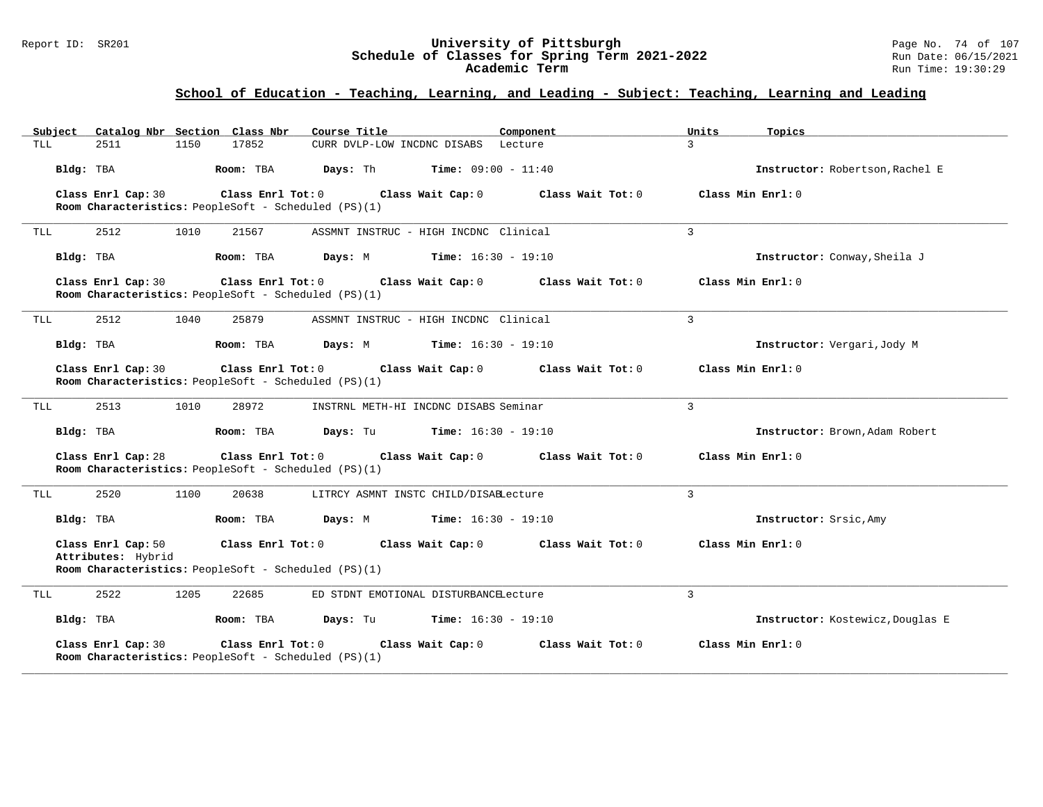## School of Education - Teaching, Learning, and Leading - Subject: Teaching, Learning and Leading

| Subject | Catalog Nbr | Section | Class Nbr | Course Title | Component | Units | Topics |
|---|---|---|---|---|---|---|---|
| TLL | 2511 | 1150 | 17852 | CURR DVLP-LOW INCDNC DISABS | Lecture | 3 | |

**Bldg:** TBA **Room:** TBA **Days:** Th **Time:** 09:00 - 11:40 **Instructor:** Robertson,Rachel E

**Class Enrl Cap:** 30 **Class Enrl Tot:** 0 **Class Wait Cap:** 0 **Class Wait Tot:** 0 **Class Min Enrl:** 0

**Room Characteristics:** PeopleSoft - Scheduled (PS)(1)

---

| Subject | Catalog Nbr | Section | Class Nbr | Course Title | Component | Units | Topics |
|---|---|---|---|---|---|---|---|
| TLL | 2512 | 1010 | 21567 | ASSMNT INSTRUC - HIGH INCDNC | Clinical | 3 | |

**Bldg:** TBA **Room:** TBA **Days:** M **Time:** 16:30 - 19:10 **Instructor:** Conway,Sheila J

**Class Enrl Cap:** 30 **Class Enrl Tot:** 0 **Class Wait Cap:** 0 **Class Wait Tot:** 0 **Class Min Enrl:** 0

**Room Characteristics:** PeopleSoft - Scheduled (PS)(1)

---

| Subject | Catalog Nbr | Section | Class Nbr | Course Title | Component | Units | Topics |
|---|---|---|---|---|---|---|---|
| TLL | 2512 | 1040 | 25879 | ASSMNT INSTRUC - HIGH INCDNC | Clinical | 3 | |

**Bldg:** TBA **Room:** TBA **Days:** M **Time:** 16:30 - 19:10 **Instructor:** Vergari,Jody M

**Class Enrl Cap:** 30 **Class Enrl Tot:** 0 **Class Wait Cap:** 0 **Class Wait Tot:** 0 **Class Min Enrl:** 0

**Room Characteristics:** PeopleSoft - Scheduled (PS)(1)

---

| Subject | Catalog Nbr | Section | Class Nbr | Course Title | Component | Units | Topics |
|---|---|---|---|---|---|---|---|
| TLL | 2513 | 1010 | 28972 | INSTRNL METH-HI INCDNC DISABS | Seminar | 3 | |

**Bldg:** TBA **Room:** TBA **Days:** Tu **Time:** 16:30 - 19:10 **Instructor:** Brown,Adam Robert

**Class Enrl Cap:** 28 **Class Enrl Tot:** 0 **Class Wait Cap:** 0 **Class Wait Tot:** 0 **Class Min Enrl:** 0

**Room Characteristics:** PeopleSoft - Scheduled (PS)(1)

---

| Subject | Catalog Nbr | Section | Class Nbr | Course Title | Component | Units | Topics |
|---|---|---|---|---|---|---|---|
| TLL | 2520 | 1100 | 20638 | LITRCY ASMNT INSTC CHILD/DISAB | Lecture | 3 | |

**Bldg:** TBA **Room:** TBA **Days:** M **Time:** 16:30 - 19:10 **Instructor:** Srsic,Amy

**Class Enrl Cap:** 50 **Class Enrl Tot:** 0 **Class Wait Cap:** 0 **Class Wait Tot:** 0 **Class Min Enrl:** 0

**Attributes:** Hybrid

**Room Characteristics:** PeopleSoft - Scheduled (PS)(1)

---

| Subject | Catalog Nbr | Section | Class Nbr | Course Title | Component | Units | Topics |
|---|---|---|---|---|---|---|---|
| TLL | 2522 | 1205 | 22685 | ED STDNT EMOTIONAL DISTURBANCE | Lecture | 3 | |

**Bldg:** TBA **Room:** TBA **Days:** Tu **Time:** 16:30 - 19:10 **Instructor:** Kostewicz,Douglas E

**Class Enrl Cap:** 30 **Class Enrl Tot:** 0 **Class Wait Cap:** 0 **Class Wait Tot:** 0 **Class Min Enrl:** 0

**Room Characteristics:** PeopleSoft - Scheduled (PS)(1)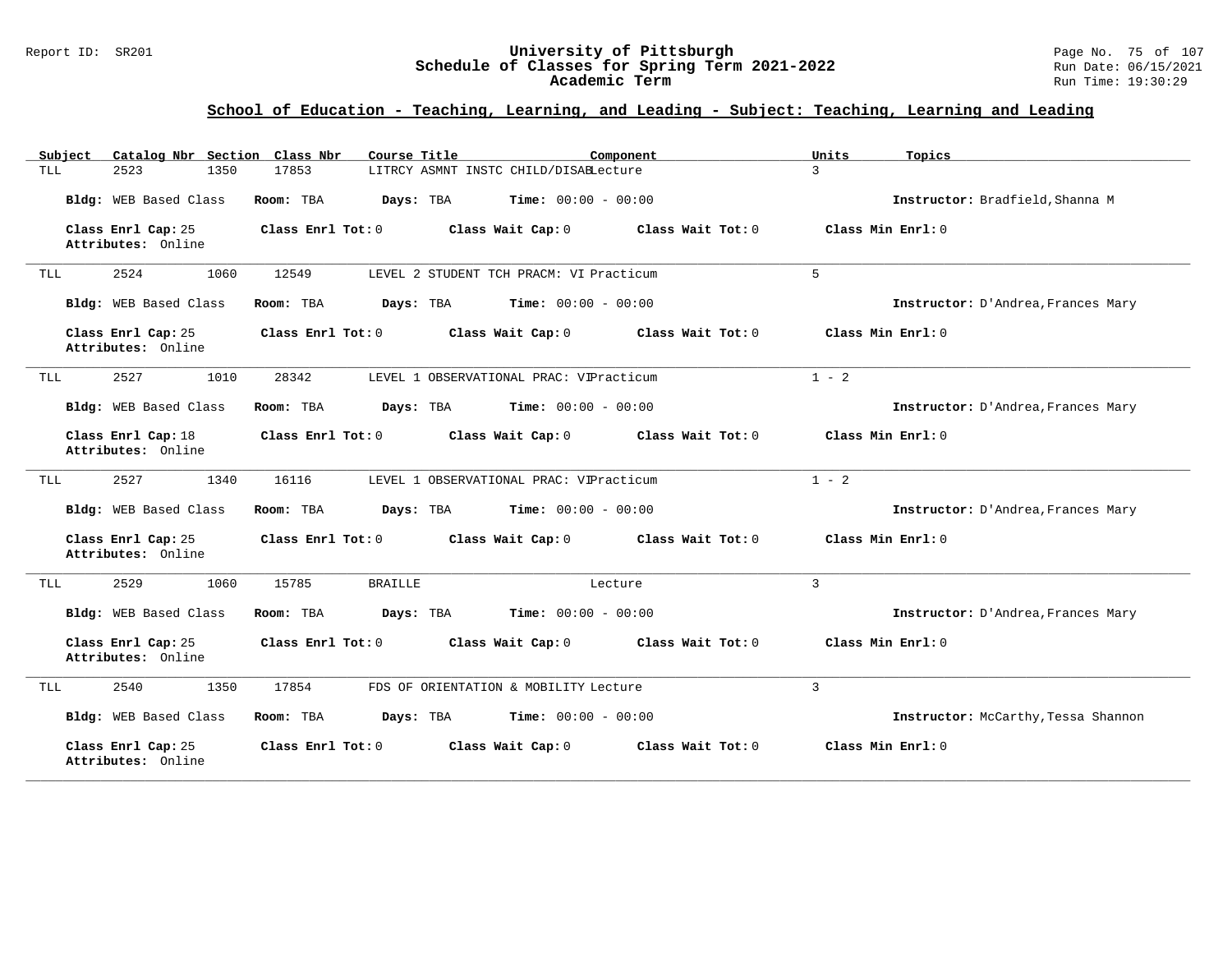## School of Education - Teaching, Learning, and Leading - Subject: Teaching, Learning and Leading

| Subject | Catalog Nbr | Section | Class Nbr | Course Title | Component | Units | Topics |
|---|---|---|---|---|---|---|---|
| TLL | 2523 | 1350 | 17853 | LITRCY ASMNT INSTC CHILD/DISAB | Lecture | 3 | |

**Bldg:** WEB Based Class **Room:** TBA **Days:** TBA **Time:** 00:00 - 00:00 **Instructor:** Bradfield,Shanna M

**Class Enrl Cap:** 25 **Class Enrl Tot:** 0 **Class Wait Cap:** 0 **Class Wait Tot:** 0 **Class Min Enrl:** 0
**Attributes:** Online

---

| Subject | Catalog Nbr | Section | Class Nbr | Course Title | Component | Units | Topics |
|---|---|---|---|---|---|---|---|
| TLL | 2524 | 1060 | 12549 | LEVEL 2 STUDENT TCH PRACM: VI | Practicum | 5 | |

**Bldg:** WEB Based Class **Room:** TBA **Days:** TBA **Time:** 00:00 - 00:00 **Instructor:** D'Andrea,Frances Mary

**Class Enrl Cap:** 25 **Class Enrl Tot:** 0 **Class Wait Cap:** 0 **Class Wait Tot:** 0 **Class Min Enrl:** 0
**Attributes:** Online

---

| Subject | Catalog Nbr | Section | Class Nbr | Course Title | Component | Units | Topics |
|---|---|---|---|---|---|---|---|
| TLL | 2527 | 1010 | 28342 | LEVEL 1 OBSERVATIONAL PRAC: VI | Practicum | 1 - 2 | |

**Bldg:** WEB Based Class **Room:** TBA **Days:** TBA **Time:** 00:00 - 00:00 **Instructor:** D'Andrea,Frances Mary

**Class Enrl Cap:** 18 **Class Enrl Tot:** 0 **Class Wait Cap:** 0 **Class Wait Tot:** 0 **Class Min Enrl:** 0
**Attributes:** Online

---

| Subject | Catalog Nbr | Section | Class Nbr | Course Title | Component | Units | Topics |
|---|---|---|---|---|---|---|---|
| TLL | 2527 | 1340 | 16116 | LEVEL 1 OBSERVATIONAL PRAC: VI | Practicum | 1 - 2 | |

**Bldg:** WEB Based Class **Room:** TBA **Days:** TBA **Time:** 00:00 - 00:00 **Instructor:** D'Andrea,Frances Mary

**Class Enrl Cap:** 25 **Class Enrl Tot:** 0 **Class Wait Cap:** 0 **Class Wait Tot:** 0 **Class Min Enrl:** 0
**Attributes:** Online

---

| Subject | Catalog Nbr | Section | Class Nbr | Course Title | Component | Units | Topics |
|---|---|---|---|---|---|---|---|
| TLL | 2529 | 1060 | 15785 | BRAILLE | Lecture | 3 | |

**Bldg:** WEB Based Class **Room:** TBA **Days:** TBA **Time:** 00:00 - 00:00 **Instructor:** D'Andrea,Frances Mary

**Class Enrl Cap:** 25 **Class Enrl Tot:** 0 **Class Wait Cap:** 0 **Class Wait Tot:** 0 **Class Min Enrl:** 0
**Attributes:** Online

---

| Subject | Catalog Nbr | Section | Class Nbr | Course Title | Component | Units | Topics |
|---|---|---|---|---|---|---|---|
| TLL | 2540 | 1350 | 17854 | FDS OF ORIENTATION & MOBILITY | Lecture | 3 | |

**Bldg:** WEB Based Class **Room:** TBA **Days:** TBA **Time:** 00:00 - 00:00 **Instructor:** McCarthy,Tessa Shannon

**Class Enrl Cap:** 25 **Class Enrl Tot:** 0 **Class Wait Cap:** 0 **Class Wait Tot:** 0 **Class Min Enrl:** 0
**Attributes:** Online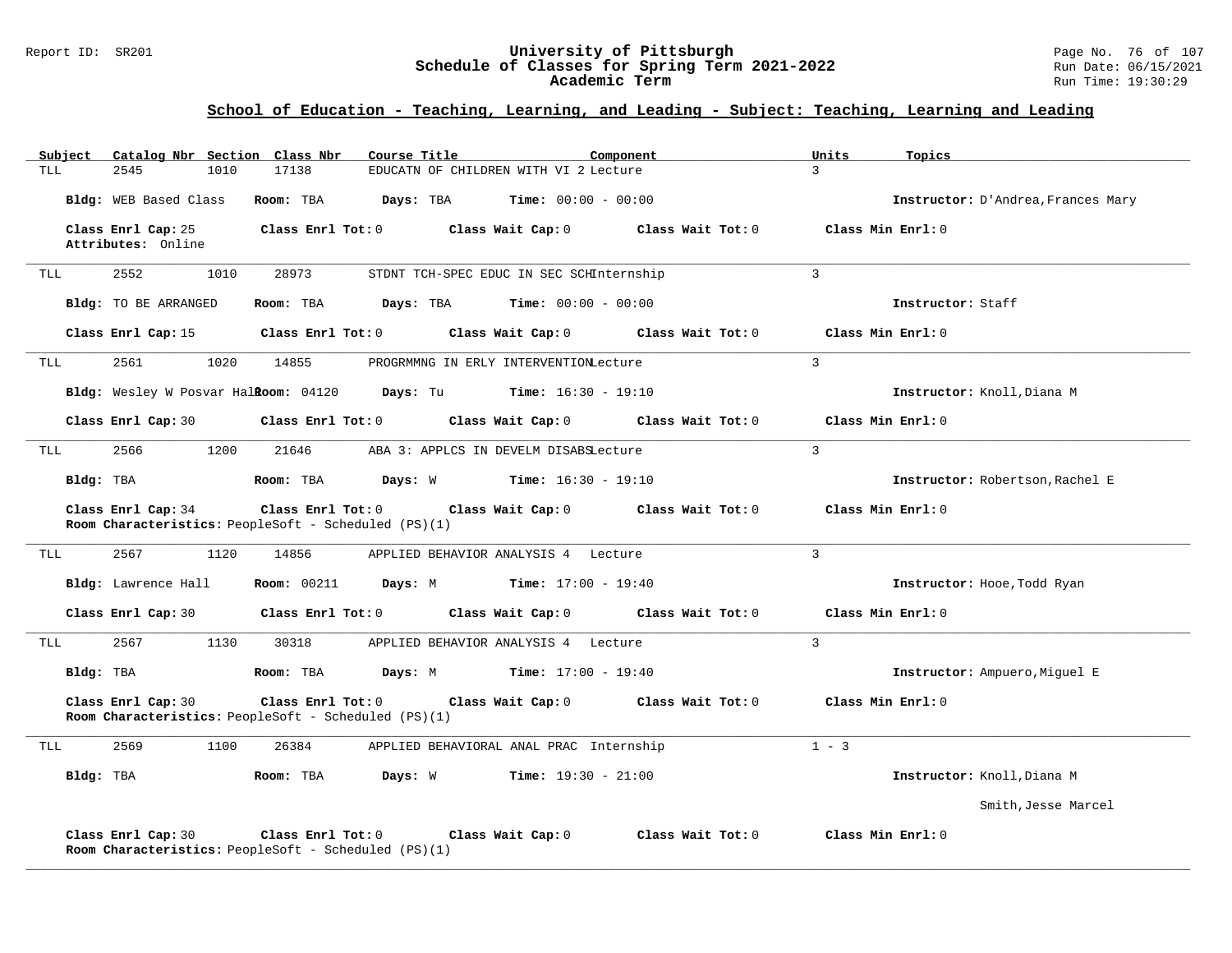## School of Education - Teaching, Learning, and Leading - Subject: Teaching, Learning and Leading

| Subject | Catalog Nbr | Section | Class Nbr | Course Title | Component | Units | Topics |
|---|---|---|---|---|---|---|---|
| TLL | 2545 | 1010 | 17138 | EDUCATN OF CHILDREN WITH VI 2 | Lecture | 3 | |

**Bldg:** WEB Based Class **Room:** TBA **Days:** TBA **Time:** 00:00 - 00:00 **Instructor:** D'Andrea,Frances Mary

**Class Enrl Cap:** 25 **Class Enrl Tot:** 0 **Class Wait Cap:** 0 **Class Wait Tot:** 0 **Class Min Enrl:** 0
**Attributes:** Online

---

| Subject | Catalog Nbr | Section | Class Nbr | Course Title | Component | Units | Topics |
|---|---|---|---|---|---|---|---|
| TLL | 2552 | 1010 | 28973 | STDNT TCH-SPEC EDUC IN SEC SCH | Internship | 3 | |

**Bldg:** TO BE ARRANGED **Room:** TBA **Days:** TBA **Time:** 00:00 - 00:00 **Instructor:** Staff

**Class Enrl Cap:** 15 **Class Enrl Tot:** 0 **Class Wait Cap:** 0 **Class Wait Tot:** 0 **Class Min Enrl:** 0

---

| Subject | Catalog Nbr | Section | Class Nbr | Course Title | Component | Units | Topics |
|---|---|---|---|---|---|---|---|
| TLL | 2561 | 1020 | 14855 | PROGRMMNG IN ERLY INTERVENTION | Lecture | 3 | |

**Bldg:** Wesley W Posvar Hall **Room:** 04120 **Days:** Tu **Time:** 16:30 - 19:10 **Instructor:** Knoll,Diana M

**Class Enrl Cap:** 30 **Class Enrl Tot:** 0 **Class Wait Cap:** 0 **Class Wait Tot:** 0 **Class Min Enrl:** 0

---

| Subject | Catalog Nbr | Section | Class Nbr | Course Title | Component | Units | Topics |
|---|---|---|---|---|---|---|---|
| TLL | 2566 | 1200 | 21646 | ABA 3: APPLCS IN DEVELM DISABS | Lecture | 3 | |

**Bldg:** TBA **Room:** TBA **Days:** W **Time:** 16:30 - 19:10 **Instructor:** Robertson,Rachel E

**Class Enrl Cap:** 34 **Class Enrl Tot:** 0 **Class Wait Cap:** 0 **Class Wait Tot:** 0 **Class Min Enrl:** 0
**Room Characteristics:** PeopleSoft - Scheduled (PS)(1)

---

| Subject | Catalog Nbr | Section | Class Nbr | Course Title | Component | Units | Topics |
|---|---|---|---|---|---|---|---|
| TLL | 2567 | 1120 | 14856 | APPLIED BEHAVIOR ANALYSIS 4 | Lecture | 3 | |

**Bldg:** Lawrence Hall **Room:** 00211 **Days:** M **Time:** 17:00 - 19:40 **Instructor:** Hooe,Todd Ryan

**Class Enrl Cap:** 30 **Class Enrl Tot:** 0 **Class Wait Cap:** 0 **Class Wait Tot:** 0 **Class Min Enrl:** 0

---

| Subject | Catalog Nbr | Section | Class Nbr | Course Title | Component | Units | Topics |
|---|---|---|---|---|---|---|---|
| TLL | 2567 | 1130 | 30318 | APPLIED BEHAVIOR ANALYSIS 4 | Lecture | 3 | |

**Bldg:** TBA **Room:** TBA **Days:** M **Time:** 17:00 - 19:40 **Instructor:** Ampuero,Miguel E

**Class Enrl Cap:** 30 **Class Enrl Tot:** 0 **Class Wait Cap:** 0 **Class Wait Tot:** 0 **Class Min Enrl:** 0
**Room Characteristics:** PeopleSoft - Scheduled (PS)(1)

---

| Subject | Catalog Nbr | Section | Class Nbr | Course Title | Component | Units | Topics |
|---|---|---|---|---|---|---|---|
| TLL | 2569 | 1100 | 26384 | APPLIED BEHAVIORAL ANAL PRAC | Internship | 1 - 3 | |

**Bldg:** TBA **Room:** TBA **Days:** W **Time:** 19:30 - 21:00 **Instructor:** Knoll,Diana M
Smith,Jesse Marcel

**Class Enrl Cap:** 30 **Class Enrl Tot:** 0 **Class Wait Cap:** 0 **Class Wait Tot:** 0 **Class Min Enrl:** 0
**Room Characteristics:** PeopleSoft - Scheduled (PS)(1)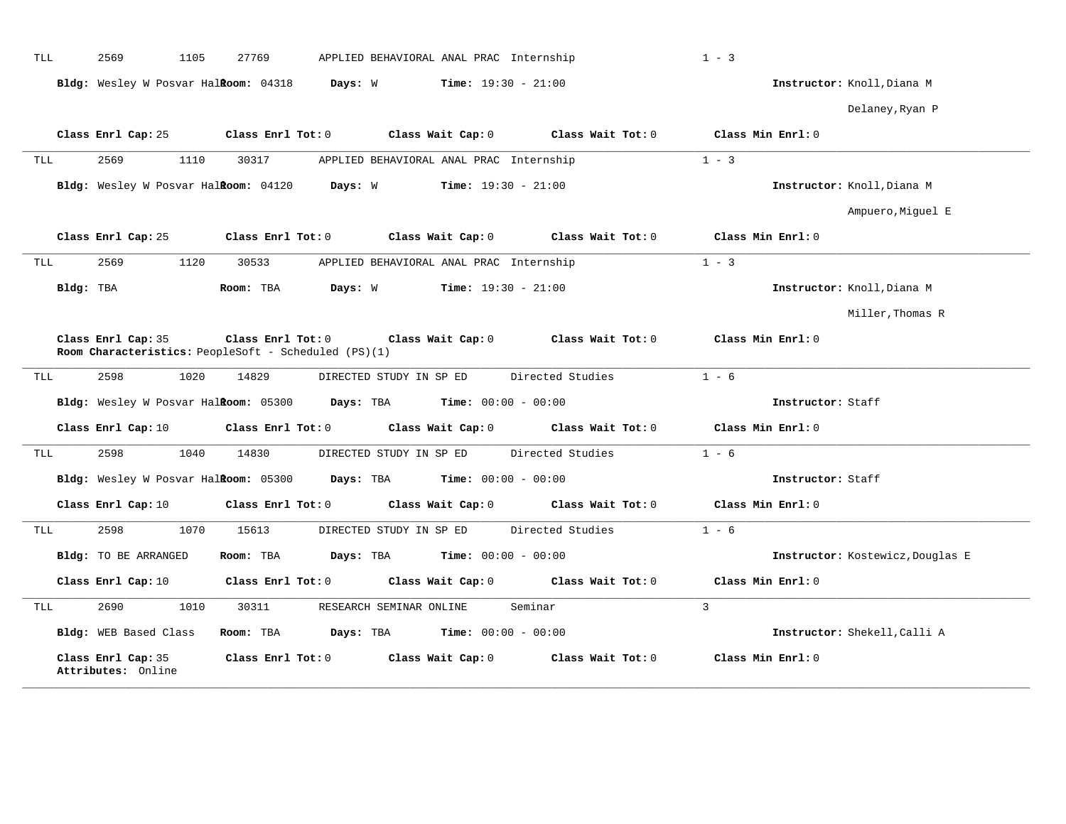TLL 2569 1105 27769 APPLIED BEHAVIORAL ANAL PRAC Internship 1 - 3

**Bldg:** Wesley W Posvar Hall **Room:** 04318 **Days:** W **Time:** 19:30 - 21:00 **Instructor:** Knoll,Diana M

Delaney,Ryan P

**Class Enrl Cap:** 25 **Class Enrl Tot:** 0 **Class Wait Cap:** 0 **Class Wait Tot:** 0 **Class Min Enrl:** 0

---

TLL 2569 1110 30317 APPLIED BEHAVIORAL ANAL PRAC Internship 1 - 3

**Bldg:** Wesley W Posvar Hall **Room:** 04120 **Days:** W **Time:** 19:30 - 21:00 **Instructor:** Knoll,Diana M

Ampuero,Miguel E

**Class Enrl Cap:** 25 **Class Enrl Tot:** 0 **Class Wait Cap:** 0 **Class Wait Tot:** 0 **Class Min Enrl:** 0

---

TLL 2569 1120 30533 APPLIED BEHAVIORAL ANAL PRAC Internship 1 - 3

**Bldg:** TBA **Room:** TBA **Days:** W **Time:** 19:30 - 21:00 **Instructor:** Knoll,Diana M

Miller,Thomas R

**Class Enrl Cap:** 35 **Class Enrl Tot:** 0 **Class Wait Cap:** 0 **Class Wait Tot:** 0 **Class Min Enrl:** 0
**Room Characteristics:** PeopleSoft - Scheduled (PS)(1)

---

TLL 2598 1020 14829 DIRECTED STUDY IN SP ED Directed Studies 1 - 6

**Bldg:** Wesley W Posvar Hall **Room:** 05300 **Days:** TBA **Time:** 00:00 - 00:00 **Instructor:** Staff

**Class Enrl Cap:** 10 **Class Enrl Tot:** 0 **Class Wait Cap:** 0 **Class Wait Tot:** 0 **Class Min Enrl:** 0

---

TLL 2598 1040 14830 DIRECTED STUDY IN SP ED Directed Studies 1 - 6

**Bldg:** Wesley W Posvar Hall **Room:** 05300 **Days:** TBA **Time:** 00:00 - 00:00 **Instructor:** Staff

**Class Enrl Cap:** 10 **Class Enrl Tot:** 0 **Class Wait Cap:** 0 **Class Wait Tot:** 0 **Class Min Enrl:** 0

---

TLL 2598 1070 15613 DIRECTED STUDY IN SP ED Directed Studies 1 - 6

**Bldg:** TO BE ARRANGED **Room:** TBA **Days:** TBA **Time:** 00:00 - 00:00 **Instructor:** Kostewicz,Douglas E

**Class Enrl Cap:** 10 **Class Enrl Tot:** 0 **Class Wait Cap:** 0 **Class Wait Tot:** 0 **Class Min Enrl:** 0

---

TLL 2690 1010 30311 RESEARCH SEMINAR ONLINE Seminar 3

**Bldg:** WEB Based Class **Room:** TBA **Days:** TBA **Time:** 00:00 - 00:00 **Instructor:** Shekell,Calli A

**Class Enrl Cap:** 35 **Class Enrl Tot:** 0 **Class Wait Cap:** 0 **Class Wait Tot:** 0 **Class Min Enrl:** 0
**Attributes:** Online

---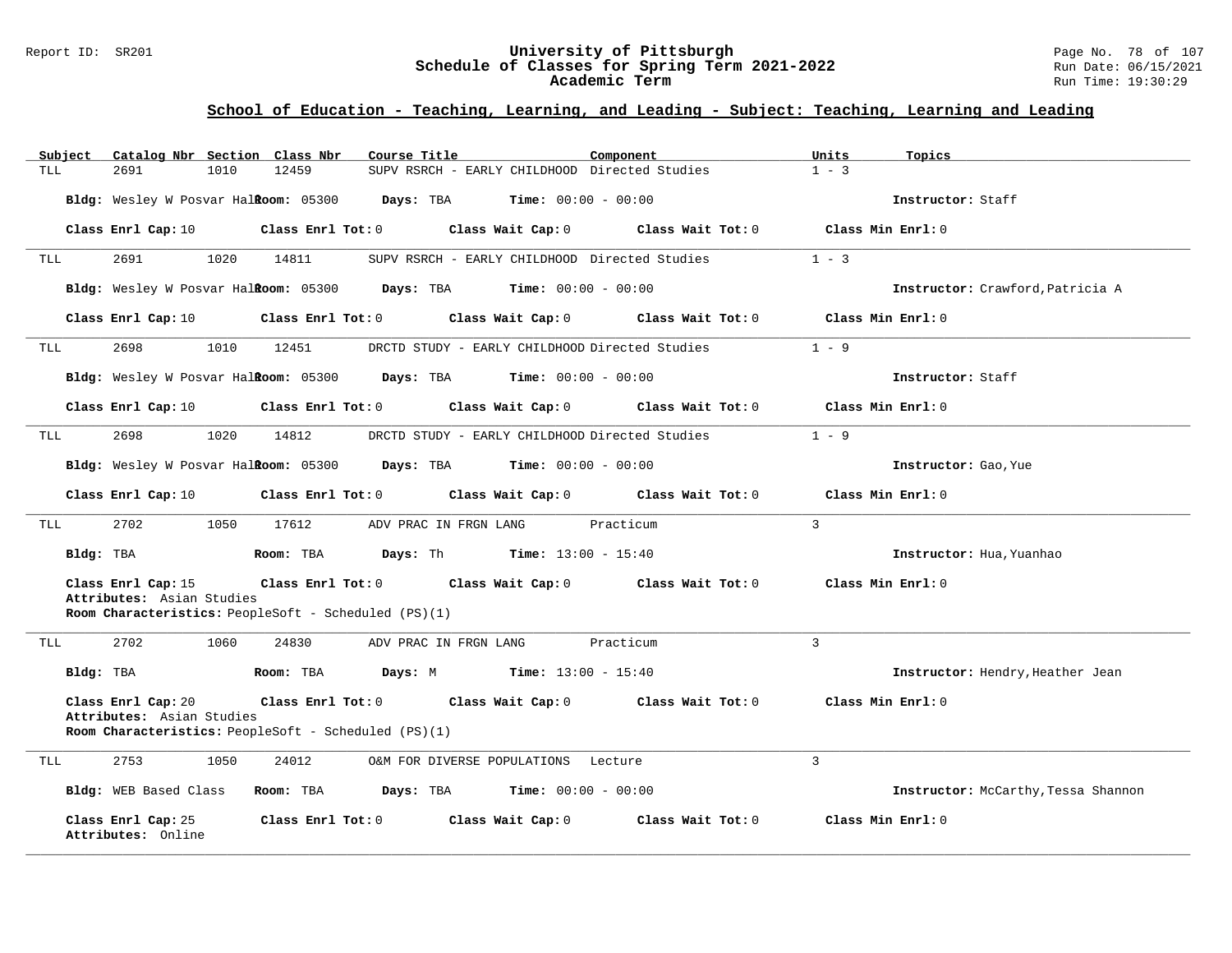## School of Education - Teaching, Learning, and Leading - Subject: Teaching, Learning and Leading

| Subject | Catalog Nbr | Section | Class Nbr | Course Title | Component | Units | Topics |
|---|---|---|---|---|---|---|---|
| TLL | 2691 | 1010 | 12459 | SUPV RSRCH - EARLY CHILDHOOD | Directed Studies | 1 - 3 | |

**Bldg:** Wesley W Posvar Hall **Room:** 05300 **Days:** TBA **Time:** 00:00 - 00:00 **Instructor:** Staff

**Class Enrl Cap:** 10 **Class Enrl Tot:** 0 **Class Wait Cap:** 0 **Class Wait Tot:** 0 **Class Min Enrl:** 0

---

| Subject | Catalog Nbr | Section | Class Nbr | Course Title | Component | Units | Topics |
|---|---|---|---|---|---|---|---|
| TLL | 2691 | 1020 | 14811 | SUPV RSRCH - EARLY CHILDHOOD | Directed Studies | 1 - 3 | |

**Bldg:** Wesley W Posvar Hall **Room:** 05300 **Days:** TBA **Time:** 00:00 - 00:00 **Instructor:** Crawford,Patricia A

**Class Enrl Cap:** 10 **Class Enrl Tot:** 0 **Class Wait Cap:** 0 **Class Wait Tot:** 0 **Class Min Enrl:** 0

---

| Subject | Catalog Nbr | Section | Class Nbr | Course Title | Component | Units | Topics |
|---|---|---|---|---|---|---|---|
| TLL | 2698 | 1010 | 12451 | DRCTD STUDY - EARLY CHILDHOOD | Directed Studies | 1 - 9 | |

**Bldg:** Wesley W Posvar Hall **Room:** 05300 **Days:** TBA **Time:** 00:00 - 00:00 **Instructor:** Staff

**Class Enrl Cap:** 10 **Class Enrl Tot:** 0 **Class Wait Cap:** 0 **Class Wait Tot:** 0 **Class Min Enrl:** 0

---

| Subject | Catalog Nbr | Section | Class Nbr | Course Title | Component | Units | Topics |
|---|---|---|---|---|---|---|---|
| TLL | 2698 | 1020 | 14812 | DRCTD STUDY - EARLY CHILDHOOD | Directed Studies | 1 - 9 | |

**Bldg:** Wesley W Posvar Hall **Room:** 05300 **Days:** TBA **Time:** 00:00 - 00:00 **Instructor:** Gao,Yue

**Class Enrl Cap:** 10 **Class Enrl Tot:** 0 **Class Wait Cap:** 0 **Class Wait Tot:** 0 **Class Min Enrl:** 0

---

| Subject | Catalog Nbr | Section | Class Nbr | Course Title | Component | Units | Topics |
|---|---|---|---|---|---|---|---|
| TLL | 2702 | 1050 | 17612 | ADV PRAC IN FRGN LANG | Practicum | 3 | |

**Bldg:** TBA **Room:** TBA **Days:** Th **Time:** 13:00 - 15:40 **Instructor:** Hua,Yuanhao

**Class Enrl Cap:** 15 **Class Enrl Tot:** 0 **Class Wait Cap:** 0 **Class Wait Tot:** 0 **Class Min Enrl:** 0
**Attributes:** Asian Studies
**Room Characteristics:** PeopleSoft - Scheduled (PS)(1)

---

| Subject | Catalog Nbr | Section | Class Nbr | Course Title | Component | Units | Topics |
|---|---|---|---|---|---|---|---|
| TLL | 2702 | 1060 | 24830 | ADV PRAC IN FRGN LANG | Practicum | 3 | |

**Bldg:** TBA **Room:** TBA **Days:** M **Time:** 13:00 - 15:40 **Instructor:** Hendry,Heather Jean

**Class Enrl Cap:** 20 **Class Enrl Tot:** 0 **Class Wait Cap:** 0 **Class Wait Tot:** 0 **Class Min Enrl:** 0
**Attributes:** Asian Studies
**Room Characteristics:** PeopleSoft - Scheduled (PS)(1)

---

| Subject | Catalog Nbr | Section | Class Nbr | Course Title | Component | Units | Topics |
|---|---|---|---|---|---|---|---|
| TLL | 2753 | 1050 | 24012 | O&M FOR DIVERSE POPULATIONS | Lecture | 3 | |

**Bldg:** WEB Based Class **Room:** TBA **Days:** TBA **Time:** 00:00 - 00:00 **Instructor:** McCarthy,Tessa Shannon

**Class Enrl Cap:** 25 **Class Enrl Tot:** 0 **Class Wait Cap:** 0 **Class Wait Tot:** 0 **Class Min Enrl:** 0
**Attributes:** Online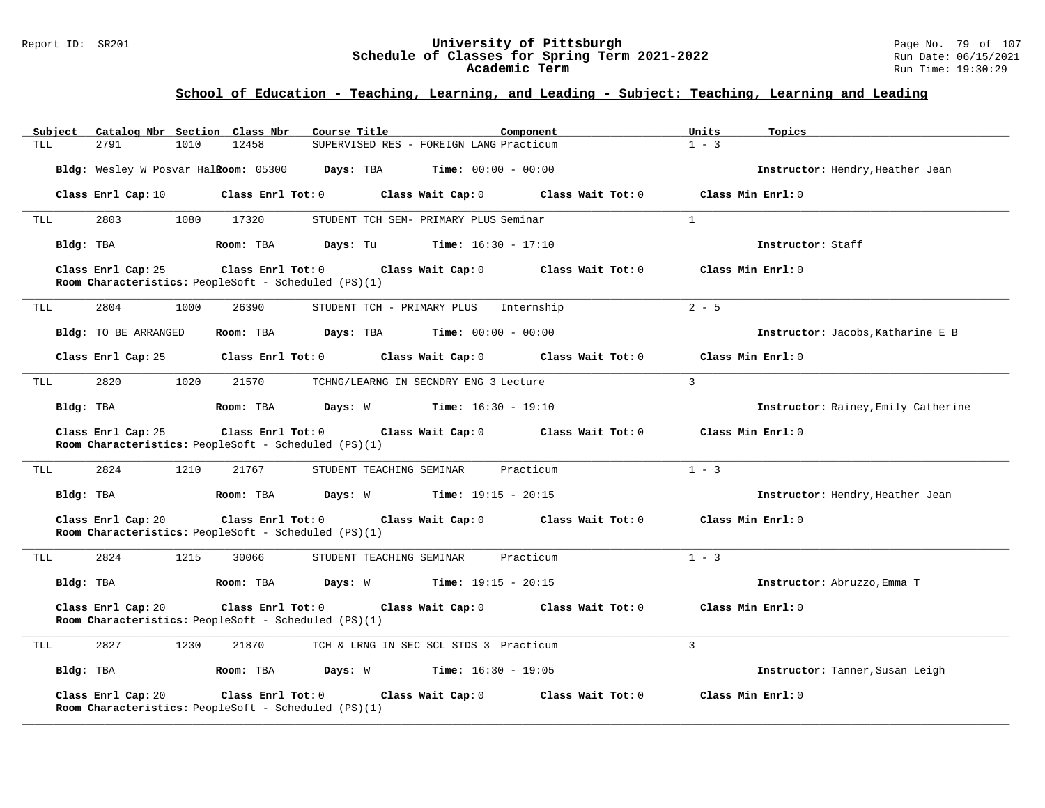## School of Education - Teaching, Learning, and Leading - Subject: Teaching, Learning and Leading

| Subject | Catalog Nbr | Section | Class Nbr | Course Title | Component | Units | Topics |
|---|---|---|---|---|---|---|---|
| TLL | 2791 | 1010 | 12458 | SUPERVISED RES - FOREIGN LANG | Practicum | 1 - 3 | |

**Bldg:** Wesley W Posvar Hall **Room:** 05300 **Days:** TBA **Time:** 00:00 - 00:00 **Instructor:** Hendry,Heather Jean

**Class Enrl Cap:** 10 **Class Enrl Tot:** 0 **Class Wait Cap:** 0 **Class Wait Tot:** 0 **Class Min Enrl:** 0

---

| Subject | Catalog Nbr | Section | Class Nbr | Course Title | Component | Units | Topics |
|---|---|---|---|---|---|---|---|
| TLL | 2803 | 1080 | 17320 | STUDENT TCH SEM- PRIMARY PLUS | Seminar | 1 | |

**Bldg:** TBA **Room:** TBA **Days:** Tu **Time:** 16:30 - 17:10 **Instructor:** Staff

**Class Enrl Cap:** 25 **Class Enrl Tot:** 0 **Class Wait Cap:** 0 **Class Wait Tot:** 0 **Class Min Enrl:** 0

**Room Characteristics:** PeopleSoft - Scheduled (PS)(1)

---

| Subject | Catalog Nbr | Section | Class Nbr | Course Title | Component | Units | Topics |
|---|---|---|---|---|---|---|---|
| TLL | 2804 | 1000 | 26390 | STUDENT TCH - PRIMARY PLUS | Internship | 2 - 5 | |

**Bldg:** TO BE ARRANGED **Room:** TBA **Days:** TBA **Time:** 00:00 - 00:00 **Instructor:** Jacobs,Katharine E B

**Class Enrl Cap:** 25 **Class Enrl Tot:** 0 **Class Wait Cap:** 0 **Class Wait Tot:** 0 **Class Min Enrl:** 0

---

| Subject | Catalog Nbr | Section | Class Nbr | Course Title | Component | Units | Topics |
|---|---|---|---|---|---|---|---|
| TLL | 2820 | 1020 | 21570 | TCHNG/LEARNG IN SECNDRY ENG 3 | Lecture | 3 | |

**Bldg:** TBA **Room:** TBA **Days:** W **Time:** 16:30 - 19:10 **Instructor:** Rainey,Emily Catherine

**Class Enrl Cap:** 25 **Class Enrl Tot:** 0 **Class Wait Cap:** 0 **Class Wait Tot:** 0 **Class Min Enrl:** 0

**Room Characteristics:** PeopleSoft - Scheduled (PS)(1)

---

| Subject | Catalog Nbr | Section | Class Nbr | Course Title | Component | Units | Topics |
|---|---|---|---|---|---|---|---|
| TLL | 2824 | 1210 | 21767 | STUDENT TEACHING SEMINAR | Practicum | 1 - 3 | |

**Bldg:** TBA **Room:** TBA **Days:** W **Time:** 19:15 - 20:15 **Instructor:** Hendry,Heather Jean

**Class Enrl Cap:** 20 **Class Enrl Tot:** 0 **Class Wait Cap:** 0 **Class Wait Tot:** 0 **Class Min Enrl:** 0

**Room Characteristics:** PeopleSoft - Scheduled (PS)(1)

---

| Subject | Catalog Nbr | Section | Class Nbr | Course Title | Component | Units | Topics |
|---|---|---|---|---|---|---|---|
| TLL | 2824 | 1215 | 30066 | STUDENT TEACHING SEMINAR | Practicum | 1 - 3 | |

**Bldg:** TBA **Room:** TBA **Days:** W **Time:** 19:15 - 20:15 **Instructor:** Abruzzo,Emma T

**Class Enrl Cap:** 20 **Class Enrl Tot:** 0 **Class Wait Cap:** 0 **Class Wait Tot:** 0 **Class Min Enrl:** 0

**Room Characteristics:** PeopleSoft - Scheduled (PS)(1)

---

| Subject | Catalog Nbr | Section | Class Nbr | Course Title | Component | Units | Topics |
|---|---|---|---|---|---|---|---|
| TLL | 2827 | 1230 | 21870 | TCH & LRNG IN SEC SCL STDS 3 | Practicum | 3 | |

**Bldg:** TBA **Room:** TBA **Days:** W **Time:** 16:30 - 19:05 **Instructor:** Tanner,Susan Leigh

**Class Enrl Cap:** 20 **Class Enrl Tot:** 0 **Class Wait Cap:** 0 **Class Wait Tot:** 0 **Class Min Enrl:** 0

**Room Characteristics:** PeopleSoft - Scheduled (PS)(1)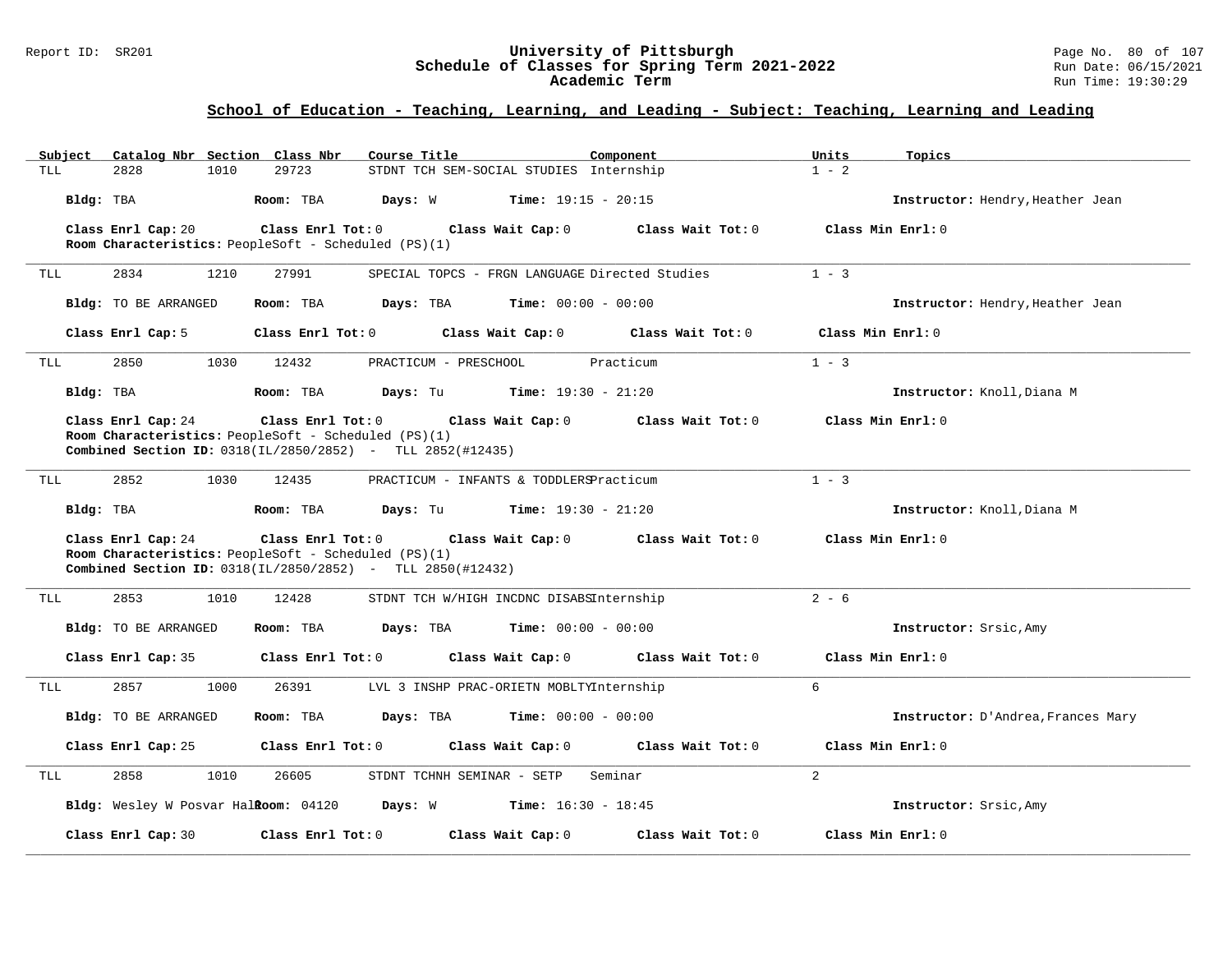## School of Education - Teaching, Learning, and Leading - Subject: Teaching, Learning and Leading

| Subject | Catalog Nbr | Section | Class Nbr | Course Title | Component | Units | Topics |
|---|---|---|---|---|---|---|---|
| TLL | 2828 | 1010 | 29723 | STDNT TCH SEM-SOCIAL STUDIES | Internship | 1 - 2 | |

**Bldg:** TBA **Room:** TBA **Days:** W **Time:** 19:15 - 20:15 **Instructor:** Hendry,Heather Jean

**Class Enrl Cap:** 20 **Class Enrl Tot:** 0 **Class Wait Cap:** 0 **Class Wait Tot:** 0 **Class Min Enrl:** 0

**Room Characteristics:** PeopleSoft - Scheduled (PS)(1)

---

| Subject | Catalog Nbr | Section | Class Nbr | Course Title | Component | Units | Topics |
|---|---|---|---|---|---|---|---|
| TLL | 2834 | 1210 | 27991 | SPECIAL TOPCS - FRGN LANGUAGE | Directed Studies | 1 - 3 | |

**Bldg:** TO BE ARRANGED **Room:** TBA **Days:** TBA **Time:** 00:00 - 00:00 **Instructor:** Hendry,Heather Jean

**Class Enrl Cap:** 5 **Class Enrl Tot:** 0 **Class Wait Cap:** 0 **Class Wait Tot:** 0 **Class Min Enrl:** 0

---

| Subject | Catalog Nbr | Section | Class Nbr | Course Title | Component | Units | Topics |
|---|---|---|---|---|---|---|---|
| TLL | 2850 | 1030 | 12432 | PRACTICUM - PRESCHOOL | Practicum | 1 - 3 | |

**Bldg:** TBA **Room:** TBA **Days:** Tu **Time:** 19:30 - 21:20 **Instructor:** Knoll,Diana M

**Class Enrl Cap:** 24 **Class Enrl Tot:** 0 **Class Wait Cap:** 0 **Class Wait Tot:** 0 **Class Min Enrl:** 0

**Room Characteristics:** PeopleSoft - Scheduled (PS)(1)

**Combined Section ID:** 0318(IL/2850/2852) - TLL 2852(#12435)

---

| Subject | Catalog Nbr | Section | Class Nbr | Course Title | Component | Units | Topics |
|---|---|---|---|---|---|---|---|
| TLL | 2852 | 1030 | 12435 | PRACTICUM - INFANTS & TODDLERS | Practicum | 1 - 3 | |

**Bldg:** TBA **Room:** TBA **Days:** Tu **Time:** 19:30 - 21:20 **Instructor:** Knoll,Diana M

**Class Enrl Cap:** 24 **Class Enrl Tot:** 0 **Class Wait Cap:** 0 **Class Wait Tot:** 0 **Class Min Enrl:** 0

**Room Characteristics:** PeopleSoft - Scheduled (PS)(1)

**Combined Section ID:** 0318(IL/2850/2852) - TLL 2850(#12432)

---

| Subject | Catalog Nbr | Section | Class Nbr | Course Title | Component | Units | Topics |
|---|---|---|---|---|---|---|---|
| TLL | 2853 | 1010 | 12428 | STDNT TCH W/HIGH INCDNC DISABS | Internship | 2 - 6 | |

**Bldg:** TO BE ARRANGED **Room:** TBA **Days:** TBA **Time:** 00:00 - 00:00 **Instructor:** Srsic,Amy

**Class Enrl Cap:** 35 **Class Enrl Tot:** 0 **Class Wait Cap:** 0 **Class Wait Tot:** 0 **Class Min Enrl:** 0

---

| Subject | Catalog Nbr | Section | Class Nbr | Course Title | Component | Units | Topics |
|---|---|---|---|---|---|---|---|
| TLL | 2857 | 1000 | 26391 | LVL 3 INSHP PRAC-ORIETN MOBLTY | Internship | 6 | |

**Bldg:** TO BE ARRANGED **Room:** TBA **Days:** TBA **Time:** 00:00 - 00:00 **Instructor:** D'Andrea,Frances Mary

**Class Enrl Cap:** 25 **Class Enrl Tot:** 0 **Class Wait Cap:** 0 **Class Wait Tot:** 0 **Class Min Enrl:** 0

---

| Subject | Catalog Nbr | Section | Class Nbr | Course Title | Component | Units | Topics |
|---|---|---|---|---|---|---|---|
| TLL | 2858 | 1010 | 26605 | STDNT TCHNH SEMINAR - SETP | Seminar | 2 | |

**Bldg:** Wesley W Posvar Hall **Room:** 04120 **Days:** W **Time:** 16:30 - 18:45 **Instructor:** Srsic,Amy

**Class Enrl Cap:** 30 **Class Enrl Tot:** 0 **Class Wait Cap:** 0 **Class Wait Tot:** 0 **Class Min Enrl:** 0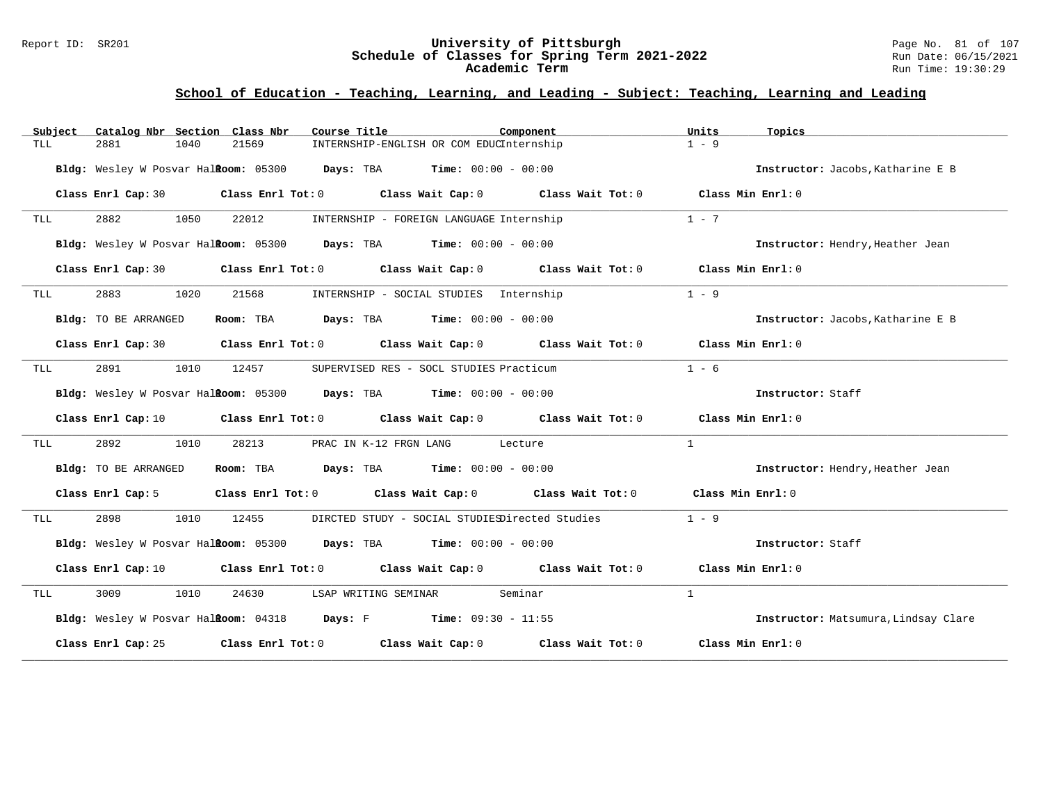## School of Education - Teaching, Learning, and Leading - Subject: Teaching, Learning and Leading

| Subject | Catalog Nbr | Section | Class Nbr | Course Title | Component | Units | Topics |
|---|---|---|---|---|---|---|---|
| TLL | 2881 | 1040 | 21569 | INTERNSHIP-ENGLISH OR COM EDUC | Internship | 1 - 9 | |

**Bldg:** Wesley W Posvar Hall **Room:** 05300 **Days:** TBA **Time:** 00:00 - 00:00 **Instructor:** Jacobs,Katharine E B

**Class Enrl Cap:** 30 **Class Enrl Tot:** 0 **Class Wait Cap:** 0 **Class Wait Tot:** 0 **Class Min Enrl:** 0

---

| Subject | Catalog Nbr | Section | Class Nbr | Course Title | Component | Units | Topics |
|---|---|---|---|---|---|---|---|
| TLL | 2882 | 1050 | 22012 | INTERNSHIP - FOREIGN LANGUAGE | Internship | 1 - 7 | |

**Bldg:** Wesley W Posvar Hall **Room:** 05300 **Days:** TBA **Time:** 00:00 - 00:00 **Instructor:** Hendry,Heather Jean

**Class Enrl Cap:** 30 **Class Enrl Tot:** 0 **Class Wait Cap:** 0 **Class Wait Tot:** 0 **Class Min Enrl:** 0

---

| Subject | Catalog Nbr | Section | Class Nbr | Course Title | Component | Units | Topics |
|---|---|---|---|---|---|---|---|
| TLL | 2883 | 1020 | 21568 | INTERNSHIP - SOCIAL STUDIES | Internship | 1 - 9 | |

**Bldg:** TO BE ARRANGED **Room:** TBA **Days:** TBA **Time:** 00:00 - 00:00 **Instructor:** Jacobs,Katharine E B

**Class Enrl Cap:** 30 **Class Enrl Tot:** 0 **Class Wait Cap:** 0 **Class Wait Tot:** 0 **Class Min Enrl:** 0

---

| Subject | Catalog Nbr | Section | Class Nbr | Course Title | Component | Units | Topics |
|---|---|---|---|---|---|---|---|
| TLL | 2891 | 1010 | 12457 | SUPERVISED RES - SOCL STUDIES | Practicum | 1 - 6 | |

**Bldg:** Wesley W Posvar Hall **Room:** 05300 **Days:** TBA **Time:** 00:00 - 00:00 **Instructor:** Staff

**Class Enrl Cap:** 10 **Class Enrl Tot:** 0 **Class Wait Cap:** 0 **Class Wait Tot:** 0 **Class Min Enrl:** 0

---

| Subject | Catalog Nbr | Section | Class Nbr | Course Title | Component | Units | Topics |
|---|---|---|---|---|---|---|---|
| TLL | 2892 | 1010 | 28213 | PRAC IN K-12 FRGN LANG | Lecture | 1 | |

**Bldg:** TO BE ARRANGED **Room:** TBA **Days:** TBA **Time:** 00:00 - 00:00 **Instructor:** Hendry,Heather Jean

**Class Enrl Cap:** 5 **Class Enrl Tot:** 0 **Class Wait Cap:** 0 **Class Wait Tot:** 0 **Class Min Enrl:** 0

---

| Subject | Catalog Nbr | Section | Class Nbr | Course Title | Component | Units | Topics |
|---|---|---|---|---|---|---|---|
| TLL | 2898 | 1010 | 12455 | DIRCTED STUDY - SOCIAL STUDIES | Directed Studies | 1 - 9 | |

**Bldg:** Wesley W Posvar Hall **Room:** 05300 **Days:** TBA **Time:** 00:00 - 00:00 **Instructor:** Staff

**Class Enrl Cap:** 10 **Class Enrl Tot:** 0 **Class Wait Cap:** 0 **Class Wait Tot:** 0 **Class Min Enrl:** 0

---

| Subject | Catalog Nbr | Section | Class Nbr | Course Title | Component | Units | Topics |
|---|---|---|---|---|---|---|---|
| TLL | 3009 | 1010 | 24630 | LSAP WRITING SEMINAR | Seminar | 1 | |

**Bldg:** Wesley W Posvar Hall **Room:** 04318 **Days:** F **Time:** 09:30 - 11:55 **Instructor:** Matsumura,Lindsay Clare

**Class Enrl Cap:** 25 **Class Enrl Tot:** 0 **Class Wait Cap:** 0 **Class Wait Tot:** 0 **Class Min Enrl:** 0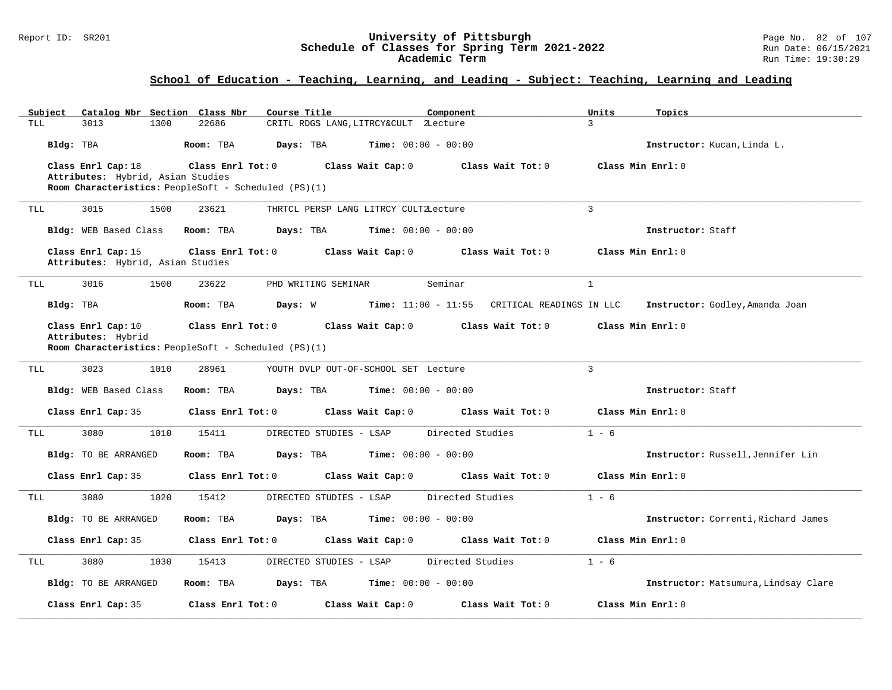## School of Education - Teaching, Learning, and Leading - Subject: Teaching, Learning and Leading

| Subject | Catalog Nbr | Section | Class Nbr | Course Title | Component | Units | Topics |
|---|---|---|---|---|---|---|---|
| TLL | 3013 | 1300 | 22686 | CRITL RDGS LANG,LITRCY&CULT 2 | Lecture | 3 | |

Bldg: TBA Room: TBA Days: TBA Time: 00:00 - 00:00 Instructor: Kucan,Linda L.

Class Enrl Cap: 18 Class Enrl Tot: 0 Class Wait Cap: 0 Class Wait Tot: 0 Class Min Enrl: 0
Attributes: Hybrid, Asian Studies
Room Characteristics: PeopleSoft - Scheduled (PS)(1)

---

| Subject | Catalog Nbr | Section | Class Nbr | Course Title | Component | Units | Topics |
|---|---|---|---|---|---|---|---|
| TLL | 3015 | 1500 | 23621 | THRTCL PERSP LANG LITRCY CULT2 | Lecture | 3 | |

Bldg: WEB Based Class Room: TBA Days: TBA Time: 00:00 - 00:00 Instructor: Staff

Class Enrl Cap: 15 Class Enrl Tot: 0 Class Wait Cap: 0 Class Wait Tot: 0 Class Min Enrl: 0
Attributes: Hybrid, Asian Studies

---

| Subject | Catalog Nbr | Section | Class Nbr | Course Title | Component | Units | Topics |
|---|---|---|---|---|---|---|---|
| TLL | 3016 | 1500 | 23622 | PHD WRITING SEMINAR | Seminar | 1 | |

Bldg: TBA Room: TBA Days: W Time: 11:00 - 11:55 CRITICAL READINGS IN LLC Instructor: Godley,Amanda Joan

Class Enrl Cap: 10 Class Enrl Tot: 0 Class Wait Cap: 0 Class Wait Tot: 0 Class Min Enrl: 0
Attributes: Hybrid
Room Characteristics: PeopleSoft - Scheduled (PS)(1)

---

| Subject | Catalog Nbr | Section | Class Nbr | Course Title | Component | Units | Topics |
|---|---|---|---|---|---|---|---|
| TLL | 3023 | 1010 | 28961 | YOUTH DVLP OUT-OF-SCHOOL SET | Lecture | 3 | |

Bldg: WEB Based Class Room: TBA Days: TBA Time: 00:00 - 00:00 Instructor: Staff

Class Enrl Cap: 35 Class Enrl Tot: 0 Class Wait Cap: 0 Class Wait Tot: 0 Class Min Enrl: 0

---

| Subject | Catalog Nbr | Section | Class Nbr | Course Title | Component | Units | Topics |
|---|---|---|---|---|---|---|---|
| TLL | 3080 | 1010 | 15411 | DIRECTED STUDIES - LSAP | Directed Studies | 1 - 6 | |

Bldg: TO BE ARRANGED Room: TBA Days: TBA Time: 00:00 - 00:00 Instructor: Russell,Jennifer Lin

Class Enrl Cap: 35 Class Enrl Tot: 0 Class Wait Cap: 0 Class Wait Tot: 0 Class Min Enrl: 0

---

| Subject | Catalog Nbr | Section | Class Nbr | Course Title | Component | Units | Topics |
|---|---|---|---|---|---|---|---|
| TLL | 3080 | 1020 | 15412 | DIRECTED STUDIES - LSAP | Directed Studies | 1 - 6 | |

Bldg: TO BE ARRANGED Room: TBA Days: TBA Time: 00:00 - 00:00 Instructor: Correnti,Richard James

Class Enrl Cap: 35 Class Enrl Tot: 0 Class Wait Cap: 0 Class Wait Tot: 0 Class Min Enrl: 0

---

| Subject | Catalog Nbr | Section | Class Nbr | Course Title | Component | Units | Topics |
|---|---|---|---|---|---|---|---|
| TLL | 3080 | 1030 | 15413 | DIRECTED STUDIES - LSAP | Directed Studies | 1 - 6 | |

Bldg: TO BE ARRANGED Room: TBA Days: TBA Time: 00:00 - 00:00 Instructor: Matsumura,Lindsay Clare

Class Enrl Cap: 35 Class Enrl Tot: 0 Class Wait Cap: 0 Class Wait Tot: 0 Class Min Enrl: 0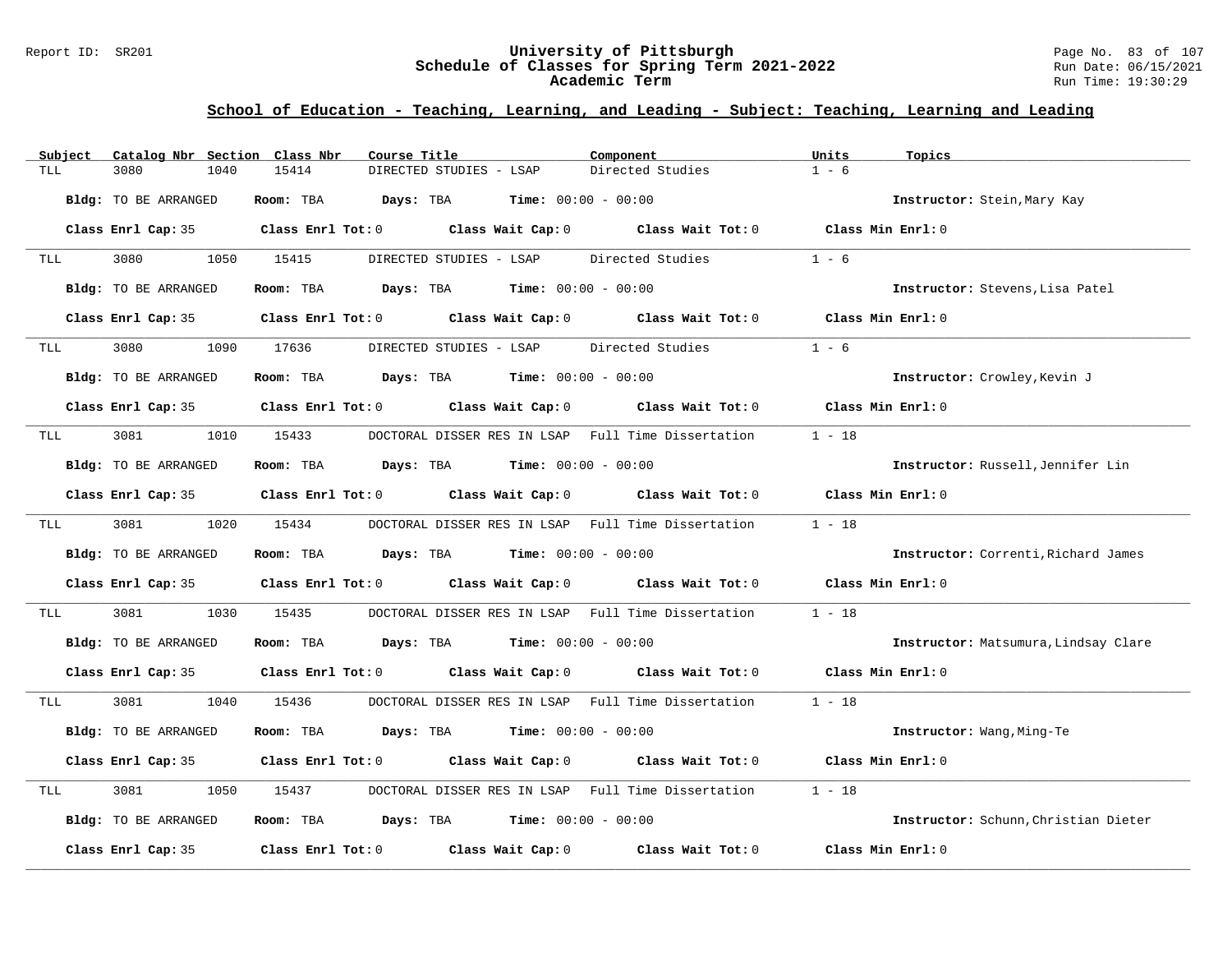## School of Education - Teaching, Learning, and Leading - Subject: Teaching, Learning and Leading

| Subject | Catalog Nbr | Section | Class Nbr | Course Title | Component | Units | Topics |
|---|---|---|---|---|---|---|---|
| TLL | 3080 | 1040 | 15414 | DIRECTED STUDIES - LSAP | Directed Studies | 1 - 6 | |

**Bldg:** TO BE ARRANGED **Room:** TBA **Days:** TBA **Time:** 00:00 - 00:00 **Instructor:** Stein,Mary Kay

**Class Enrl Cap:** 35 **Class Enrl Tot:** 0 **Class Wait Cap:** 0 **Class Wait Tot:** 0 **Class Min Enrl:** 0

---

| Subject | Catalog Nbr | Section | Class Nbr | Course Title | Component | Units | Topics |
|---|---|---|---|---|---|---|---|
| TLL | 3080 | 1050 | 15415 | DIRECTED STUDIES - LSAP | Directed Studies | 1 - 6 | |

**Bldg:** TO BE ARRANGED **Room:** TBA **Days:** TBA **Time:** 00:00 - 00:00 **Instructor:** Stevens,Lisa Patel

**Class Enrl Cap:** 35 **Class Enrl Tot:** 0 **Class Wait Cap:** 0 **Class Wait Tot:** 0 **Class Min Enrl:** 0

---

| Subject | Catalog Nbr | Section | Class Nbr | Course Title | Component | Units | Topics |
|---|---|---|---|---|---|---|---|
| TLL | 3080 | 1090 | 17636 | DIRECTED STUDIES - LSAP | Directed Studies | 1 - 6 | |

**Bldg:** TO BE ARRANGED **Room:** TBA **Days:** TBA **Time:** 00:00 - 00:00 **Instructor:** Crowley,Kevin J

**Class Enrl Cap:** 35 **Class Enrl Tot:** 0 **Class Wait Cap:** 0 **Class Wait Tot:** 0 **Class Min Enrl:** 0

---

| Subject | Catalog Nbr | Section | Class Nbr | Course Title | Component | Units | Topics |
|---|---|---|---|---|---|---|---|
| TLL | 3081 | 1010 | 15433 | DOCTORAL DISSER RES IN LSAP | Full Time Dissertation | 1 - 18 | |

**Bldg:** TO BE ARRANGED **Room:** TBA **Days:** TBA **Time:** 00:00 - 00:00 **Instructor:** Russell,Jennifer Lin

**Class Enrl Cap:** 35 **Class Enrl Tot:** 0 **Class Wait Cap:** 0 **Class Wait Tot:** 0 **Class Min Enrl:** 0

---

| Subject | Catalog Nbr | Section | Class Nbr | Course Title | Component | Units | Topics |
|---|---|---|---|---|---|---|---|
| TLL | 3081 | 1020 | 15434 | DOCTORAL DISSER RES IN LSAP | Full Time Dissertation | 1 - 18 | |

**Bldg:** TO BE ARRANGED **Room:** TBA **Days:** TBA **Time:** 00:00 - 00:00 **Instructor:** Correnti,Richard James

**Class Enrl Cap:** 35 **Class Enrl Tot:** 0 **Class Wait Cap:** 0 **Class Wait Tot:** 0 **Class Min Enrl:** 0

---

| Subject | Catalog Nbr | Section | Class Nbr | Course Title | Component | Units | Topics |
|---|---|---|---|---|---|---|---|
| TLL | 3081 | 1030 | 15435 | DOCTORAL DISSER RES IN LSAP | Full Time Dissertation | 1 - 18 | |

**Bldg:** TO BE ARRANGED **Room:** TBA **Days:** TBA **Time:** 00:00 - 00:00 **Instructor:** Matsumura,Lindsay Clare

**Class Enrl Cap:** 35 **Class Enrl Tot:** 0 **Class Wait Cap:** 0 **Class Wait Tot:** 0 **Class Min Enrl:** 0

---

| Subject | Catalog Nbr | Section | Class Nbr | Course Title | Component | Units | Topics |
|---|---|---|---|---|---|---|---|
| TLL | 3081 | 1040 | 15436 | DOCTORAL DISSER RES IN LSAP | Full Time Dissertation | 1 - 18 | |

**Bldg:** TO BE ARRANGED **Room:** TBA **Days:** TBA **Time:** 00:00 - 00:00 **Instructor:** Wang,Ming-Te

**Class Enrl Cap:** 35 **Class Enrl Tot:** 0 **Class Wait Cap:** 0 **Class Wait Tot:** 0 **Class Min Enrl:** 0

---

| Subject | Catalog Nbr | Section | Class Nbr | Course Title | Component | Units | Topics |
|---|---|---|---|---|---|---|---|
| TLL | 3081 | 1050 | 15437 | DOCTORAL DISSER RES IN LSAP | Full Time Dissertation | 1 - 18 | |

**Bldg:** TO BE ARRANGED **Room:** TBA **Days:** TBA **Time:** 00:00 - 00:00 **Instructor:** Schunn,Christian Dieter

**Class Enrl Cap:** 35 **Class Enrl Tot:** 0 **Class Wait Cap:** 0 **Class Wait Tot:** 0 **Class Min Enrl:** 0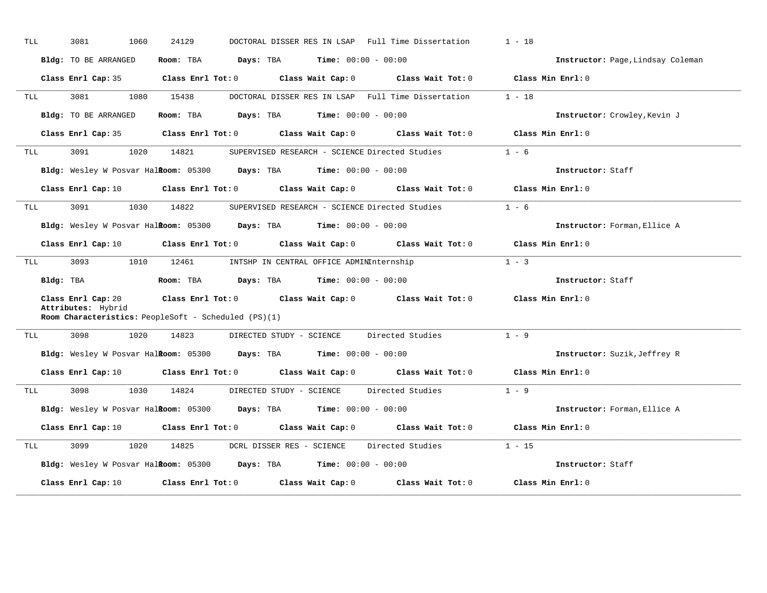TLL 3081 1060 24129 DOCTORAL DISSER RES IN LSAP Full Time Dissertation 1 - 18

**Bldg:** TO BE ARRANGED **Room:** TBA **Days:** TBA **Time:** 00:00 - 00:00 **Instructor:** Page,Lindsay Coleman

**Class Enrl Cap:** 35 **Class Enrl Tot:** 0 **Class Wait Cap:** 0 **Class Wait Tot:** 0 **Class Min Enrl:** 0

---

TLL 3081 1080 15438 DOCTORAL DISSER RES IN LSAP Full Time Dissertation 1 - 18

**Bldg:** TO BE ARRANGED **Room:** TBA **Days:** TBA **Time:** 00:00 - 00:00 **Instructor:** Crowley,Kevin J

**Class Enrl Cap:** 35 **Class Enrl Tot:** 0 **Class Wait Cap:** 0 **Class Wait Tot:** 0 **Class Min Enrl:** 0

---

TLL 3091 1020 14821 SUPERVISED RESEARCH - SCIENCE Directed Studies 1 - 6

**Bldg:** Wesley W Posvar Hall **Room:** 05300 **Days:** TBA **Time:** 00:00 - 00:00 **Instructor:** Staff

**Class Enrl Cap:** 10 **Class Enrl Tot:** 0 **Class Wait Cap:** 0 **Class Wait Tot:** 0 **Class Min Enrl:** 0

---

TLL 3091 1030 14822 SUPERVISED RESEARCH - SCIENCE Directed Studies 1 - 6

**Bldg:** Wesley W Posvar Hall **Room:** 05300 **Days:** TBA **Time:** 00:00 - 00:00 **Instructor:** Forman,Ellice A

**Class Enrl Cap:** 10 **Class Enrl Tot:** 0 **Class Wait Cap:** 0 **Class Wait Tot:** 0 **Class Min Enrl:** 0

---

TLL 3093 1010 12461 INTSHP IN CENTRAL OFFICE ADMIN Internship 1 - 3

**Bldg:** TBA **Room:** TBA **Days:** TBA **Time:** 00:00 - 00:00 **Instructor:** Staff

**Class Enrl Cap:** 20 **Class Enrl Tot:** 0 **Class Wait Cap:** 0 **Class Wait Tot:** 0 **Class Min Enrl:** 0

**Attributes:** Hybrid

**Room Characteristics:** PeopleSoft - Scheduled (PS)(1)

---

TLL 3098 1020 14823 DIRECTED STUDY - SCIENCE Directed Studies 1 - 9

**Bldg:** Wesley W Posvar Hall **Room:** 05300 **Days:** TBA **Time:** 00:00 - 00:00 **Instructor:** Suzik,Jeffrey R

**Class Enrl Cap:** 10 **Class Enrl Tot:** 0 **Class Wait Cap:** 0 **Class Wait Tot:** 0 **Class Min Enrl:** 0

---

TLL 3098 1030 14824 DIRECTED STUDY - SCIENCE Directed Studies 1 - 9

**Bldg:** Wesley W Posvar Hall **Room:** 05300 **Days:** TBA **Time:** 00:00 - 00:00 **Instructor:** Forman,Ellice A

**Class Enrl Cap:** 10 **Class Enrl Tot:** 0 **Class Wait Cap:** 0 **Class Wait Tot:** 0 **Class Min Enrl:** 0

---

TLL 3099 1020 14825 DCRL DISSER RES - SCIENCE Directed Studies 1 - 15

**Bldg:** Wesley W Posvar Hall **Room:** 05300 **Days:** TBA **Time:** 00:00 - 00:00 **Instructor:** Staff

**Class Enrl Cap:** 10 **Class Enrl Tot:** 0 **Class Wait Cap:** 0 **Class Wait Tot:** 0 **Class Min Enrl:** 0

---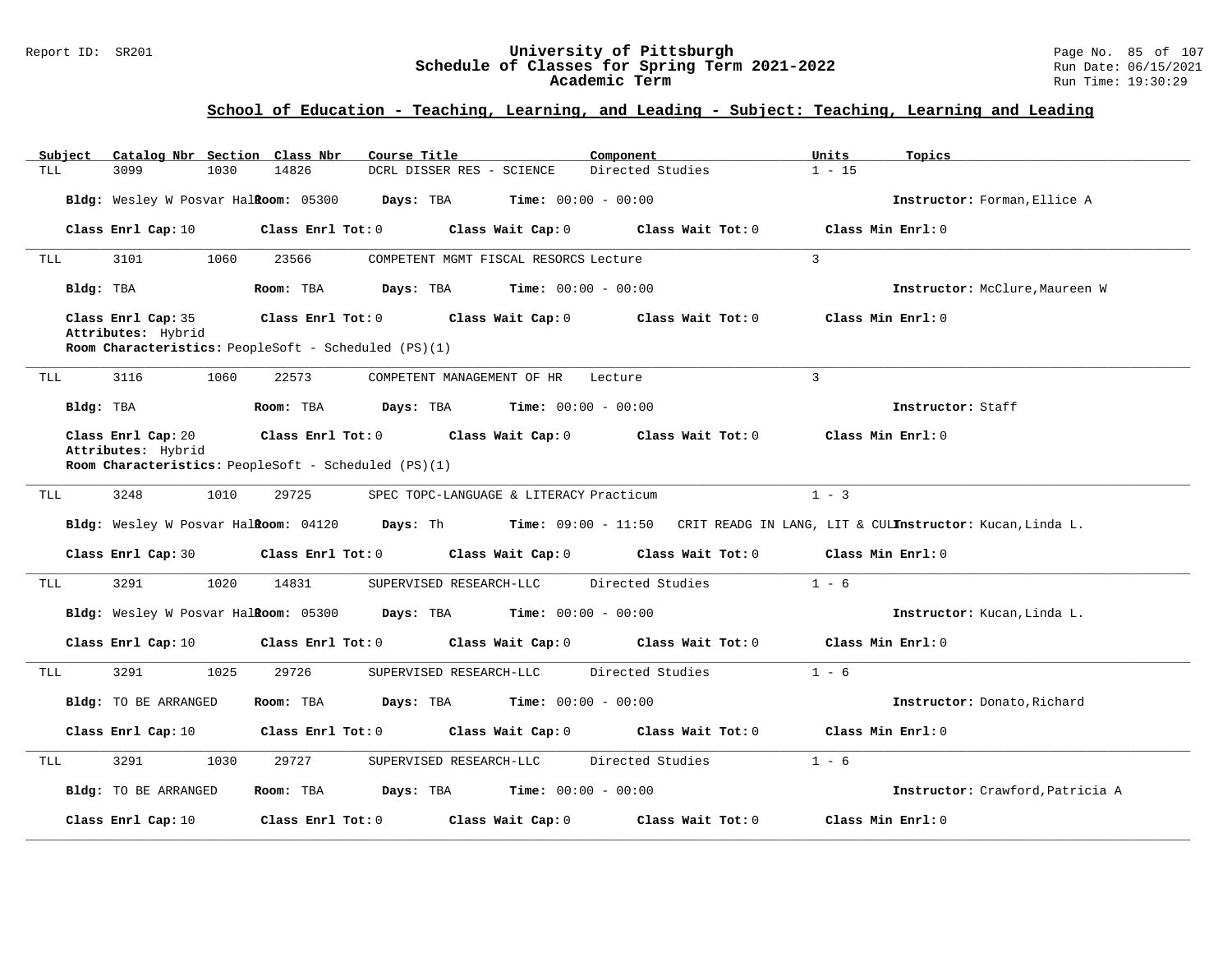## School of Education - Teaching, Learning, and Leading - Subject: Teaching, Learning and Leading

| Subject | Catalog Nbr | Section | Class Nbr | Course Title | Component | Units | Topics |
|---|---|---|---|---|---|---|---|
| TLL | 3099 | 1030 | 14826 | DCRL DISSER RES - SCIENCE | Directed Studies | 1 - 15 | |

**Bldg:** Wesley W Posvar Hall **Room:** 05300 **Days:** TBA **Time:** 00:00 - 00:00 **Instructor:** Forman,Ellice A

**Class Enrl Cap:** 10 **Class Enrl Tot:** 0 **Class Wait Cap:** 0 **Class Wait Tot:** 0 **Class Min Enrl:** 0

---

| Subject | Catalog Nbr | Section | Class Nbr | Course Title | Component | Units | Topics |
|---|---|---|---|---|---|---|---|
| TLL | 3101 | 1060 | 23566 | COMPETENT MGMT FISCAL RESORCS | Lecture | 3 | |

**Bldg:** TBA **Room:** TBA **Days:** TBA **Time:** 00:00 - 00:00 **Instructor:** McClure,Maureen W

**Class Enrl Cap:** 35 **Class Enrl Tot:** 0 **Class Wait Cap:** 0 **Class Wait Tot:** 0 **Class Min Enrl:** 0

**Attributes:** Hybrid

**Room Characteristics:** PeopleSoft - Scheduled (PS)(1)

---

| Subject | Catalog Nbr | Section | Class Nbr | Course Title | Component | Units | Topics |
|---|---|---|---|---|---|---|---|
| TLL | 3116 | 1060 | 22573 | COMPETENT MANAGEMENT OF HR | Lecture | 3 | |

**Bldg:** TBA **Room:** TBA **Days:** TBA **Time:** 00:00 - 00:00 **Instructor:** Staff

**Class Enrl Cap:** 20 **Class Enrl Tot:** 0 **Class Wait Cap:** 0 **Class Wait Tot:** 0 **Class Min Enrl:** 0

**Attributes:** Hybrid

**Room Characteristics:** PeopleSoft - Scheduled (PS)(1)

---

| Subject | Catalog Nbr | Section | Class Nbr | Course Title | Component | Units | Topics |
|---|---|---|---|---|---|---|---|
| TLL | 3248 | 1010 | 29725 | SPEC TOPC-LANGUAGE & LITERACY | Practicum | 1 - 3 | CRIT READG IN LANG, LIT & CULT |

**Bldg:** Wesley W Posvar Hall **Room:** 04120 **Days:** Th **Time:** 09:00 - 11:50 **Instructor:** Kucan,Linda L.

**Class Enrl Cap:** 30 **Class Enrl Tot:** 0 **Class Wait Cap:** 0 **Class Wait Tot:** 0 **Class Min Enrl:** 0

---

| Subject | Catalog Nbr | Section | Class Nbr | Course Title | Component | Units | Topics |
|---|---|---|---|---|---|---|---|
| TLL | 3291 | 1020 | 14831 | SUPERVISED RESEARCH-LLC | Directed Studies | 1 - 6 | |

**Bldg:** Wesley W Posvar Hall **Room:** 05300 **Days:** TBA **Time:** 00:00 - 00:00 **Instructor:** Kucan,Linda L.

**Class Enrl Cap:** 10 **Class Enrl Tot:** 0 **Class Wait Cap:** 0 **Class Wait Tot:** 0 **Class Min Enrl:** 0

---

| Subject | Catalog Nbr | Section | Class Nbr | Course Title | Component | Units | Topics |
|---|---|---|---|---|---|---|---|
| TLL | 3291 | 1025 | 29726 | SUPERVISED RESEARCH-LLC | Directed Studies | 1 - 6 | |

**Bldg:** TO BE ARRANGED **Room:** TBA **Days:** TBA **Time:** 00:00 - 00:00 **Instructor:** Donato,Richard

**Class Enrl Cap:** 10 **Class Enrl Tot:** 0 **Class Wait Cap:** 0 **Class Wait Tot:** 0 **Class Min Enrl:** 0

---

| Subject | Catalog Nbr | Section | Class Nbr | Course Title | Component | Units | Topics |
|---|---|---|---|---|---|---|---|
| TLL | 3291 | 1030 | 29727 | SUPERVISED RESEARCH-LLC | Directed Studies | 1 - 6 | |

**Bldg:** TO BE ARRANGED **Room:** TBA **Days:** TBA **Time:** 00:00 - 00:00 **Instructor:** Crawford,Patricia A

**Class Enrl Cap:** 10 **Class Enrl Tot:** 0 **Class Wait Cap:** 0 **Class Wait Tot:** 0 **Class Min Enrl:** 0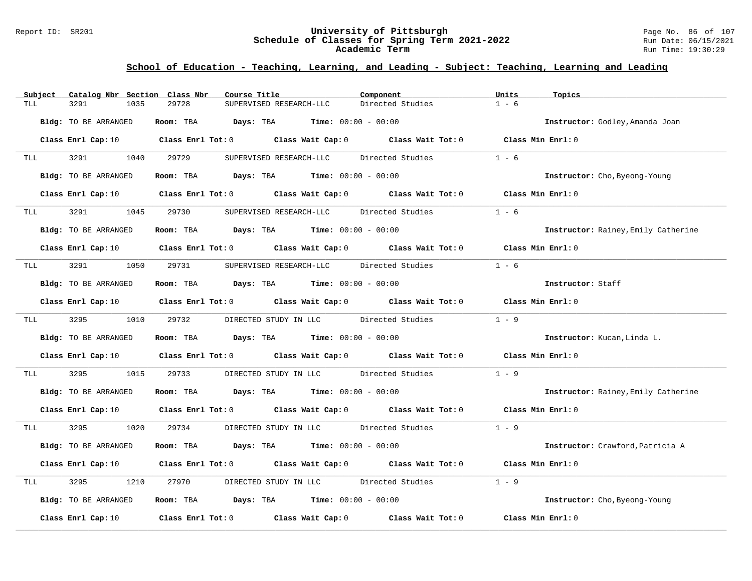## School of Education - Teaching, Learning, and Leading - Subject: Teaching, Learning and Leading

| Subject | Catalog Nbr | Section | Class Nbr | Course Title | Component | Units | Topics |
|---|---|---|---|---|---|---|---|
| TLL | 3291 | 1035 | 29728 | SUPERVISED RESEARCH-LLC | Directed Studies | 1 - 6 | |

**Bldg:** TO BE ARRANGED **Room:** TBA **Days:** TBA **Time:** 00:00 - 00:00 **Instructor:** Godley,Amanda Joan

**Class Enrl Cap:** 10 **Class Enrl Tot:** 0 **Class Wait Cap:** 0 **Class Wait Tot:** 0 **Class Min Enrl:** 0

| Subject | Catalog Nbr | Section | Class Nbr | Course Title | Component | Units | Topics |
|---|---|---|---|---|---|---|---|
| TLL | 3291 | 1040 | 29729 | SUPERVISED RESEARCH-LLC | Directed Studies | 1 - 6 | |

**Bldg:** TO BE ARRANGED **Room:** TBA **Days:** TBA **Time:** 00:00 - 00:00 **Instructor:** Cho,Byeong-Young

**Class Enrl Cap:** 10 **Class Enrl Tot:** 0 **Class Wait Cap:** 0 **Class Wait Tot:** 0 **Class Min Enrl:** 0

| Subject | Catalog Nbr | Section | Class Nbr | Course Title | Component | Units | Topics |
|---|---|---|---|---|---|---|---|
| TLL | 3291 | 1045 | 29730 | SUPERVISED RESEARCH-LLC | Directed Studies | 1 - 6 | |

**Bldg:** TO BE ARRANGED **Room:** TBA **Days:** TBA **Time:** 00:00 - 00:00 **Instructor:** Rainey,Emily Catherine

**Class Enrl Cap:** 10 **Class Enrl Tot:** 0 **Class Wait Cap:** 0 **Class Wait Tot:** 0 **Class Min Enrl:** 0

| Subject | Catalog Nbr | Section | Class Nbr | Course Title | Component | Units | Topics |
|---|---|---|---|---|---|---|---|
| TLL | 3291 | 1050 | 29731 | SUPERVISED RESEARCH-LLC | Directed Studies | 1 - 6 | |

**Bldg:** TO BE ARRANGED **Room:** TBA **Days:** TBA **Time:** 00:00 - 00:00 **Instructor:** Staff

**Class Enrl Cap:** 10 **Class Enrl Tot:** 0 **Class Wait Cap:** 0 **Class Wait Tot:** 0 **Class Min Enrl:** 0

| Subject | Catalog Nbr | Section | Class Nbr | Course Title | Component | Units | Topics |
|---|---|---|---|---|---|---|---|
| TLL | 3295 | 1010 | 29732 | DIRECTED STUDY IN LLC | Directed Studies | 1 - 9 | |

**Bldg:** TO BE ARRANGED **Room:** TBA **Days:** TBA **Time:** 00:00 - 00:00 **Instructor:** Kucan,Linda L.

**Class Enrl Cap:** 10 **Class Enrl Tot:** 0 **Class Wait Cap:** 0 **Class Wait Tot:** 0 **Class Min Enrl:** 0

| Subject | Catalog Nbr | Section | Class Nbr | Course Title | Component | Units | Topics |
|---|---|---|---|---|---|---|---|
| TLL | 3295 | 1015 | 29733 | DIRECTED STUDY IN LLC | Directed Studies | 1 - 9 | |

**Bldg:** TO BE ARRANGED **Room:** TBA **Days:** TBA **Time:** 00:00 - 00:00 **Instructor:** Rainey,Emily Catherine

**Class Enrl Cap:** 10 **Class Enrl Tot:** 0 **Class Wait Cap:** 0 **Class Wait Tot:** 0 **Class Min Enrl:** 0

| Subject | Catalog Nbr | Section | Class Nbr | Course Title | Component | Units | Topics |
|---|---|---|---|---|---|---|---|
| TLL | 3295 | 1020 | 29734 | DIRECTED STUDY IN LLC | Directed Studies | 1 - 9 | |

**Bldg:** TO BE ARRANGED **Room:** TBA **Days:** TBA **Time:** 00:00 - 00:00 **Instructor:** Crawford,Patricia A

**Class Enrl Cap:** 10 **Class Enrl Tot:** 0 **Class Wait Cap:** 0 **Class Wait Tot:** 0 **Class Min Enrl:** 0

| Subject | Catalog Nbr | Section | Class Nbr | Course Title | Component | Units | Topics |
|---|---|---|---|---|---|---|---|
| TLL | 3295 | 1210 | 27970 | DIRECTED STUDY IN LLC | Directed Studies | 1 - 9 | |

**Bldg:** TO BE ARRANGED **Room:** TBA **Days:** TBA **Time:** 00:00 - 00:00 **Instructor:** Cho,Byeong-Young

**Class Enrl Cap:** 10 **Class Enrl Tot:** 0 **Class Wait Cap:** 0 **Class Wait Tot:** 0 **Class Min Enrl:** 0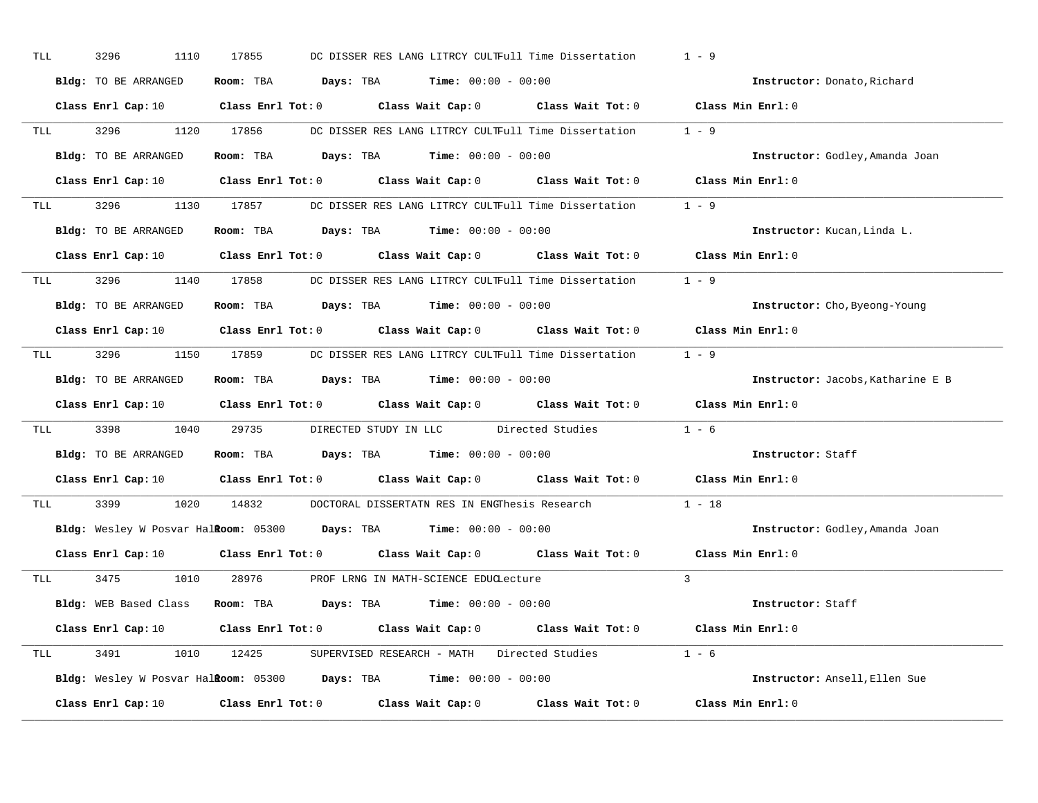TLL 3296 1110 17855 DC DISSER RES LANG LITRCY CULT Full Time Dissertation 1 - 9

**Bldg:** TO BE ARRANGED **Room:** TBA **Days:** TBA **Time:** 00:00 - 00:00 **Instructor:** Donato,Richard

**Class Enrl Cap:** 10 **Class Enrl Tot:** 0 **Class Wait Cap:** 0 **Class Wait Tot:** 0 **Class Min Enrl:** 0

---

TLL 3296 1120 17856 DC DISSER RES LANG LITRCY CULT Full Time Dissertation 1 - 9

**Bldg:** TO BE ARRANGED **Room:** TBA **Days:** TBA **Time:** 00:00 - 00:00 **Instructor:** Godley,Amanda Joan

**Class Enrl Cap:** 10 **Class Enrl Tot:** 0 **Class Wait Cap:** 0 **Class Wait Tot:** 0 **Class Min Enrl:** 0

---

TLL 3296 1130 17857 DC DISSER RES LANG LITRCY CULT Full Time Dissertation 1 - 9

**Bldg:** TO BE ARRANGED **Room:** TBA **Days:** TBA **Time:** 00:00 - 00:00 **Instructor:** Kucan,Linda L.

**Class Enrl Cap:** 10 **Class Enrl Tot:** 0 **Class Wait Cap:** 0 **Class Wait Tot:** 0 **Class Min Enrl:** 0

---

TLL 3296 1140 17858 DC DISSER RES LANG LITRCY CULT Full Time Dissertation 1 - 9

**Bldg:** TO BE ARRANGED **Room:** TBA **Days:** TBA **Time:** 00:00 - 00:00 **Instructor:** Cho,Byeong-Young

**Class Enrl Cap:** 10 **Class Enrl Tot:** 0 **Class Wait Cap:** 0 **Class Wait Tot:** 0 **Class Min Enrl:** 0

---

TLL 3296 1150 17859 DC DISSER RES LANG LITRCY CULT Full Time Dissertation 1 - 9

**Bldg:** TO BE ARRANGED **Room:** TBA **Days:** TBA **Time:** 00:00 - 00:00 **Instructor:** Jacobs,Katharine E B

**Class Enrl Cap:** 10 **Class Enrl Tot:** 0 **Class Wait Cap:** 0 **Class Wait Tot:** 0 **Class Min Enrl:** 0

---

TLL 3398 1040 29735 DIRECTED STUDY IN LLC Directed Studies 1 - 6

**Bldg:** TO BE ARRANGED **Room:** TBA **Days:** TBA **Time:** 00:00 - 00:00 **Instructor:** Staff

**Class Enrl Cap:** 10 **Class Enrl Tot:** 0 **Class Wait Cap:** 0 **Class Wait Tot:** 0 **Class Min Enrl:** 0

---

TLL 3399 1020 14832 DOCTORAL DISSERTATN RES IN ENG Thesis Research 1 - 18

**Bldg:** Wesley W Posvar Hall **Room:** 05300 **Days:** TBA **Time:** 00:00 - 00:00 **Instructor:** Godley,Amanda Joan

**Class Enrl Cap:** 10 **Class Enrl Tot:** 0 **Class Wait Cap:** 0 **Class Wait Tot:** 0 **Class Min Enrl:** 0

---

TLL 3475 1010 28976 PROF LRNG IN MATH-SCIENCE EDUC Lecture 3

**Bldg:** WEB Based Class **Room:** TBA **Days:** TBA **Time:** 00:00 - 00:00 **Instructor:** Staff

**Class Enrl Cap:** 10 **Class Enrl Tot:** 0 **Class Wait Cap:** 0 **Class Wait Tot:** 0 **Class Min Enrl:** 0

---

TLL 3491 1010 12425 SUPERVISED RESEARCH - MATH Directed Studies 1 - 6

**Bldg:** Wesley W Posvar Hall **Room:** 05300 **Days:** TBA **Time:** 00:00 - 00:00 **Instructor:** Ansell,Ellen Sue

**Class Enrl Cap:** 10 **Class Enrl Tot:** 0 **Class Wait Cap:** 0 **Class Wait Tot:** 0 **Class Min Enrl:** 0

---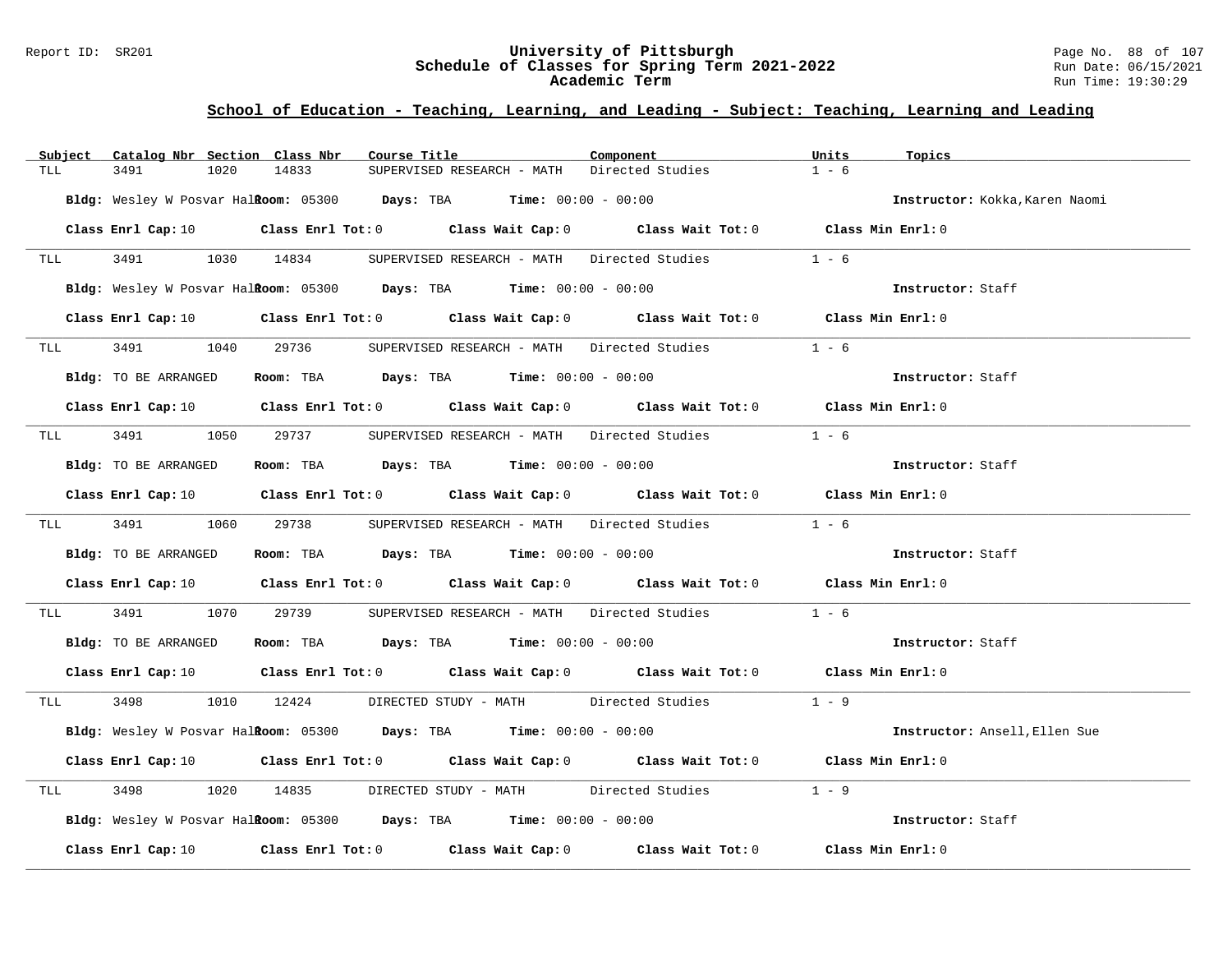## School of Education - Teaching, Learning, and Leading - Subject: Teaching, Learning and Leading

| Subject | Catalog Nbr | Section | Class Nbr | Course Title | Component | Units | Topics |
|---|---|---|---|---|---|---|---|
| TLL | 3491 | 1020 | 14833 | SUPERVISED RESEARCH - MATH | Directed Studies | 1 - 6 | |

**Bldg:** Wesley W Posvar Hall **Room:** 05300 **Days:** TBA **Time:** 00:00 - 00:00 **Instructor:** Kokka,Karen Naomi

**Class Enrl Cap:** 10 **Class Enrl Tot:** 0 **Class Wait Cap:** 0 **Class Wait Tot:** 0 **Class Min Enrl:** 0

---

| Subject | Catalog Nbr | Section | Class Nbr | Course Title | Component | Units | Topics |
|---|---|---|---|---|---|---|---|
| TLL | 3491 | 1030 | 14834 | SUPERVISED RESEARCH - MATH | Directed Studies | 1 - 6 | |

**Bldg:** Wesley W Posvar Hall **Room:** 05300 **Days:** TBA **Time:** 00:00 - 00:00 **Instructor:** Staff

**Class Enrl Cap:** 10 **Class Enrl Tot:** 0 **Class Wait Cap:** 0 **Class Wait Tot:** 0 **Class Min Enrl:** 0

---

| Subject | Catalog Nbr | Section | Class Nbr | Course Title | Component | Units | Topics |
|---|---|---|---|---|---|---|---|
| TLL | 3491 | 1040 | 29736 | SUPERVISED RESEARCH - MATH | Directed Studies | 1 - 6 | |

**Bldg:** TO BE ARRANGED **Room:** TBA **Days:** TBA **Time:** 00:00 - 00:00 **Instructor:** Staff

**Class Enrl Cap:** 10 **Class Enrl Tot:** 0 **Class Wait Cap:** 0 **Class Wait Tot:** 0 **Class Min Enrl:** 0

---

| Subject | Catalog Nbr | Section | Class Nbr | Course Title | Component | Units | Topics |
|---|---|---|---|---|---|---|---|
| TLL | 3491 | 1050 | 29737 | SUPERVISED RESEARCH - MATH | Directed Studies | 1 - 6 | |

**Bldg:** TO BE ARRANGED **Room:** TBA **Days:** TBA **Time:** 00:00 - 00:00 **Instructor:** Staff

**Class Enrl Cap:** 10 **Class Enrl Tot:** 0 **Class Wait Cap:** 0 **Class Wait Tot:** 0 **Class Min Enrl:** 0

---

| Subject | Catalog Nbr | Section | Class Nbr | Course Title | Component | Units | Topics |
|---|---|---|---|---|---|---|---|
| TLL | 3491 | 1060 | 29738 | SUPERVISED RESEARCH - MATH | Directed Studies | 1 - 6 | |

**Bldg:** TO BE ARRANGED **Room:** TBA **Days:** TBA **Time:** 00:00 - 00:00 **Instructor:** Staff

**Class Enrl Cap:** 10 **Class Enrl Tot:** 0 **Class Wait Cap:** 0 **Class Wait Tot:** 0 **Class Min Enrl:** 0

---

| Subject | Catalog Nbr | Section | Class Nbr | Course Title | Component | Units | Topics |
|---|---|---|---|---|---|---|---|
| TLL | 3491 | 1070 | 29739 | SUPERVISED RESEARCH - MATH | Directed Studies | 1 - 6 | |

**Bldg:** TO BE ARRANGED **Room:** TBA **Days:** TBA **Time:** 00:00 - 00:00 **Instructor:** Staff

**Class Enrl Cap:** 10 **Class Enrl Tot:** 0 **Class Wait Cap:** 0 **Class Wait Tot:** 0 **Class Min Enrl:** 0

---

| Subject | Catalog Nbr | Section | Class Nbr | Course Title | Component | Units | Topics |
|---|---|---|---|---|---|---|---|
| TLL | 3498 | 1010 | 12424 | DIRECTED STUDY - MATH | Directed Studies | 1 - 9 | |

**Bldg:** Wesley W Posvar Hall **Room:** 05300 **Days:** TBA **Time:** 00:00 - 00:00 **Instructor:** Ansell,Ellen Sue

**Class Enrl Cap:** 10 **Class Enrl Tot:** 0 **Class Wait Cap:** 0 **Class Wait Tot:** 0 **Class Min Enrl:** 0

---

| Subject | Catalog Nbr | Section | Class Nbr | Course Title | Component | Units | Topics |
|---|---|---|---|---|---|---|---|
| TLL | 3498 | 1020 | 14835 | DIRECTED STUDY - MATH | Directed Studies | 1 - 9 | |

**Bldg:** Wesley W Posvar Hall **Room:** 05300 **Days:** TBA **Time:** 00:00 - 00:00 **Instructor:** Staff

**Class Enrl Cap:** 10 **Class Enrl Tot:** 0 **Class Wait Cap:** 0 **Class Wait Tot:** 0 **Class Min Enrl:** 0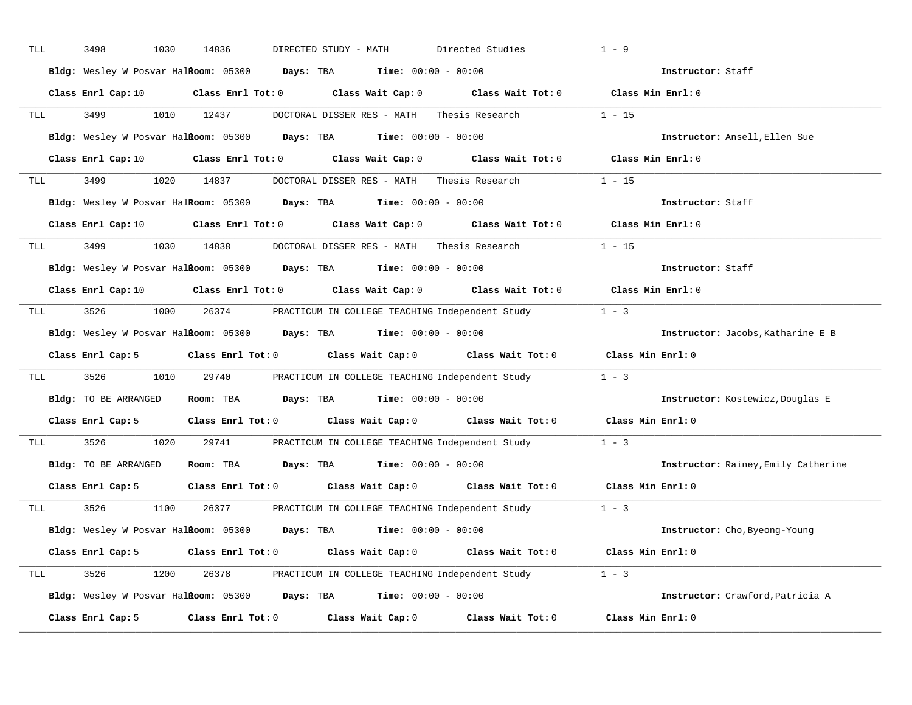TLL 3498 1030 14836 DIRECTED STUDY - MATH Directed Studies 1 - 9

**Bldg:** Wesley W Posvar Hall **Room:** 05300 **Days:** TBA **Time:** 00:00 - 00:00 **Instructor:** Staff

**Class Enrl Cap:** 10 **Class Enrl Tot:** 0 **Class Wait Cap:** 0 **Class Wait Tot:** 0 **Class Min Enrl:** 0

---

TLL 3499 1010 12437 DOCTORAL DISSER RES - MATH Thesis Research 1 - 15

**Bldg:** Wesley W Posvar Hall **Room:** 05300 **Days:** TBA **Time:** 00:00 - 00:00 **Instructor:** Ansell,Ellen Sue

**Class Enrl Cap:** 10 **Class Enrl Tot:** 0 **Class Wait Cap:** 0 **Class Wait Tot:** 0 **Class Min Enrl:** 0

---

TLL 3499 1020 14837 DOCTORAL DISSER RES - MATH Thesis Research 1 - 15

**Bldg:** Wesley W Posvar Hall **Room:** 05300 **Days:** TBA **Time:** 00:00 - 00:00 **Instructor:** Staff

**Class Enrl Cap:** 10 **Class Enrl Tot:** 0 **Class Wait Cap:** 0 **Class Wait Tot:** 0 **Class Min Enrl:** 0

---

TLL 3499 1030 14838 DOCTORAL DISSER RES - MATH Thesis Research 1 - 15

**Bldg:** Wesley W Posvar Hall **Room:** 05300 **Days:** TBA **Time:** 00:00 - 00:00 **Instructor:** Staff

**Class Enrl Cap:** 10 **Class Enrl Tot:** 0 **Class Wait Cap:** 0 **Class Wait Tot:** 0 **Class Min Enrl:** 0

---

TLL 3526 1000 26374 PRACTICUM IN COLLEGE TEACHING Independent Study 1 - 3

**Bldg:** Wesley W Posvar Hall **Room:** 05300 **Days:** TBA **Time:** 00:00 - 00:00 **Instructor:** Jacobs,Katharine E B

**Class Enrl Cap:** 5 **Class Enrl Tot:** 0 **Class Wait Cap:** 0 **Class Wait Tot:** 0 **Class Min Enrl:** 0

---

TLL 3526 1010 29740 PRACTICUM IN COLLEGE TEACHING Independent Study 1 - 3

**Bldg:** TO BE ARRANGED **Room:** TBA **Days:** TBA **Time:** 00:00 - 00:00 **Instructor:** Kostewicz,Douglas E

**Class Enrl Cap:** 5 **Class Enrl Tot:** 0 **Class Wait Cap:** 0 **Class Wait Tot:** 0 **Class Min Enrl:** 0

---

TLL 3526 1020 29741 PRACTICUM IN COLLEGE TEACHING Independent Study 1 - 3

**Bldg:** TO BE ARRANGED **Room:** TBA **Days:** TBA **Time:** 00:00 - 00:00 **Instructor:** Rainey,Emily Catherine

**Class Enrl Cap:** 5 **Class Enrl Tot:** 0 **Class Wait Cap:** 0 **Class Wait Tot:** 0 **Class Min Enrl:** 0

---

TLL 3526 1100 26377 PRACTICUM IN COLLEGE TEACHING Independent Study 1 - 3

**Bldg:** Wesley W Posvar Hall **Room:** 05300 **Days:** TBA **Time:** 00:00 - 00:00 **Instructor:** Cho,Byeong-Young

**Class Enrl Cap:** 5 **Class Enrl Tot:** 0 **Class Wait Cap:** 0 **Class Wait Tot:** 0 **Class Min Enrl:** 0

---

TLL 3526 1200 26378 PRACTICUM IN COLLEGE TEACHING Independent Study 1 - 3

**Bldg:** Wesley W Posvar Hall **Room:** 05300 **Days:** TBA **Time:** 00:00 - 00:00 **Instructor:** Crawford,Patricia A

**Class Enrl Cap:** 5 **Class Enrl Tot:** 0 **Class Wait Cap:** 0 **Class Wait Tot:** 0 **Class Min Enrl:** 0

---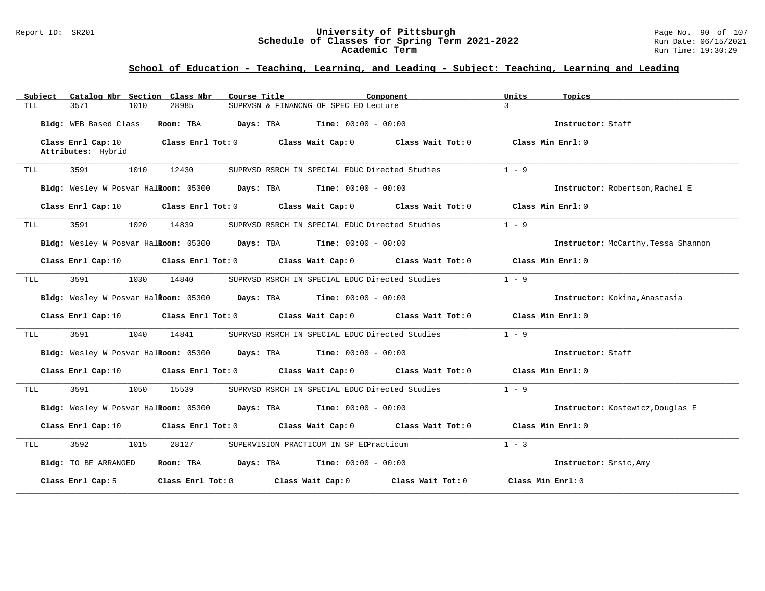## School of Education - Teaching, Learning, and Leading - Subject: Teaching, Learning and Leading

| Subject | Catalog Nbr | Section | Class Nbr | Course Title | Component | Units | Topics |
|---|---|---|---|---|---|---|---|
| TLL | 3571 | 1010 | 28985 | SUPRVSN & FINANCNG OF SPEC ED | Lecture | 3 | |

**Bldg:** WEB Based Class **Room:** TBA **Days:** TBA **Time:** 00:00 - 00:00 **Instructor:** Staff

**Class Enrl Cap:** 10 **Class Enrl Tot:** 0 **Class Wait Cap:** 0 **Class Wait Tot:** 0 **Class Min Enrl:** 0
**Attributes:** Hybrid

---

| Subject | Catalog Nbr | Section | Class Nbr | Course Title | Component | Units | Topics |
|---|---|---|---|---|---|---|---|
| TLL | 3591 | 1010 | 12430 | SUPRVSD RSRCH IN SPECIAL EDUC | Directed Studies | 1 - 9 | |

**Bldg:** Wesley W Posvar Hall **Room:** 05300 **Days:** TBA **Time:** 00:00 - 00:00 **Instructor:** Robertson,Rachel E

**Class Enrl Cap:** 10 **Class Enrl Tot:** 0 **Class Wait Cap:** 0 **Class Wait Tot:** 0 **Class Min Enrl:** 0

---

| Subject | Catalog Nbr | Section | Class Nbr | Course Title | Component | Units | Topics |
|---|---|---|---|---|---|---|---|
| TLL | 3591 | 1020 | 14839 | SUPRVSD RSRCH IN SPECIAL EDUC | Directed Studies | 1 - 9 | |

**Bldg:** Wesley W Posvar Hall **Room:** 05300 **Days:** TBA **Time:** 00:00 - 00:00 **Instructor:** McCarthy,Tessa Shannon

**Class Enrl Cap:** 10 **Class Enrl Tot:** 0 **Class Wait Cap:** 0 **Class Wait Tot:** 0 **Class Min Enrl:** 0

---

| Subject | Catalog Nbr | Section | Class Nbr | Course Title | Component | Units | Topics |
|---|---|---|---|---|---|---|---|
| TLL | 3591 | 1030 | 14840 | SUPRVSD RSRCH IN SPECIAL EDUC | Directed Studies | 1 - 9 | |

**Bldg:** Wesley W Posvar Hall **Room:** 05300 **Days:** TBA **Time:** 00:00 - 00:00 **Instructor:** Kokina,Anastasia

**Class Enrl Cap:** 10 **Class Enrl Tot:** 0 **Class Wait Cap:** 0 **Class Wait Tot:** 0 **Class Min Enrl:** 0

---

| Subject | Catalog Nbr | Section | Class Nbr | Course Title | Component | Units | Topics |
|---|---|---|---|---|---|---|---|
| TLL | 3591 | 1040 | 14841 | SUPRVSD RSRCH IN SPECIAL EDUC | Directed Studies | 1 - 9 | |

**Bldg:** Wesley W Posvar Hall **Room:** 05300 **Days:** TBA **Time:** 00:00 - 00:00 **Instructor:** Staff

**Class Enrl Cap:** 10 **Class Enrl Tot:** 0 **Class Wait Cap:** 0 **Class Wait Tot:** 0 **Class Min Enrl:** 0

---

| Subject | Catalog Nbr | Section | Class Nbr | Course Title | Component | Units | Topics |
|---|---|---|---|---|---|---|---|
| TLL | 3591 | 1050 | 15539 | SUPRVSD RSRCH IN SPECIAL EDUC | Directed Studies | 1 - 9 | |

**Bldg:** Wesley W Posvar Hall **Room:** 05300 **Days:** TBA **Time:** 00:00 - 00:00 **Instructor:** Kostewicz,Douglas E

**Class Enrl Cap:** 10 **Class Enrl Tot:** 0 **Class Wait Cap:** 0 **Class Wait Tot:** 0 **Class Min Enrl:** 0

---

| Subject | Catalog Nbr | Section | Class Nbr | Course Title | Component | Units | Topics |
|---|---|---|---|---|---|---|---|
| TLL | 3592 | 1015 | 28127 | SUPERVISION PRACTICUM IN SP ED | Practicum | 1 - 3 | |

**Bldg:** TO BE ARRANGED **Room:** TBA **Days:** TBA **Time:** 00:00 - 00:00 **Instructor:** Srsic,Amy

**Class Enrl Cap:** 5 **Class Enrl Tot:** 0 **Class Wait Cap:** 0 **Class Wait Tot:** 0 **Class Min Enrl:** 0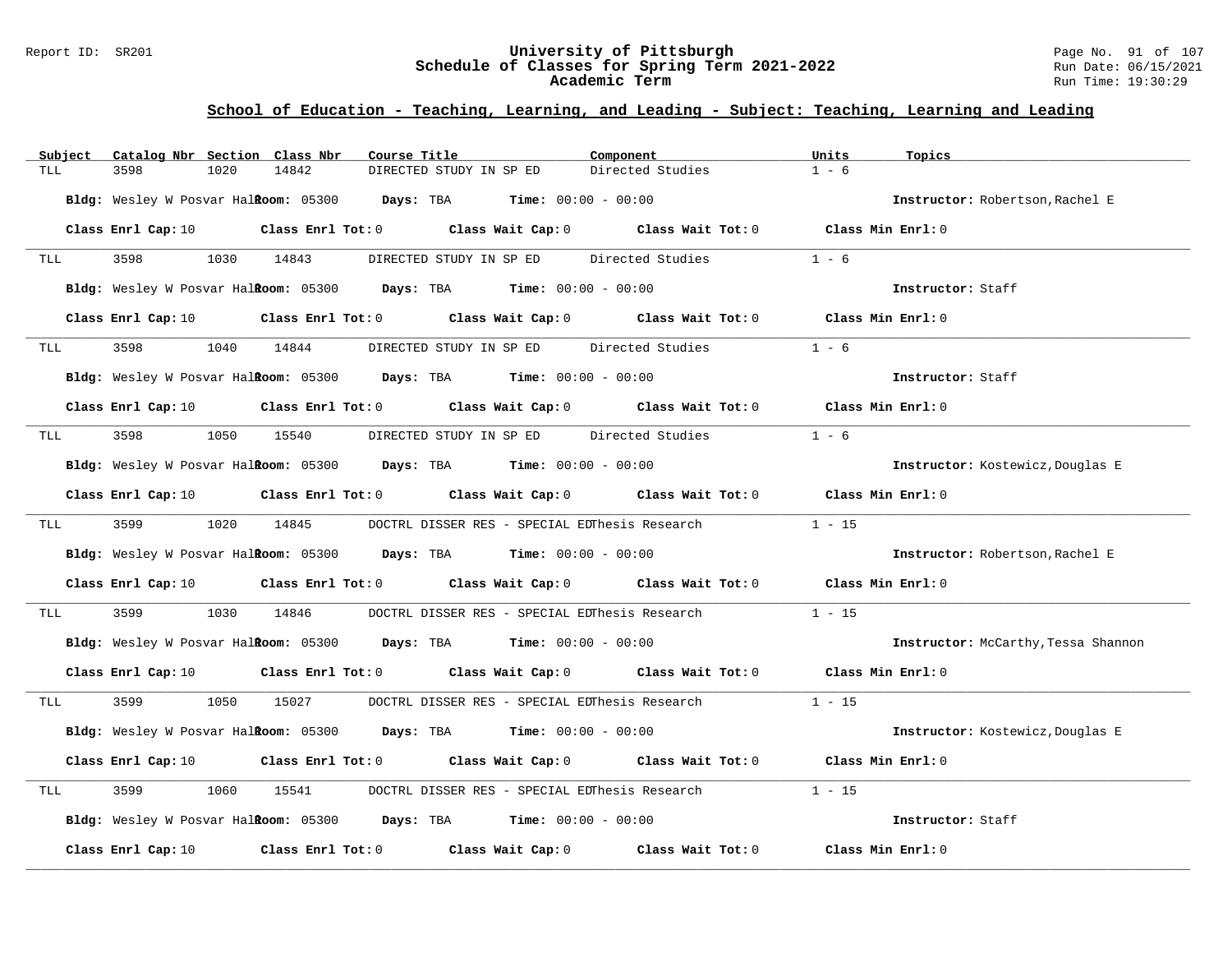## School of Education - Teaching, Learning, and Leading - Subject: Teaching, Learning and Leading

| Subject | Catalog Nbr | Section | Class Nbr | Course Title | Component | Units | Topics |
|---|---|---|---|---|---|---|---|
| TLL | 3598 | 1020 | 14842 | DIRECTED STUDY IN SP ED | Directed Studies | 1 - 6 | |

**Bldg:** Wesley W Posvar Hall **Room:** 05300 **Days:** TBA **Time:** 00:00 - 00:00 **Instructor:** Robertson,Rachel E

**Class Enrl Cap:** 10 **Class Enrl Tot:** 0 **Class Wait Cap:** 0 **Class Wait Tot:** 0 **Class Min Enrl:** 0

---

| Subject | Catalog Nbr | Section | Class Nbr | Course Title | Component | Units | Topics |
|---|---|---|---|---|---|---|---|
| TLL | 3598 | 1030 | 14843 | DIRECTED STUDY IN SP ED | Directed Studies | 1 - 6 | |

**Bldg:** Wesley W Posvar Hall **Room:** 05300 **Days:** TBA **Time:** 00:00 - 00:00 **Instructor:** Staff

**Class Enrl Cap:** 10 **Class Enrl Tot:** 0 **Class Wait Cap:** 0 **Class Wait Tot:** 0 **Class Min Enrl:** 0

---

| Subject | Catalog Nbr | Section | Class Nbr | Course Title | Component | Units | Topics |
|---|---|---|---|---|---|---|---|
| TLL | 3598 | 1040 | 14844 | DIRECTED STUDY IN SP ED | Directed Studies | 1 - 6 | |

**Bldg:** Wesley W Posvar Hall **Room:** 05300 **Days:** TBA **Time:** 00:00 - 00:00 **Instructor:** Staff

**Class Enrl Cap:** 10 **Class Enrl Tot:** 0 **Class Wait Cap:** 0 **Class Wait Tot:** 0 **Class Min Enrl:** 0

---

| Subject | Catalog Nbr | Section | Class Nbr | Course Title | Component | Units | Topics |
|---|---|---|---|---|---|---|---|
| TLL | 3598 | 1050 | 15540 | DIRECTED STUDY IN SP ED | Directed Studies | 1 - 6 | |

**Bldg:** Wesley W Posvar Hall **Room:** 05300 **Days:** TBA **Time:** 00:00 - 00:00 **Instructor:** Kostewicz,Douglas E

**Class Enrl Cap:** 10 **Class Enrl Tot:** 0 **Class Wait Cap:** 0 **Class Wait Tot:** 0 **Class Min Enrl:** 0

---

| Subject | Catalog Nbr | Section | Class Nbr | Course Title | Component | Units | Topics |
|---|---|---|---|---|---|---|---|
| TLL | 3599 | 1020 | 14845 | DOCTRL DISSER RES - SPECIAL ED | Thesis Research | 1 - 15 | |

**Bldg:** Wesley W Posvar Hall **Room:** 05300 **Days:** TBA **Time:** 00:00 - 00:00 **Instructor:** Robertson,Rachel E

**Class Enrl Cap:** 10 **Class Enrl Tot:** 0 **Class Wait Cap:** 0 **Class Wait Tot:** 0 **Class Min Enrl:** 0

---

| Subject | Catalog Nbr | Section | Class Nbr | Course Title | Component | Units | Topics |
|---|---|---|---|---|---|---|---|
| TLL | 3599 | 1030 | 14846 | DOCTRL DISSER RES - SPECIAL ED | Thesis Research | 1 - 15 | |

**Bldg:** Wesley W Posvar Hall **Room:** 05300 **Days:** TBA **Time:** 00:00 - 00:00 **Instructor:** McCarthy,Tessa Shannon

**Class Enrl Cap:** 10 **Class Enrl Tot:** 0 **Class Wait Cap:** 0 **Class Wait Tot:** 0 **Class Min Enrl:** 0

---

| Subject | Catalog Nbr | Section | Class Nbr | Course Title | Component | Units | Topics |
|---|---|---|---|---|---|---|---|
| TLL | 3599 | 1050 | 15027 | DOCTRL DISSER RES - SPECIAL ED | Thesis Research | 1 - 15 | |

**Bldg:** Wesley W Posvar Hall **Room:** 05300 **Days:** TBA **Time:** 00:00 - 00:00 **Instructor:** Kostewicz,Douglas E

**Class Enrl Cap:** 10 **Class Enrl Tot:** 0 **Class Wait Cap:** 0 **Class Wait Tot:** 0 **Class Min Enrl:** 0

---

| Subject | Catalog Nbr | Section | Class Nbr | Course Title | Component | Units | Topics |
|---|---|---|---|---|---|---|---|
| TLL | 3599 | 1060 | 15541 | DOCTRL DISSER RES - SPECIAL ED | Thesis Research | 1 - 15 | |

**Bldg:** Wesley W Posvar Hall **Room:** 05300 **Days:** TBA **Time:** 00:00 - 00:00 **Instructor:** Staff

**Class Enrl Cap:** 10 **Class Enrl Tot:** 0 **Class Wait Cap:** 0 **Class Wait Tot:** 0 **Class Min Enrl:** 0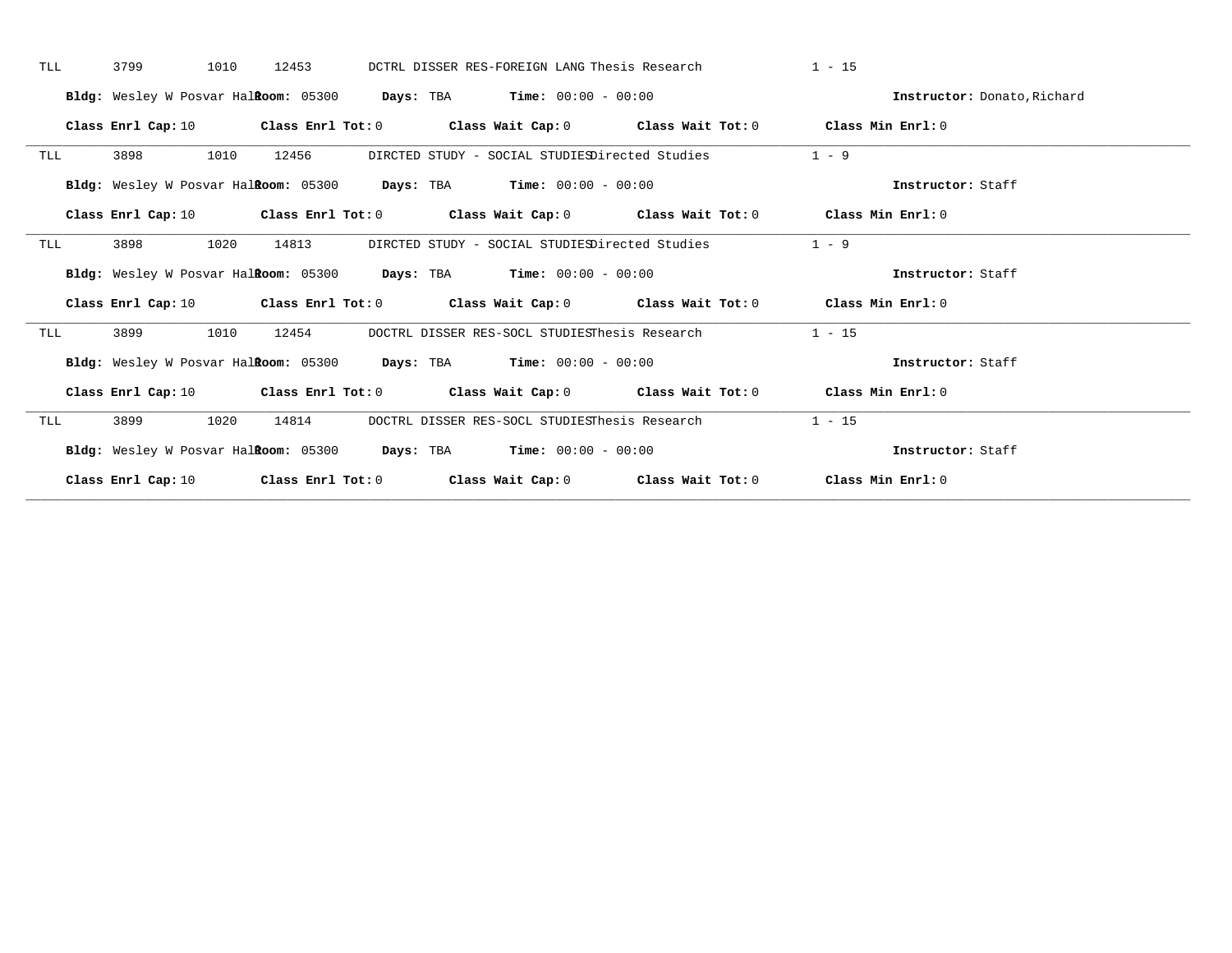TLL 3799 1010 12453 DCTRL DISSER RES-FOREIGN LANG Thesis Research 1 - 15

**Bldg:** Wesley W Posvar Hall **Room:** 05300 **Days:** TBA **Time:** 00:00 - 00:00 **Instructor:** Donato,Richard

**Class Enrl Cap:** 10 **Class Enrl Tot:** 0 **Class Wait Cap:** 0 **Class Wait Tot:** 0 **Class Min Enrl:** 0

---

TLL 3898 1010 12456 DIRCTED STUDY - SOCIAL STUDIES Directed Studies 1 - 9

**Bldg:** Wesley W Posvar Hall **Room:** 05300 **Days:** TBA **Time:** 00:00 - 00:00 **Instructor:** Staff

**Class Enrl Cap:** 10 **Class Enrl Tot:** 0 **Class Wait Cap:** 0 **Class Wait Tot:** 0 **Class Min Enrl:** 0

---

TLL 3898 1020 14813 DIRCTED STUDY - SOCIAL STUDIES Directed Studies 1 - 9

**Bldg:** Wesley W Posvar Hall **Room:** 05300 **Days:** TBA **Time:** 00:00 - 00:00 **Instructor:** Staff

**Class Enrl Cap:** 10 **Class Enrl Tot:** 0 **Class Wait Cap:** 0 **Class Wait Tot:** 0 **Class Min Enrl:** 0

---

TLL 3899 1010 12454 DOCTRL DISSER RES-SOCL STUDIES Thesis Research 1 - 15

**Bldg:** Wesley W Posvar Hall **Room:** 05300 **Days:** TBA **Time:** 00:00 - 00:00 **Instructor:** Staff

**Class Enrl Cap:** 10 **Class Enrl Tot:** 0 **Class Wait Cap:** 0 **Class Wait Tot:** 0 **Class Min Enrl:** 0

---

TLL 3899 1020 14814 DOCTRL DISSER RES-SOCL STUDIES Thesis Research 1 - 15

**Bldg:** Wesley W Posvar Hall **Room:** 05300 **Days:** TBA **Time:** 00:00 - 00:00 **Instructor:** Staff

**Class Enrl Cap:** 10 **Class Enrl Tot:** 0 **Class Wait Cap:** 0 **Class Wait Tot:** 0 **Class Min Enrl:** 0

---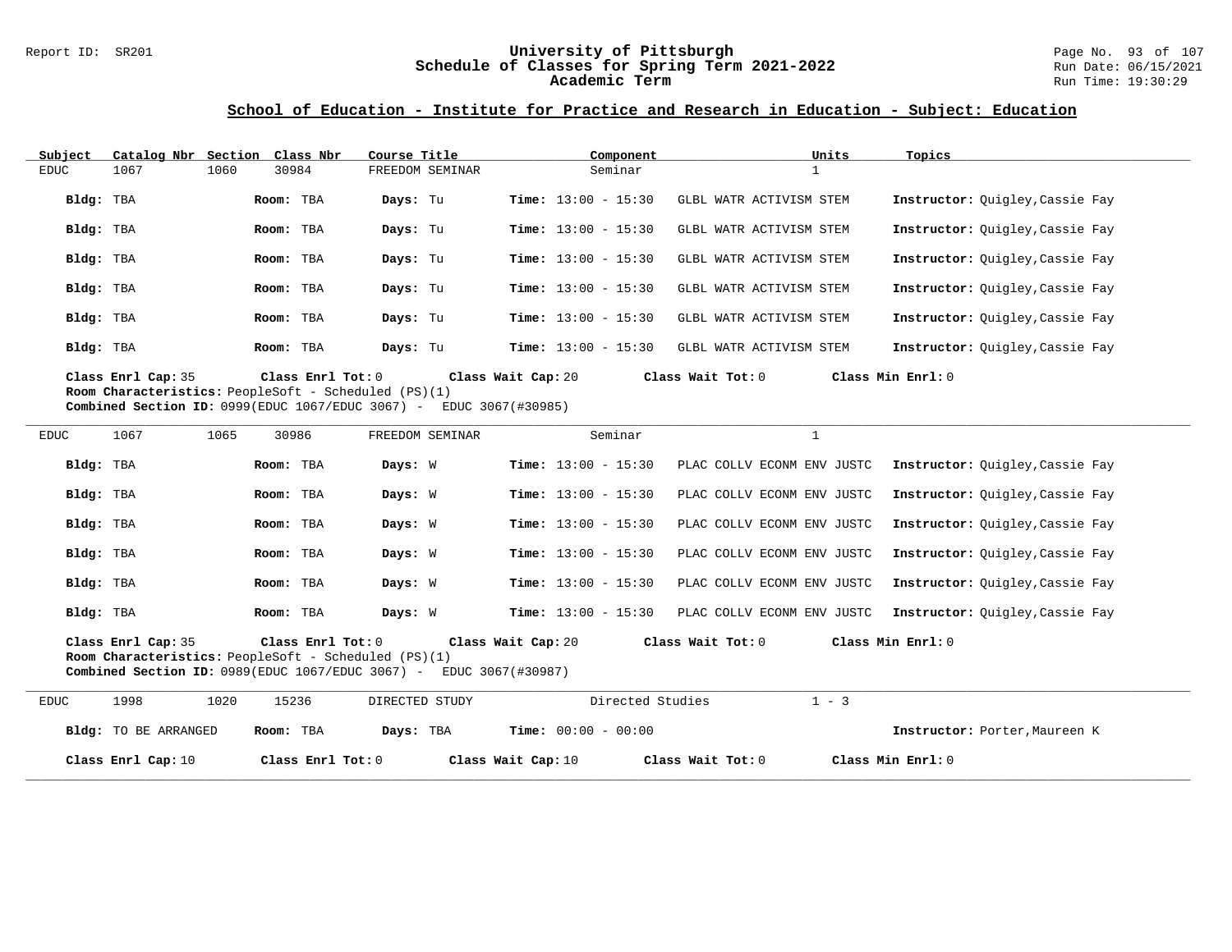## School of Education - Institute for Practice and Research in Education - Subject: Education

| Subject | Catalog Nbr | Section | Class Nbr | Course Title | Component | Units | Topics |
|---|---|---|---|---|---|---|---|
| EDUC | 1067 | 1060 | 30984 | FREEDOM SEMINAR | Seminar | 1 | |

| Bldg | Room | Days | Time | Topic | Instructor |
|---|---|---|---|---|---|
| TBA | TBA | Tu | 13:00 - 15:30 | GLBL WATR ACTIVISM STEM | Quigley,Cassie Fay |
| TBA | TBA | Tu | 13:00 - 15:30 | GLBL WATR ACTIVISM STEM | Quigley,Cassie Fay |
| TBA | TBA | Tu | 13:00 - 15:30 | GLBL WATR ACTIVISM STEM | Quigley,Cassie Fay |
| TBA | TBA | Tu | 13:00 - 15:30 | GLBL WATR ACTIVISM STEM | Quigley,Cassie Fay |
| TBA | TBA | Tu | 13:00 - 15:30 | GLBL WATR ACTIVISM STEM | Quigley,Cassie Fay |
| TBA | TBA | Tu | 13:00 - 15:30 | GLBL WATR ACTIVISM STEM | Quigley,Cassie Fay |

**Class Enrl Cap:** 35 **Class Enrl Tot:** 0 **Class Wait Cap:** 20 **Class Wait Tot:** 0 **Class Min Enrl:** 0
**Room Characteristics:** PeopleSoft - Scheduled (PS)(1)
**Combined Section ID:** 0999(EDUC 1067/EDUC 3067) - EDUC 3067(#30985)

---

| Subject | Catalog Nbr | Section | Class Nbr | Course Title | Component | Units | Topics |
|---|---|---|---|---|---|---|---|
| EDUC | 1067 | 1065 | 30986 | FREEDOM SEMINAR | Seminar | 1 | |

| Bldg | Room | Days | Time | Topic | Instructor |
|---|---|---|---|---|---|
| TBA | TBA | W | 13:00 - 15:30 | PLAC COLLV ECONM ENV JUSTC | Quigley,Cassie Fay |
| TBA | TBA | W | 13:00 - 15:30 | PLAC COLLV ECONM ENV JUSTC | Quigley,Cassie Fay |
| TBA | TBA | W | 13:00 - 15:30 | PLAC COLLV ECONM ENV JUSTC | Quigley,Cassie Fay |
| TBA | TBA | W | 13:00 - 15:30 | PLAC COLLV ECONM ENV JUSTC | Quigley,Cassie Fay |
| TBA | TBA | W | 13:00 - 15:30 | PLAC COLLV ECONM ENV JUSTC | Quigley,Cassie Fay |
| TBA | TBA | W | 13:00 - 15:30 | PLAC COLLV ECONM ENV JUSTC | Quigley,Cassie Fay |

**Class Enrl Cap:** 35 **Class Enrl Tot:** 0 **Class Wait Cap:** 20 **Class Wait Tot:** 0 **Class Min Enrl:** 0
**Room Characteristics:** PeopleSoft - Scheduled (PS)(1)
**Combined Section ID:** 0989(EDUC 1067/EDUC 3067) - EDUC 3067(#30987)

---

| Subject | Catalog Nbr | Section | Class Nbr | Course Title | Component | Units | Topics |
|---|---|---|---|---|---|---|---|
| EDUC | 1998 | 1020 | 15236 | DIRECTED STUDY | Directed Studies | 1 - 3 | |

| Bldg | Room | Days | Time | Instructor |
|---|---|---|---|---|
| TO BE ARRANGED | TBA | TBA | 00:00 - 00:00 | Porter,Maureen K |

**Class Enrl Cap:** 10 **Class Enrl Tot:** 0 **Class Wait Cap:** 10 **Class Wait Tot:** 0 **Class Min Enrl:** 0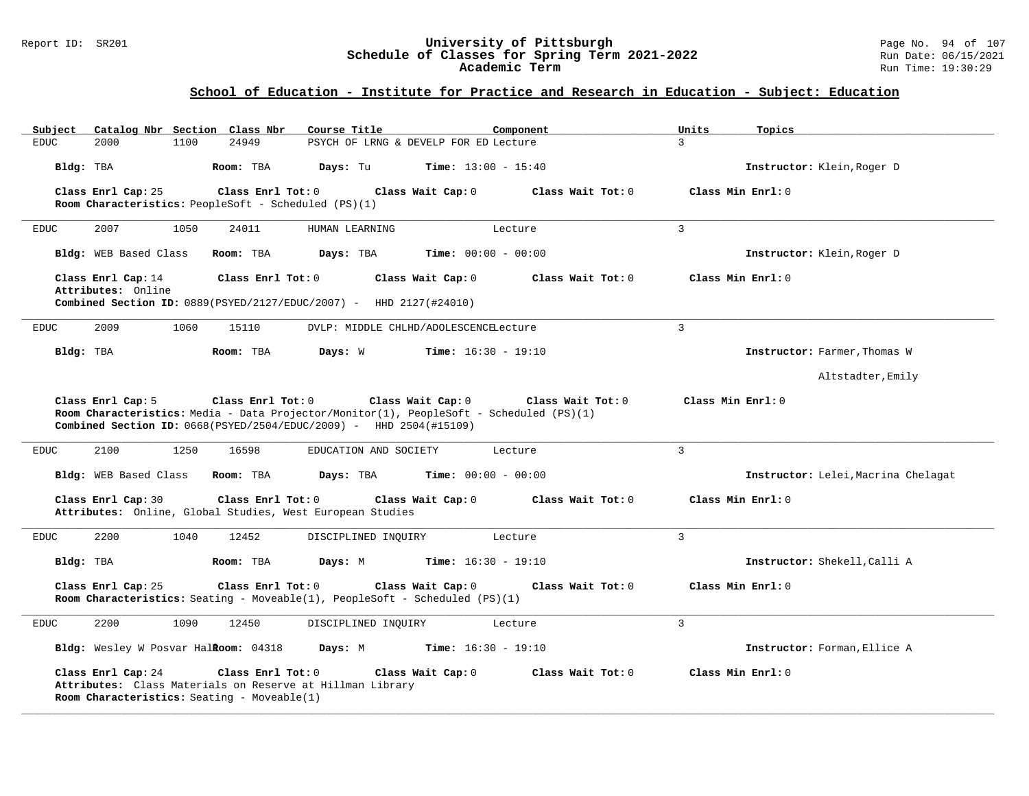## School of Education - Institute for Practice and Research in Education - Subject: Education

| Subject | Catalog Nbr | Section | Class Nbr | Course Title | Component | Units | Topics |
|---|---|---|---|---|---|---|---|
| EDUC | 2000 | 1100 | 24949 | PSYCH OF LRNG & DEVELP FOR ED | Lecture | 3 | |

**Bldg:** TBA **Room:** TBA **Days:** Tu **Time:** 13:00 - 15:40 **Instructor:** Klein,Roger D

**Class Enrl Cap:** 25 **Class Enrl Tot:** 0 **Class Wait Cap:** 0 **Class Wait Tot:** 0 **Class Min Enrl:** 0

**Room Characteristics:** PeopleSoft - Scheduled (PS)(1)

---

| Subject | Catalog Nbr | Section | Class Nbr | Course Title | Component | Units | Topics |
|---|---|---|---|---|---|---|---|
| EDUC | 2007 | 1050 | 24011 | HUMAN LEARNING | Lecture | 3 | |

**Bldg:** WEB Based Class **Room:** TBA **Days:** TBA **Time:** 00:00 - 00:00 **Instructor:** Klein,Roger D

**Class Enrl Cap:** 14 **Class Enrl Tot:** 0 **Class Wait Cap:** 0 **Class Wait Tot:** 0 **Class Min Enrl:** 0

**Attributes:** Online

**Combined Section ID:** 0889(PSYED/2127/EDUC/2007) - HHD 2127(#24010)

---

| Subject | Catalog Nbr | Section | Class Nbr | Course Title | Component | Units | Topics |
|---|---|---|---|---|---|---|---|
| EDUC | 2009 | 1060 | 15110 | DVLP: MIDDLE CHLHD/ADOLESCENCE | Lecture | 3 | |

**Bldg:** TBA **Room:** TBA **Days:** W **Time:** 16:30 - 19:10 **Instructor:** Farmer,Thomas W; Altstadter,Emily

**Class Enrl Cap:** 5 **Class Enrl Tot:** 0 **Class Wait Cap:** 0 **Class Wait Tot:** 0 **Class Min Enrl:** 0

**Room Characteristics:** Media - Data Projector/Monitor(1), PeopleSoft - Scheduled (PS)(1)

**Combined Section ID:** 0668(PSYED/2504/EDUC/2009) - HHD 2504(#15109)

---

| Subject | Catalog Nbr | Section | Class Nbr | Course Title | Component | Units | Topics |
|---|---|---|---|---|---|---|---|
| EDUC | 2100 | 1250 | 16598 | EDUCATION AND SOCIETY | Lecture | 3 | |

**Bldg:** WEB Based Class **Room:** TBA **Days:** TBA **Time:** 00:00 - 00:00 **Instructor:** Lelei,Macrina Chelagat

**Class Enrl Cap:** 30 **Class Enrl Tot:** 0 **Class Wait Cap:** 0 **Class Wait Tot:** 0 **Class Min Enrl:** 0

**Attributes:** Online, Global Studies, West European Studies

---

| Subject | Catalog Nbr | Section | Class Nbr | Course Title | Component | Units | Topics |
|---|---|---|---|---|---|---|---|
| EDUC | 2200 | 1040 | 12452 | DISCIPLINED INQUIRY | Lecture | 3 | |

**Bldg:** TBA **Room:** TBA **Days:** M **Time:** 16:30 - 19:10 **Instructor:** Shekell,Calli A

**Class Enrl Cap:** 25 **Class Enrl Tot:** 0 **Class Wait Cap:** 0 **Class Wait Tot:** 0 **Class Min Enrl:** 0

**Room Characteristics:** Seating - Moveable(1), PeopleSoft - Scheduled (PS)(1)

---

| Subject | Catalog Nbr | Section | Class Nbr | Course Title | Component | Units | Topics |
|---|---|---|---|---|---|---|---|
| EDUC | 2200 | 1090 | 12450 | DISCIPLINED INQUIRY | Lecture | 3 | |

**Bldg:** Wesley W Posvar Hall **Room:** 04318 **Days:** M **Time:** 16:30 - 19:10 **Instructor:** Forman,Ellice A

**Class Enrl Cap:** 24 **Class Enrl Tot:** 0 **Class Wait Cap:** 0 **Class Wait Tot:** 0 **Class Min Enrl:** 0

**Attributes:** Class Materials on Reserve at Hillman Library

**Room Characteristics:** Seating - Moveable(1)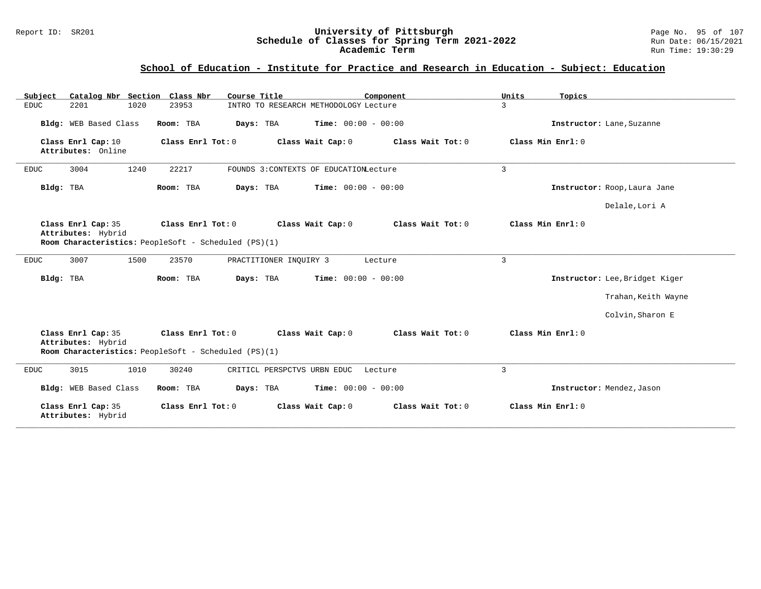## School of Education - Institute for Practice and Research in Education - Subject: Education

| Subject | Catalog Nbr | Section | Class Nbr | Course Title | Component | Units | Topics |
|---|---|---|---|---|---|---|---|
| EDUC | 2201 | 1020 | 23953 | INTRO TO RESEARCH METHODOLOGY | Lecture | 3 | |

**Bldg:** WEB Based Class **Room:** TBA **Days:** TBA **Time:** 00:00 - 00:00 **Instructor:** Lane,Suzanne

**Class Enrl Cap:** 10 **Class Enrl Tot:** 0 **Class Wait Cap:** 0 **Class Wait Tot:** 0 **Class Min Enrl:** 0
**Attributes:** Online

---

| Subject | Catalog Nbr | Section | Class Nbr | Course Title | Component | Units | Topics |
|---|---|---|---|---|---|---|---|
| EDUC | 3004 | 1240 | 22217 | FOUNDS 3:CONTEXTS OF EDUCATION | Lecture | 3 | |

**Bldg:** TBA **Room:** TBA **Days:** TBA **Time:** 00:00 - 00:00 **Instructor:** Roop,Laura Jane
Delale,Lori A

**Class Enrl Cap:** 35 **Class Enrl Tot:** 0 **Class Wait Cap:** 0 **Class Wait Tot:** 0 **Class Min Enrl:** 0
**Attributes:** Hybrid
**Room Characteristics:** PeopleSoft - Scheduled (PS)(1)

---

| Subject | Catalog Nbr | Section | Class Nbr | Course Title | Component | Units | Topics |
|---|---|---|---|---|---|---|---|
| EDUC | 3007 | 1500 | 23570 | PRACTITIONER INQUIRY 3 | Lecture | 3 | |

**Bldg:** TBA **Room:** TBA **Days:** TBA **Time:** 00:00 - 00:00 **Instructor:** Lee,Bridget Kiger
Trahan,Keith Wayne
Colvin,Sharon E

**Class Enrl Cap:** 35 **Class Enrl Tot:** 0 **Class Wait Cap:** 0 **Class Wait Tot:** 0 **Class Min Enrl:** 0
**Attributes:** Hybrid
**Room Characteristics:** PeopleSoft - Scheduled (PS)(1)

---

| Subject | Catalog Nbr | Section | Class Nbr | Course Title | Component | Units | Topics |
|---|---|---|---|---|---|---|---|
| EDUC | 3015 | 1010 | 30240 | CRITICL PERSPCTVS URBN EDUC | Lecture | 3 | |

**Bldg:** WEB Based Class **Room:** TBA **Days:** TBA **Time:** 00:00 - 00:00 **Instructor:** Mendez,Jason

**Class Enrl Cap:** 35 **Class Enrl Tot:** 0 **Class Wait Cap:** 0 **Class Wait Tot:** 0 **Class Min Enrl:** 0
**Attributes:** Hybrid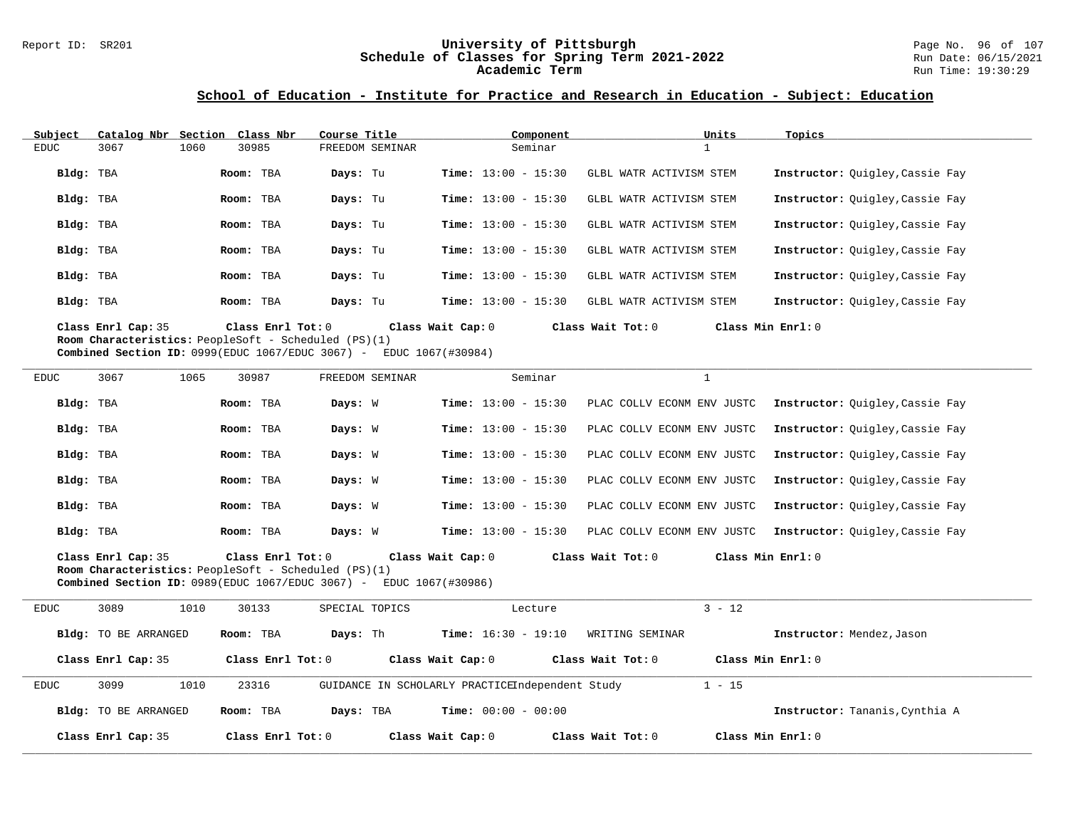# University of Pittsburgh
## Schedule of Classes for Spring Term 2021-2022
### Academic Term

Report ID: SR201

## School of Education - Institute for Practice and Research in Education - Subject: Education

| Subject | Catalog Nbr | Section | Class Nbr | Course Title | Component | Units | Topics |
|---|---|---|---|---|---|---|---|
| EDUC | 3067 | 1060 | 30985 | FREEDOM SEMINAR | Seminar | 1 | |

| Bldg | Room | Days | Time | Topic | Instructor |
|---|---|---|---|---|---|
| TBA | TBA | Tu | 13:00 - 15:30 | GLBL WATR ACTIVISM STEM | Quigley,Cassie Fay |
| TBA | TBA | Tu | 13:00 - 15:30 | GLBL WATR ACTIVISM STEM | Quigley,Cassie Fay |
| TBA | TBA | Tu | 13:00 - 15:30 | GLBL WATR ACTIVISM STEM | Quigley,Cassie Fay |
| TBA | TBA | Tu | 13:00 - 15:30 | GLBL WATR ACTIVISM STEM | Quigley,Cassie Fay |
| TBA | TBA | Tu | 13:00 - 15:30 | GLBL WATR ACTIVISM STEM | Quigley,Cassie Fay |
| TBA | TBA | Tu | 13:00 - 15:30 | GLBL WATR ACTIVISM STEM | Quigley,Cassie Fay |

**Class Enrl Cap:** 35 **Class Enrl Tot:** 0 **Class Wait Cap:** 0 **Class Wait Tot:** 0 **Class Min Enrl:** 0
**Room Characteristics:** PeopleSoft - Scheduled (PS)(1)
**Combined Section ID:** 0999(EDUC 1067/EDUC 3067) - EDUC 1067(#30984)

---

| Subject | Catalog Nbr | Section | Class Nbr | Course Title | Component | Units | Topics |
|---|---|---|---|---|---|---|---|
| EDUC | 3067 | 1065 | 30987 | FREEDOM SEMINAR | Seminar | 1 | |

| Bldg | Room | Days | Time | Topic | Instructor |
|---|---|---|---|---|---|
| TBA | TBA | W | 13:00 - 15:30 | PLAC COLLV ECONM ENV JUSTC | Quigley,Cassie Fay |
| TBA | TBA | W | 13:00 - 15:30 | PLAC COLLV ECONM ENV JUSTC | Quigley,Cassie Fay |
| TBA | TBA | W | 13:00 - 15:30 | PLAC COLLV ECONM ENV JUSTC | Quigley,Cassie Fay |
| TBA | TBA | W | 13:00 - 15:30 | PLAC COLLV ECONM ENV JUSTC | Quigley,Cassie Fay |
| TBA | TBA | W | 13:00 - 15:30 | PLAC COLLV ECONM ENV JUSTC | Quigley,Cassie Fay |
| TBA | TBA | W | 13:00 - 15:30 | PLAC COLLV ECONM ENV JUSTC | Quigley,Cassie Fay |

**Class Enrl Cap:** 35 **Class Enrl Tot:** 0 **Class Wait Cap:** 0 **Class Wait Tot:** 0 **Class Min Enrl:** 0
**Room Characteristics:** PeopleSoft - Scheduled (PS)(1)
**Combined Section ID:** 0989(EDUC 1067/EDUC 3067) - EDUC 1067(#30986)

---

| Subject | Catalog Nbr | Section | Class Nbr | Course Title | Component | Units | Topics |
|---|---|---|---|---|---|---|---|
| EDUC | 3089 | 1010 | 30133 | SPECIAL TOPICS | Lecture | 3 - 12 | |

| Bldg | Room | Days | Time | Topic | Instructor |
|---|---|---|---|---|---|
| TO BE ARRANGED | TBA | Th | 16:30 - 19:10 | WRITING SEMINAR | Mendez,Jason |

**Class Enrl Cap:** 35 **Class Enrl Tot:** 0 **Class Wait Cap:** 0 **Class Wait Tot:** 0 **Class Min Enrl:** 0

---

| Subject | Catalog Nbr | Section | Class Nbr | Course Title | Component | Units | Topics |
|---|---|---|---|---|---|---|---|
| EDUC | 3099 | 1010 | 23316 | GUIDANCE IN SCHOLARLY PRACTICE | Independent Study | 1 - 15 | |

| Bldg | Room | Days | Time | Topic | Instructor |
|---|---|---|---|---|---|
| TO BE ARRANGED | TBA | TBA | 00:00 - 00:00 | | Tananis,Cynthia A |

**Class Enrl Cap:** 35 **Class Enrl Tot:** 0 **Class Wait Cap:** 0 **Class Wait Tot:** 0 **Class Min Enrl:** 0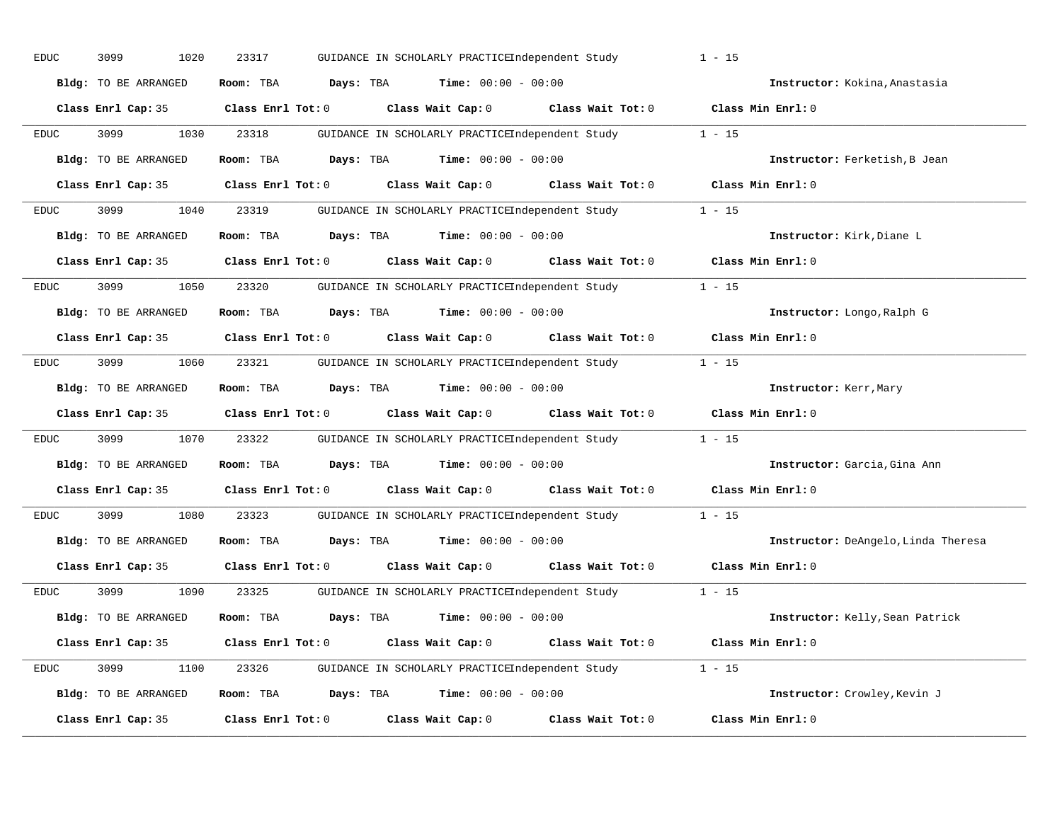EDUC 3099 1020 23317 GUIDANCE IN SCHOLARLY PRACTICE Independent Study 1 - 15

**Bldg:** TO BE ARRANGED **Room:** TBA **Days:** TBA **Time:** 00:00 - 00:00 **Instructor:** Kokina,Anastasia

**Class Enrl Cap:** 35 **Class Enrl Tot:** 0 **Class Wait Cap:** 0 **Class Wait Tot:** 0 **Class Min Enrl:** 0

---

EDUC 3099 1030 23318 GUIDANCE IN SCHOLARLY PRACTICE Independent Study 1 - 15

**Bldg:** TO BE ARRANGED **Room:** TBA **Days:** TBA **Time:** 00:00 - 00:00 **Instructor:** Ferketish,B Jean

**Class Enrl Cap:** 35 **Class Enrl Tot:** 0 **Class Wait Cap:** 0 **Class Wait Tot:** 0 **Class Min Enrl:** 0

---

EDUC 3099 1040 23319 GUIDANCE IN SCHOLARLY PRACTICE Independent Study 1 - 15

**Bldg:** TO BE ARRANGED **Room:** TBA **Days:** TBA **Time:** 00:00 - 00:00 **Instructor:** Kirk,Diane L

**Class Enrl Cap:** 35 **Class Enrl Tot:** 0 **Class Wait Cap:** 0 **Class Wait Tot:** 0 **Class Min Enrl:** 0

---

EDUC 3099 1050 23320 GUIDANCE IN SCHOLARLY PRACTICE Independent Study 1 - 15

**Bldg:** TO BE ARRANGED **Room:** TBA **Days:** TBA **Time:** 00:00 - 00:00 **Instructor:** Longo,Ralph G

**Class Enrl Cap:** 35 **Class Enrl Tot:** 0 **Class Wait Cap:** 0 **Class Wait Tot:** 0 **Class Min Enrl:** 0

---

EDUC 3099 1060 23321 GUIDANCE IN SCHOLARLY PRACTICE Independent Study 1 - 15

**Bldg:** TO BE ARRANGED **Room:** TBA **Days:** TBA **Time:** 00:00 - 00:00 **Instructor:** Kerr,Mary

**Class Enrl Cap:** 35 **Class Enrl Tot:** 0 **Class Wait Cap:** 0 **Class Wait Tot:** 0 **Class Min Enrl:** 0

---

EDUC 3099 1070 23322 GUIDANCE IN SCHOLARLY PRACTICE Independent Study 1 - 15

**Bldg:** TO BE ARRANGED **Room:** TBA **Days:** TBA **Time:** 00:00 - 00:00 **Instructor:** Garcia,Gina Ann

**Class Enrl Cap:** 35 **Class Enrl Tot:** 0 **Class Wait Cap:** 0 **Class Wait Tot:** 0 **Class Min Enrl:** 0

---

EDUC 3099 1080 23323 GUIDANCE IN SCHOLARLY PRACTICE Independent Study 1 - 15

**Bldg:** TO BE ARRANGED **Room:** TBA **Days:** TBA **Time:** 00:00 - 00:00 **Instructor:** DeAngelo,Linda Theresa

**Class Enrl Cap:** 35 **Class Enrl Tot:** 0 **Class Wait Cap:** 0 **Class Wait Tot:** 0 **Class Min Enrl:** 0

---

EDUC 3099 1090 23325 GUIDANCE IN SCHOLARLY PRACTICE Independent Study 1 - 15

**Bldg:** TO BE ARRANGED **Room:** TBA **Days:** TBA **Time:** 00:00 - 00:00 **Instructor:** Kelly,Sean Patrick

**Class Enrl Cap:** 35 **Class Enrl Tot:** 0 **Class Wait Cap:** 0 **Class Wait Tot:** 0 **Class Min Enrl:** 0

---

EDUC 3099 1100 23326 GUIDANCE IN SCHOLARLY PRACTICE Independent Study 1 - 15

**Bldg:** TO BE ARRANGED **Room:** TBA **Days:** TBA **Time:** 00:00 - 00:00 **Instructor:** Crowley,Kevin J

**Class Enrl Cap:** 35 **Class Enrl Tot:** 0 **Class Wait Cap:** 0 **Class Wait Tot:** 0 **Class Min Enrl:** 0

---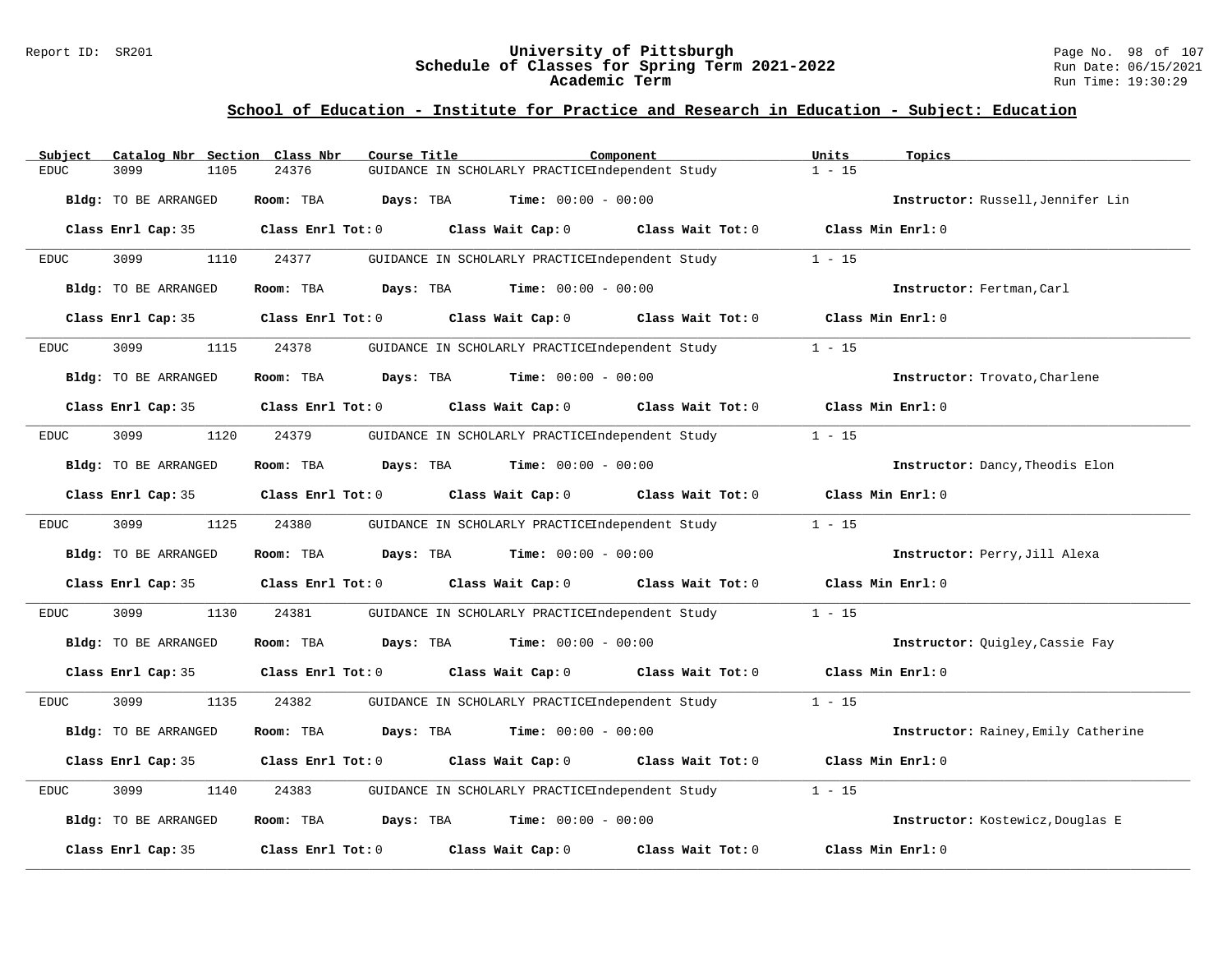## School of Education - Institute for Practice and Research in Education - Subject: Education

| Subject | Catalog Nbr | Section | Class Nbr | Course Title | Component | Units | Topics |
|---|---|---|---|---|---|---|---|
| EDUC | 3099 | 1105 | 24376 | GUIDANCE IN SCHOLARLY PRACTICE | Independent Study | 1 - 15 | |

**Bldg:** TO BE ARRANGED **Room:** TBA **Days:** TBA **Time:** 00:00 - 00:00 **Instructor:** Russell,Jennifer Lin

**Class Enrl Cap:** 35 **Class Enrl Tot:** 0 **Class Wait Cap:** 0 **Class Wait Tot:** 0 **Class Min Enrl:** 0

| Subject | Catalog Nbr | Section | Class Nbr | Course Title | Component | Units | Topics |
|---|---|---|---|---|---|---|---|
| EDUC | 3099 | 1110 | 24377 | GUIDANCE IN SCHOLARLY PRACTICE | Independent Study | 1 - 15 | |

**Bldg:** TO BE ARRANGED **Room:** TBA **Days:** TBA **Time:** 00:00 - 00:00 **Instructor:** Fertman,Carl

**Class Enrl Cap:** 35 **Class Enrl Tot:** 0 **Class Wait Cap:** 0 **Class Wait Tot:** 0 **Class Min Enrl:** 0

| Subject | Catalog Nbr | Section | Class Nbr | Course Title | Component | Units | Topics |
|---|---|---|---|---|---|---|---|
| EDUC | 3099 | 1115 | 24378 | GUIDANCE IN SCHOLARLY PRACTICE | Independent Study | 1 - 15 | |

**Bldg:** TO BE ARRANGED **Room:** TBA **Days:** TBA **Time:** 00:00 - 00:00 **Instructor:** Trovato,Charlene

**Class Enrl Cap:** 35 **Class Enrl Tot:** 0 **Class Wait Cap:** 0 **Class Wait Tot:** 0 **Class Min Enrl:** 0

| Subject | Catalog Nbr | Section | Class Nbr | Course Title | Component | Units | Topics |
|---|---|---|---|---|---|---|---|
| EDUC | 3099 | 1120 | 24379 | GUIDANCE IN SCHOLARLY PRACTICE | Independent Study | 1 - 15 | |

**Bldg:** TO BE ARRANGED **Room:** TBA **Days:** TBA **Time:** 00:00 - 00:00 **Instructor:** Dancy,Theodis Elon

**Class Enrl Cap:** 35 **Class Enrl Tot:** 0 **Class Wait Cap:** 0 **Class Wait Tot:** 0 **Class Min Enrl:** 0

| Subject | Catalog Nbr | Section | Class Nbr | Course Title | Component | Units | Topics |
|---|---|---|---|---|---|---|---|
| EDUC | 3099 | 1125 | 24380 | GUIDANCE IN SCHOLARLY PRACTICE | Independent Study | 1 - 15 | |

**Bldg:** TO BE ARRANGED **Room:** TBA **Days:** TBA **Time:** 00:00 - 00:00 **Instructor:** Perry,Jill Alexa

**Class Enrl Cap:** 35 **Class Enrl Tot:** 0 **Class Wait Cap:** 0 **Class Wait Tot:** 0 **Class Min Enrl:** 0

| Subject | Catalog Nbr | Section | Class Nbr | Course Title | Component | Units | Topics |
|---|---|---|---|---|---|---|---|
| EDUC | 3099 | 1130 | 24381 | GUIDANCE IN SCHOLARLY PRACTICE | Independent Study | 1 - 15 | |

**Bldg:** TO BE ARRANGED **Room:** TBA **Days:** TBA **Time:** 00:00 - 00:00 **Instructor:** Quigley,Cassie Fay

**Class Enrl Cap:** 35 **Class Enrl Tot:** 0 **Class Wait Cap:** 0 **Class Wait Tot:** 0 **Class Min Enrl:** 0

| Subject | Catalog Nbr | Section | Class Nbr | Course Title | Component | Units | Topics |
|---|---|---|---|---|---|---|---|
| EDUC | 3099 | 1135 | 24382 | GUIDANCE IN SCHOLARLY PRACTICE | Independent Study | 1 - 15 | |

**Bldg:** TO BE ARRANGED **Room:** TBA **Days:** TBA **Time:** 00:00 - 00:00 **Instructor:** Rainey,Emily Catherine

**Class Enrl Cap:** 35 **Class Enrl Tot:** 0 **Class Wait Cap:** 0 **Class Wait Tot:** 0 **Class Min Enrl:** 0

| Subject | Catalog Nbr | Section | Class Nbr | Course Title | Component | Units | Topics |
|---|---|---|---|---|---|---|---|
| EDUC | 3099 | 1140 | 24383 | GUIDANCE IN SCHOLARLY PRACTICE | Independent Study | 1 - 15 | |

**Bldg:** TO BE ARRANGED **Room:** TBA **Days:** TBA **Time:** 00:00 - 00:00 **Instructor:** Kostewicz,Douglas E

**Class Enrl Cap:** 35 **Class Enrl Tot:** 0 **Class Wait Cap:** 0 **Class Wait Tot:** 0 **Class Min Enrl:** 0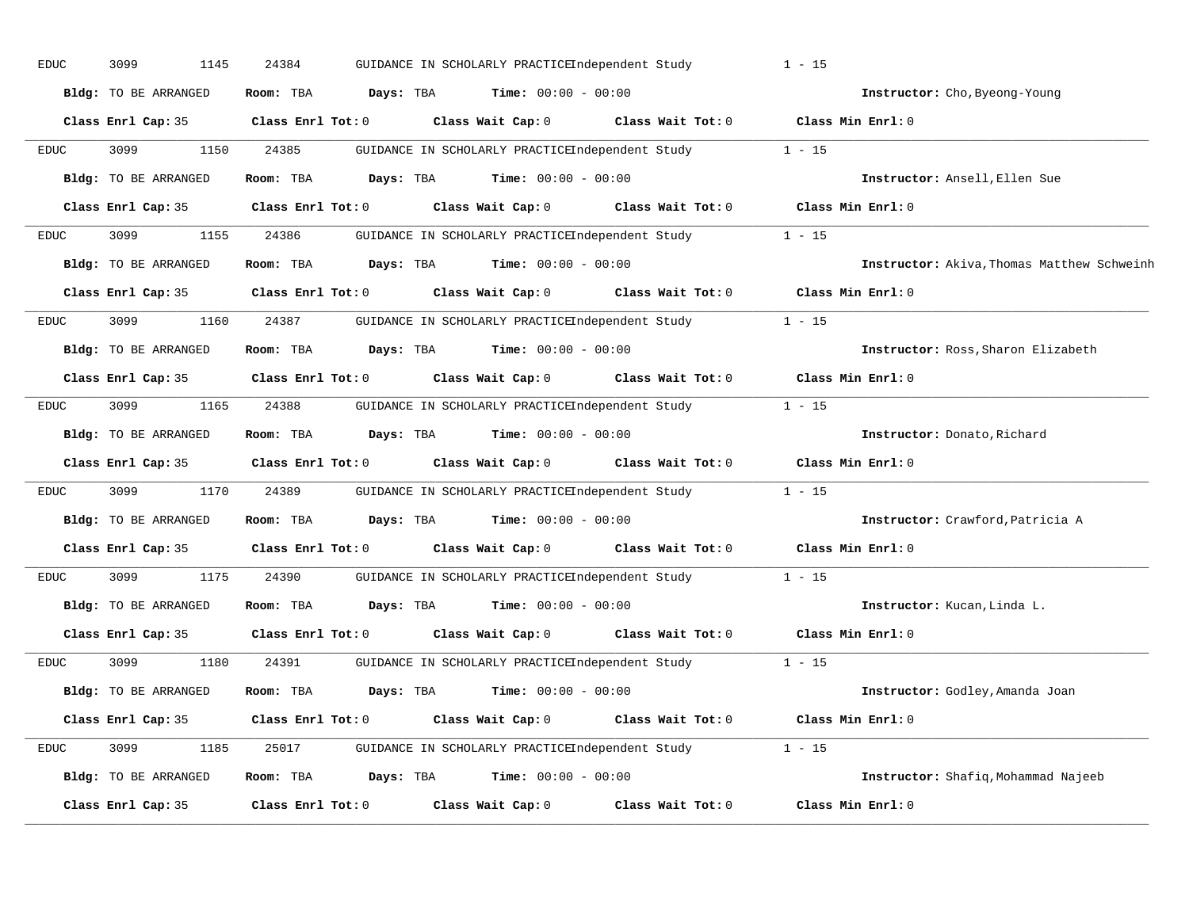EDUC 3099 1145 24384 GUIDANCE IN SCHOLARLY PRACTICE Independent Study 1 - 15

**Bldg:** TO BE ARRANGED **Room:** TBA **Days:** TBA **Time:** 00:00 - 00:00 **Instructor:** Cho,Byeong-Young

**Class Enrl Cap:** 35 **Class Enrl Tot:** 0 **Class Wait Cap:** 0 **Class Wait Tot:** 0 **Class Min Enrl:** 0

---

EDUC 3099 1150 24385 GUIDANCE IN SCHOLARLY PRACTICE Independent Study 1 - 15

**Bldg:** TO BE ARRANGED **Room:** TBA **Days:** TBA **Time:** 00:00 - 00:00 **Instructor:** Ansell,Ellen Sue

**Class Enrl Cap:** 35 **Class Enrl Tot:** 0 **Class Wait Cap:** 0 **Class Wait Tot:** 0 **Class Min Enrl:** 0

---

EDUC 3099 1155 24386 GUIDANCE IN SCHOLARLY PRACTICE Independent Study 1 - 15

**Bldg:** TO BE ARRANGED **Room:** TBA **Days:** TBA **Time:** 00:00 - 00:00 **Instructor:** Akiva,Thomas Matthew Schweinh

**Class Enrl Cap:** 35 **Class Enrl Tot:** 0 **Class Wait Cap:** 0 **Class Wait Tot:** 0 **Class Min Enrl:** 0

---

EDUC 3099 1160 24387 GUIDANCE IN SCHOLARLY PRACTICE Independent Study 1 - 15

**Bldg:** TO BE ARRANGED **Room:** TBA **Days:** TBA **Time:** 00:00 - 00:00 **Instructor:** Ross,Sharon Elizabeth

**Class Enrl Cap:** 35 **Class Enrl Tot:** 0 **Class Wait Cap:** 0 **Class Wait Tot:** 0 **Class Min Enrl:** 0

---

EDUC 3099 1165 24388 GUIDANCE IN SCHOLARLY PRACTICE Independent Study 1 - 15

**Bldg:** TO BE ARRANGED **Room:** TBA **Days:** TBA **Time:** 00:00 - 00:00 **Instructor:** Donato,Richard

**Class Enrl Cap:** 35 **Class Enrl Tot:** 0 **Class Wait Cap:** 0 **Class Wait Tot:** 0 **Class Min Enrl:** 0

---

EDUC 3099 1170 24389 GUIDANCE IN SCHOLARLY PRACTICE Independent Study 1 - 15

**Bldg:** TO BE ARRANGED **Room:** TBA **Days:** TBA **Time:** 00:00 - 00:00 **Instructor:** Crawford,Patricia A

**Class Enrl Cap:** 35 **Class Enrl Tot:** 0 **Class Wait Cap:** 0 **Class Wait Tot:** 0 **Class Min Enrl:** 0

---

EDUC 3099 1175 24390 GUIDANCE IN SCHOLARLY PRACTICE Independent Study 1 - 15

**Bldg:** TO BE ARRANGED **Room:** TBA **Days:** TBA **Time:** 00:00 - 00:00 **Instructor:** Kucan,Linda L.

**Class Enrl Cap:** 35 **Class Enrl Tot:** 0 **Class Wait Cap:** 0 **Class Wait Tot:** 0 **Class Min Enrl:** 0

---

EDUC 3099 1180 24391 GUIDANCE IN SCHOLARLY PRACTICE Independent Study 1 - 15

**Bldg:** TO BE ARRANGED **Room:** TBA **Days:** TBA **Time:** 00:00 - 00:00 **Instructor:** Godley,Amanda Joan

**Class Enrl Cap:** 35 **Class Enrl Tot:** 0 **Class Wait Cap:** 0 **Class Wait Tot:** 0 **Class Min Enrl:** 0

---

EDUC 3099 1185 25017 GUIDANCE IN SCHOLARLY PRACTICE Independent Study 1 - 15

**Bldg:** TO BE ARRANGED **Room:** TBA **Days:** TBA **Time:** 00:00 - 00:00 **Instructor:** Shafiq,Mohammad Najeeb

**Class Enrl Cap:** 35 **Class Enrl Tot:** 0 **Class Wait Cap:** 0 **Class Wait Tot:** 0 **Class Min Enrl:** 0

---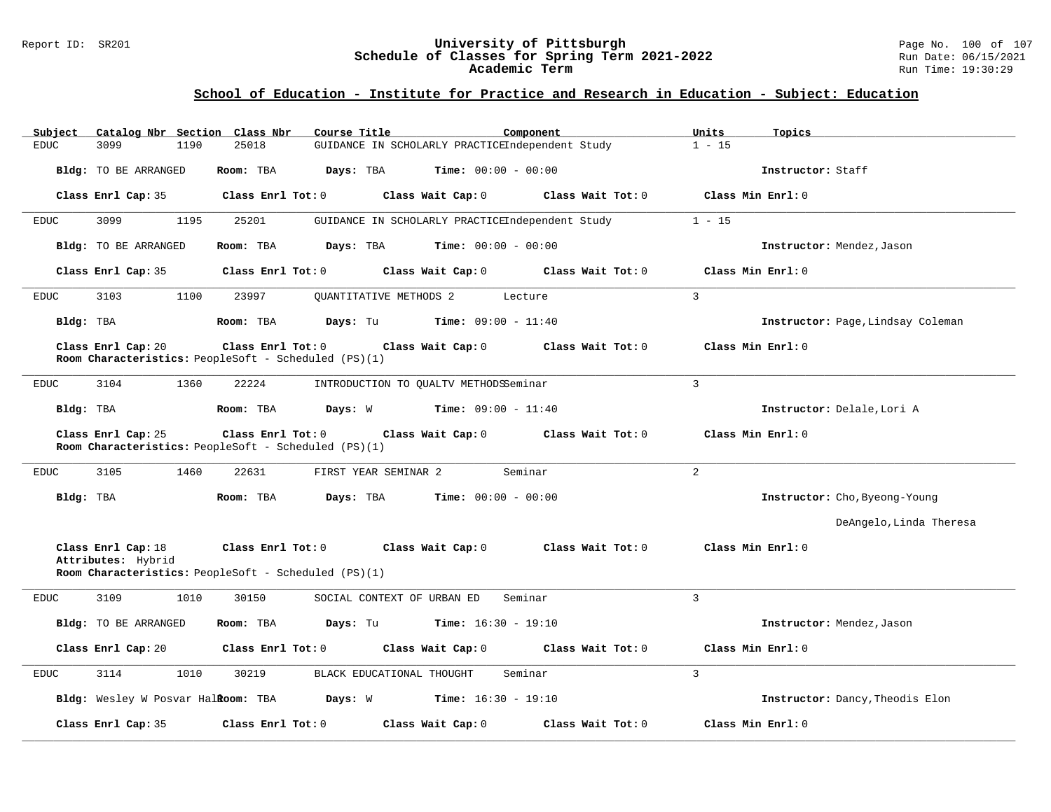## School of Education - Institute for Practice and Research in Education - Subject: Education

| Subject | Catalog Nbr | Section | Class Nbr | Course Title | Component | Units | Topics |
|---|---|---|---|---|---|---|---|
| EDUC | 3099 | 1190 | 25018 | GUIDANCE IN SCHOLARLY PRACTICE | Independent Study | 1 - 15 | |

**Bldg:** TO BE ARRANGED **Room:** TBA **Days:** TBA **Time:** 00:00 - 00:00 **Instructor:** Staff

**Class Enrl Cap:** 35 **Class Enrl Tot:** 0 **Class Wait Cap:** 0 **Class Wait Tot:** 0 **Class Min Enrl:** 0

---

| Subject | Catalog Nbr | Section | Class Nbr | Course Title | Component | Units | Topics |
|---|---|---|---|---|---|---|---|
| EDUC | 3099 | 1195 | 25201 | GUIDANCE IN SCHOLARLY PRACTICE | Independent Study | 1 - 15 | |

**Bldg:** TO BE ARRANGED **Room:** TBA **Days:** TBA **Time:** 00:00 - 00:00 **Instructor:** Mendez,Jason

**Class Enrl Cap:** 35 **Class Enrl Tot:** 0 **Class Wait Cap:** 0 **Class Wait Tot:** 0 **Class Min Enrl:** 0

---

| Subject | Catalog Nbr | Section | Class Nbr | Course Title | Component | Units | Topics |
|---|---|---|---|---|---|---|---|
| EDUC | 3103 | 1100 | 23997 | QUANTITATIVE METHODS 2 | Lecture | 3 | |

**Bldg:** TBA **Room:** TBA **Days:** Tu **Time:** 09:00 - 11:40 **Instructor:** Page,Lindsay Coleman

**Class Enrl Cap:** 20 **Class Enrl Tot:** 0 **Class Wait Cap:** 0 **Class Wait Tot:** 0 **Class Min Enrl:** 0

**Room Characteristics:** PeopleSoft - Scheduled (PS)(1)

---

| Subject | Catalog Nbr | Section | Class Nbr | Course Title | Component | Units | Topics |
|---|---|---|---|---|---|---|---|
| EDUC | 3104 | 1360 | 22224 | INTRODUCTION TO QUALTV METHODS | Seminar | 3 | |

**Bldg:** TBA **Room:** TBA **Days:** W **Time:** 09:00 - 11:40 **Instructor:** Delale,Lori A

**Class Enrl Cap:** 25 **Class Enrl Tot:** 0 **Class Wait Cap:** 0 **Class Wait Tot:** 0 **Class Min Enrl:** 0

**Room Characteristics:** PeopleSoft - Scheduled (PS)(1)

---

| Subject | Catalog Nbr | Section | Class Nbr | Course Title | Component | Units | Topics |
|---|---|---|---|---|---|---|---|
| EDUC | 3105 | 1460 | 22631 | FIRST YEAR SEMINAR 2 | Seminar | 2 | |

**Bldg:** TBA **Room:** TBA **Days:** TBA **Time:** 00:00 - 00:00 **Instructor:** Cho,Byeong-Young
DeAngelo,Linda Theresa

**Class Enrl Cap:** 18 **Class Enrl Tot:** 0 **Class Wait Cap:** 0 **Class Wait Tot:** 0 **Class Min Enrl:** 0

**Attributes:** Hybrid

**Room Characteristics:** PeopleSoft - Scheduled (PS)(1)

---

| Subject | Catalog Nbr | Section | Class Nbr | Course Title | Component | Units | Topics |
|---|---|---|---|---|---|---|---|
| EDUC | 3109 | 1010 | 30150 | SOCIAL CONTEXT OF URBAN ED | Seminar | 3 | |

**Bldg:** TO BE ARRANGED **Room:** TBA **Days:** Tu **Time:** 16:30 - 19:10 **Instructor:** Mendez,Jason

**Class Enrl Cap:** 20 **Class Enrl Tot:** 0 **Class Wait Cap:** 0 **Class Wait Tot:** 0 **Class Min Enrl:** 0

---

| Subject | Catalog Nbr | Section | Class Nbr | Course Title | Component | Units | Topics |
|---|---|---|---|---|---|---|---|
| EDUC | 3114 | 1010 | 30219 | BLACK EDUCATIONAL THOUGHT | Seminar | 3 | |

**Bldg:** Wesley W Posvar Hall **Room:** TBA **Days:** W **Time:** 16:30 - 19:10 **Instructor:** Dancy,Theodis Elon

**Class Enrl Cap:** 35 **Class Enrl Tot:** 0 **Class Wait Cap:** 0 **Class Wait Tot:** 0 **Class Min Enrl:** 0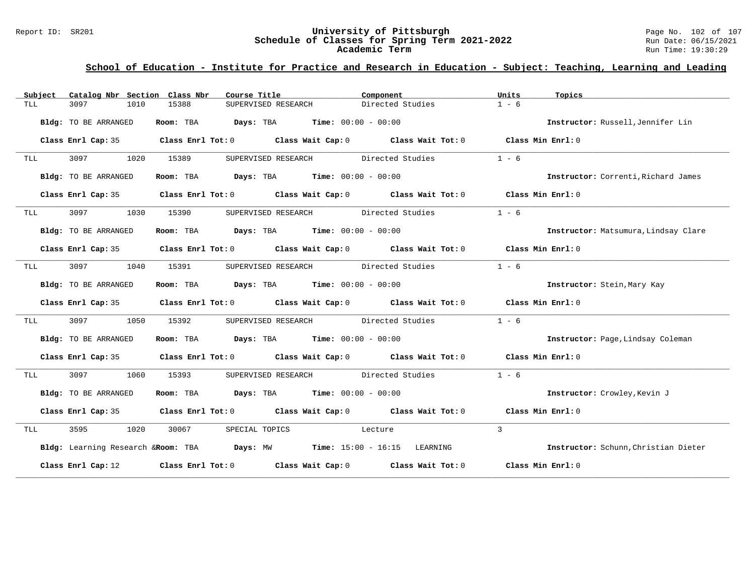## School of Education - Institute for Practice and Research in Education - Subject: Teaching, Learning and Leading

| Subject | Catalog Nbr | Section | Class Nbr | Course Title | Component | Units | Topics |
|---|---|---|---|---|---|---|---|
| TLL | 3097 | 1010 | 15388 | SUPERVISED RESEARCH | Directed Studies | 1 - 6 | |

**Bldg:** TO BE ARRANGED **Room:** TBA **Days:** TBA **Time:** 00:00 - 00:00 **Instructor:** Russell,Jennifer Lin

**Class Enrl Cap:** 35 **Class Enrl Tot:** 0 **Class Wait Cap:** 0 **Class Wait Tot:** 0 **Class Min Enrl:** 0

| Subject | Catalog Nbr | Section | Class Nbr | Course Title | Component | Units | Topics |
|---|---|---|---|---|---|---|---|
| TLL | 3097 | 1020 | 15389 | SUPERVISED RESEARCH | Directed Studies | 1 - 6 | |

**Bldg:** TO BE ARRANGED **Room:** TBA **Days:** TBA **Time:** 00:00 - 00:00 **Instructor:** Correnti,Richard James

**Class Enrl Cap:** 35 **Class Enrl Tot:** 0 **Class Wait Cap:** 0 **Class Wait Tot:** 0 **Class Min Enrl:** 0

| Subject | Catalog Nbr | Section | Class Nbr | Course Title | Component | Units | Topics |
|---|---|---|---|---|---|---|---|
| TLL | 3097 | 1030 | 15390 | SUPERVISED RESEARCH | Directed Studies | 1 - 6 | |

**Bldg:** TO BE ARRANGED **Room:** TBA **Days:** TBA **Time:** 00:00 - 00:00 **Instructor:** Matsumura,Lindsay Clare

**Class Enrl Cap:** 35 **Class Enrl Tot:** 0 **Class Wait Cap:** 0 **Class Wait Tot:** 0 **Class Min Enrl:** 0

| Subject | Catalog Nbr | Section | Class Nbr | Course Title | Component | Units | Topics |
|---|---|---|---|---|---|---|---|
| TLL | 3097 | 1040 | 15391 | SUPERVISED RESEARCH | Directed Studies | 1 - 6 | |

**Bldg:** TO BE ARRANGED **Room:** TBA **Days:** TBA **Time:** 00:00 - 00:00 **Instructor:** Stein,Mary Kay

**Class Enrl Cap:** 35 **Class Enrl Tot:** 0 **Class Wait Cap:** 0 **Class Wait Tot:** 0 **Class Min Enrl:** 0

| Subject | Catalog Nbr | Section | Class Nbr | Course Title | Component | Units | Topics |
|---|---|---|---|---|---|---|---|
| TLL | 3097 | 1050 | 15392 | SUPERVISED RESEARCH | Directed Studies | 1 - 6 | |

**Bldg:** TO BE ARRANGED **Room:** TBA **Days:** TBA **Time:** 00:00 - 00:00 **Instructor:** Page,Lindsay Coleman

**Class Enrl Cap:** 35 **Class Enrl Tot:** 0 **Class Wait Cap:** 0 **Class Wait Tot:** 0 **Class Min Enrl:** 0

| Subject | Catalog Nbr | Section | Class Nbr | Course Title | Component | Units | Topics |
|---|---|---|---|---|---|---|---|
| TLL | 3097 | 1060 | 15393 | SUPERVISED RESEARCH | Directed Studies | 1 - 6 | |

**Bldg:** TO BE ARRANGED **Room:** TBA **Days:** TBA **Time:** 00:00 - 00:00 **Instructor:** Crowley,Kevin J

**Class Enrl Cap:** 35 **Class Enrl Tot:** 0 **Class Wait Cap:** 0 **Class Wait Tot:** 0 **Class Min Enrl:** 0

| Subject | Catalog Nbr | Section | Class Nbr | Course Title | Component | Units | Topics |
|---|---|---|---|---|---|---|---|
| TLL | 3595 | 1020 | 30067 | SPECIAL TOPICS | Lecture | 3 | |

**Bldg:** Learning Research & **Room:** TBA **Days:** MW **Time:** 15:00 - 16:15 LEARNING **Instructor:** Schunn,Christian Dieter

**Class Enrl Cap:** 12 **Class Enrl Tot:** 0 **Class Wait Cap:** 0 **Class Wait Tot:** 0 **Class Min Enrl:** 0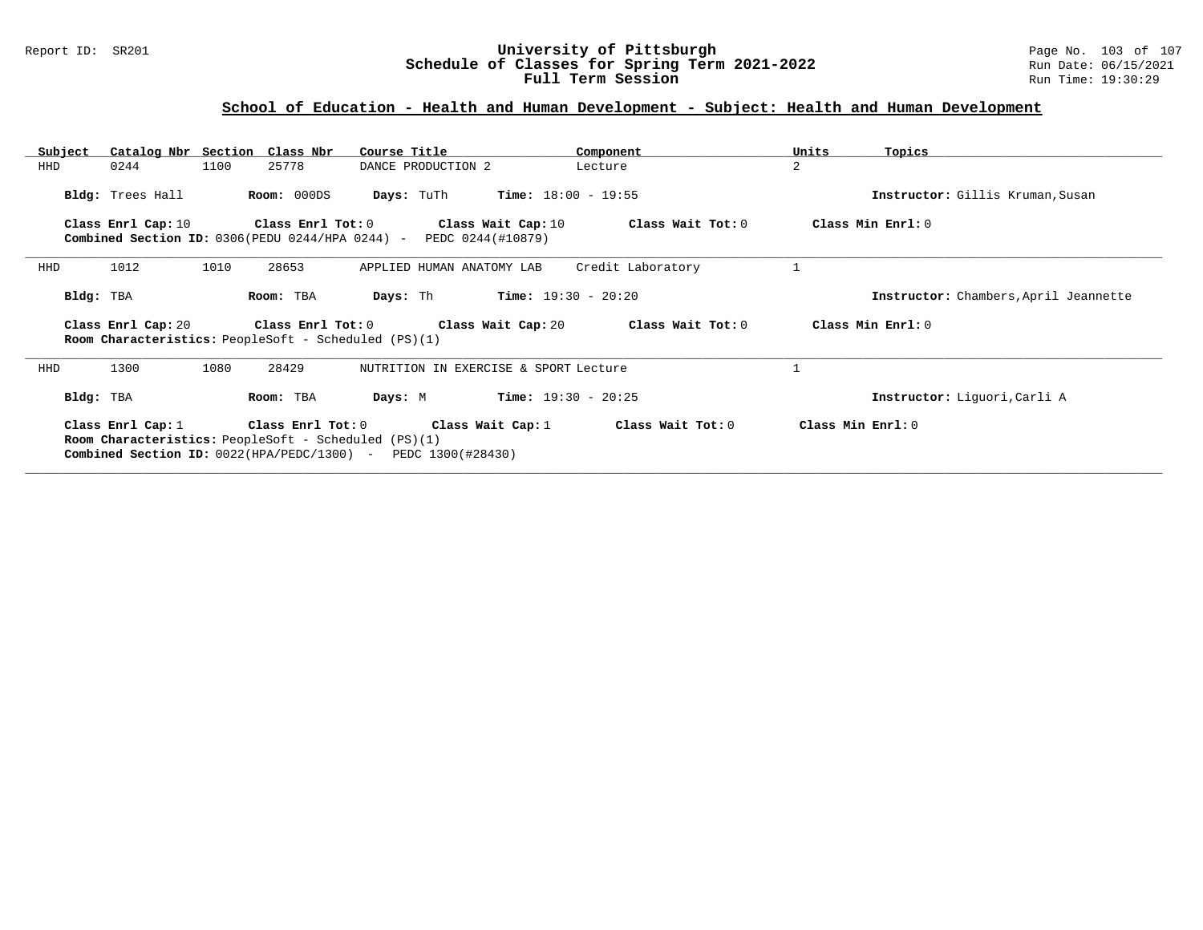## School of Education - Health and Human Development - Subject: Health and Human Development

| Subject | Catalog Nbr | Section | Class Nbr | Course Title | Component | Units | Topics |
|---|---|---|---|---|---|---|---|
| HHD | 0244 | 1100 | 25778 | DANCE PRODUCTION 2 | Lecture | 2 | |

**Bldg:** Trees Hall **Room:** 000DS **Days:** TuTh **Time:** 18:00 - 19:55 **Instructor:** Gillis Kruman,Susan

**Class Enrl Cap:** 10 **Class Enrl Tot:** 0 **Class Wait Cap:** 10 **Class Wait Tot:** 0 **Class Min Enrl:** 0
**Combined Section ID:** 0306(PEDU 0244/HPA 0244) - PEDC 0244(#10879)

---

| Subject | Catalog Nbr | Section | Class Nbr | Course Title | Component | Units | Topics |
|---|---|---|---|---|---|---|---|
| HHD | 1012 | 1010 | 28653 | APPLIED HUMAN ANATOMY LAB | Credit Laboratory | 1 | |

**Bldg:** TBA **Room:** TBA **Days:** Th **Time:** 19:30 - 20:20 **Instructor:** Chambers,April Jeannette

**Class Enrl Cap:** 20 **Class Enrl Tot:** 0 **Class Wait Cap:** 20 **Class Wait Tot:** 0 **Class Min Enrl:** 0
**Room Characteristics:** PeopleSoft - Scheduled (PS)(1)

---

| Subject | Catalog Nbr | Section | Class Nbr | Course Title | Component | Units | Topics |
|---|---|---|---|---|---|---|---|
| HHD | 1300 | 1080 | 28429 | NUTRITION IN EXERCISE & SPORT | Lecture | 1 | |

**Bldg:** TBA **Room:** TBA **Days:** M **Time:** 19:30 - 20:25 **Instructor:** Liguori,Carli A

**Class Enrl Cap:** 1 **Class Enrl Tot:** 0 **Class Wait Cap:** 1 **Class Wait Tot:** 0 **Class Min Enrl:** 0
**Room Characteristics:** PeopleSoft - Scheduled (PS)(1)
**Combined Section ID:** 0022(HPA/PEDC/1300) - PEDC 1300(#28430)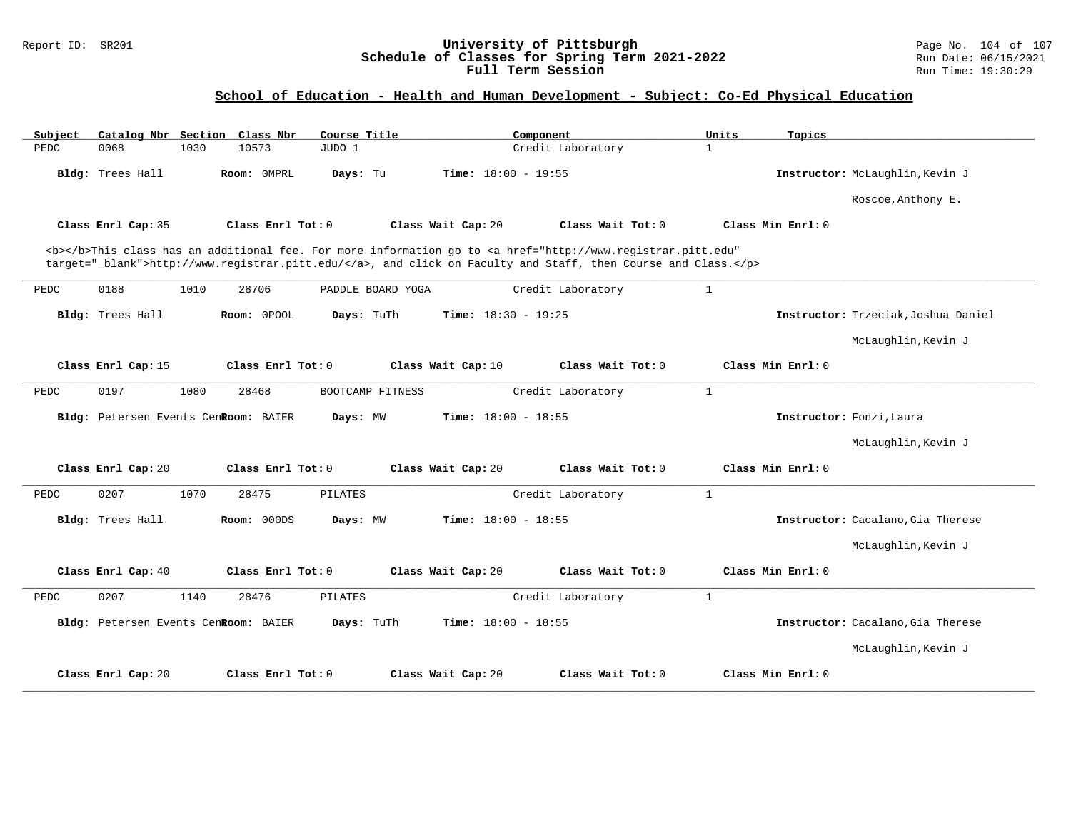## School of Education - Health and Human Development - Subject: Co-Ed Physical Education

| Subject | Catalog Nbr | Section | Class Nbr | Course Title | Component | Units | Topics |
|---|---|---|---|---|---|---|---|
| PEDC | 0068 | 1030 | 10573 | JUDO 1 | Credit Laboratory | 1 | |

**Bldg:** Trees Hall **Room:** 0MPRL **Days:** Tu **Time:** 18:00 - 19:55 **Instructor:** McLaughlin,Kevin J; Roscoe,Anthony E.

**Class Enrl Cap:** 35 **Class Enrl Tot:** 0 **Class Wait Cap:** 20 **Class Wait Tot:** 0 **Class Min Enrl:** 0

<b></b>This class has an additional fee. For more information go to <a href="http://www.registrar.pitt.edu" target="_blank">http://www.registrar.pitt.edu/</a>, and click on Faculty and Staff, then Course and Class.</p>

---

| Subject | Catalog Nbr | Section | Class Nbr | Course Title | Component | Units | Topics |
|---|---|---|---|---|---|---|---|
| PEDC | 0188 | 1010 | 28706 | PADDLE BOARD YOGA | Credit Laboratory | 1 | |

**Bldg:** Trees Hall **Room:** 0POOL **Days:** TuTh **Time:** 18:30 - 19:25 **Instructor:** Trzeciak,Joshua Daniel; McLaughlin,Kevin J

**Class Enrl Cap:** 15 **Class Enrl Tot:** 0 **Class Wait Cap:** 10 **Class Wait Tot:** 0 **Class Min Enrl:** 0

---

| Subject | Catalog Nbr | Section | Class Nbr | Course Title | Component | Units | Topics |
|---|---|---|---|---|---|---|---|
| PEDC | 0197 | 1080 | 28468 | BOOTCAMP FITNESS | Credit Laboratory | 1 | |

**Bldg:** Petersen Events Cen **Room:** BAIER **Days:** MW **Time:** 18:00 - 18:55 **Instructor:** Fonzi,Laura; McLaughlin,Kevin J

**Class Enrl Cap:** 20 **Class Enrl Tot:** 0 **Class Wait Cap:** 20 **Class Wait Tot:** 0 **Class Min Enrl:** 0

---

| Subject | Catalog Nbr | Section | Class Nbr | Course Title | Component | Units | Topics |
|---|---|---|---|---|---|---|---|
| PEDC | 0207 | 1070 | 28475 | PILATES | Credit Laboratory | 1 | |

**Bldg:** Trees Hall **Room:** 000DS **Days:** MW **Time:** 18:00 - 18:55 **Instructor:** Cacalano,Gia Therese; McLaughlin,Kevin J

**Class Enrl Cap:** 40 **Class Enrl Tot:** 0 **Class Wait Cap:** 20 **Class Wait Tot:** 0 **Class Min Enrl:** 0

---

| Subject | Catalog Nbr | Section | Class Nbr | Course Title | Component | Units | Topics |
|---|---|---|---|---|---|---|---|
| PEDC | 0207 | 1140 | 28476 | PILATES | Credit Laboratory | 1 | |

**Bldg:** Petersen Events Cen **Room:** BAIER **Days:** TuTh **Time:** 18:00 - 18:55 **Instructor:** Cacalano,Gia Therese; McLaughlin,Kevin J

**Class Enrl Cap:** 20 **Class Enrl Tot:** 0 **Class Wait Cap:** 20 **Class Wait Tot:** 0 **Class Min Enrl:** 0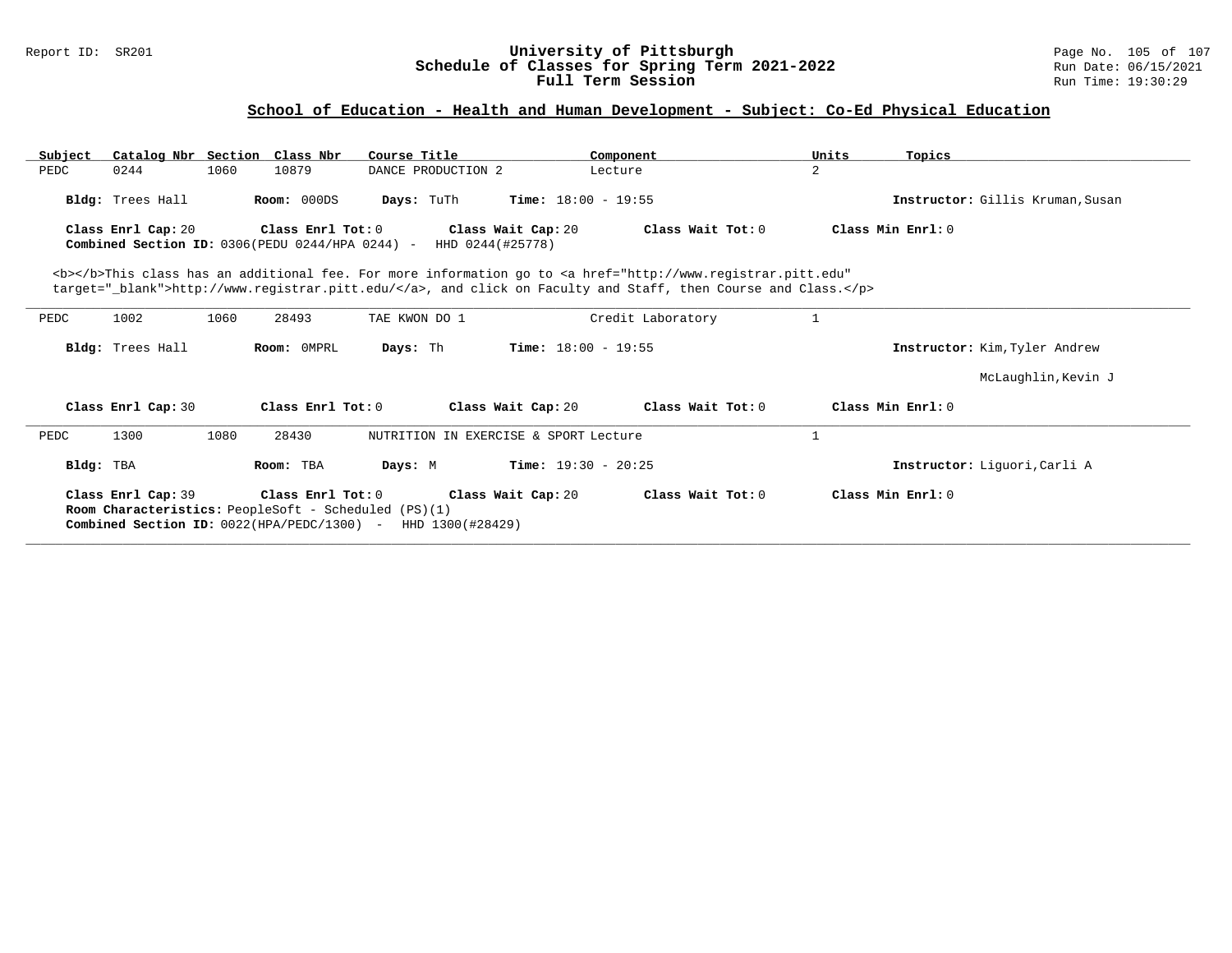## School of Education - Health and Human Development - Subject: Co-Ed Physical Education

| Subject | Catalog Nbr | Section | Class Nbr | Course Title | Component | Units | Topics |
|---|---|---|---|---|---|---|---|
| PEDC | 0244 | 1060 | 10879 | DANCE PRODUCTION 2 | Lecture | 2 | |

**Bldg:** Trees Hall **Room:** 000DS **Days:** TuTh **Time:** 18:00 - 19:55 **Instructor:** Gillis Kruman,Susan

**Class Enrl Cap:** 20 **Class Enrl Tot:** 0 **Class Wait Cap:** 20 **Class Wait Tot:** 0 **Class Min Enrl:** 0

**Combined Section ID:** 0306(PEDU 0244/HPA 0244) - HHD 0244(#25778)

<b></b>This class has an additional fee. For more information go to <a href="http://www.registrar.pitt.edu" target="_blank">http://www.registrar.pitt.edu/</a>, and click on Faculty and Staff, then Course and Class.</p>

---

| Subject | Catalog Nbr | Section | Class Nbr | Course Title | Component | Units | Topics |
|---|---|---|---|---|---|---|---|
| PEDC | 1002 | 1060 | 28493 | TAE KWON DO 1 | Credit Laboratory | 1 | |

**Bldg:** Trees Hall **Room:** 0MPRL **Days:** Th **Time:** 18:00 - 19:55 **Instructor:** Kim,Tyler Andrew

McLaughlin,Kevin J

**Class Enrl Cap:** 30 **Class Enrl Tot:** 0 **Class Wait Cap:** 20 **Class Wait Tot:** 0 **Class Min Enrl:** 0

---

| Subject | Catalog Nbr | Section | Class Nbr | Course Title | Component | Units | Topics |
|---|---|---|---|---|---|---|---|
| PEDC | 1300 | 1080 | 28430 | NUTRITION IN EXERCISE & SPORT | Lecture | 1 | |

**Bldg:** TBA **Room:** TBA **Days:** M **Time:** 19:30 - 20:25 **Instructor:** Liguori,Carli A

**Class Enrl Cap:** 39 **Class Enrl Tot:** 0 **Class Wait Cap:** 20 **Class Wait Tot:** 0 **Class Min Enrl:** 0

**Room Characteristics:** PeopleSoft - Scheduled (PS)(1)

**Combined Section ID:** 0022(HPA/PEDC/1300) - HHD 1300(#28429)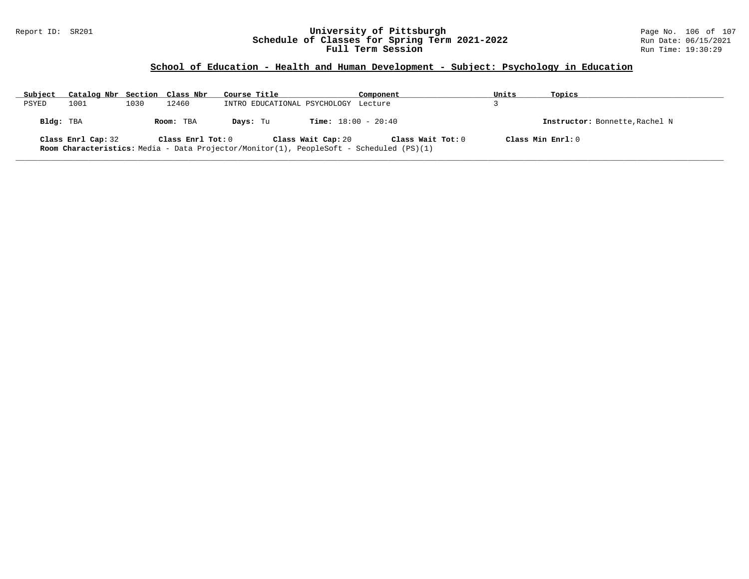## School of Education - Health and Human Development - Subject: Psychology in Education

| Subject | Catalog Nbr | Section | Class Nbr | Course Title | Component | Units | Topics |
|---|---|---|---|---|---|---|---|
| PSYED | 1001 | 1030 | 12460 | INTRO EDUCATIONAL PSYCHOLOGY | Lecture | 3 | |

**Bldg:** TBA **Room:** TBA **Days:** Tu **Time:** 18:00 - 20:40 **Instructor:** Bonnette,Rachel N

**Class Enrl Cap:** 32 **Class Enrl Tot:** 0 **Class Wait Cap:** 20 **Class Wait Tot:** 0 **Class Min Enrl:** 0

**Room Characteristics:** Media - Data Projector/Monitor(1), PeopleSoft - Scheduled (PS)(1)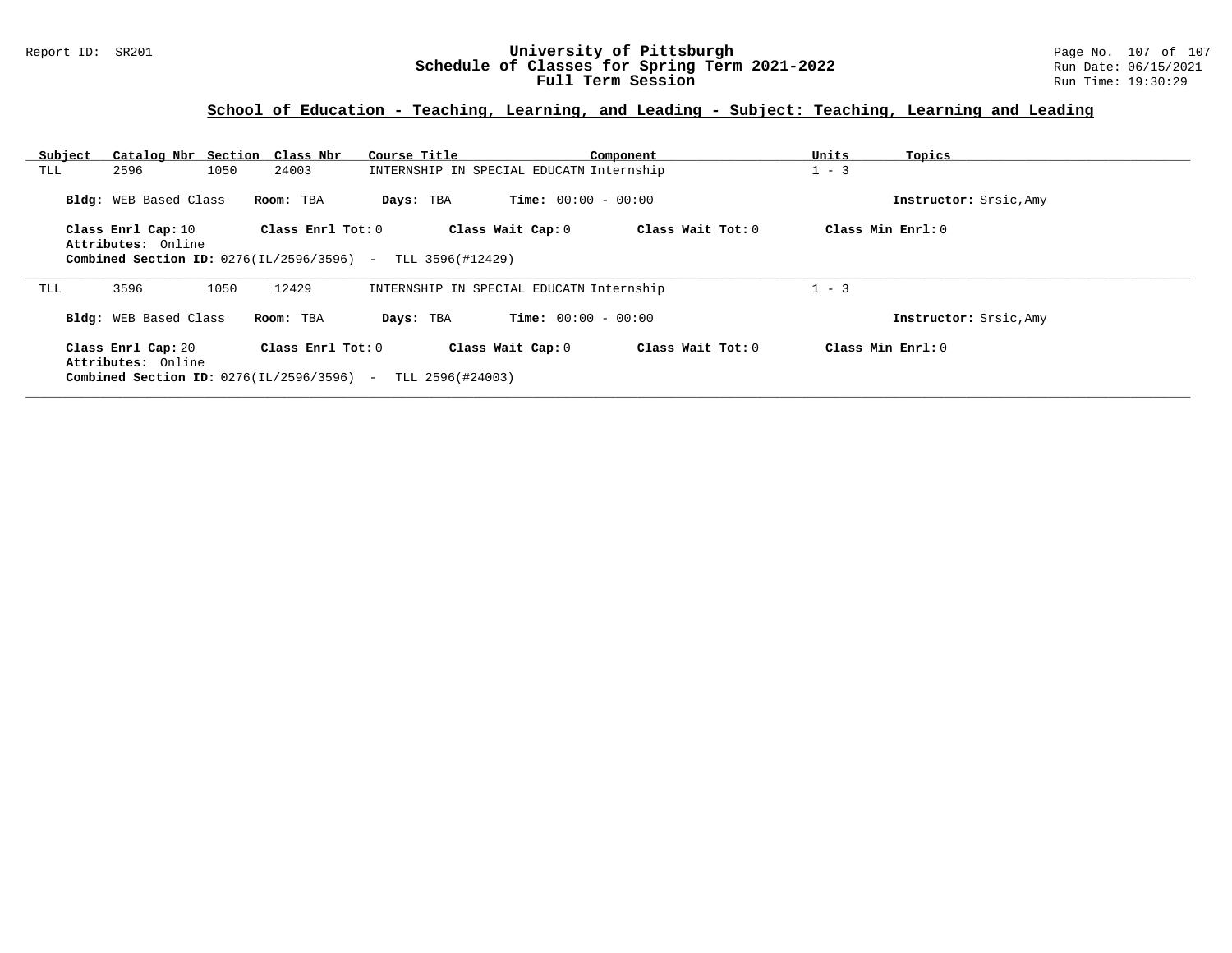## School of Education - Teaching, Learning, and Leading - Subject: Teaching, Learning and Leading

| Subject | Catalog Nbr | Section | Class Nbr | Course Title | Component | Units | Topics |
|---|---|---|---|---|---|---|---|
| TLL | 2596 | 1050 | 24003 | INTERNSHIP IN SPECIAL EDUCATN | Internship | 1 - 3 | |

**Bldg:** WEB Based Class **Room:** TBA **Days:** TBA **Time:** 00:00 - 00:00 **Instructor:** Srsic,Amy

**Class Enrl Cap:** 10 **Class Enrl Tot:** 0 **Class Wait Cap:** 0 **Class Wait Tot:** 0 **Class Min Enrl:** 0

**Attributes:** Online

**Combined Section ID:** 0276(IL/2596/3596) - TLL 3596(#12429)

| Subject | Catalog Nbr | Section | Class Nbr | Course Title | Component | Units | Topics |
|---|---|---|---|---|---|---|---|
| TLL | 3596 | 1050 | 12429 | INTERNSHIP IN SPECIAL EDUCATN | Internship | 1 - 3 | |

**Bldg:** WEB Based Class **Room:** TBA **Days:** TBA **Time:** 00:00 - 00:00 **Instructor:** Srsic,Amy

**Class Enrl Cap:** 20 **Class Enrl Tot:** 0 **Class Wait Cap:** 0 **Class Wait Tot:** 0 **Class Min Enrl:** 0

**Attributes:** Online

**Combined Section ID:** 0276(IL/2596/3596) - TLL 2596(#24003)